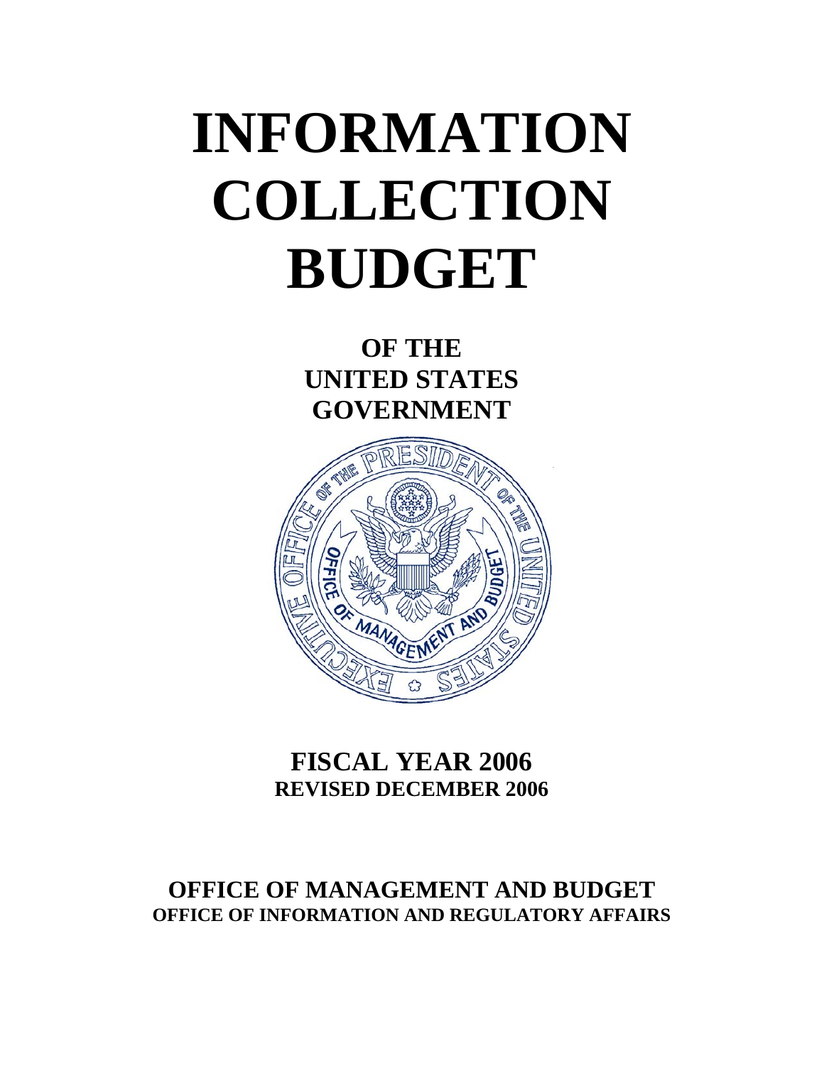# INFORMATION COLLECTION BUDGET

## OF THE UNITED STATES GOVERNMENT

## FISCAL YEAR 2006

### REVISED DECEMBER 2006

## OFFICE OF MANAGEMENT AND BUDGET

### OFFICE OF INFORMATION AND REGULATORY AFFAIRS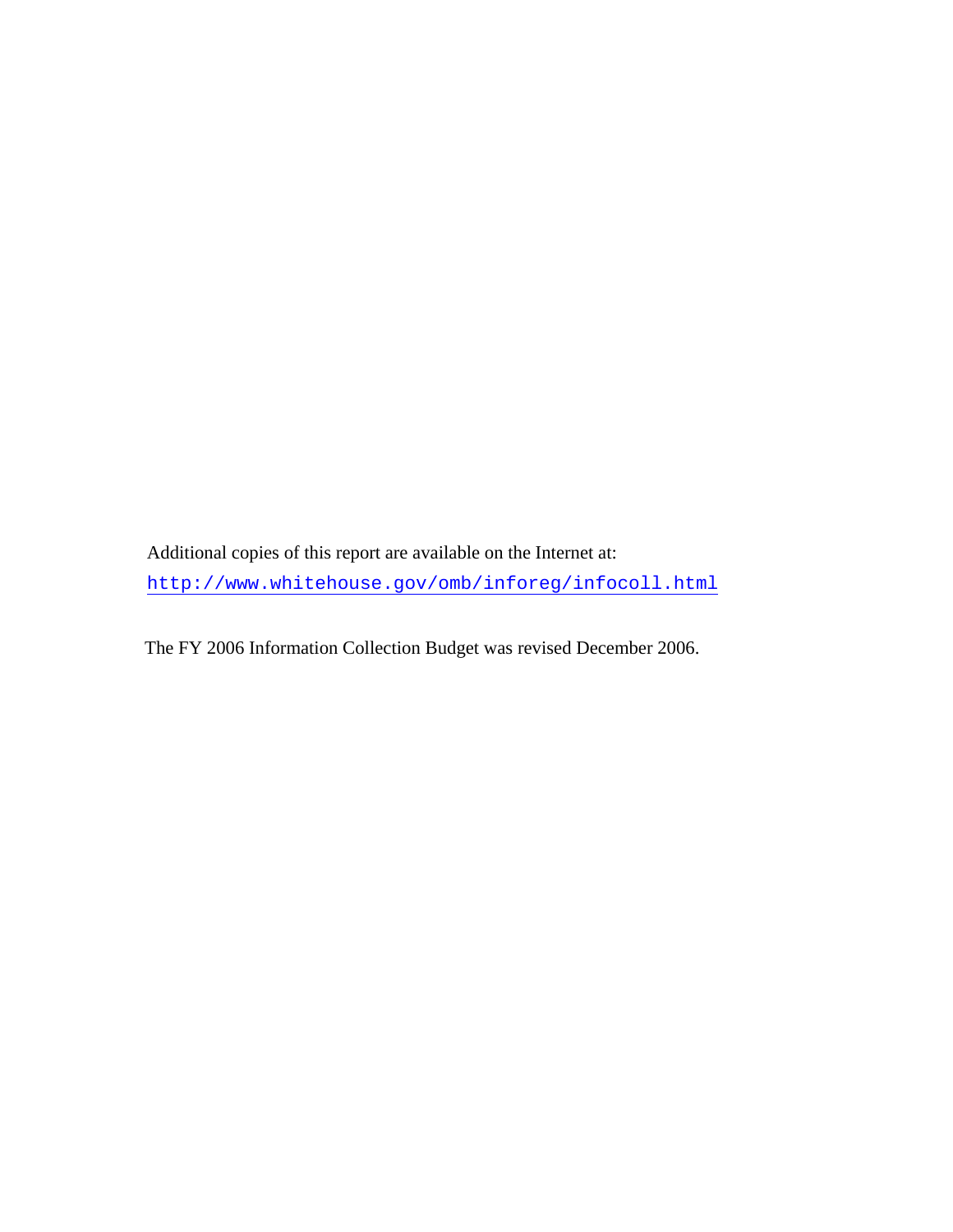Additional copies of this report are available on the Internet at:
http://www.whitehouse.gov/omb/inforeg/infocoll.html

The FY 2006 Information Collection Budget was revised December 2006.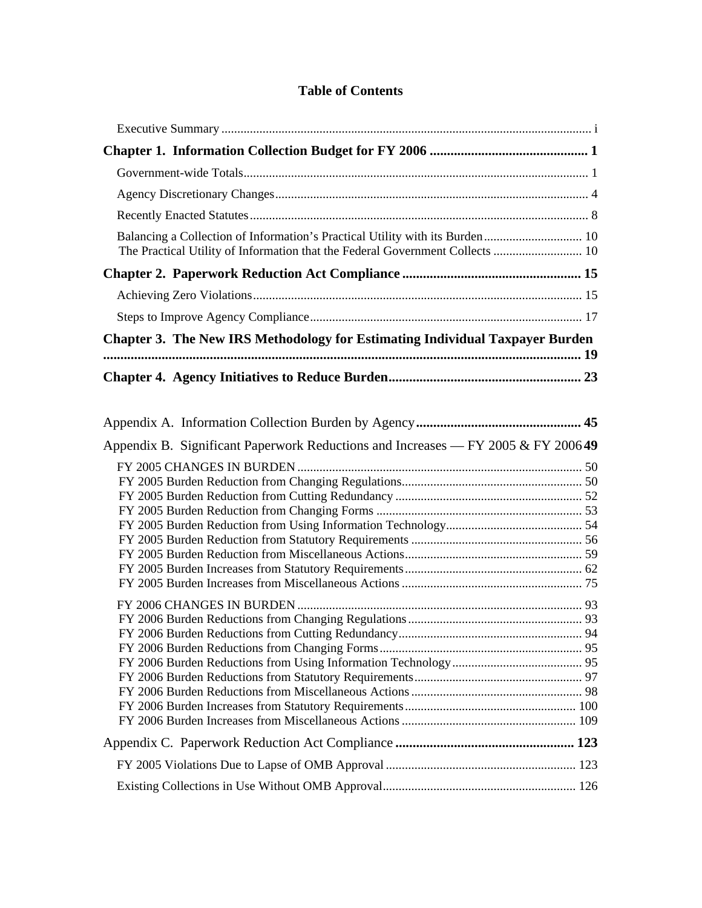# Table of Contents

Executive Summary ........................................................................................................ i

**Chapter 1. Information Collection Budget for FY 2006 ............................................. 1**

Government-wide Totals.......................................................................................... 1

Agency Discretionary Changes................................................................................. 4

Recently Enacted Statutes........................................................................................ 8

Balancing a Collection of Information's Practical Utility with its Burden............................. 10

The Practical Utility of Information that the Federal Government Collects .......................... 10

**Chapter 2. Paperwork Reduction Act Compliance ................................................... 15**

Achieving Zero Violations....................................................................................... 15

Steps to Improve Agency Compliance..................................................................... 17

**Chapter 3. The New IRS Methodology for Estimating Individual Taxpayer Burden ........................................................................................................................... 19**

**Chapter 4. Agency Initiatives to Reduce Burden........................................................ 23**

Appendix A. Information Collection Burden by Agency**................................................ 45**

Appendix B. Significant Paperwork Reductions and Increases — FY 2005 & FY 2006 **49**

FY 2005 CHANGES IN BURDEN ........................................................................... 50

FY 2005 Burden Reduction from Changing Regulations.............................................. 50

FY 2005 Burden Reduction from Cutting Redundancy ................................................ 52

FY 2005 Burden Reduction from Changing Forms ..................................................... 53

FY 2005 Burden Reduction from Using Information Technology................................. 54

FY 2005 Burden Reduction from Statutory Requirements ........................................... 56

FY 2005 Burden Reduction from Miscellaneous Actions.............................................. 59

FY 2005 Burden Increases from Statutory Requirements.............................................. 62

FY 2005 Burden Increases from Miscellaneous Actions ............................................... 75

FY 2006 CHANGES IN BURDEN ........................................................................... 93

FY 2006 Burden Reductions from Changing Regulations............................................. 93

FY 2006 Burden Reductions from Cutting Redundancy............................................... 94

FY 2006 Burden Reductions from Changing Forms..................................................... 95

FY 2006 Burden Reductions from Using Information Technology............................... 95

FY 2006 Burden Reductions from Statutory Requirements.......................................... 97

FY 2006 Burden Reductions from Miscellaneous Actions............................................ 98

FY 2006 Burden Increases from Statutory Requirements............................................ 100

FY 2006 Burden Increases from Miscellaneous Actions ............................................. 109

Appendix C. Paperwork Reduction Act Compliance **.................................................... 123**

FY 2005 Violations Due to Lapse of OMB Approval .................................................. 123

Existing Collections in Use Without OMB Approval................................................... 126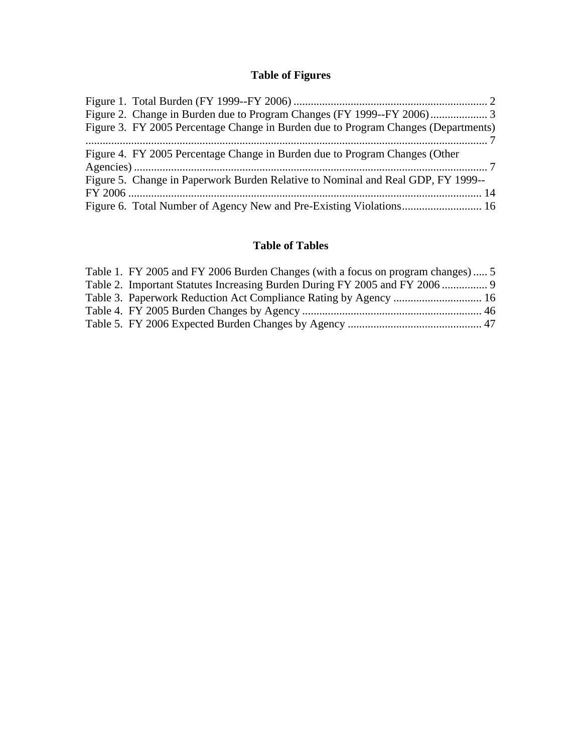## Table of Figures

Figure 1. Total Burden (FY 1999--FY 2006) .................................................................... 2
Figure 2. Change in Burden due to Program Changes (FY 1999--FY 2006) .................... 3
Figure 3. FY 2005 Percentage Change in Burden due to Program Changes (Departments) ............................................................................................................................. 7
Figure 4. FY 2005 Percentage Change in Burden due to Program Changes (Other Agencies) ............................................................................................................................ 7
Figure 5. Change in Paperwork Burden Relative to Nominal and Real GDP, FY 1999--FY 2006 ............................................................................................................................ 14
Figure 6. Total Number of Agency New and Pre-Existing Violations ............................ 16

## Table of Tables

Table 1. FY 2005 and FY 2006 Burden Changes (with a focus on program changes) ..... 5
Table 2. Important Statutes Increasing Burden During FY 2005 and FY 2006 ................ 9
Table 3. Paperwork Reduction Act Compliance Rating by Agency ............................... 16
Table 4. FY 2005 Burden Changes by Agency ............................................................... 46
Table 5. FY 2006 Expected Burden Changes by Agency ............................................... 47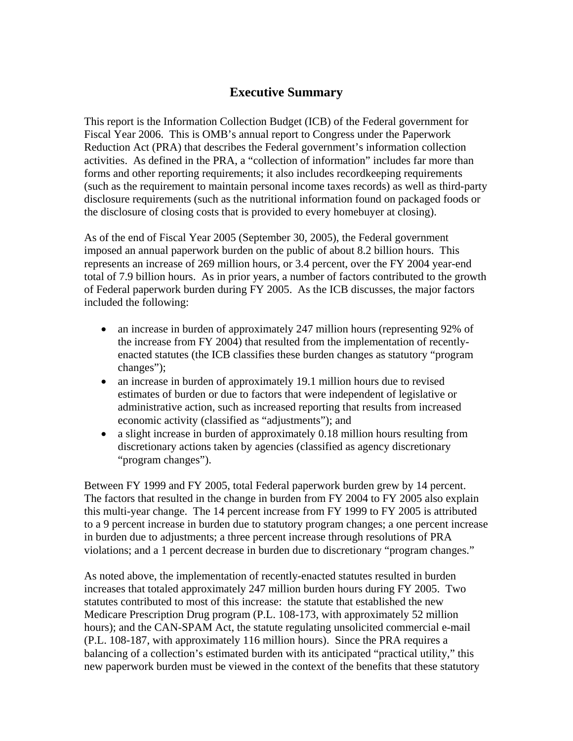## Executive Summary

This report is the Information Collection Budget (ICB) of the Federal government for Fiscal Year 2006. This is OMB's annual report to Congress under the Paperwork Reduction Act (PRA) that describes the Federal government's information collection activities. As defined in the PRA, a "collection of information" includes far more than forms and other reporting requirements; it also includes recordkeeping requirements (such as the requirement to maintain personal income taxes records) as well as third-party disclosure requirements (such as the nutritional information found on packaged foods or the disclosure of closing costs that is provided to every homebuyer at closing).

As of the end of Fiscal Year 2005 (September 30, 2005), the Federal government imposed an annual paperwork burden on the public of about 8.2 billion hours. This represents an increase of 269 million hours, or 3.4 percent, over the FY 2004 year-end total of 7.9 billion hours. As in prior years, a number of factors contributed to the growth of Federal paperwork burden during FY 2005. As the ICB discusses, the major factors included the following:

- an increase in burden of approximately 247 million hours (representing 92% of the increase from FY 2004) that resulted from the implementation of recently-enacted statutes (the ICB classifies these burden changes as statutory "program changes");
- an increase in burden of approximately 19.1 million hours due to revised estimates of burden or due to factors that were independent of legislative or administrative action, such as increased reporting that results from increased economic activity (classified as "adjustments"); and
- a slight increase in burden of approximately 0.18 million hours resulting from discretionary actions taken by agencies (classified as agency discretionary "program changes").

Between FY 1999 and FY 2005, total Federal paperwork burden grew by 14 percent. The factors that resulted in the change in burden from FY 2004 to FY 2005 also explain this multi-year change. The 14 percent increase from FY 1999 to FY 2005 is attributed to a 9 percent increase in burden due to statutory program changes; a one percent increase in burden due to adjustments; a three percent increase through resolutions of PRA violations; and a 1 percent decrease in burden due to discretionary "program changes."

As noted above, the implementation of recently-enacted statutes resulted in burden increases that totaled approximately 247 million burden hours during FY 2005. Two statutes contributed to most of this increase: the statute that established the new Medicare Prescription Drug program (P.L. 108-173, with approximately 52 million hours); and the CAN-SPAM Act, the statute regulating unsolicited commercial e-mail (P.L. 108-187, with approximately 116 million hours). Since the PRA requires a balancing of a collection's estimated burden with its anticipated "practical utility," this new paperwork burden must be viewed in the context of the benefits that these statutory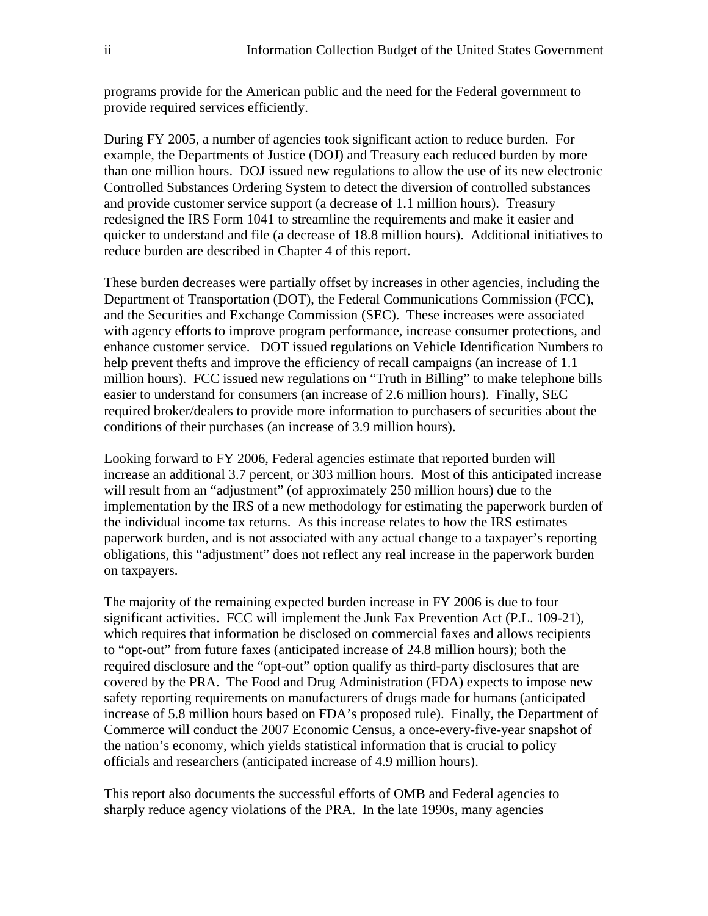programs provide for the American public and the need for the Federal government to provide required services efficiently.

During FY 2005, a number of agencies took significant action to reduce burden. For example, the Departments of Justice (DOJ) and Treasury each reduced burden by more than one million hours. DOJ issued new regulations to allow the use of its new electronic Controlled Substances Ordering System to detect the diversion of controlled substances and provide customer service support (a decrease of 1.1 million hours). Treasury redesigned the IRS Form 1041 to streamline the requirements and make it easier and quicker to understand and file (a decrease of 18.8 million hours). Additional initiatives to reduce burden are described in Chapter 4 of this report.

These burden decreases were partially offset by increases in other agencies, including the Department of Transportation (DOT), the Federal Communications Commission (FCC), and the Securities and Exchange Commission (SEC). These increases were associated with agency efforts to improve program performance, increase consumer protections, and enhance customer service. DOT issued regulations on Vehicle Identification Numbers to help prevent thefts and improve the efficiency of recall campaigns (an increase of 1.1 million hours). FCC issued new regulations on "Truth in Billing" to make telephone bills easier to understand for consumers (an increase of 2.6 million hours). Finally, SEC required broker/dealers to provide more information to purchasers of securities about the conditions of their purchases (an increase of 3.9 million hours).

Looking forward to FY 2006, Federal agencies estimate that reported burden will increase an additional 3.7 percent, or 303 million hours. Most of this anticipated increase will result from an "adjustment" (of approximately 250 million hours) due to the implementation by the IRS of a new methodology for estimating the paperwork burden of the individual income tax returns. As this increase relates to how the IRS estimates paperwork burden, and is not associated with any actual change to a taxpayer's reporting obligations, this "adjustment" does not reflect any real increase in the paperwork burden on taxpayers.

The majority of the remaining expected burden increase in FY 2006 is due to four significant activities. FCC will implement the Junk Fax Prevention Act (P.L. 109-21), which requires that information be disclosed on commercial faxes and allows recipients to "opt-out" from future faxes (anticipated increase of 24.8 million hours); both the required disclosure and the "opt-out" option qualify as third-party disclosures that are covered by the PRA. The Food and Drug Administration (FDA) expects to impose new safety reporting requirements on manufacturers of drugs made for humans (anticipated increase of 5.8 million hours based on FDA's proposed rule). Finally, the Department of Commerce will conduct the 2007 Economic Census, a once-every-five-year snapshot of the nation's economy, which yields statistical information that is crucial to policy officials and researchers (anticipated increase of 4.9 million hours).

This report also documents the successful efforts of OMB and Federal agencies to sharply reduce agency violations of the PRA. In the late 1990s, many agencies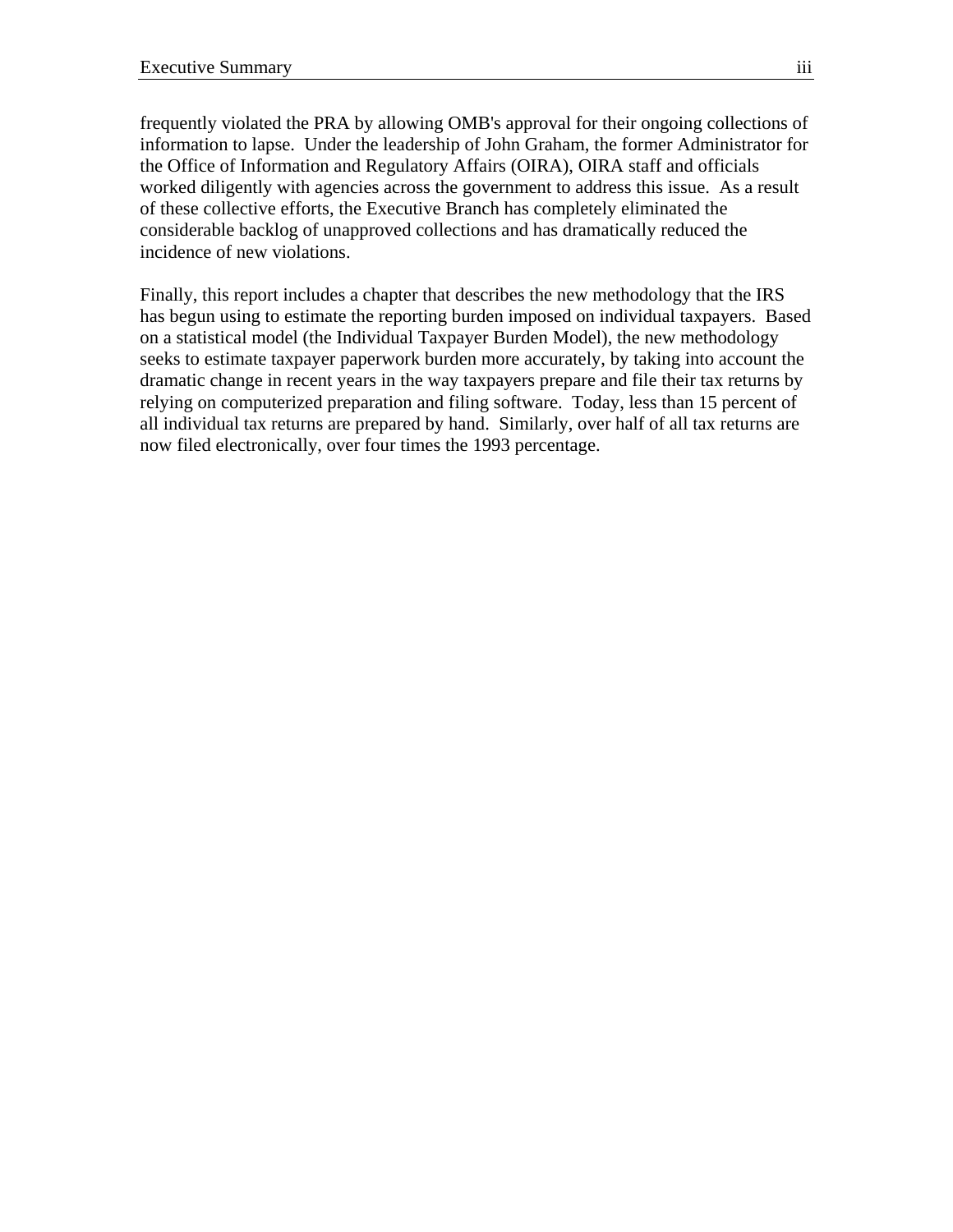frequently violated the PRA by allowing OMB's approval for their ongoing collections of information to lapse. Under the leadership of John Graham, the former Administrator for the Office of Information and Regulatory Affairs (OIRA), OIRA staff and officials worked diligently with agencies across the government to address this issue. As a result of these collective efforts, the Executive Branch has completely eliminated the considerable backlog of unapproved collections and has dramatically reduced the incidence of new violations.

Finally, this report includes a chapter that describes the new methodology that the IRS has begun using to estimate the reporting burden imposed on individual taxpayers. Based on a statistical model (the Individual Taxpayer Burden Model), the new methodology seeks to estimate taxpayer paperwork burden more accurately, by taking into account the dramatic change in recent years in the way taxpayers prepare and file their tax returns by relying on computerized preparation and filing software. Today, less than 15 percent of all individual tax returns are prepared by hand. Similarly, over half of all tax returns are now filed electronically, over four times the 1993 percentage.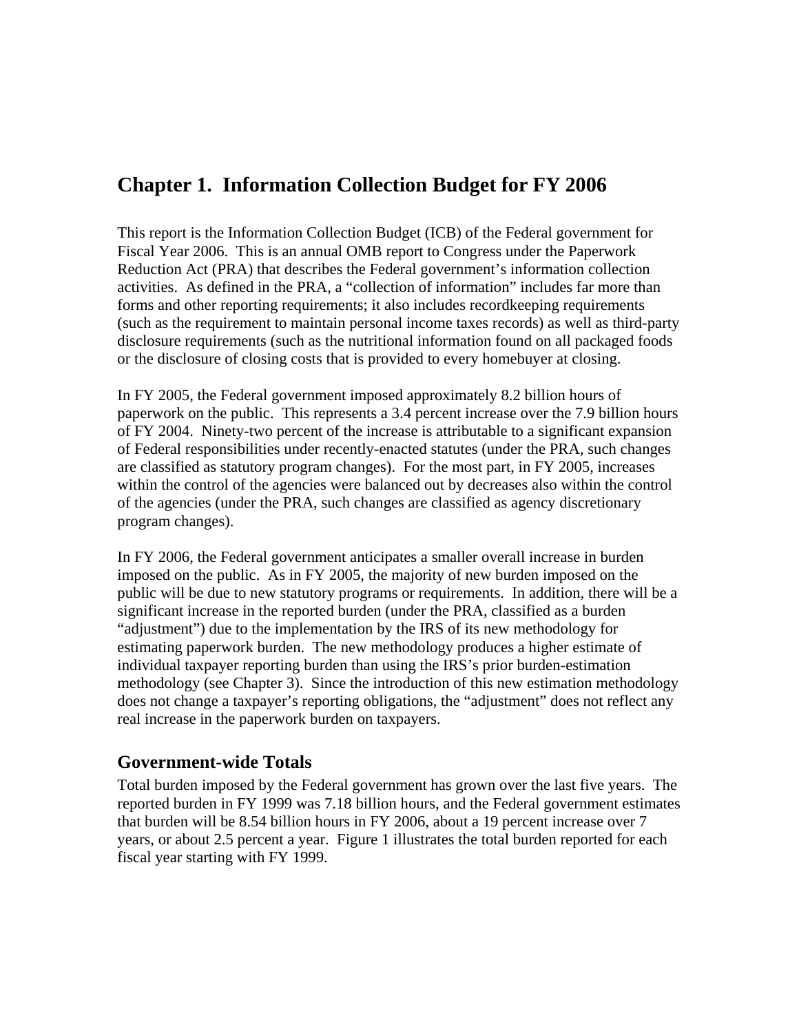# Chapter 1. Information Collection Budget for FY 2006

This report is the Information Collection Budget (ICB) of the Federal government for Fiscal Year 2006. This is an annual OMB report to Congress under the Paperwork Reduction Act (PRA) that describes the Federal government's information collection activities. As defined in the PRA, a "collection of information" includes far more than forms and other reporting requirements; it also includes recordkeeping requirements (such as the requirement to maintain personal income taxes records) as well as third-party disclosure requirements (such as the nutritional information found on all packaged foods or the disclosure of closing costs that is provided to every homebuyer at closing.

In FY 2005, the Federal government imposed approximately 8.2 billion hours of paperwork on the public. This represents a 3.4 percent increase over the 7.9 billion hours of FY 2004. Ninety-two percent of the increase is attributable to a significant expansion of Federal responsibilities under recently-enacted statutes (under the PRA, such changes are classified as statutory program changes). For the most part, in FY 2005, increases within the control of the agencies were balanced out by decreases also within the control of the agencies (under the PRA, such changes are classified as agency discretionary program changes).

In FY 2006, the Federal government anticipates a smaller overall increase in burden imposed on the public. As in FY 2005, the majority of new burden imposed on the public will be due to new statutory programs or requirements. In addition, there will be a significant increase in the reported burden (under the PRA, classified as a burden "adjustment") due to the implementation by the IRS of its new methodology for estimating paperwork burden. The new methodology produces a higher estimate of individual taxpayer reporting burden than using the IRS's prior burden-estimation methodology (see Chapter 3). Since the introduction of this new estimation methodology does not change a taxpayer's reporting obligations, the "adjustment" does not reflect any real increase in the paperwork burden on taxpayers.

## Government-wide Totals

Total burden imposed by the Federal government has grown over the last five years. The reported burden in FY 1999 was 7.18 billion hours, and the Federal government estimates that burden will be 8.54 billion hours in FY 2006, about a 19 percent increase over 7 years, or about 2.5 percent a year. Figure 1 illustrates the total burden reported for each fiscal year starting with FY 1999.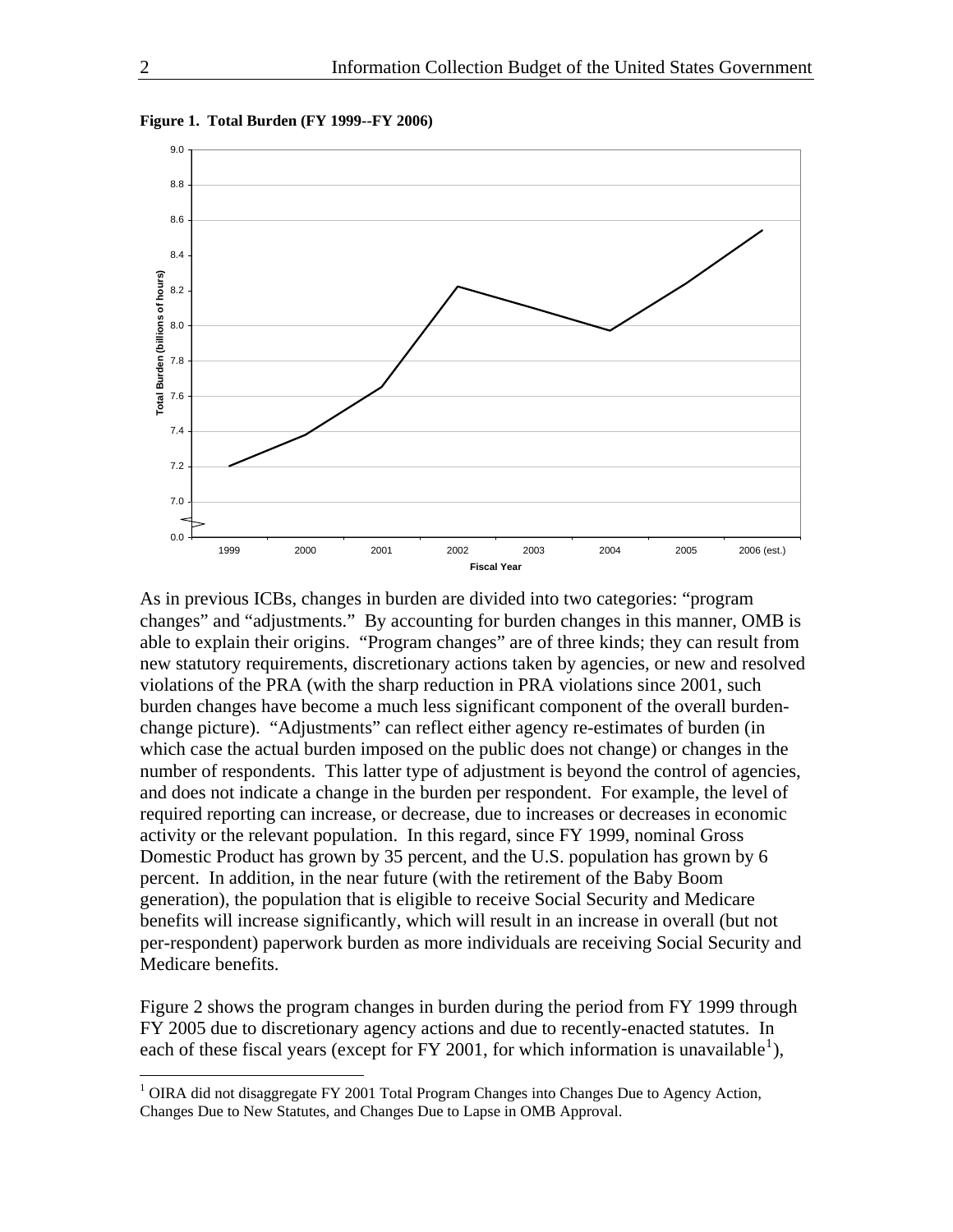**Figure 1. Total Burden (FY 1999--FY 2006)**

Total Burden (billions of hours)

9.0
8.8
8.6
8.4
8.2
8.0
7.8
7.6
7.4
7.2
7.0
0.0

1999 2000 2001 2002 2003 2004 2005 2006 (est.)

Fiscal Year

As in previous ICBs, changes in burden are divided into two categories: "program changes" and "adjustments." By accounting for burden changes in this manner, OMB is able to explain their origins. "Program changes" are of three kinds; they can result from new statutory requirements, discretionary actions taken by agencies, or new and resolved violations of the PRA (with the sharp reduction in PRA violations since 2001, such burden changes have become a much less significant component of the overall burden-change picture). "Adjustments" can reflect either agency re-estimates of burden (in which case the actual burden imposed on the public does not change) or changes in the number of respondents. This latter type of adjustment is beyond the control of agencies, and does not indicate a change in the burden per respondent. For example, the level of required reporting can increase, or decrease, due to increases or decreases in economic activity or the relevant population. In this regard, since FY 1999, nominal Gross Domestic Product has grown by 35 percent, and the U.S. population has grown by 6 percent. In addition, in the near future (with the retirement of the Baby Boom generation), the population that is eligible to receive Social Security and Medicare benefits will increase significantly, which will result in an increase in overall (but not per-respondent) paperwork burden as more individuals are receiving Social Security and Medicare benefits.

Figure 2 shows the program changes in burden during the period from FY 1999 through FY 2005 due to discretionary agency actions and due to recently-enacted statutes. In each of these fiscal years (except for FY 2001, for which information is unavailable[1]),

[1] OIRA did not disaggregate FY 2001 Total Program Changes into Changes Due to Agency Action, Changes Due to New Statutes, and Changes Due to Lapse in OMB Approval.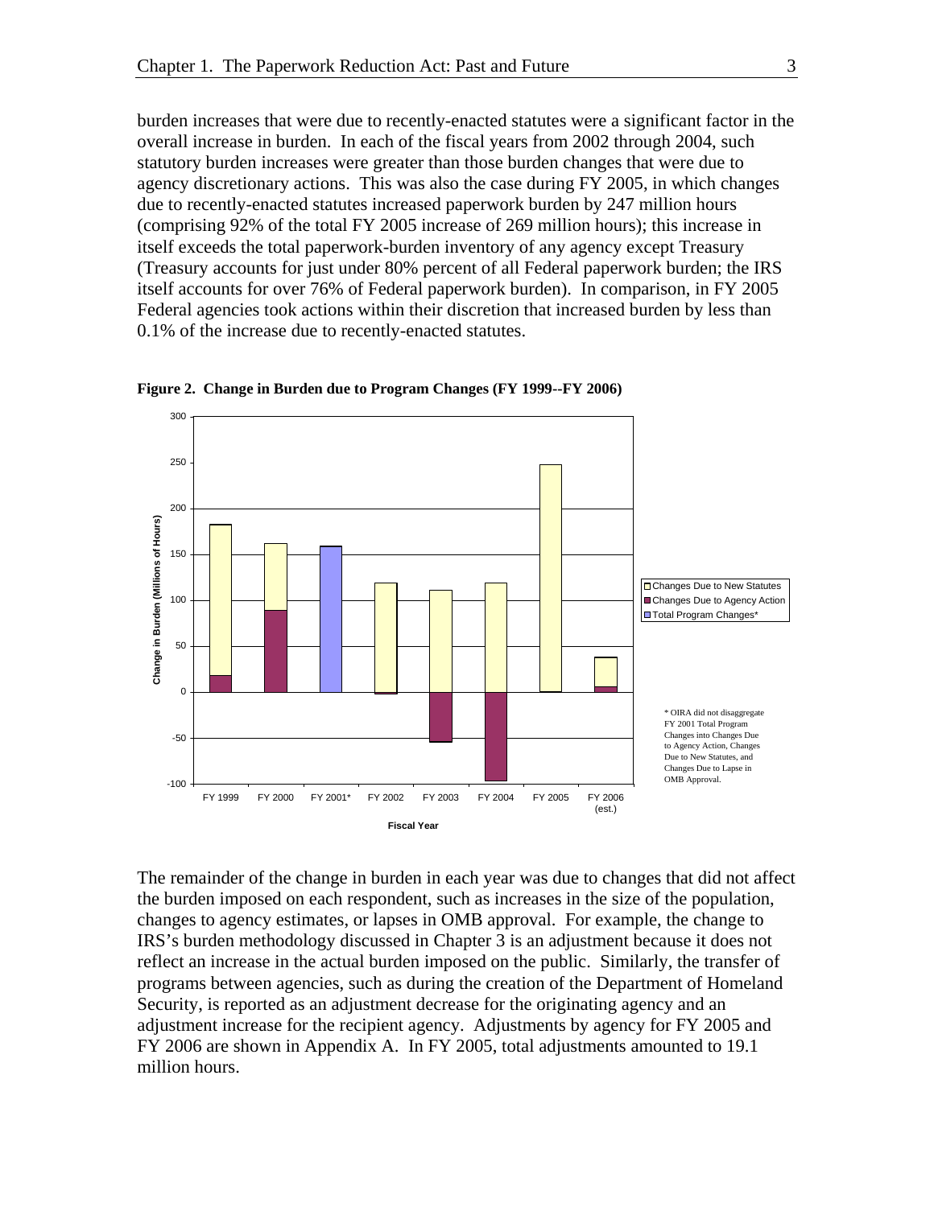burden increases that were due to recently-enacted statutes were a significant factor in the overall increase in burden. In each of the fiscal years from 2002 through 2004, such statutory burden increases were greater than those burden changes that were due to agency discretionary actions. This was also the case during FY 2005, in which changes due to recently-enacted statutes increased paperwork burden by 247 million hours (comprising 92% of the total FY 2005 increase of 269 million hours); this increase in itself exceeds the total paperwork-burden inventory of any agency except Treasury (Treasury accounts for just under 80% percent of all Federal paperwork burden; the IRS itself accounts for over 76% of Federal paperwork burden). In comparison, in FY 2005 Federal agencies took actions within their discretion that increased burden by less than 0.1% of the increase due to recently-enacted statutes.

**Figure 2. Change in Burden due to Program Changes (FY 1999--FY 2006)**

Change in Burden (Millions of Hours)

300
250
200
150
100
50
0
-50
-100

FY 1999
FY 2000
FY 2001*
FY 2002
FY 2003
FY 2004
FY 2005
FY 2006 (est.)

Fiscal Year

Changes Due to New Statutes
Changes Due to Agency Action
Total Program Changes*

\* OIRA did not disaggregate FY 2001 Total Program Changes into Changes Due to Agency Action, Changes Due to New Statutes, and Changes Due to Lapse in OMB Approval.

The remainder of the change in burden in each year was due to changes that did not affect the burden imposed on each respondent, such as increases in the size of the population, changes to agency estimates, or lapses in OMB approval. For example, the change to IRS's burden methodology discussed in Chapter 3 is an adjustment because it does not reflect an increase in the actual burden imposed on the public. Similarly, the transfer of programs between agencies, such as during the creation of the Department of Homeland Security, is reported as an adjustment decrease for the originating agency and an adjustment increase for the recipient agency. Adjustments by agency for FY 2005 and FY 2006 are shown in Appendix A. In FY 2005, total adjustments amounted to 19.1 million hours.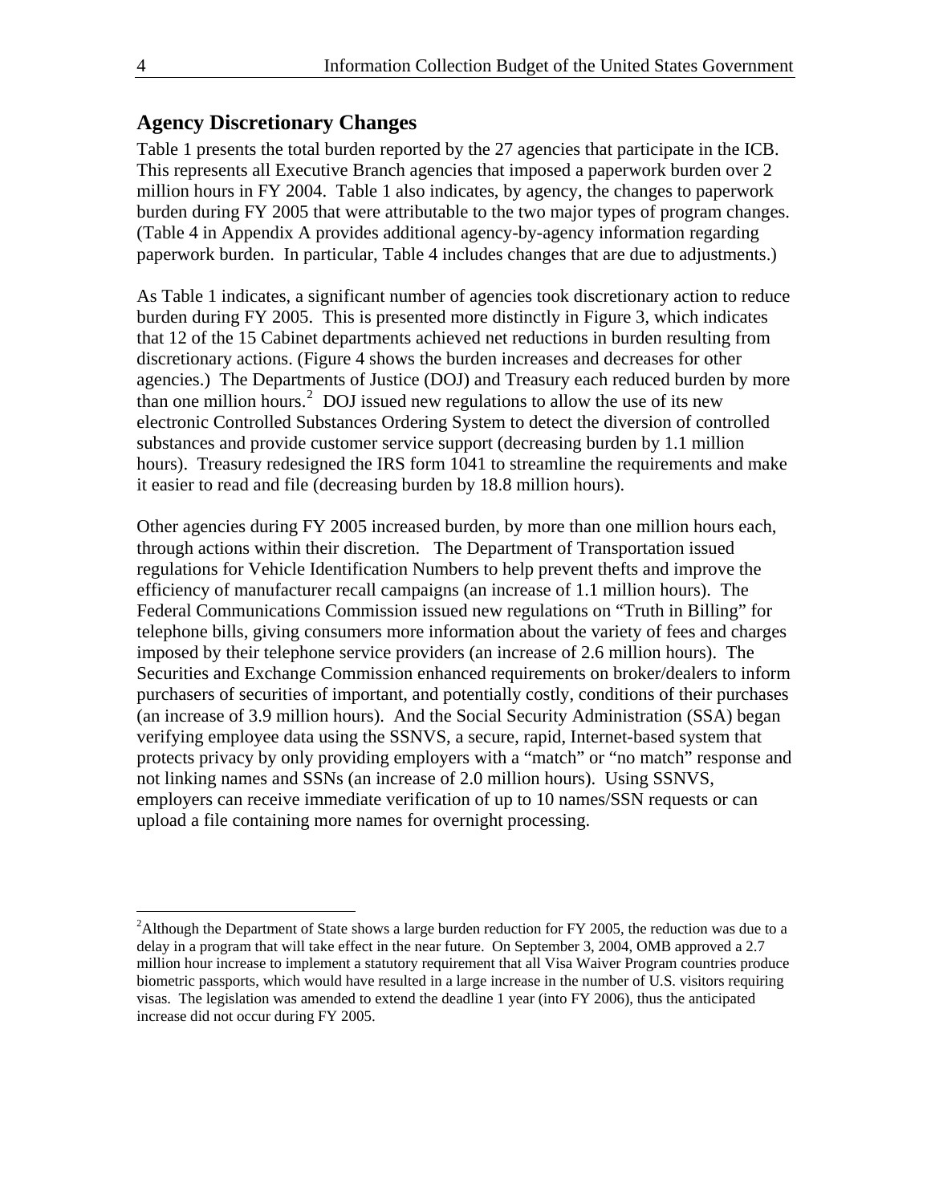## Agency Discretionary Changes

Table 1 presents the total burden reported by the 27 agencies that participate in the ICB. This represents all Executive Branch agencies that imposed a paperwork burden over 2 million hours in FY 2004. Table 1 also indicates, by agency, the changes to paperwork burden during FY 2005 that were attributable to the two major types of program changes. (Table 4 in Appendix A provides additional agency-by-agency information regarding paperwork burden. In particular, Table 4 includes changes that are due to adjustments.)

As Table 1 indicates, a significant number of agencies took discretionary action to reduce burden during FY 2005. This is presented more distinctly in Figure 3, which indicates that 12 of the 15 Cabinet departments achieved net reductions in burden resulting from discretionary actions. (Figure 4 shows the burden increases and decreases for other agencies.) The Departments of Justice (DOJ) and Treasury each reduced burden by more than one million hours.[2] DOJ issued new regulations to allow the use of its new electronic Controlled Substances Ordering System to detect the diversion of controlled substances and provide customer service support (decreasing burden by 1.1 million hours). Treasury redesigned the IRS form 1041 to streamline the requirements and make it easier to read and file (decreasing burden by 18.8 million hours).

Other agencies during FY 2005 increased burden, by more than one million hours each, through actions within their discretion. The Department of Transportation issued regulations for Vehicle Identification Numbers to help prevent thefts and improve the efficiency of manufacturer recall campaigns (an increase of 1.1 million hours). The Federal Communications Commission issued new regulations on "Truth in Billing" for telephone bills, giving consumers more information about the variety of fees and charges imposed by their telephone service providers (an increase of 2.6 million hours). The Securities and Exchange Commission enhanced requirements on broker/dealers to inform purchasers of securities of important, and potentially costly, conditions of their purchases (an increase of 3.9 million hours). And the Social Security Administration (SSA) began verifying employee data using the SSNVS, a secure, rapid, Internet-based system that protects privacy by only providing employers with a "match" or "no match" response and not linking names and SSNs (an increase of 2.0 million hours). Using SSNVS, employers can receive immediate verification of up to 10 names/SSN requests or can upload a file containing more names for overnight processing.

[2] Although the Department of State shows a large burden reduction for FY 2005, the reduction was due to a delay in a program that will take effect in the near future. On September 3, 2004, OMB approved a 2.7 million hour increase to implement a statutory requirement that all Visa Waiver Program countries produce biometric passports, which would have resulted in a large increase in the number of U.S. visitors requiring visas. The legislation was amended to extend the deadline 1 year (into FY 2006), thus the anticipated increase did not occur during FY 2005.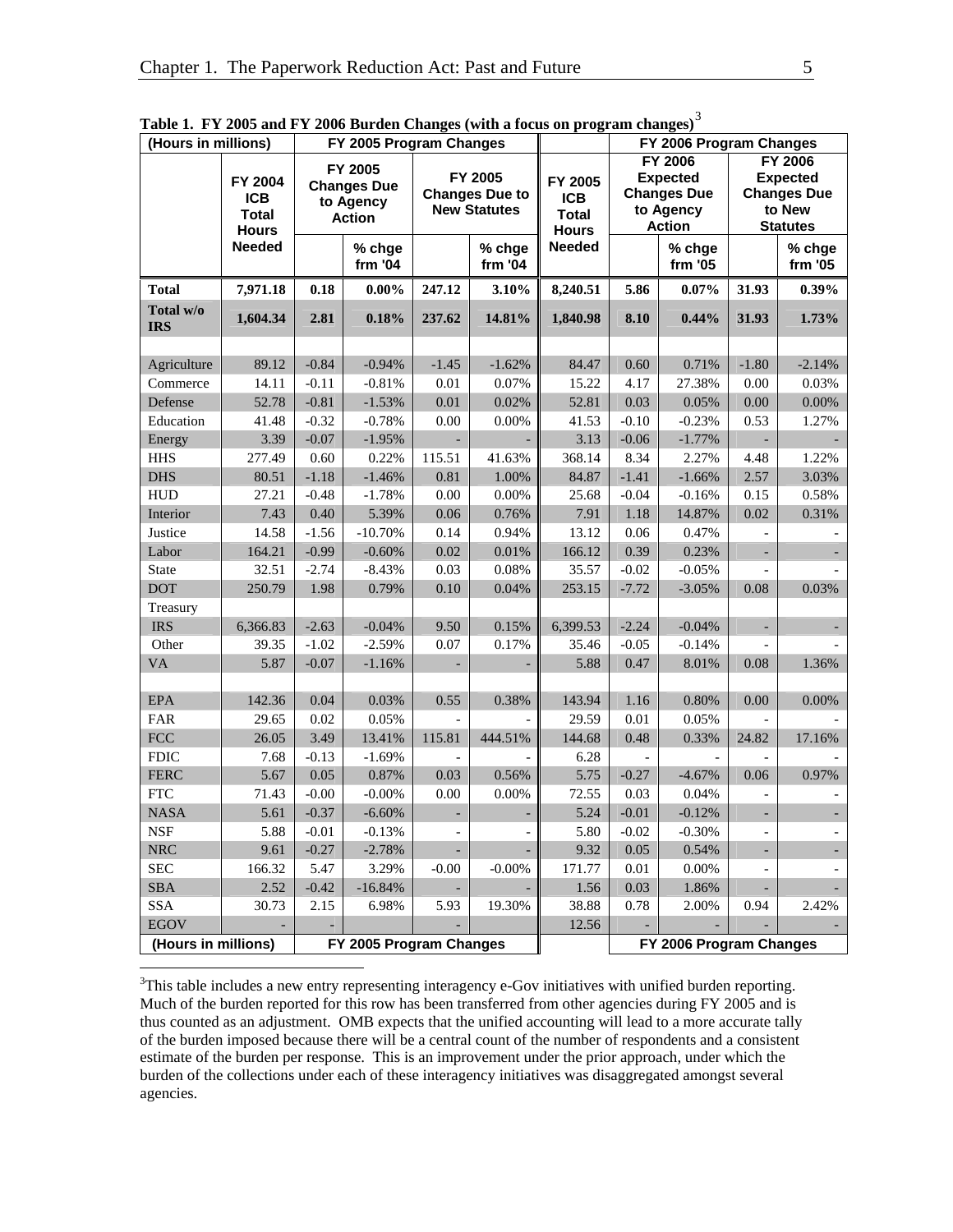**Table 1. FY 2005 and FY 2006 Burden Changes (with a focus on program changes)**[3]

| (Hours in millions) | | FY 2005 Program Changes | | | | | FY 2006 Program Changes | | | |
|---|---|---|---|---|---|---|---|---|---|---|
| | FY 2004 ICB Total Hours Needed | FY 2005 Changes Due to Agency Action | | FY 2005 Changes Due to New Statutes | | FY 2005 ICB Total Hours Needed | FY 2006 Expected Changes Due to Agency Action | | FY 2006 Expected Changes Due to New Statutes | |
| | | | % chge frm '04 | | % chge frm '04 | | | % chge frm '05 | | % chge frm '05 |
| **Total** | **7,971.18** | **0.18** | **0.00%** | **247.12** | **3.10%** | **8,240.51** | **5.86** | **0.07%** | **31.93** | **0.39%** |
| **Total w/o IRS** | **1,604.34** | **2.81** | **0.18%** | **237.62** | **14.81%** | **1,840.98** | **8.10** | **0.44%** | **31.93** | **1.73%** |
| | | | | | | | | | | |
| Agriculture | 89.12 | -0.84 | -0.94% | -1.45 | -1.62% | 84.47 | 0.60 | 0.71% | -1.80 | -2.14% |
| Commerce | 14.11 | -0.11 | -0.81% | 0.01 | 0.07% | 15.22 | 4.17 | 27.38% | 0.00 | 0.03% |
| Defense | 52.78 | -0.81 | -1.53% | 0.01 | 0.02% | 52.81 | 0.03 | 0.05% | 0.00 | 0.00% |
| Education | 41.48 | -0.32 | -0.78% | 0.00 | 0.00% | 41.53 | -0.10 | -0.23% | 0.53 | 1.27% |
| Energy | 3.39 | -0.07 | -1.95% | - | - | 3.13 | -0.06 | -1.77% | - | - |
| HHS | 277.49 | 0.60 | 0.22% | 115.51 | 41.63% | 368.14 | 8.34 | 2.27% | 4.48 | 1.22% |
| DHS | 80.51 | -1.18 | -1.46% | 0.81 | 1.00% | 84.87 | -1.41 | -1.66% | 2.57 | 3.03% |
| HUD | 27.21 | -0.48 | -1.78% | 0.00 | 0.00% | 25.68 | -0.04 | -0.16% | 0.15 | 0.58% |
| Interior | 7.43 | 0.40 | 5.39% | 0.06 | 0.76% | 7.91 | 1.18 | 14.87% | 0.02 | 0.31% |
| Justice | 14.58 | -1.56 | -10.70% | 0.14 | 0.94% | 13.12 | 0.06 | 0.47% | - | - |
| Labor | 164.21 | -0.99 | -0.60% | 0.02 | 0.01% | 166.12 | 0.39 | 0.23% | - | - |
| State | 32.51 | -2.74 | -8.43% | 0.03 | 0.08% | 35.57 | -0.02 | -0.05% | - | - |
| DOT | 250.79 | 1.98 | 0.79% | 0.10 | 0.04% | 253.15 | -7.72 | -3.05% | 0.08 | 0.03% |
| Treasury | | | | | | | | | | |
| IRS | 6,366.83 | -2.63 | -0.04% | 9.50 | 0.15% | 6,399.53 | -2.24 | -0.04% | - | - |
| Other | 39.35 | -1.02 | -2.59% | 0.07 | 0.17% | 35.46 | -0.05 | -0.14% | - | - |
| VA | 5.87 | -0.07 | -1.16% | - | - | 5.88 | 0.47 | 8.01% | 0.08 | 1.36% |
| | | | | | | | | | | |
| EPA | 142.36 | 0.04 | 0.03% | 0.55 | 0.38% | 143.94 | 1.16 | 0.80% | 0.00 | 0.00% |
| FAR | 29.65 | 0.02 | 0.05% | - | - | 29.59 | 0.01 | 0.05% | - | - |
| FCC | 26.05 | 3.49 | 13.41% | 115.81 | 444.51% | 144.68 | 0.48 | 0.33% | 24.82 | 17.16% |
| FDIC | 7.68 | -0.13 | -1.69% | - | - | 6.28 | - | - | - | - |
| FERC | 5.67 | 0.05 | 0.87% | 0.03 | 0.56% | 5.75 | -0.27 | -4.67% | 0.06 | 0.97% |
| FTC | 71.43 | -0.00 | -0.00% | 0.00 | 0.00% | 72.55 | 0.03 | 0.04% | - | - |
| NASA | 5.61 | -0.37 | -6.60% | - | - | 5.24 | -0.01 | -0.12% | - | - |
| NSF | 5.88 | -0.01 | -0.13% | - | - | 5.80 | -0.02 | -0.30% | - | - |
| NRC | 9.61 | -0.27 | -2.78% | - | - | 9.32 | 0.05 | 0.54% | - | - |
| SEC | 166.32 | 5.47 | 3.29% | -0.00 | -0.00% | 171.77 | 0.01 | 0.00% | - | - |
| SBA | 2.52 | -0.42 | -16.84% | - | - | 1.56 | 0.03 | 1.86% | - | - |
| SSA | 30.73 | 2.15 | 6.98% | 5.93 | 19.30% | 38.88 | 0.78 | 2.00% | 0.94 | 2.42% |
| EGOV | - | - | | - | | 12.56 | - | - | - | - |
| (Hours in millions) | | FY 2005 Program Changes | | | | | FY 2006 Program Changes | | | |

[3]This table includes a new entry representing interagency e-Gov initiatives with unified burden reporting. Much of the burden reported for this row has been transferred from other agencies during FY 2005 and is thus counted as an adjustment. OMB expects that the unified accounting will lead to a more accurate tally of the burden imposed because there will be a central count of the number of respondents and a consistent estimate of the burden per response. This is an improvement under the prior approach, under which the burden of the collections under each of these interagency initiatives was disaggregated amongst several agencies.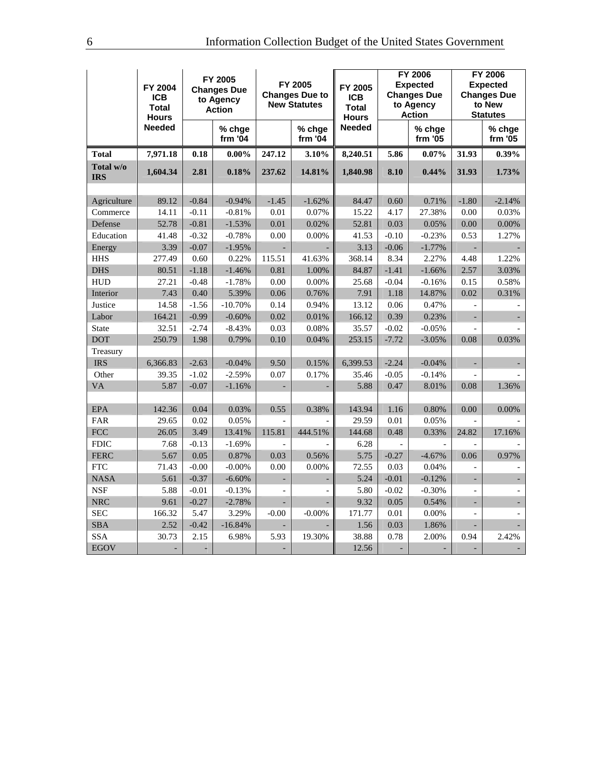| | FY 2004 ICB Total Hours Needed | FY 2005 Changes Due to Agency Action | | FY 2005 Changes Due to New Statutes | | FY 2005 ICB Total Hours Needed | FY 2006 Expected Changes Due to Agency Action | | FY 2006 Expected Changes Due to New Statutes | |
|---|---|---|---|---|---|---|---|---|---|---|
| | | | % chge frm '04 | | % chge frm '04 | | | % chge frm '05 | | % chge frm '05 |
| **Total** | **7,971.18** | **0.18** | **0.00%** | **247.12** | **3.10%** | **8,240.51** | **5.86** | **0.07%** | **31.93** | **0.39%** |
| **Total w/o IRS** | **1,604.34** | **2.81** | **0.18%** | **237.62** | **14.81%** | **1,840.98** | **8.10** | **0.44%** | **31.93** | **1.73%** |
| | | | | | | | | | | |
| Agriculture | 89.12 | -0.84 | -0.94% | -1.45 | -1.62% | 84.47 | 0.60 | 0.71% | -1.80 | -2.14% |
| Commerce | 14.11 | -0.11 | -0.81% | 0.01 | 0.07% | 15.22 | 4.17 | 27.38% | 0.00 | 0.03% |
| Defense | 52.78 | -0.81 | -1.53% | 0.01 | 0.02% | 52.81 | 0.03 | 0.05% | 0.00 | 0.00% |
| Education | 41.48 | -0.32 | -0.78% | 0.00 | 0.00% | 41.53 | -0.10 | -0.23% | 0.53 | 1.27% |
| Energy | 3.39 | -0.07 | -1.95% | - | - | 3.13 | -0.06 | -1.77% | - | - |
| HHS | 277.49 | 0.60 | 0.22% | 115.51 | 41.63% | 368.14 | 8.34 | 2.27% | 4.48 | 1.22% |
| DHS | 80.51 | -1.18 | -1.46% | 0.81 | 1.00% | 84.87 | -1.41 | -1.66% | 2.57 | 3.03% |
| HUD | 27.21 | -0.48 | -1.78% | 0.00 | 0.00% | 25.68 | -0.04 | -0.16% | 0.15 | 0.58% |
| Interior | 7.43 | 0.40 | 5.39% | 0.06 | 0.76% | 7.91 | 1.18 | 14.87% | 0.02 | 0.31% |
| Justice | 14.58 | -1.56 | -10.70% | 0.14 | 0.94% | 13.12 | 0.06 | 0.47% | - | - |
| Labor | 164.21 | -0.99 | -0.60% | 0.02 | 0.01% | 166.12 | 0.39 | 0.23% | - | - |
| State | 32.51 | -2.74 | -8.43% | 0.03 | 0.08% | 35.57 | -0.02 | -0.05% | - | - |
| DOT | 250.79 | 1.98 | 0.79% | 0.10 | 0.04% | 253.15 | -7.72 | -3.05% | 0.08 | 0.03% |
| Treasury | | | | | | | | | | |
| IRS | 6,366.83 | -2.63 | -0.04% | 9.50 | 0.15% | 6,399.53 | -2.24 | -0.04% | - | - |
| Other | 39.35 | -1.02 | -2.59% | 0.07 | 0.17% | 35.46 | -0.05 | -0.14% | - | - |
| VA | 5.87 | -0.07 | -1.16% | - | - | 5.88 | 0.47 | 8.01% | 0.08 | 1.36% |
| | | | | | | | | | | |
| EPA | 142.36 | 0.04 | 0.03% | 0.55 | 0.38% | 143.94 | 1.16 | 0.80% | 0.00 | 0.00% |
| FAR | 29.65 | 0.02 | 0.05% | - | - | 29.59 | 0.01 | 0.05% | - | - |
| FCC | 26.05 | 3.49 | 13.41% | 115.81 | 444.51% | 144.68 | 0.48 | 0.33% | 24.82 | 17.16% |
| FDIC | 7.68 | -0.13 | -1.69% | - | - | 6.28 | - | - | - | - |
| FERC | 5.67 | 0.05 | 0.87% | 0.03 | 0.56% | 5.75 | -0.27 | -4.67% | 0.06 | 0.97% |
| FTC | 71.43 | -0.00 | -0.00% | 0.00 | 0.00% | 72.55 | 0.03 | 0.04% | - | - |
| NASA | 5.61 | -0.37 | -6.60% | - | - | 5.24 | -0.01 | -0.12% | - | - |
| NSF | 5.88 | -0.01 | -0.13% | - | - | 5.80 | -0.02 | -0.30% | - | - |
| NRC | 9.61 | -0.27 | -2.78% | - | - | 9.32 | 0.05 | 0.54% | - | - |
| SEC | 166.32 | 5.47 | 3.29% | -0.00 | -0.00% | 171.77 | 0.01 | 0.00% | - | - |
| SBA | 2.52 | -0.42 | -16.84% | - | - | 1.56 | 0.03 | 1.86% | - | - |
| SSA | 30.73 | 2.15 | 6.98% | 5.93 | 19.30% | 38.88 | 0.78 | 2.00% | 0.94 | 2.42% |
| EGOV | - | - | | - | | 12.56 | - | - | - | - |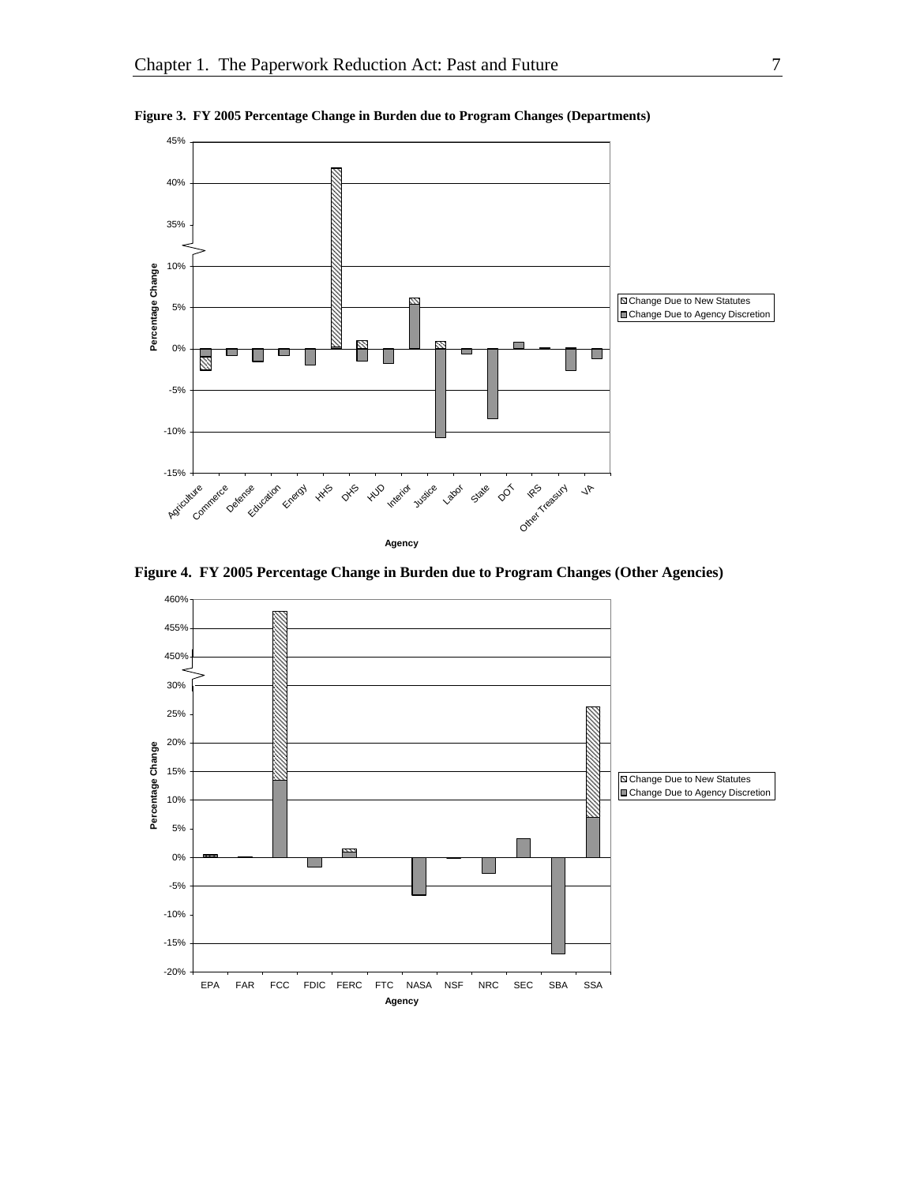**Figure 3. FY 2005 Percentage Change in Burden due to Program Changes (Departments)**

45%
40%
35%
10%
5%
0%
-5%
-10%
-15%

Percentage Change

Agriculture
Commerce
Defense
Education
Energy
HHS
DHS
HUD
Interior
Justice
Labor
State
DOT
IRS
Other Treasury
VA

Agency

Change Due to New Statutes
Change Due to Agency Discretion

**Figure 4. FY 2005 Percentage Change in Burden due to Program Changes (Other Agencies)**

460%
455%
450%
30%
25%
20%
15%
10%
5%
0%
-5%
-10%
-15%
-20%

Percentage Change

EPA
FAR
FCC
FDIC
FERC
FTC
NASA
NSF
NRC
SEC
SBA
SSA

Agency

Change Due to New Statutes
Change Due to Agency Discretion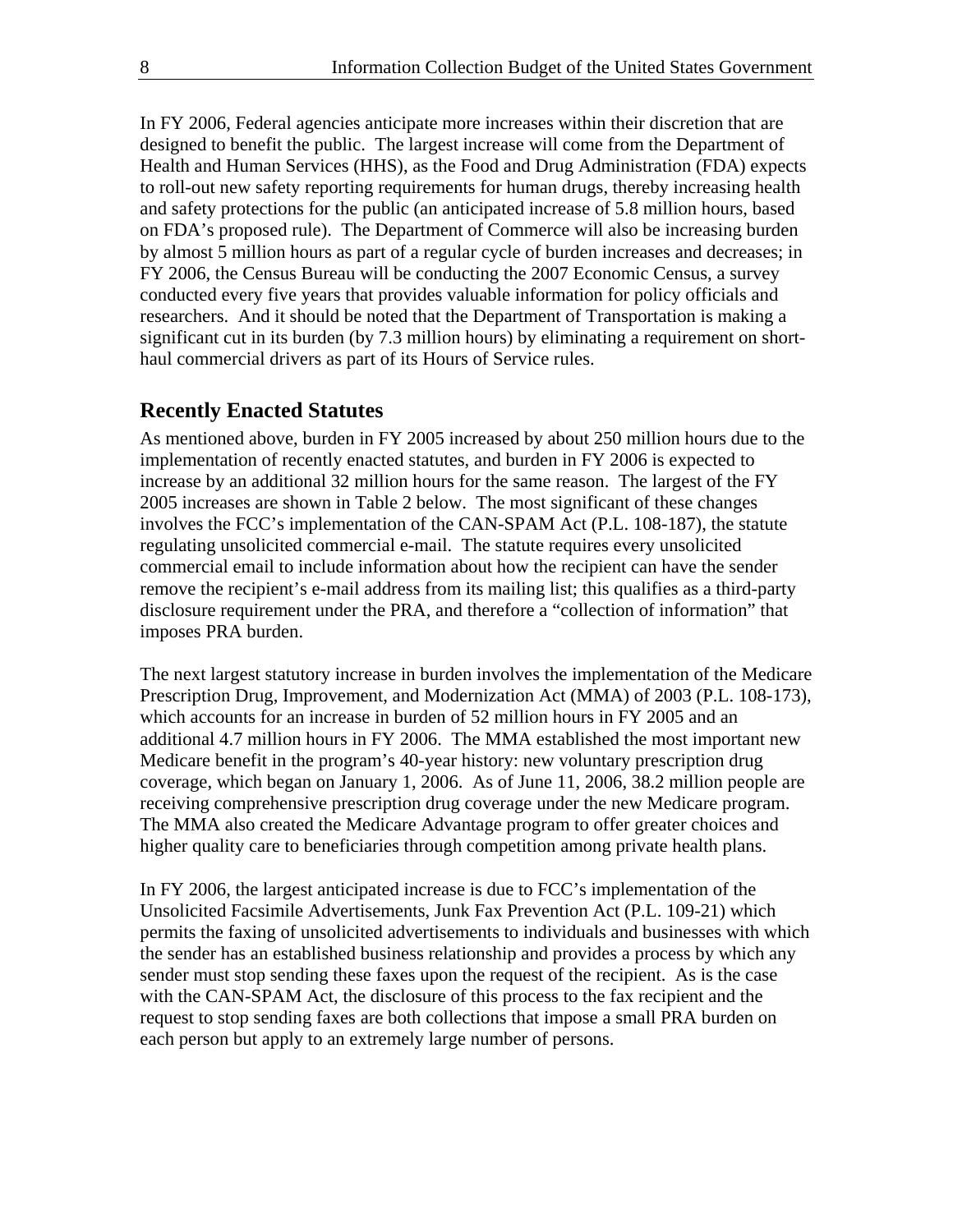In FY 2006, Federal agencies anticipate more increases within their discretion that are designed to benefit the public. The largest increase will come from the Department of Health and Human Services (HHS), as the Food and Drug Administration (FDA) expects to roll-out new safety reporting requirements for human drugs, thereby increasing health and safety protections for the public (an anticipated increase of 5.8 million hours, based on FDA's proposed rule). The Department of Commerce will also be increasing burden by almost 5 million hours as part of a regular cycle of burden increases and decreases; in FY 2006, the Census Bureau will be conducting the 2007 Economic Census, a survey conducted every five years that provides valuable information for policy officials and researchers. And it should be noted that the Department of Transportation is making a significant cut in its burden (by 7.3 million hours) by eliminating a requirement on short-haul commercial drivers as part of its Hours of Service rules.

## Recently Enacted Statutes

As mentioned above, burden in FY 2005 increased by about 250 million hours due to the implementation of recently enacted statutes, and burden in FY 2006 is expected to increase by an additional 32 million hours for the same reason. The largest of the FY 2005 increases are shown in Table 2 below. The most significant of these changes involves the FCC's implementation of the CAN-SPAM Act (P.L. 108-187), the statute regulating unsolicited commercial e-mail. The statute requires every unsolicited commercial email to include information about how the recipient can have the sender remove the recipient's e-mail address from its mailing list; this qualifies as a third-party disclosure requirement under the PRA, and therefore a "collection of information" that imposes PRA burden.

The next largest statutory increase in burden involves the implementation of the Medicare Prescription Drug, Improvement, and Modernization Act (MMA) of 2003 (P.L. 108-173), which accounts for an increase in burden of 52 million hours in FY 2005 and an additional 4.7 million hours in FY 2006. The MMA established the most important new Medicare benefit in the program's 40-year history: new voluntary prescription drug coverage, which began on January 1, 2006. As of June 11, 2006, 38.2 million people are receiving comprehensive prescription drug coverage under the new Medicare program. The MMA also created the Medicare Advantage program to offer greater choices and higher quality care to beneficiaries through competition among private health plans.

In FY 2006, the largest anticipated increase is due to FCC's implementation of the Unsolicited Facsimile Advertisements, Junk Fax Prevention Act (P.L. 109-21) which permits the faxing of unsolicited advertisements to individuals and businesses with which the sender has an established business relationship and provides a process by which any sender must stop sending these faxes upon the request of the recipient. As is the case with the CAN-SPAM Act, the disclosure of this process to the fax recipient and the request to stop sending faxes are both collections that impose a small PRA burden on each person but apply to an extremely large number of persons.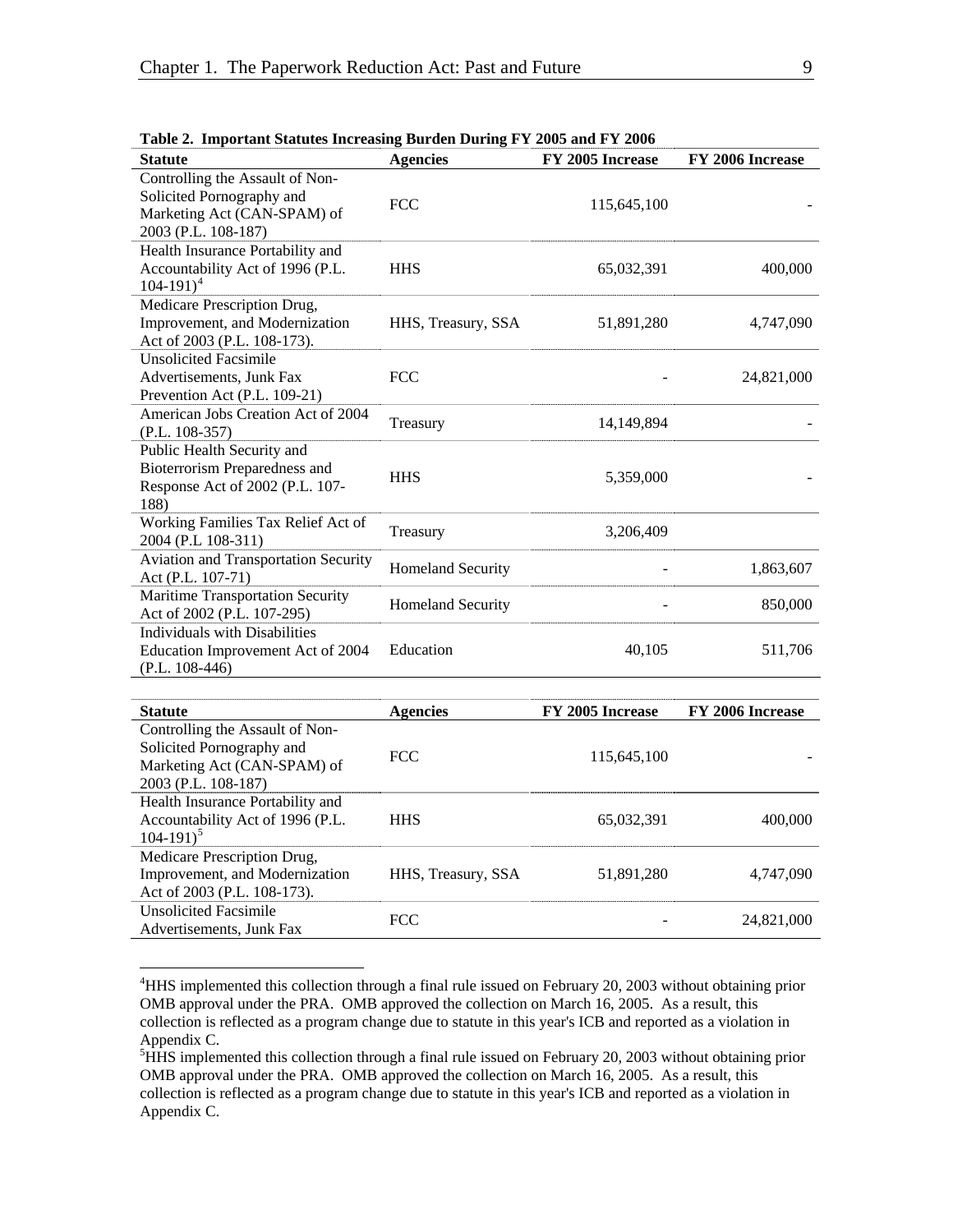**Table 2. Important Statutes Increasing Burden During FY 2005 and FY 2006**

| Statute | Agencies | FY 2005 Increase | FY 2006 Increase |
|---|---|---|---|
| Controlling the Assault of Non-Solicited Pornography and Marketing Act (CAN-SPAM) of 2003 (P.L. 108-187) | FCC | 115,645,100 | - |
| Health Insurance Portability and Accountability Act of 1996 (P.L. 104-191)[4] | HHS | 65,032,391 | 400,000 |
| Medicare Prescription Drug, Improvement, and Modernization Act of 2003 (P.L. 108-173). | HHS, Treasury, SSA | 51,891,280 | 4,747,090 |
| Unsolicited Facsimile Advertisements, Junk Fax Prevention Act (P.L. 109-21) | FCC | - | 24,821,000 |
| American Jobs Creation Act of 2004 (P.L. 108-357) | Treasury | 14,149,894 | - |
| Public Health Security and Bioterrorism Preparedness and Response Act of 2002 (P.L. 107-188) | HHS | 5,359,000 | - |
| Working Families Tax Relief Act of 2004 (P.L 108-311) | Treasury | 3,206,409 | |
| Aviation and Transportation Security Act (P.L. 107-71) | Homeland Security | - | 1,863,607 |
| Maritime Transportation Security Act of 2002 (P.L. 107-295) | Homeland Security | - | 850,000 |
| Individuals with Disabilities Education Improvement Act of 2004 (P.L. 108-446) | Education | 40,105 | 511,706 |

| Statute | Agencies | FY 2005 Increase | FY 2006 Increase |
|---|---|---|---|
| Controlling the Assault of Non-Solicited Pornography and Marketing Act (CAN-SPAM) of 2003 (P.L. 108-187) | FCC | 115,645,100 | - |
| Health Insurance Portability and Accountability Act of 1996 (P.L. 104-191)[5] | HHS | 65,032,391 | 400,000 |
| Medicare Prescription Drug, Improvement, and Modernization Act of 2003 (P.L. 108-173). | HHS, Treasury, SSA | 51,891,280 | 4,747,090 |
| Unsolicited Facsimile Advertisements, Junk Fax | FCC | - | 24,821,000 |

[4]HHS implemented this collection through a final rule issued on February 20, 2003 without obtaining prior OMB approval under the PRA. OMB approved the collection on March 16, 2005. As a result, this collection is reflected as a program change due to statute in this year's ICB and reported as a violation in Appendix C.

[5]HHS implemented this collection through a final rule issued on February 20, 2003 without obtaining prior OMB approval under the PRA. OMB approved the collection on March 16, 2005. As a result, this collection is reflected as a program change due to statute in this year's ICB and reported as a violation in Appendix C.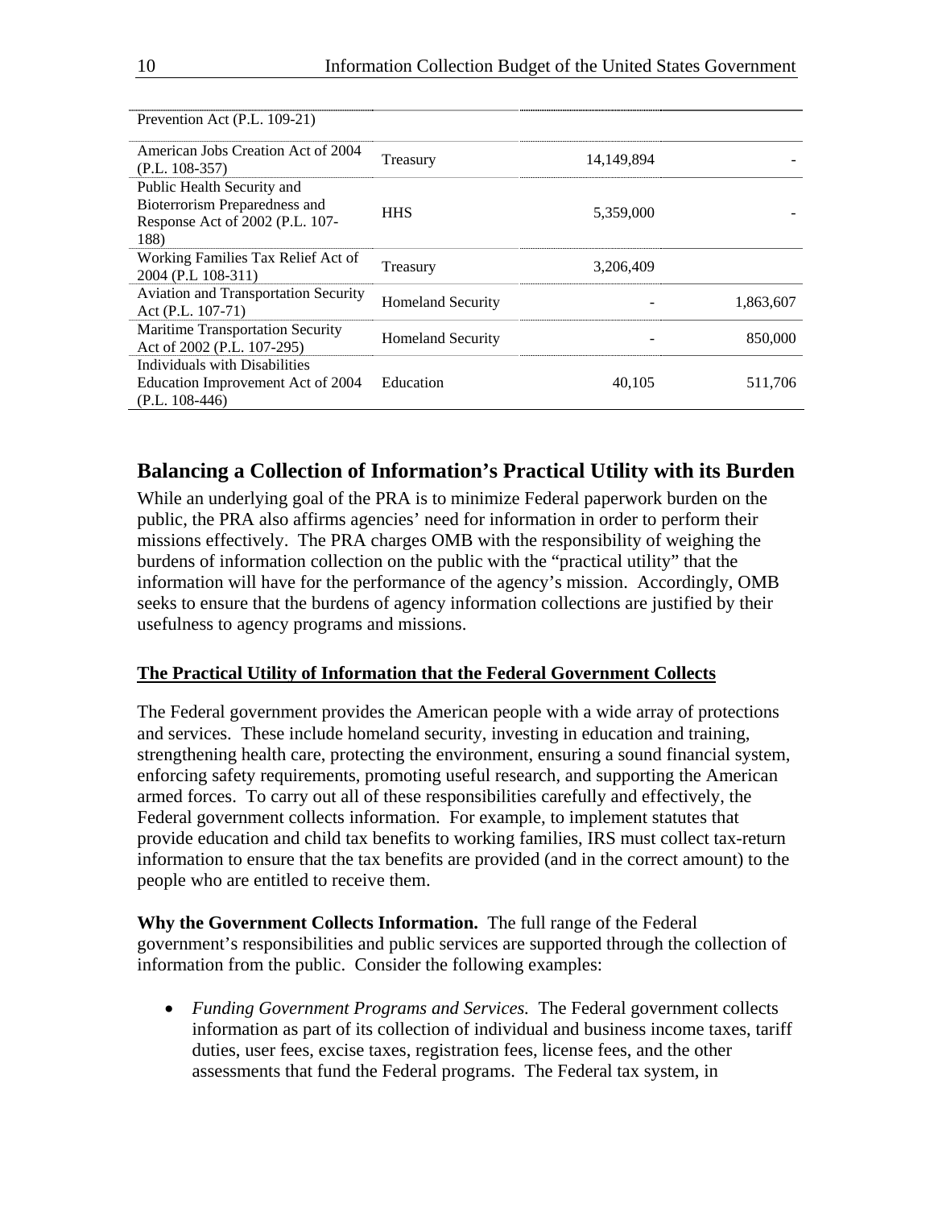| | | | |
|---|---|---|---|
| Prevention Act (P.L. 109-21) | | | |
| American Jobs Creation Act of 2004 (P.L. 108-357) | Treasury | 14,149,894 | - |
| Public Health Security and Bioterrorism Preparedness and Response Act of 2002 (P.L. 107-188) | HHS | 5,359,000 | - |
| Working Families Tax Relief Act of 2004 (P.L 108-311) | Treasury | 3,206,409 | |
| Aviation and Transportation Security Act (P.L. 107-71) | Homeland Security | - | 1,863,607 |
| Maritime Transportation Security Act of 2002 (P.L. 107-295) | Homeland Security | - | 850,000 |
| Individuals with Disabilities Education Improvement Act of 2004 (P.L. 108-446) | Education | 40,105 | 511,706 |

## Balancing a Collection of Information's Practical Utility with its Burden

While an underlying goal of the PRA is to minimize Federal paperwork burden on the public, the PRA also affirms agencies' need for information in order to perform their missions effectively. The PRA charges OMB with the responsibility of weighing the burdens of information collection on the public with the "practical utility" that the information will have for the performance of the agency's mission. Accordingly, OMB seeks to ensure that the burdens of agency information collections are justified by their usefulness to agency programs and missions.

### The Practical Utility of Information that the Federal Government Collects

The Federal government provides the American people with a wide array of protections and services. These include homeland security, investing in education and training, strengthening health care, protecting the environment, ensuring a sound financial system, enforcing safety requirements, promoting useful research, and supporting the American armed forces. To carry out all of these responsibilities carefully and effectively, the Federal government collects information. For example, to implement statutes that provide education and child tax benefits to working families, IRS must collect tax-return information to ensure that the tax benefits are provided (and in the correct amount) to the people who are entitled to receive them.

**Why the Government Collects Information.** The full range of the Federal government's responsibilities and public services are supported through the collection of information from the public. Consider the following examples:

- *Funding Government Programs and Services.* The Federal government collects information as part of its collection of individual and business income taxes, tariff duties, user fees, excise taxes, registration fees, license fees, and the other assessments that fund the Federal programs. The Federal tax system, in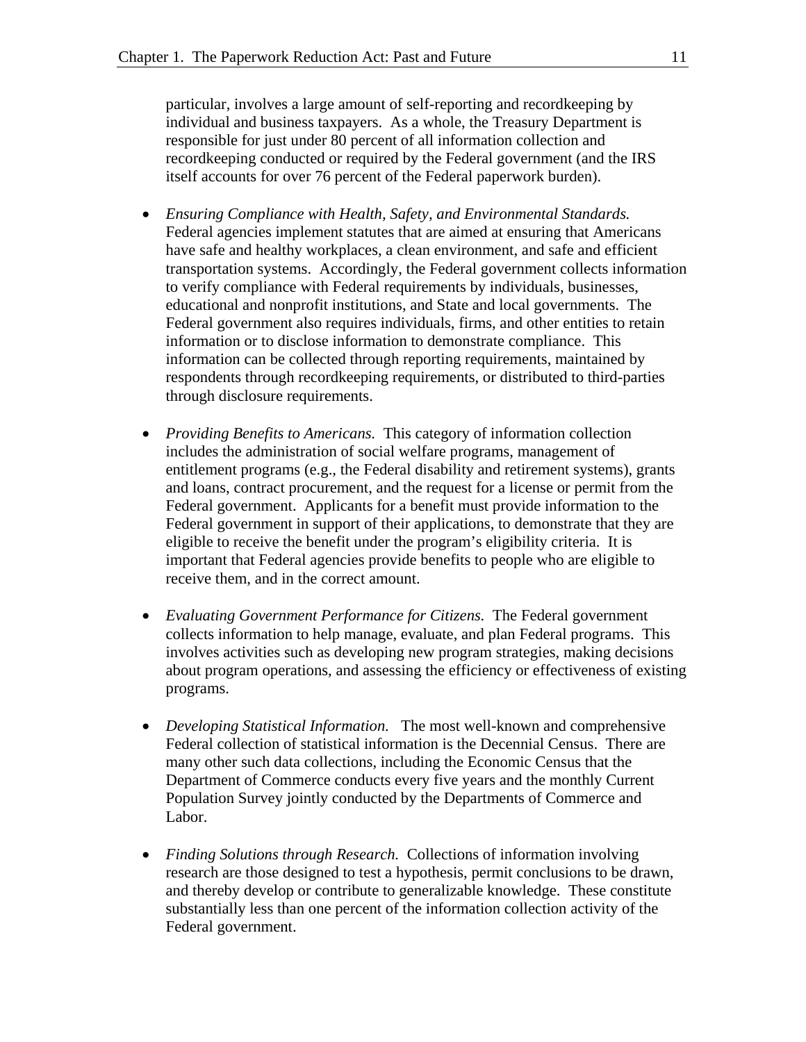particular, involves a large amount of self-reporting and recordkeeping by individual and business taxpayers. As a whole, the Treasury Department is responsible for just under 80 percent of all information collection and recordkeeping conducted or required by the Federal government (and the IRS itself accounts for over 76 percent of the Federal paperwork burden).

- *Ensuring Compliance with Health, Safety, and Environmental Standards.* Federal agencies implement statutes that are aimed at ensuring that Americans have safe and healthy workplaces, a clean environment, and safe and efficient transportation systems. Accordingly, the Federal government collects information to verify compliance with Federal requirements by individuals, businesses, educational and nonprofit institutions, and State and local governments. The Federal government also requires individuals, firms, and other entities to retain information or to disclose information to demonstrate compliance. This information can be collected through reporting requirements, maintained by respondents through recordkeeping requirements, or distributed to third-parties through disclosure requirements.

- *Providing Benefits to Americans.* This category of information collection includes the administration of social welfare programs, management of entitlement programs (e.g., the Federal disability and retirement systems), grants and loans, contract procurement, and the request for a license or permit from the Federal government. Applicants for a benefit must provide information to the Federal government in support of their applications, to demonstrate that they are eligible to receive the benefit under the program's eligibility criteria. It is important that Federal agencies provide benefits to people who are eligible to receive them, and in the correct amount.

- *Evaluating Government Performance for Citizens.* The Federal government collects information to help manage, evaluate, and plan Federal programs. This involves activities such as developing new program strategies, making decisions about program operations, and assessing the efficiency or effectiveness of existing programs.

- *Developing Statistical Information.* The most well-known and comprehensive Federal collection of statistical information is the Decennial Census. There are many other such data collections, including the Economic Census that the Department of Commerce conducts every five years and the monthly Current Population Survey jointly conducted by the Departments of Commerce and Labor.

- *Finding Solutions through Research.* Collections of information involving research are those designed to test a hypothesis, permit conclusions to be drawn, and thereby develop or contribute to generalizable knowledge. These constitute substantially less than one percent of the information collection activity of the Federal government.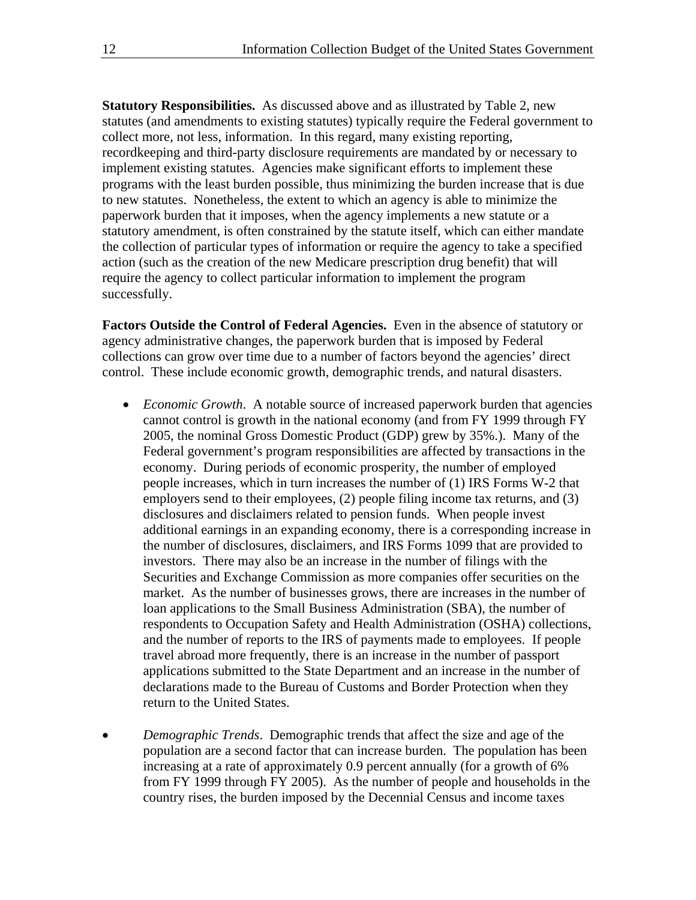**Statutory Responsibilities.** As discussed above and as illustrated by Table 2, new statutes (and amendments to existing statutes) typically require the Federal government to collect more, not less, information. In this regard, many existing reporting, recordkeeping and third-party disclosure requirements are mandated by or necessary to implement existing statutes. Agencies make significant efforts to implement these programs with the least burden possible, thus minimizing the burden increase that is due to new statutes. Nonetheless, the extent to which an agency is able to minimize the paperwork burden that it imposes, when the agency implements a new statute or a statutory amendment, is often constrained by the statute itself, which can either mandate the collection of particular types of information or require the agency to take a specified action (such as the creation of the new Medicare prescription drug benefit) that will require the agency to collect particular information to implement the program successfully.

**Factors Outside the Control of Federal Agencies.** Even in the absence of statutory or agency administrative changes, the paperwork burden that is imposed by Federal collections can grow over time due to a number of factors beyond the agencies' direct control. These include economic growth, demographic trends, and natural disasters.

- *Economic Growth*. A notable source of increased paperwork burden that agencies cannot control is growth in the national economy (and from FY 1999 through FY 2005, the nominal Gross Domestic Product (GDP) grew by 35%.). Many of the Federal government's program responsibilities are affected by transactions in the economy. During periods of economic prosperity, the number of employed people increases, which in turn increases the number of (1) IRS Forms W-2 that employers send to their employees, (2) people filing income tax returns, and (3) disclosures and disclaimers related to pension funds. When people invest additional earnings in an expanding economy, there is a corresponding increase in the number of disclosures, disclaimers, and IRS Forms 1099 that are provided to investors. There may also be an increase in the number of filings with the Securities and Exchange Commission as more companies offer securities on the market. As the number of businesses grows, there are increases in the number of loan applications to the Small Business Administration (SBA), the number of respondents to Occupation Safety and Health Administration (OSHA) collections, and the number of reports to the IRS of payments made to employees. If people travel abroad more frequently, there is an increase in the number of passport applications submitted to the State Department and an increase in the number of declarations made to the Bureau of Customs and Border Protection when they return to the United States.

- *Demographic Trends*. Demographic trends that affect the size and age of the population are a second factor that can increase burden. The population has been increasing at a rate of approximately 0.9 percent annually (for a growth of 6% from FY 1999 through FY 2005). As the number of people and households in the country rises, the burden imposed by the Decennial Census and income taxes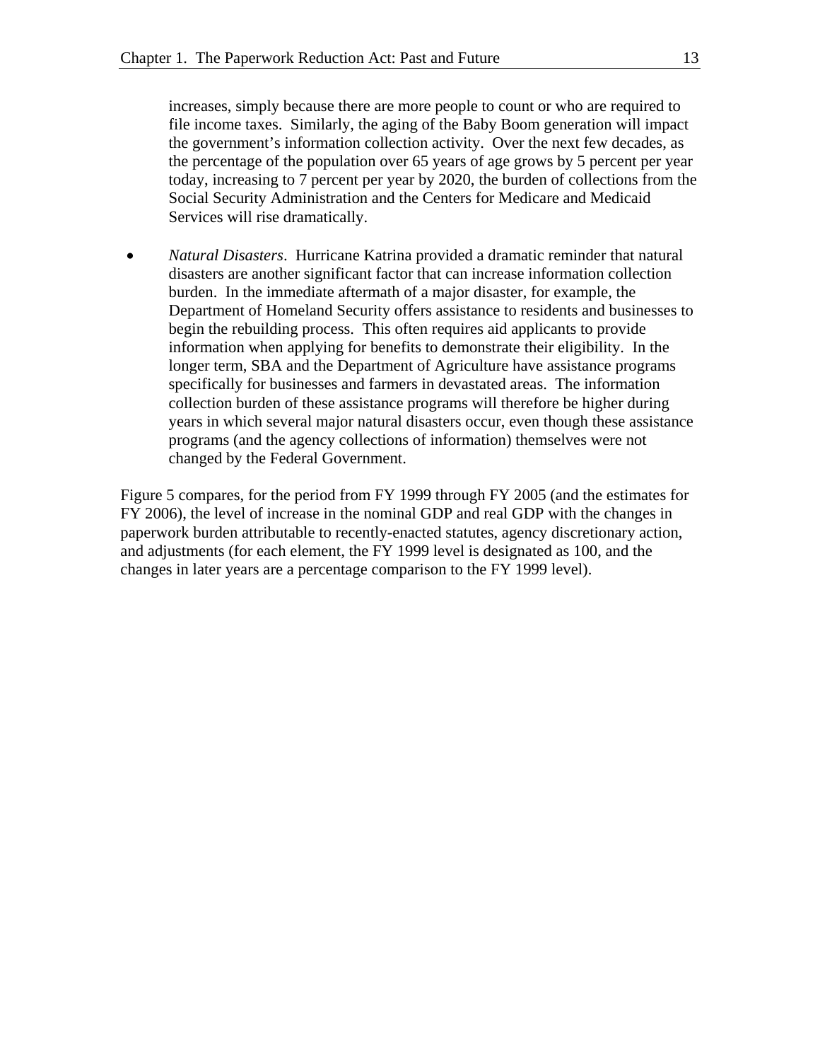increases, simply because there are more people to count or who are required to file income taxes. Similarly, the aging of the Baby Boom generation will impact the government's information collection activity. Over the next few decades, as the percentage of the population over 65 years of age grows by 5 percent per year today, increasing to 7 percent per year by 2020, the burden of collections from the Social Security Administration and the Centers for Medicare and Medicaid Services will rise dramatically.

- *Natural Disasters*. Hurricane Katrina provided a dramatic reminder that natural disasters are another significant factor that can increase information collection burden. In the immediate aftermath of a major disaster, for example, the Department of Homeland Security offers assistance to residents and businesses to begin the rebuilding process. This often requires aid applicants to provide information when applying for benefits to demonstrate their eligibility. In the longer term, SBA and the Department of Agriculture have assistance programs specifically for businesses and farmers in devastated areas. The information collection burden of these assistance programs will therefore be higher during years in which several major natural disasters occur, even though these assistance programs (and the agency collections of information) themselves were not changed by the Federal Government.

Figure 5 compares, for the period from FY 1999 through FY 2005 (and the estimates for FY 2006), the level of increase in the nominal GDP and real GDP with the changes in paperwork burden attributable to recently-enacted statutes, agency discretionary action, and adjustments (for each element, the FY 1999 level is designated as 100, and the changes in later years are a percentage comparison to the FY 1999 level).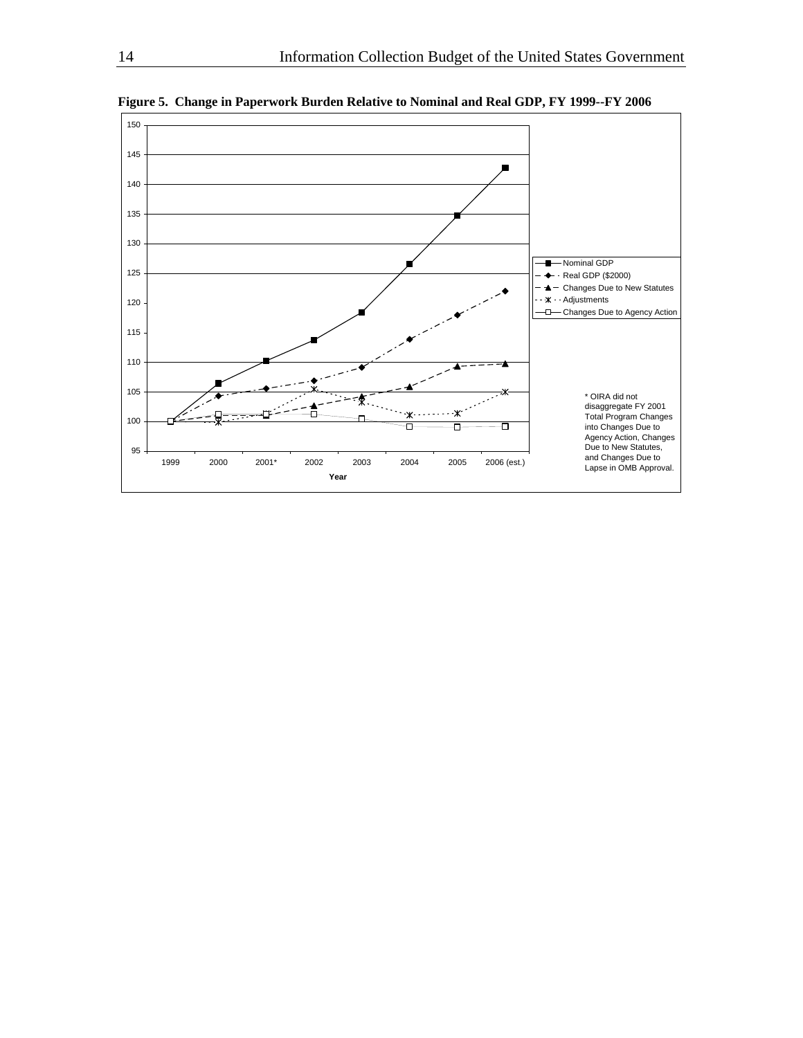**Figure 5. Change in Paperwork Burden Relative to Nominal and Real GDP, FY 1999--FY 2006**

* OIRA did not disaggregate FY 2001 Total Program Changes into Changes Due to Agency Action, Changes Due to New Statutes, and Changes Due to Lapse in OMB Approval.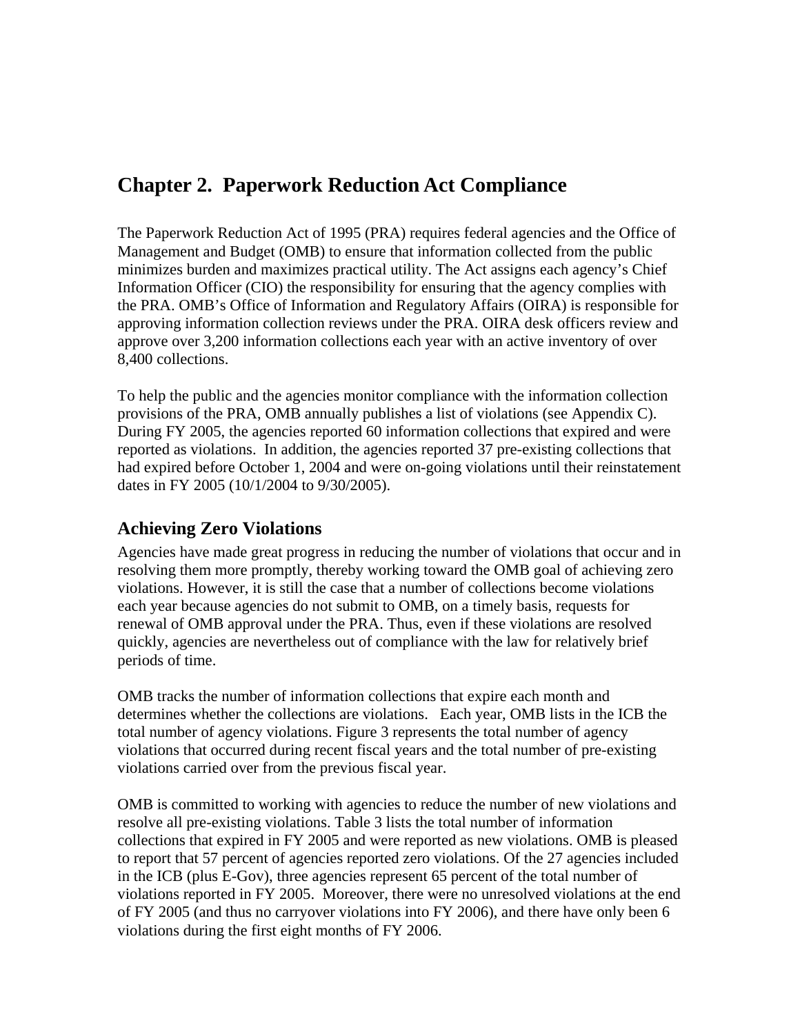# Chapter 2. Paperwork Reduction Act Compliance

The Paperwork Reduction Act of 1995 (PRA) requires federal agencies and the Office of Management and Budget (OMB) to ensure that information collected from the public minimizes burden and maximizes practical utility. The Act assigns each agency's Chief Information Officer (CIO) the responsibility for ensuring that the agency complies with the PRA. OMB's Office of Information and Regulatory Affairs (OIRA) is responsible for approving information collection reviews under the PRA. OIRA desk officers review and approve over 3,200 information collections each year with an active inventory of over 8,400 collections.

To help the public and the agencies monitor compliance with the information collection provisions of the PRA, OMB annually publishes a list of violations (see Appendix C). During FY 2005, the agencies reported 60 information collections that expired and were reported as violations. In addition, the agencies reported 37 pre-existing collections that had expired before October 1, 2004 and were on-going violations until their reinstatement dates in FY 2005 (10/1/2004 to 9/30/2005).

## Achieving Zero Violations

Agencies have made great progress in reducing the number of violations that occur and in resolving them more promptly, thereby working toward the OMB goal of achieving zero violations. However, it is still the case that a number of collections become violations each year because agencies do not submit to OMB, on a timely basis, requests for renewal of OMB approval under the PRA. Thus, even if these violations are resolved quickly, agencies are nevertheless out of compliance with the law for relatively brief periods of time.

OMB tracks the number of information collections that expire each month and determines whether the collections are violations. Each year, OMB lists in the ICB the total number of agency violations. Figure 3 represents the total number of agency violations that occurred during recent fiscal years and the total number of pre-existing violations carried over from the previous fiscal year.

OMB is committed to working with agencies to reduce the number of new violations and resolve all pre-existing violations. Table 3 lists the total number of information collections that expired in FY 2005 and were reported as new violations. OMB is pleased to report that 57 percent of agencies reported zero violations. Of the 27 agencies included in the ICB (plus E-Gov), three agencies represent 65 percent of the total number of violations reported in FY 2005. Moreover, there were no unresolved violations at the end of FY 2005 (and thus no carryover violations into FY 2006), and there have only been 6 violations during the first eight months of FY 2006.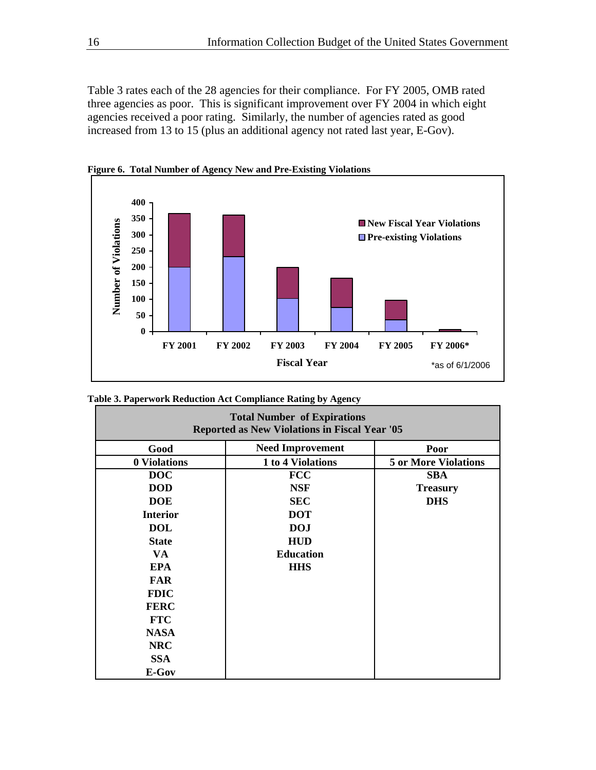Table 3 rates each of the 28 agencies for their compliance. For FY 2005, OMB rated three agencies as poor. This is significant improvement over FY 2004 in which eight agencies received a poor rating. Similarly, the number of agencies rated as good increased from 13 to 15 (plus an additional agency not rated last year, E-Gov).

**Figure 6. Total Number of Agency New and Pre-Existing Violations**

Number of Violations

400
350
300
250
200
150
100
50
0

FY 2001
FY 2002
FY 2003
FY 2004
FY 2005
FY 2006*

Fiscal Year

New Fiscal Year Violations
Pre-existing Violations

*as of 6/1/2006

**Table 3. Paperwork Reduction Act Compliance Rating by Agency**

| Total Number of Expirations Reported as New Violations in Fiscal Year '05 | | |
|---|---|---|
| **Good** | **Need Improvement** | **Poor** |
| **0 Violations** | **1 to 4 Violations** | **5 or More Violations** |
| DOC | FCC | SBA |
| DOD | NSF | Treasury |
| DOE | SEC | DHS |
| Interior | DOT | |
| DOL | DOJ | |
| State | HUD | |
| VA | Education | |
| EPA | HHS | |
| FAR | | |
| FDIC | | |
| FERC | | |
| FTC | | |
| NASA | | |
| NRC | | |
| SSA | | |
| E-Gov | | |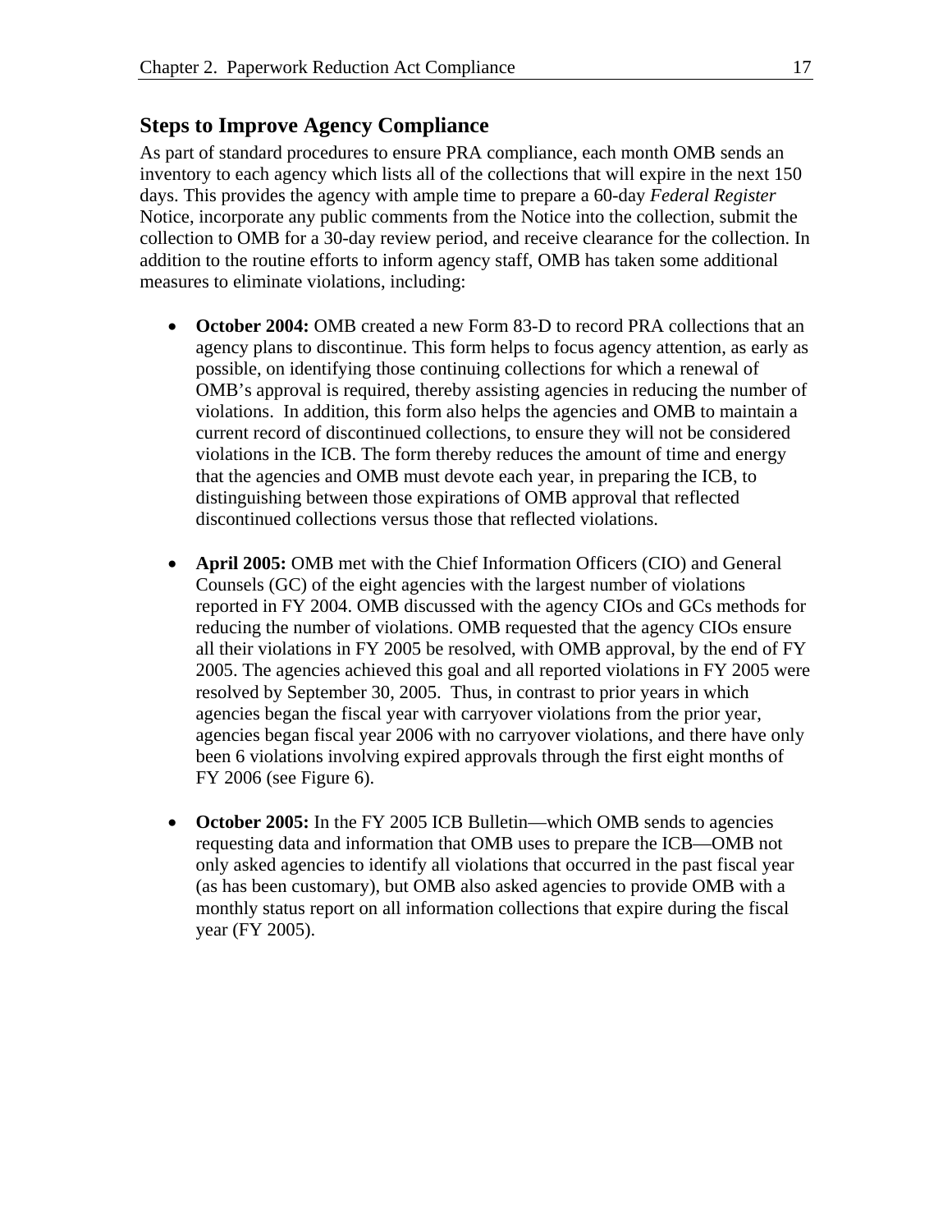## Steps to Improve Agency Compliance

As part of standard procedures to ensure PRA compliance, each month OMB sends an inventory to each agency which lists all of the collections that will expire in the next 150 days. This provides the agency with ample time to prepare a 60-day *Federal Register* Notice, incorporate any public comments from the Notice into the collection, submit the collection to OMB for a 30-day review period, and receive clearance for the collection. In addition to the routine efforts to inform agency staff, OMB has taken some additional measures to eliminate violations, including:

- **October 2004:** OMB created a new Form 83-D to record PRA collections that an agency plans to discontinue. This form helps to focus agency attention, as early as possible, on identifying those continuing collections for which a renewal of OMB's approval is required, thereby assisting agencies in reducing the number of violations. In addition, this form also helps the agencies and OMB to maintain a current record of discontinued collections, to ensure they will not be considered violations in the ICB. The form thereby reduces the amount of time and energy that the agencies and OMB must devote each year, in preparing the ICB, to distinguishing between those expirations of OMB approval that reflected discontinued collections versus those that reflected violations.

- **April 2005:** OMB met with the Chief Information Officers (CIO) and General Counsels (GC) of the eight agencies with the largest number of violations reported in FY 2004. OMB discussed with the agency CIOs and GCs methods for reducing the number of violations. OMB requested that the agency CIOs ensure all their violations in FY 2005 be resolved, with OMB approval, by the end of FY 2005. The agencies achieved this goal and all reported violations in FY 2005 were resolved by September 30, 2005. Thus, in contrast to prior years in which agencies began the fiscal year with carryover violations from the prior year, agencies began fiscal year 2006 with no carryover violations, and there have only been 6 violations involving expired approvals through the first eight months of FY 2006 (see Figure 6).

- **October 2005:** In the FY 2005 ICB Bulletin—which OMB sends to agencies requesting data and information that OMB uses to prepare the ICB—OMB not only asked agencies to identify all violations that occurred in the past fiscal year (as has been customary), but OMB also asked agencies to provide OMB with a monthly status report on all information collections that expire during the fiscal year (FY 2005).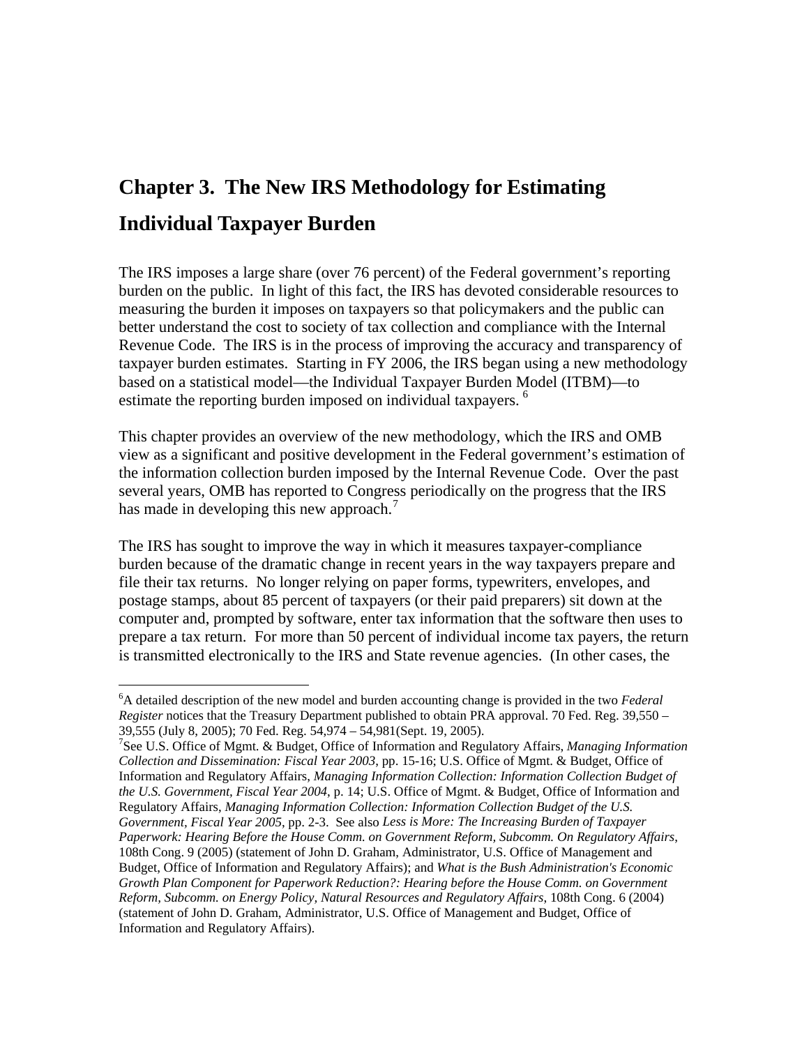# Chapter 3. The New IRS Methodology for Estimating Individual Taxpayer Burden

The IRS imposes a large share (over 76 percent) of the Federal government's reporting burden on the public. In light of this fact, the IRS has devoted considerable resources to measuring the burden it imposes on taxpayers so that policymakers and the public can better understand the cost to society of tax collection and compliance with the Internal Revenue Code. The IRS is in the process of improving the accuracy and transparency of taxpayer burden estimates. Starting in FY 2006, the IRS began using a new methodology based on a statistical model—the Individual Taxpayer Burden Model (ITBM)—to estimate the reporting burden imposed on individual taxpayers. [6]

This chapter provides an overview of the new methodology, which the IRS and OMB view as a significant and positive development in the Federal government's estimation of the information collection burden imposed by the Internal Revenue Code. Over the past several years, OMB has reported to Congress periodically on the progress that the IRS has made in developing this new approach.[7]

The IRS has sought to improve the way in which it measures taxpayer-compliance burden because of the dramatic change in recent years in the way taxpayers prepare and file their tax returns. No longer relying on paper forms, typewriters, envelopes, and postage stamps, about 85 percent of taxpayers (or their paid preparers) sit down at the computer and, prompted by software, enter tax information that the software then uses to prepare a tax return. For more than 50 percent of individual income tax payers, the return is transmitted electronically to the IRS and State revenue agencies. (In other cases, the

---

[6] A detailed description of the new model and burden accounting change is provided in the two *Federal Register* notices that the Treasury Department published to obtain PRA approval. 70 Fed. Reg. 39,550 – 39,555 (July 8, 2005); 70 Fed. Reg. 54,974 – 54,981(Sept. 19, 2005).

[7] See U.S. Office of Mgmt. & Budget, Office of Information and Regulatory Affairs, *Managing Information Collection and Dissemination: Fiscal Year 2003*, pp. 15-16; U.S. Office of Mgmt. & Budget, Office of Information and Regulatory Affairs, *Managing Information Collection: Information Collection Budget of the U.S. Government, Fiscal Year 2004*, p. 14; U.S. Office of Mgmt. & Budget, Office of Information and Regulatory Affairs, *Managing Information Collection: Information Collection Budget of the U.S. Government, Fiscal Year 2005*, pp. 2-3. See also *Less is More: The Increasing Burden of Taxpayer Paperwork: Hearing Before the House Comm. on Government Reform, Subcomm. On Regulatory Affairs*, 108th Cong. 9 (2005) (statement of John D. Graham, Administrator, U.S. Office of Management and Budget, Office of Information and Regulatory Affairs); and *What is the Bush Administration's Economic Growth Plan Component for Paperwork Reduction?: Hearing before the House Comm. on Government Reform, Subcomm. on Energy Policy, Natural Resources and Regulatory Affairs*, 108th Cong. 6 (2004) (statement of John D. Graham, Administrator, U.S. Office of Management and Budget, Office of Information and Regulatory Affairs).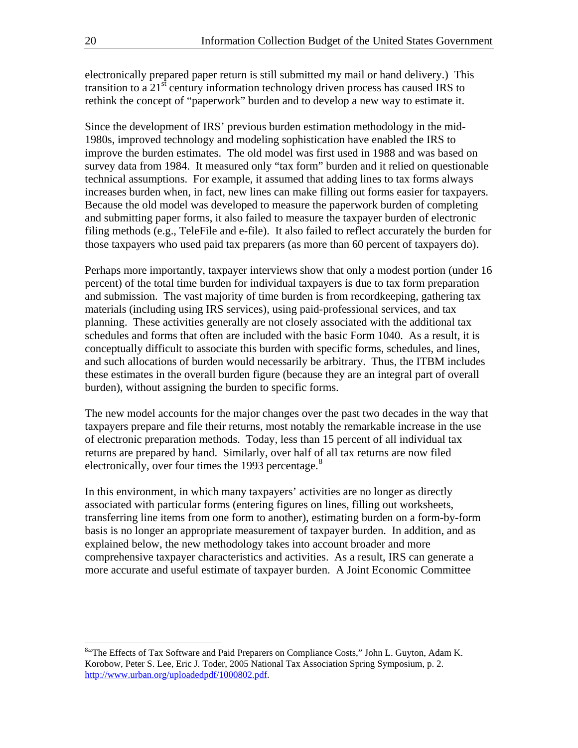electronically prepared paper return is still submitted my mail or hand delivery.) This transition to a 21st century information technology driven process has caused IRS to rethink the concept of "paperwork" burden and to develop a new way to estimate it.

Since the development of IRS' previous burden estimation methodology in the mid-1980s, improved technology and modeling sophistication have enabled the IRS to improve the burden estimates. The old model was first used in 1988 and was based on survey data from 1984. It measured only "tax form" burden and it relied on questionable technical assumptions. For example, it assumed that adding lines to tax forms always increases burden when, in fact, new lines can make filling out forms easier for taxpayers. Because the old model was developed to measure the paperwork burden of completing and submitting paper forms, it also failed to measure the taxpayer burden of electronic filing methods (e.g., TeleFile and e-file). It also failed to reflect accurately the burden for those taxpayers who used paid tax preparers (as more than 60 percent of taxpayers do).

Perhaps more importantly, taxpayer interviews show that only a modest portion (under 16 percent) of the total time burden for individual taxpayers is due to tax form preparation and submission. The vast majority of time burden is from recordkeeping, gathering tax materials (including using IRS services), using paid-professional services, and tax planning. These activities generally are not closely associated with the additional tax schedules and forms that often are included with the basic Form 1040. As a result, it is conceptually difficult to associate this burden with specific forms, schedules, and lines, and such allocations of burden would necessarily be arbitrary. Thus, the ITBM includes these estimates in the overall burden figure (because they are an integral part of overall burden), without assigning the burden to specific forms.

The new model accounts for the major changes over the past two decades in the way that taxpayers prepare and file their returns, most notably the remarkable increase in the use of electronic preparation methods. Today, less than 15 percent of all individual tax returns are prepared by hand. Similarly, over half of all tax returns are now filed electronically, over four times the 1993 percentage.[8]

In this environment, in which many taxpayers' activities are no longer as directly associated with particular forms (entering figures on lines, filling out worksheets, transferring line items from one form to another), estimating burden on a form-by-form basis is no longer an appropriate measurement of taxpayer burden. In addition, and as explained below, the new methodology takes into account broader and more comprehensive taxpayer characteristics and activities. As a result, IRS can generate a more accurate and useful estimate of taxpayer burden. A Joint Economic Committee

[8] "The Effects of Tax Software and Paid Preparers on Compliance Costs," John L. Guyton, Adam K. Korobow, Peter S. Lee, Eric J. Toder, 2005 National Tax Association Spring Symposium, p. 2. http://www.urban.org/uploadedpdf/1000802.pdf.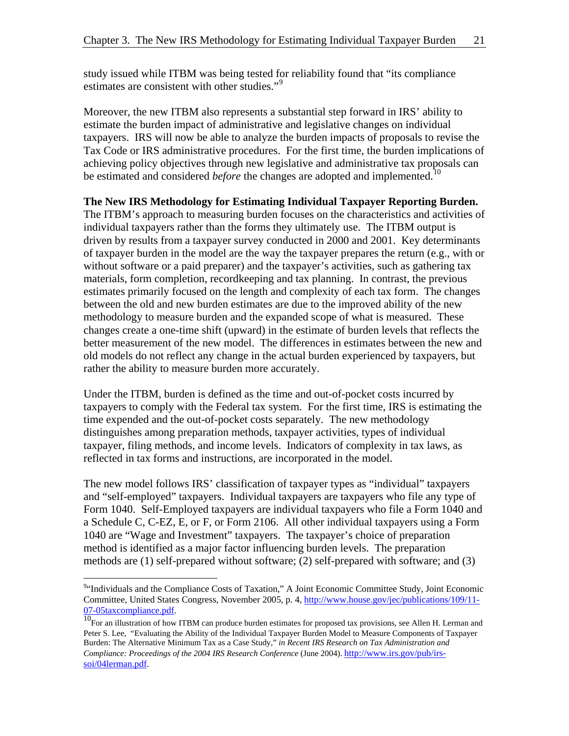study issued while ITBM was being tested for reliability found that "its compliance estimates are consistent with other studies."[9]

Moreover, the new ITBM also represents a substantial step forward in IRS' ability to estimate the burden impact of administrative and legislative changes on individual taxpayers. IRS will now be able to analyze the burden impacts of proposals to revise the Tax Code or IRS administrative procedures. For the first time, the burden implications of achieving policy objectives through new legislative and administrative tax proposals can be estimated and considered *before* the changes are adopted and implemented.[10]

**The New IRS Methodology for Estimating Individual Taxpayer Reporting Burden.** The ITBM's approach to measuring burden focuses on the characteristics and activities of individual taxpayers rather than the forms they ultimately use. The ITBM output is driven by results from a taxpayer survey conducted in 2000 and 2001. Key determinants of taxpayer burden in the model are the way the taxpayer prepares the return (e.g., with or without software or a paid preparer) and the taxpayer's activities, such as gathering tax materials, form completion, recordkeeping and tax planning. In contrast, the previous estimates primarily focused on the length and complexity of each tax form. The changes between the old and new burden estimates are due to the improved ability of the new methodology to measure burden and the expanded scope of what is measured. These changes create a one-time shift (upward) in the estimate of burden levels that reflects the better measurement of the new model. The differences in estimates between the new and old models do not reflect any change in the actual burden experienced by taxpayers, but rather the ability to measure burden more accurately.

Under the ITBM, burden is defined as the time and out-of-pocket costs incurred by taxpayers to comply with the Federal tax system. For the first time, IRS is estimating the time expended and the out-of-pocket costs separately. The new methodology distinguishes among preparation methods, taxpayer activities, types of individual taxpayer, filing methods, and income levels. Indicators of complexity in tax laws, as reflected in tax forms and instructions, are incorporated in the model.

The new model follows IRS' classification of taxpayer types as "individual" taxpayers and "self-employed" taxpayers. Individual taxpayers are taxpayers who file any type of Form 1040. Self-Employed taxpayers are individual taxpayers who file a Form 1040 and a Schedule C, C-EZ, E, or F, or Form 2106. All other individual taxpayers using a Form 1040 are "Wage and Investment" taxpayers. The taxpayer's choice of preparation method is identified as a major factor influencing burden levels. The preparation methods are (1) self-prepared without software; (2) self-prepared with software; and (3)

---

[9] "Individuals and the Compliance Costs of Taxation," A Joint Economic Committee Study, Joint Economic Committee, United States Congress, November 2005, p. 4, http://www.house.gov/jec/publications/109/11-07-05taxcompliance.pdf.

[10] For an illustration of how ITBM can produce burden estimates for proposed tax provisions, see Allen H. Lerman and Peter S. Lee, "Evaluating the Ability of the Individual Taxpayer Burden Model to Measure Components of Taxpayer Burden: The Alternative Minimum Tax as a Case Study," *in Recent IRS Research on Tax Administration and Compliance: Proceedings of the 2004 IRS Research Conference* (June 2004). http://www.irs.gov/pub/irs-soi/04lerman.pdf.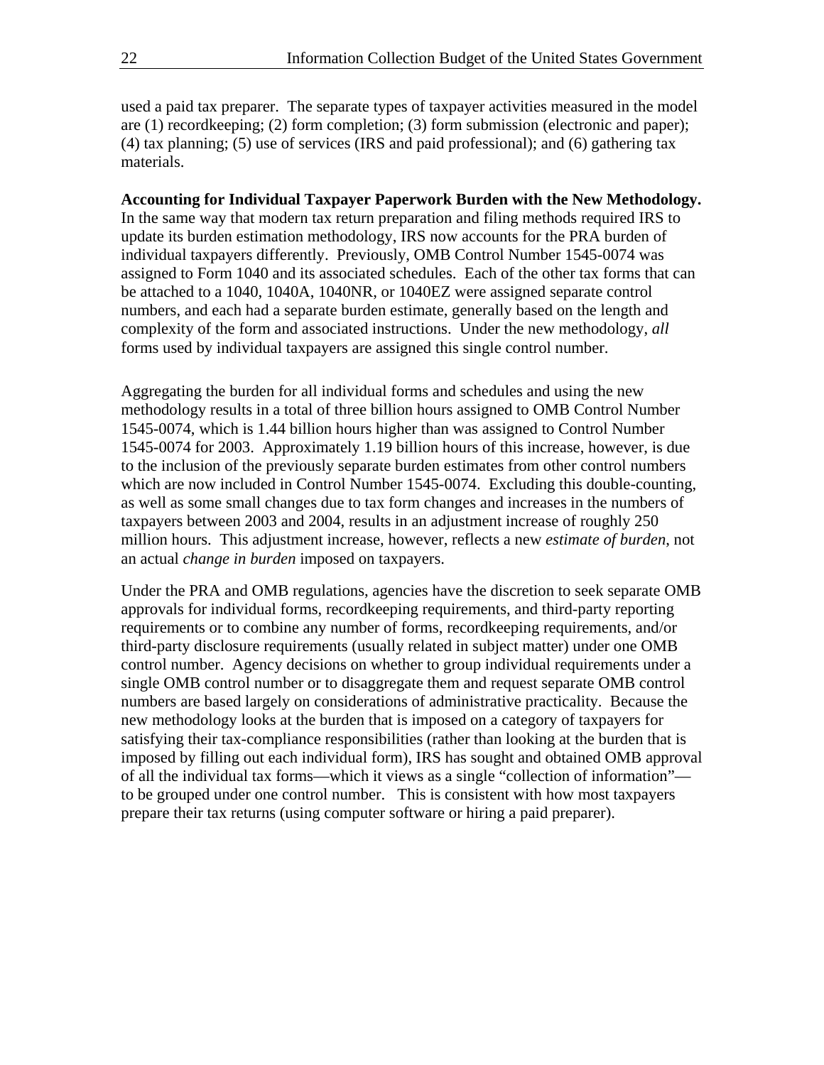used a paid tax preparer. The separate types of taxpayer activities measured in the model are (1) recordkeeping; (2) form completion; (3) form submission (electronic and paper); (4) tax planning; (5) use of services (IRS and paid professional); and (6) gathering tax materials.

**Accounting for Individual Taxpayer Paperwork Burden with the New Methodology.** In the same way that modern tax return preparation and filing methods required IRS to update its burden estimation methodology, IRS now accounts for the PRA burden of individual taxpayers differently. Previously, OMB Control Number 1545-0074 was assigned to Form 1040 and its associated schedules. Each of the other tax forms that can be attached to a 1040, 1040A, 1040NR, or 1040EZ were assigned separate control numbers, and each had a separate burden estimate, generally based on the length and complexity of the form and associated instructions. Under the new methodology, *all* forms used by individual taxpayers are assigned this single control number.

Aggregating the burden for all individual forms and schedules and using the new methodology results in a total of three billion hours assigned to OMB Control Number 1545-0074, which is 1.44 billion hours higher than was assigned to Control Number 1545-0074 for 2003. Approximately 1.19 billion hours of this increase, however, is due to the inclusion of the previously separate burden estimates from other control numbers which are now included in Control Number 1545-0074. Excluding this double-counting, as well as some small changes due to tax form changes and increases in the numbers of taxpayers between 2003 and 2004, results in an adjustment increase of roughly 250 million hours. This adjustment increase, however, reflects a new *estimate of burden*, not an actual *change in burden* imposed on taxpayers.

Under the PRA and OMB regulations, agencies have the discretion to seek separate OMB approvals for individual forms, recordkeeping requirements, and third-party reporting requirements or to combine any number of forms, recordkeeping requirements, and/or third-party disclosure requirements (usually related in subject matter) under one OMB control number. Agency decisions on whether to group individual requirements under a single OMB control number or to disaggregate them and request separate OMB control numbers are based largely on considerations of administrative practicality. Because the new methodology looks at the burden that is imposed on a category of taxpayers for satisfying their tax-compliance responsibilities (rather than looking at the burden that is imposed by filling out each individual form), IRS has sought and obtained OMB approval of all the individual tax forms—which it views as a single "collection of information"—to be grouped under one control number. This is consistent with how most taxpayers prepare their tax returns (using computer software or hiring a paid preparer).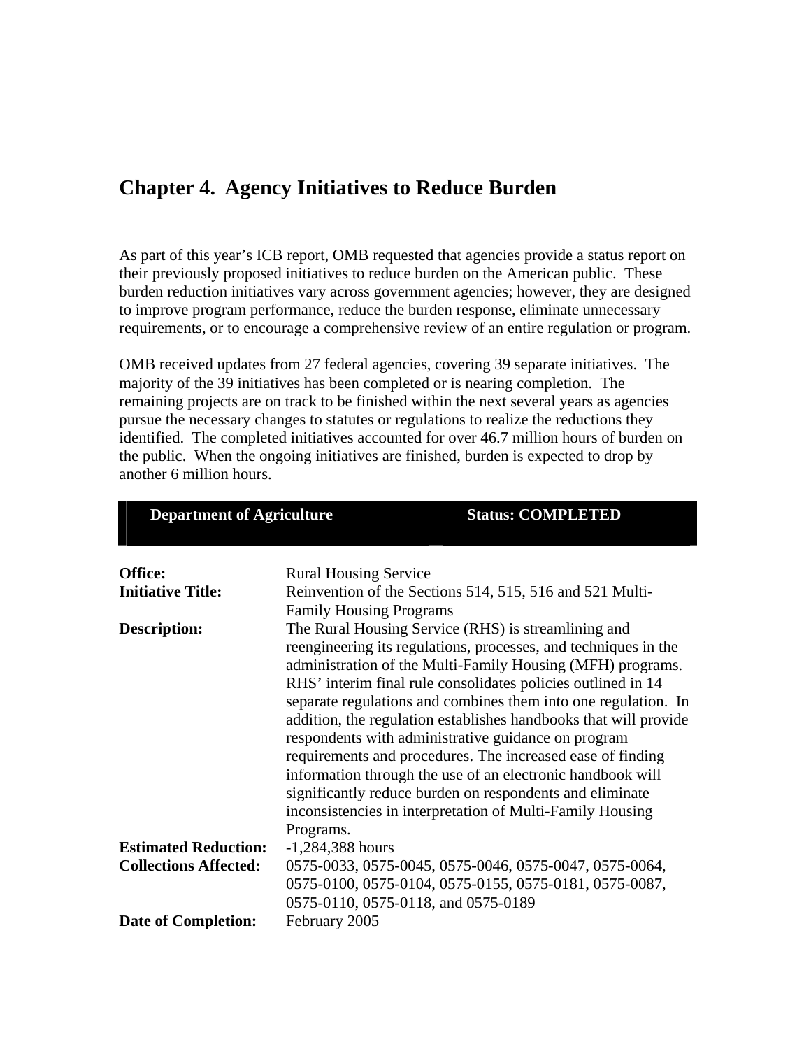# Chapter 4. Agency Initiatives to Reduce Burden

As part of this year's ICB report, OMB requested that agencies provide a status report on their previously proposed initiatives to reduce burden on the American public. These burden reduction initiatives vary across government agencies; however, they are designed to improve program performance, reduce the burden response, eliminate unnecessary requirements, or to encourage a comprehensive review of an entire regulation or program.

OMB received updates from 27 federal agencies, covering 39 separate initiatives. The majority of the 39 initiatives has been completed or is nearing completion. The remaining projects are on track to be finished within the next several years as agencies pursue the necessary changes to statutes or regulations to realize the reductions they identified. The completed initiatives accounted for over 46.7 million hours of burden on the public. When the ongoing initiatives are finished, burden is expected to drop by another 6 million hours.

| **Department of Agriculture** | **Status: COMPLETED** |
|---|---|
| **Office:** | Rural Housing Service |
| **Initiative Title:** | Reinvention of the Sections 514, 515, 516 and 521 Multi-Family Housing Programs |
| **Description:** | The Rural Housing Service (RHS) is streamlining and reengineering its regulations, processes, and techniques in the administration of the Multi-Family Housing (MFH) programs. RHS' interim final rule consolidates policies outlined in 14 separate regulations and combines them into one regulation. In addition, the regulation establishes handbooks that will provide respondents with administrative guidance on program requirements and procedures. The increased ease of finding information through the use of an electronic handbook will significantly reduce burden on respondents and eliminate inconsistencies in interpretation of Multi-Family Housing Programs. |
| **Estimated Reduction:** | -1,284,388 hours |
| **Collections Affected:** | 0575-0033, 0575-0045, 0575-0046, 0575-0047, 0575-0064, 0575-0100, 0575-0104, 0575-0155, 0575-0181, 0575-0087, 0575-0110, 0575-0118, and 0575-0189 |
| **Date of Completion:** | February 2005 |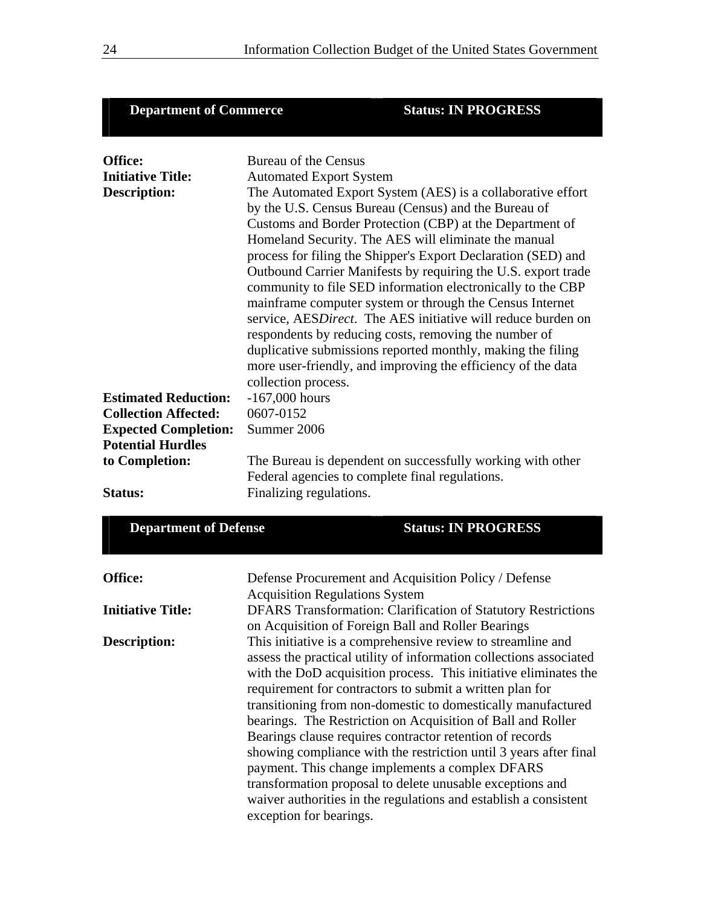| **Department of Commerce** | **Status: IN PROGRESS** |
|---|---|

**Office:** Bureau of the Census

**Initiative Title:** Automated Export System

**Description:** The Automated Export System (AES) is a collaborative effort by the U.S. Census Bureau (Census) and the Bureau of Customs and Border Protection (CBP) at the Department of Homeland Security. The AES will eliminate the manual process for filing the Shipper's Export Declaration (SED) and Outbound Carrier Manifests by requiring the U.S. export trade community to file SED information electronically to the CBP mainframe computer system or through the Census Internet service, AES*Direct*. The AES initiative will reduce burden on respondents by reducing costs, removing the number of duplicative submissions reported monthly, making the filing more user-friendly, and improving the efficiency of the data collection process.

**Estimated Reduction:** -167,000 hours

**Collection Affected:** 0607-0152

**Expected Completion:** Summer 2006

**Potential Hurdles to Completion:** The Bureau is dependent on successfully working with other Federal agencies to complete final regulations.

**Status:** Finalizing regulations.

| **Department of Defense** | **Status: IN PROGRESS** |
|---|---|

**Office:** Defense Procurement and Acquisition Policy / Defense Acquisition Regulations System

**Initiative Title:** DFARS Transformation: Clarification of Statutory Restrictions on Acquisition of Foreign Ball and Roller Bearings

**Description:** This initiative is a comprehensive review to streamline and assess the practical utility of information collections associated with the DoD acquisition process. This initiative eliminates the requirement for contractors to submit a written plan for transitioning from non-domestic to domestically manufactured bearings. The Restriction on Acquisition of Ball and Roller Bearings clause requires contractor retention of records showing compliance with the restriction until 3 years after final payment. This change implements a complex DFARS transformation proposal to delete unusable exceptions and waiver authorities in the regulations and establish a consistent exception for bearings.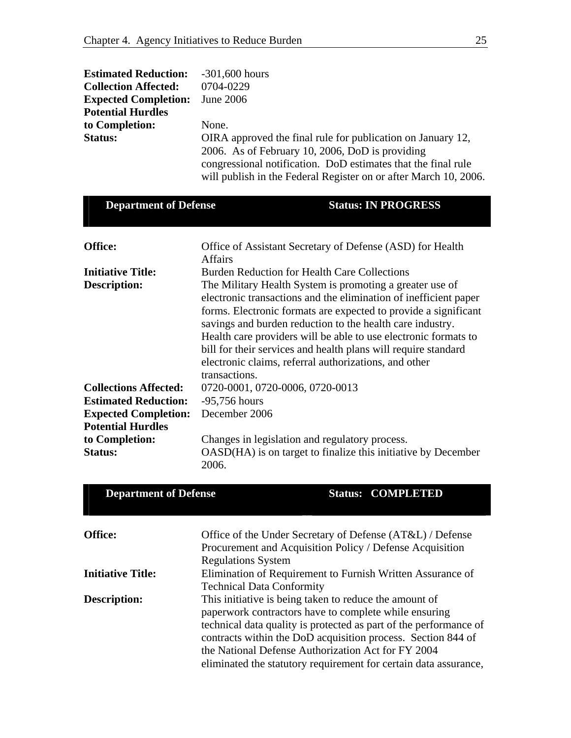**Estimated Reduction:** -301,600 hours
**Collection Affected:** 0704-0229
**Expected Completion:** June 2006
**Potential Hurdles to Completion:** None.
**Status:** OIRA approved the final rule for publication on January 12, 2006. As of February 10, 2006, DoD is providing congressional notification. DoD estimates that the final rule will publish in the Federal Register on or after March 10, 2006.

| **Department of Defense** | **Status: IN PROGRESS** |
|---|---|

**Office:** Office of Assistant Secretary of Defense (ASD) for Health Affairs
**Initiative Title:** Burden Reduction for Health Care Collections
**Description:** The Military Health System is promoting a greater use of electronic transactions and the elimination of inefficient paper forms. Electronic formats are expected to provide a significant savings and burden reduction to the health care industry. Health care providers will be able to use electronic formats to bill for their services and health plans will require standard electronic claims, referral authorizations, and other transactions.
**Collections Affected:** 0720-0001, 0720-0006, 0720-0013
**Estimated Reduction:** -95,756 hours
**Expected Completion:** December 2006
**Potential Hurdles to Completion:** Changes in legislation and regulatory process.
**Status:** OASD(HA) is on target to finalize this initiative by December 2006.

| **Department of Defense** | **Status: COMPLETED** |
|---|---|

**Office:** Office of the Under Secretary of Defense (AT&L) / Defense Procurement and Acquisition Policy / Defense Acquisition Regulations System
**Initiative Title:** Elimination of Requirement to Furnish Written Assurance of Technical Data Conformity
**Description:** This initiative is being taken to reduce the amount of paperwork contractors have to complete while ensuring technical data quality is protected as part of the performance of contracts within the DoD acquisition process. Section 844 of the National Defense Authorization Act for FY 2004 eliminated the statutory requirement for certain data assurance,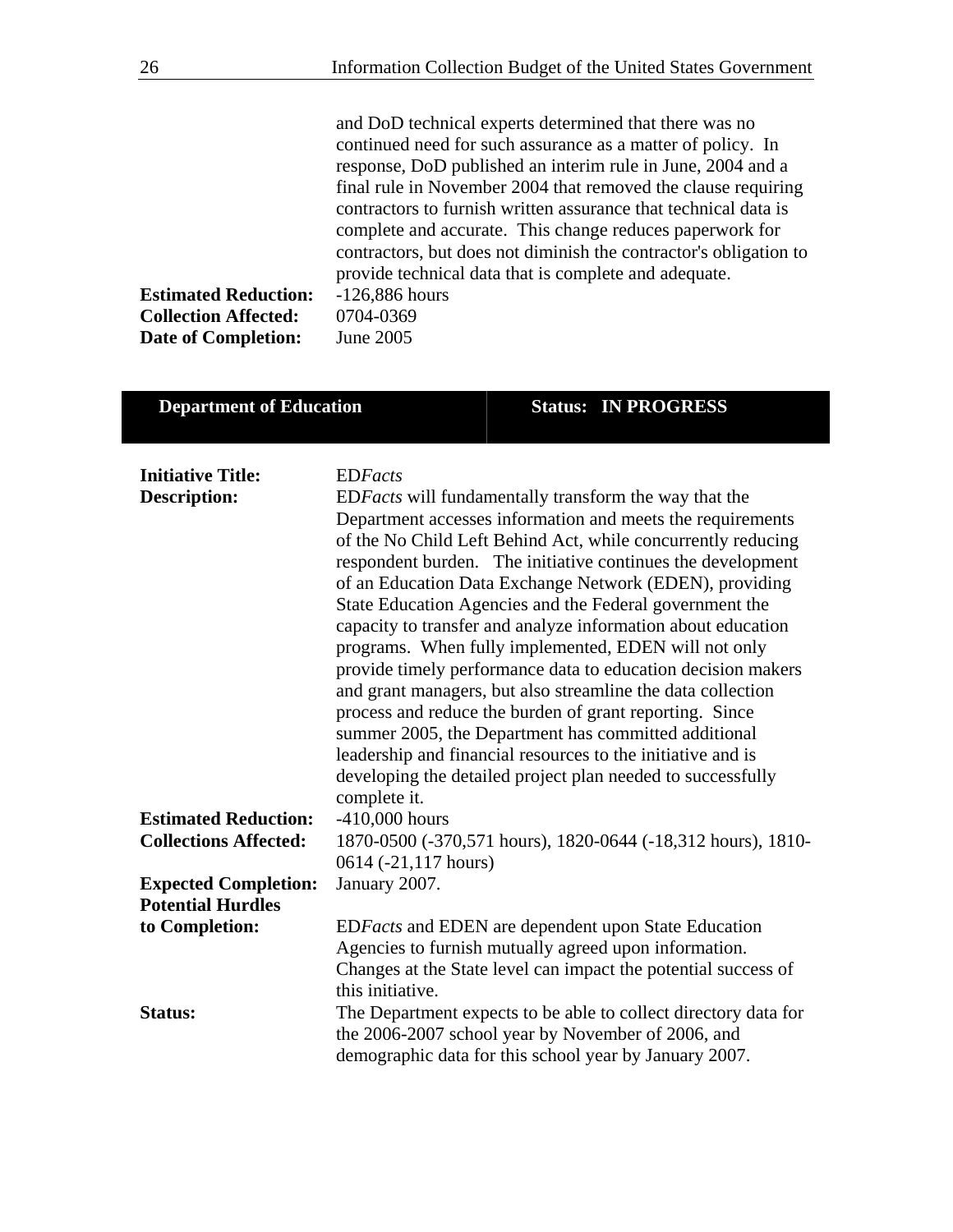and DoD technical experts determined that there was no continued need for such assurance as a matter of policy. In response, DoD published an interim rule in June, 2004 and a final rule in November 2004 that removed the clause requiring contractors to furnish written assurance that technical data is complete and accurate. This change reduces paperwork for contractors, but does not diminish the contractor's obligation to provide technical data that is complete and adequate.

**Estimated Reduction:** -126,886 hours
**Collection Affected:** 0704-0369
**Date of Completion:** June 2005

| Department of Education | Status: IN PROGRESS |
|---|---|

**Initiative Title:** ED*Facts*

**Description:** ED*Facts* will fundamentally transform the way that the Department accesses information and meets the requirements of the No Child Left Behind Act, while concurrently reducing respondent burden. The initiative continues the development of an Education Data Exchange Network (EDEN), providing State Education Agencies and the Federal government the capacity to transfer and analyze information about education programs. When fully implemented, EDEN will not only provide timely performance data to education decision makers and grant managers, but also streamline the data collection process and reduce the burden of grant reporting. Since summer 2005, the Department has committed additional leadership and financial resources to the initiative and is developing the detailed project plan needed to successfully complete it.

**Estimated Reduction:** -410,000 hours

**Collections Affected:** 1870-0500 (-370,571 hours), 1820-0644 (-18,312 hours), 1810-0614 (-21,117 hours)

**Expected Completion:** January 2007.

**Potential Hurdles to Completion:** ED*Facts* and EDEN are dependent upon State Education Agencies to furnish mutually agreed upon information. Changes at the State level can impact the potential success of this initiative.

**Status:** The Department expects to be able to collect directory data for the 2006-2007 school year by November of 2006, and demographic data for this school year by January 2007.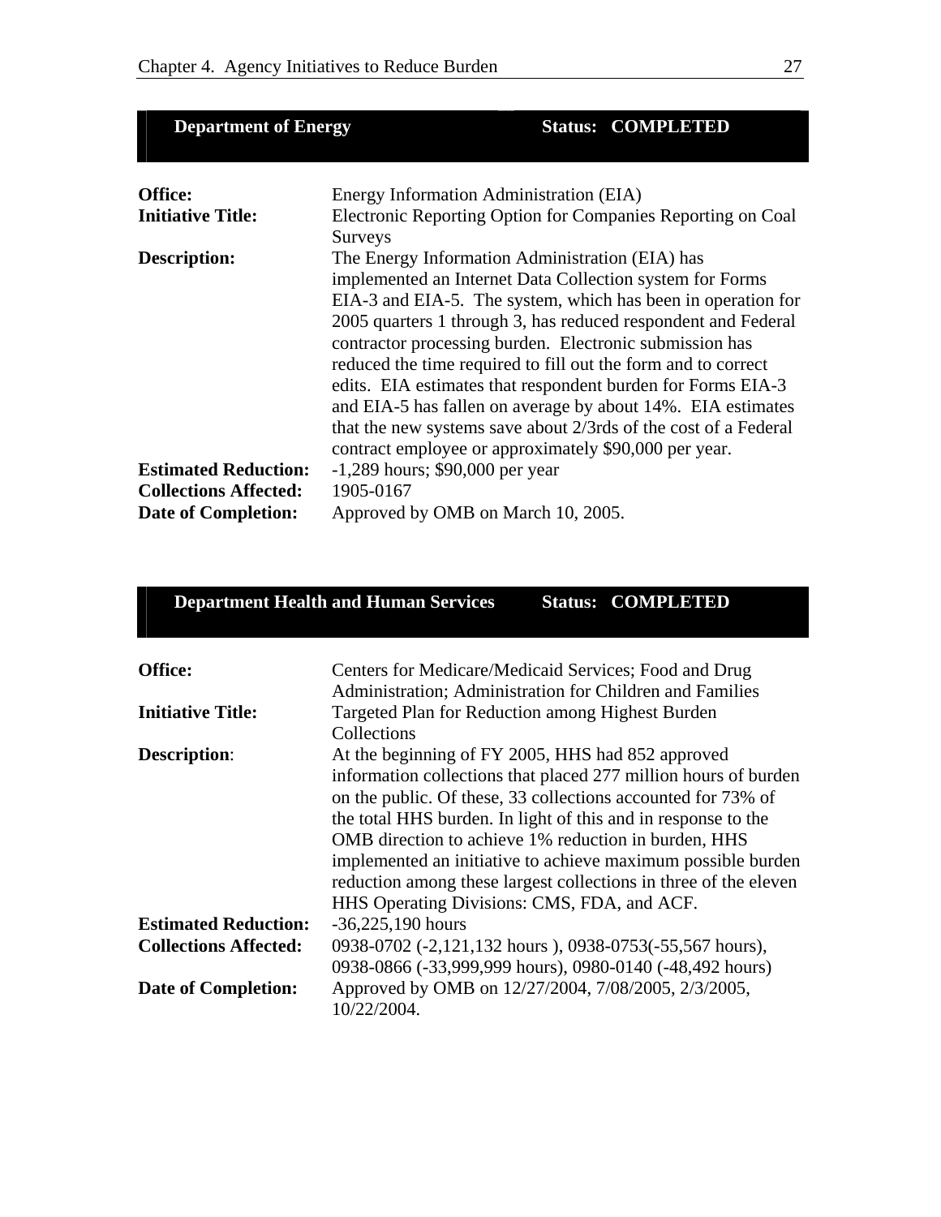| **Department of Energy** | **Status: COMPLETED** |
|---|---|
| **Office:** | Energy Information Administration (EIA) |
| **Initiative Title:** | Electronic Reporting Option for Companies Reporting on Coal Surveys |
| **Description:** | The Energy Information Administration (EIA) has implemented an Internet Data Collection system for Forms EIA-3 and EIA-5. The system, which has been in operation for 2005 quarters 1 through 3, has reduced respondent and Federal contractor processing burden. Electronic submission has reduced the time required to fill out the form and to correct edits. EIA estimates that respondent burden for Forms EIA-3 and EIA-5 has fallen on average by about 14%. EIA estimates that the new systems save about 2/3rds of the cost of a Federal contract employee or approximately $90,000 per year. |
| **Estimated Reduction:** | -1,289 hours; $90,000 per year |
| **Collections Affected:** | 1905-0167 |
| **Date of Completion:** | Approved by OMB on March 10, 2005. |

| **Department Health and Human Services** | **Status: COMPLETED** |
|---|---|
| **Office:** | Centers for Medicare/Medicaid Services; Food and Drug Administration; Administration for Children and Families |
| **Initiative Title:** | Targeted Plan for Reduction among Highest Burden Collections |
| **Description**: | At the beginning of FY 2005, HHS had 852 approved information collections that placed 277 million hours of burden on the public. Of these, 33 collections accounted for 73% of the total HHS burden. In light of this and in response to the OMB direction to achieve 1% reduction in burden, HHS implemented an initiative to achieve maximum possible burden reduction among these largest collections in three of the eleven HHS Operating Divisions: CMS, FDA, and ACF. |
| **Estimated Reduction:** | -36,225,190 hours |
| **Collections Affected:** | 0938-0702 (-2,121,132 hours ), 0938-0753(-55,567 hours), 0938-0866 (-33,999,999 hours), 0980-0140 (-48,492 hours) |
| **Date of Completion:** | Approved by OMB on 12/27/2004, 7/08/2005, 2/3/2005, 10/22/2004. |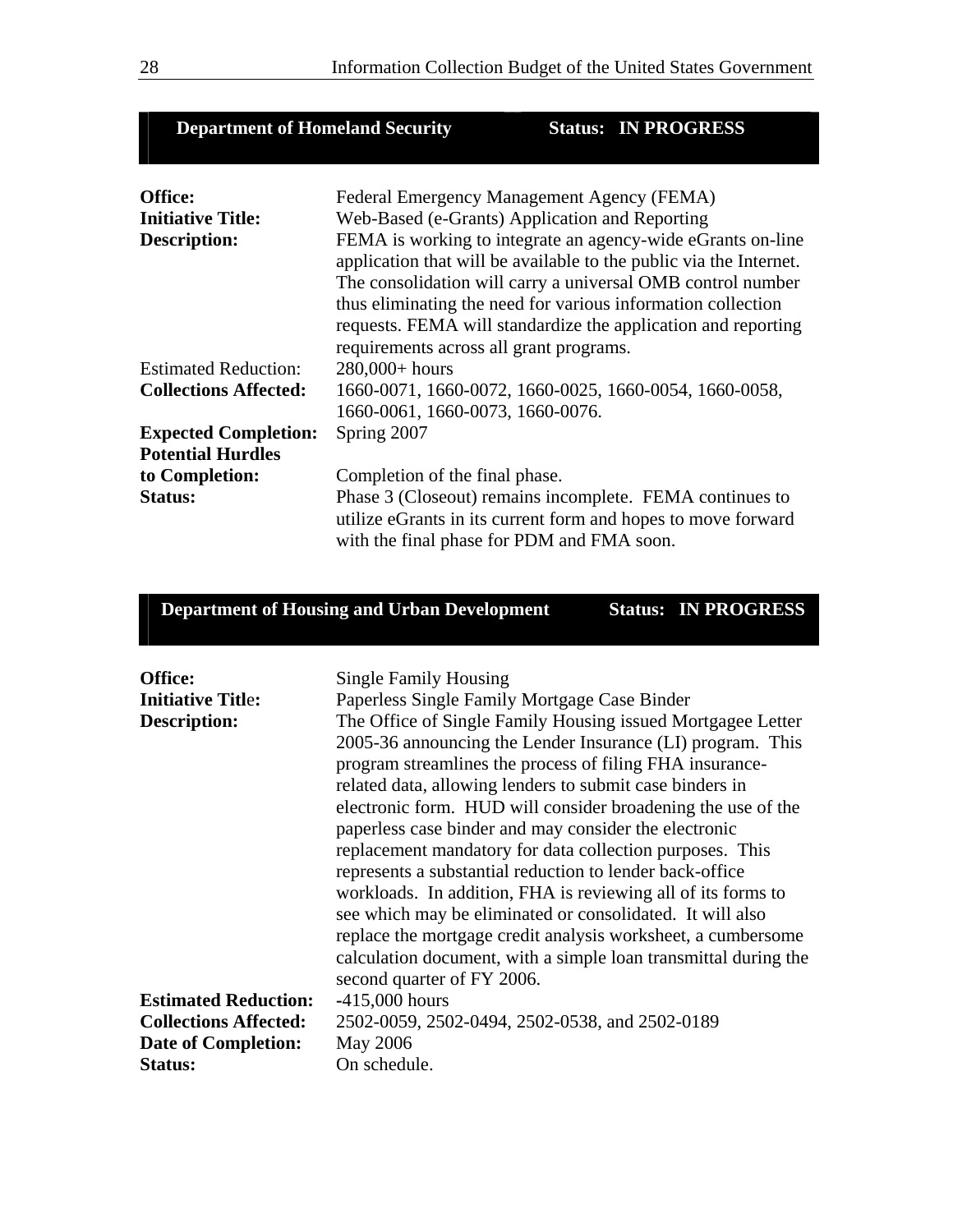## Department of Homeland Security — Status: IN PROGRESS

**Office:** Federal Emergency Management Agency (FEMA)

**Initiative Title:** Web-Based (e-Grants) Application and Reporting

**Description:** FEMA is working to integrate an agency-wide eGrants on-line application that will be available to the public via the Internet. The consolidation will carry a universal OMB control number thus eliminating the need for various information collection requests. FEMA will standardize the application and reporting requirements across all grant programs.

Estimated Reduction: 280,000+ hours

**Collections Affected:** 1660-0071, 1660-0072, 1660-0025, 1660-0054, 1660-0058, 1660-0061, 1660-0073, 1660-0076.

**Expected Completion:** Spring 2007

**Potential Hurdles to Completion:** Completion of the final phase.

**Status:** Phase 3 (Closeout) remains incomplete. FEMA continues to utilize eGrants in its current form and hopes to move forward with the final phase for PDM and FMA soon.

## Department of Housing and Urban Development — Status: IN PROGRESS

**Office:** Single Family Housing

**Initiative Title:** Paperless Single Family Mortgage Case Binder

**Description:** The Office of Single Family Housing issued Mortgagee Letter 2005-36 announcing the Lender Insurance (LI) program. This program streamlines the process of filing FHA insurance-related data, allowing lenders to submit case binders in electronic form. HUD will consider broadening the use of the paperless case binder and may consider the electronic replacement mandatory for data collection purposes. This represents a substantial reduction to lender back-office workloads. In addition, FHA is reviewing all of its forms to see which may be eliminated or consolidated. It will also replace the mortgage credit analysis worksheet, a cumbersome calculation document, with a simple loan transmittal during the second quarter of FY 2006.

**Estimated Reduction:** -415,000 hours

**Collections Affected:** 2502-0059, 2502-0494, 2502-0538, and 2502-0189

**Date of Completion:** May 2006

**Status:** On schedule.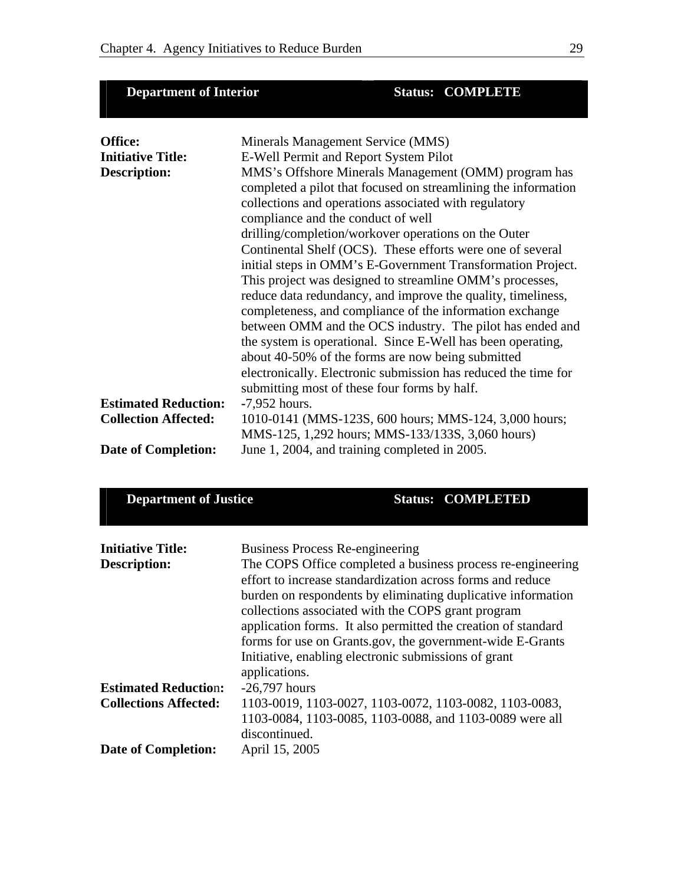## Department of Interior — Status: COMPLETE

| | |
|---|---|
| **Office:** | Minerals Management Service (MMS) |
| **Initiative Title:** | E-Well Permit and Report System Pilot |
| **Description:** | MMS's Offshore Minerals Management (OMM) program has completed a pilot that focused on streamlining the information collections and operations associated with regulatory compliance and the conduct of well drilling/completion/workover operations on the Outer Continental Shelf (OCS). These efforts were one of several initial steps in OMM's E-Government Transformation Project. This project was designed to streamline OMM's processes, reduce data redundancy, and improve the quality, timeliness, completeness, and compliance of the information exchange between OMM and the OCS industry. The pilot has ended and the system is operational. Since E-Well has been operating, about 40-50% of the forms are now being submitted electronically. Electronic submission has reduced the time for submitting most of these four forms by half. |
| **Estimated Reduction:** | -7,952 hours. |
| **Collection Affected:** | 1010-0141 (MMS-123S, 600 hours; MMS-124, 3,000 hours; MMS-125, 1,292 hours; MMS-133/133S, 3,060 hours) |
| **Date of Completion:** | June 1, 2004, and training completed in 2005. |

## Department of Justice — Status: COMPLETED

| | |
|---|---|
| **Initiative Title:** | Business Process Re-engineering |
| **Description:** | The COPS Office completed a business process re-engineering effort to increase standardization across forms and reduce burden on respondents by eliminating duplicative information collections associated with the COPS grant program application forms. It also permitted the creation of standard forms for use on Grants.gov, the government-wide E-Grants Initiative, enabling electronic submissions of grant applications. |
| **Estimated Reduction:** | -26,797 hours |
| **Collections Affected:** | 1103-0019, 1103-0027, 1103-0072, 1103-0082, 1103-0083, 1103-0084, 1103-0085, 1103-0088, and 1103-0089 were all discontinued. |
| **Date of Completion:** | April 15, 2005 |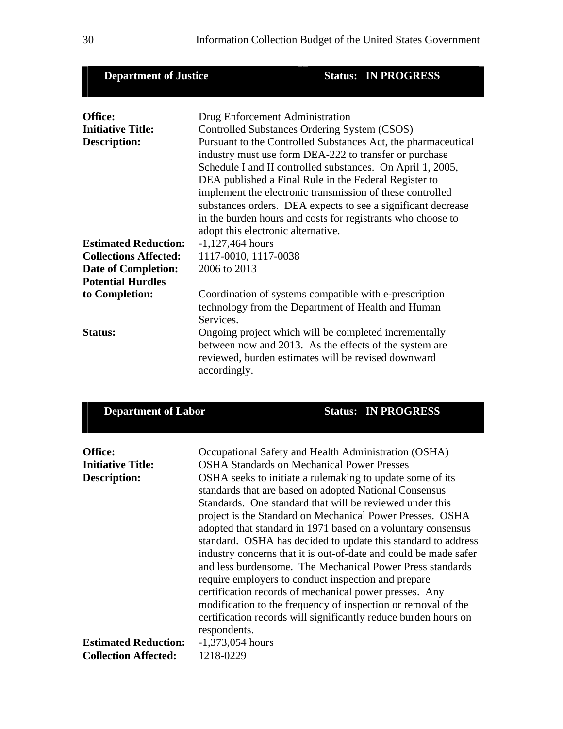## Department of Justice — Status: IN PROGRESS

**Office:** Drug Enforcement Administration

**Initiative Title:** Controlled Substances Ordering System (CSOS)

**Description:** Pursuant to the Controlled Substances Act, the pharmaceutical industry must use form DEA-222 to transfer or purchase Schedule I and II controlled substances. On April 1, 2005, DEA published a Final Rule in the Federal Register to implement the electronic transmission of these controlled substances orders. DEA expects to see a significant decrease in the burden hours and costs for registrants who choose to adopt this electronic alternative.

**Estimated Reduction:** -1,127,464 hours

**Collections Affected:** 1117-0010, 1117-0038

**Date of Completion:** 2006 to 2013

**Potential Hurdles to Completion:** Coordination of systems compatible with e-prescription technology from the Department of Health and Human Services.

**Status:** Ongoing project which will be completed incrementally between now and 2013. As the effects of the system are reviewed, burden estimates will be revised downward accordingly.

## Department of Labor — Status: IN PROGRESS

**Office:** Occupational Safety and Health Administration (OSHA)

**Initiative Title:** OSHA Standards on Mechanical Power Presses

**Description:** OSHA seeks to initiate a rulemaking to update some of its standards that are based on adopted National Consensus Standards. One standard that will be reviewed under this project is the Standard on Mechanical Power Presses. OSHA adopted that standard in 1971 based on a voluntary consensus standard. OSHA has decided to update this standard to address industry concerns that it is out-of-date and could be made safer and less burdensome. The Mechanical Power Press standards require employers to conduct inspection and prepare certification records of mechanical power presses. Any modification to the frequency of inspection or removal of the certification records will significantly reduce burden hours on respondents.

**Estimated Reduction:** -1,373,054 hours

**Collection Affected:** 1218-0229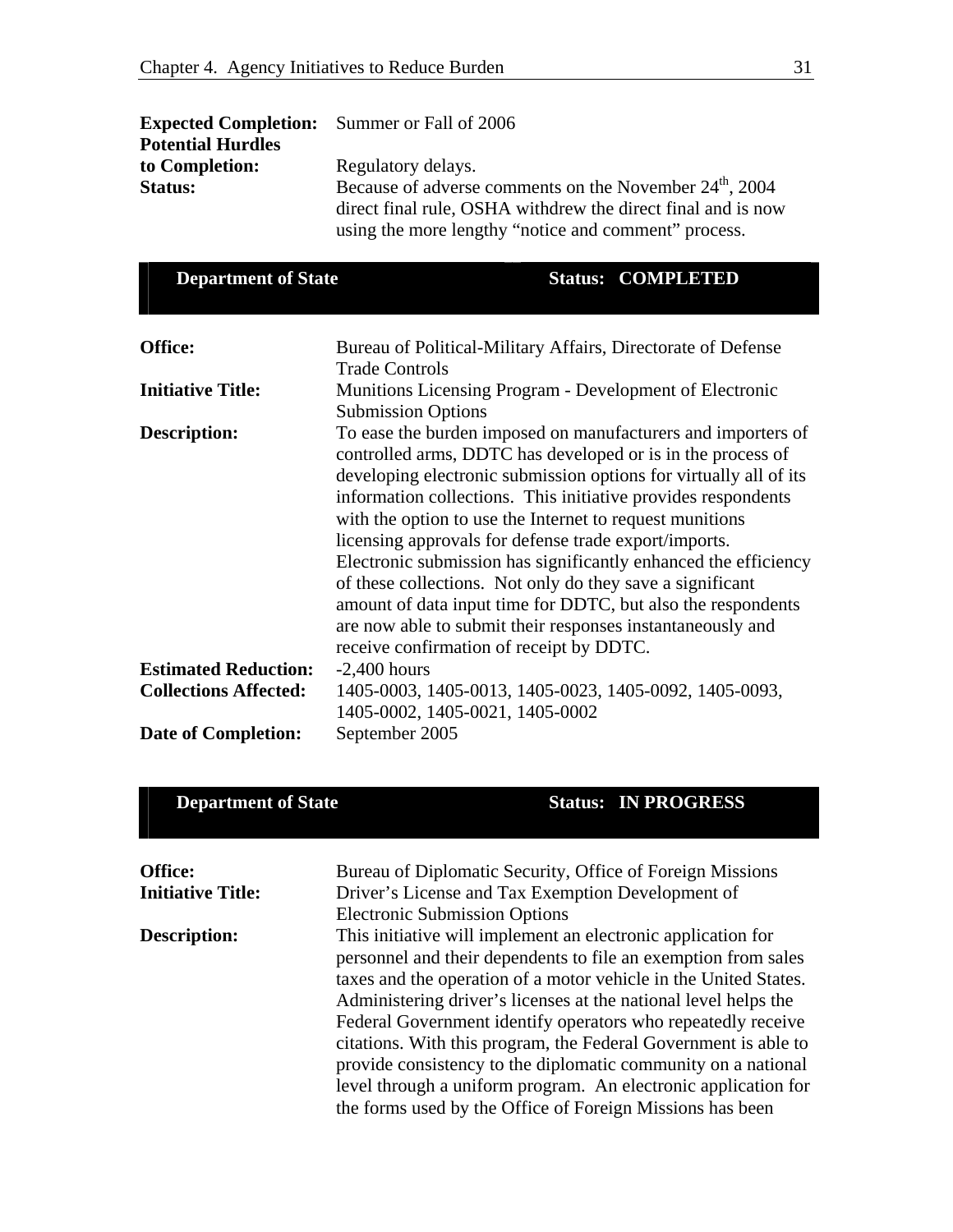**Expected Completion:** Summer or Fall of 2006

**Potential Hurdles to Completion:** Regulatory delays.

**Status:** Because of adverse comments on the November 24th, 2004 direct final rule, OSHA withdrew the direct final and is now using the more lengthy "notice and comment" process.

## Department of State — Status: COMPLETED

**Office:** Bureau of Political-Military Affairs, Directorate of Defense Trade Controls

**Initiative Title:** Munitions Licensing Program - Development of Electronic Submission Options

**Description:** To ease the burden imposed on manufacturers and importers of controlled arms, DDTC has developed or is in the process of developing electronic submission options for virtually all of its information collections. This initiative provides respondents with the option to use the Internet to request munitions licensing approvals for defense trade export/imports. Electronic submission has significantly enhanced the efficiency of these collections. Not only do they save a significant amount of data input time for DDTC, but also the respondents are now able to submit their responses instantaneously and receive confirmation of receipt by DDTC.

**Estimated Reduction:** -2,400 hours

**Collections Affected:** 1405-0003, 1405-0013, 1405-0023, 1405-0092, 1405-0093, 1405-0002, 1405-0021, 1405-0002

**Date of Completion:** September 2005

## Department of State — Status: IN PROGRESS

**Office:** Bureau of Diplomatic Security, Office of Foreign Missions

**Initiative Title:** Driver's License and Tax Exemption Development of Electronic Submission Options

**Description:** This initiative will implement an electronic application for personnel and their dependents to file an exemption from sales taxes and the operation of a motor vehicle in the United States. Administering driver's licenses at the national level helps the Federal Government identify operators who repeatedly receive citations. With this program, the Federal Government is able to provide consistency to the diplomatic community on a national level through a uniform program. An electronic application for the forms used by the Office of Foreign Missions has been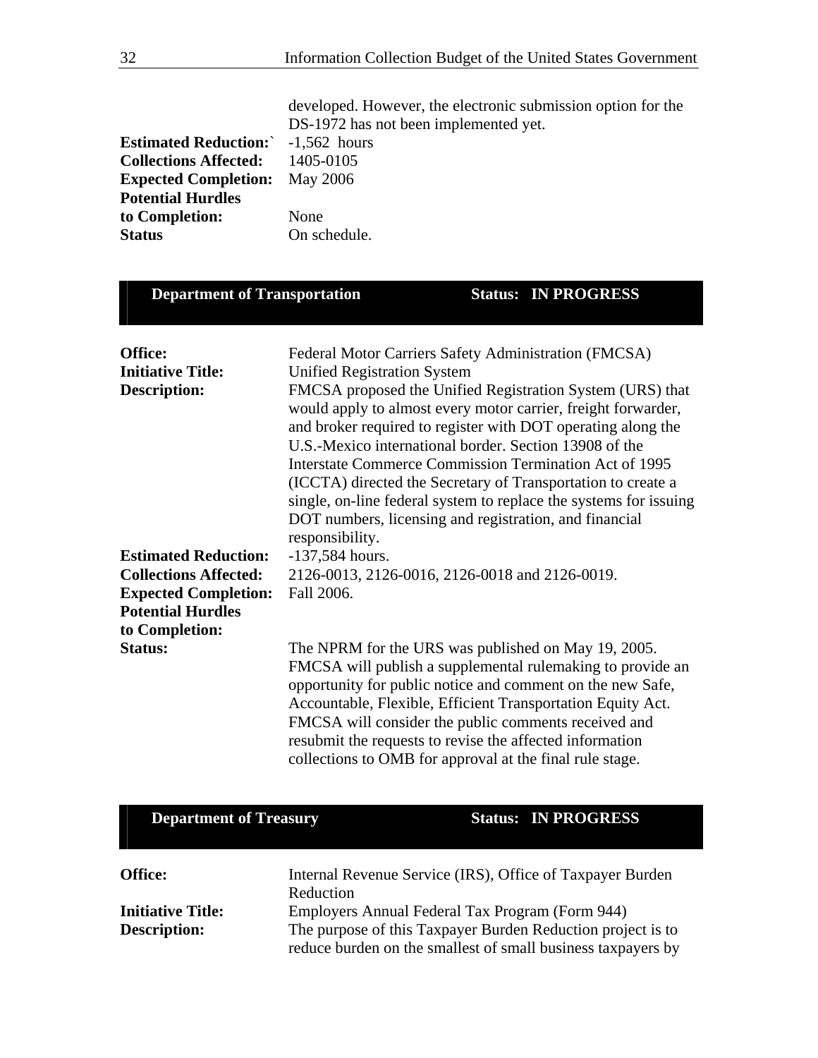developed. However, the electronic submission option for the DS-1972 has not been implemented yet.

**Estimated Reduction:**` -1,562 hours
**Collections Affected:** 1405-0105
**Expected Completion:** May 2006
**Potential Hurdles to Completion:** None
**Status** On schedule.

## Department of Transportation — Status: IN PROGRESS

**Office:** Federal Motor Carriers Safety Administration (FMCSA)

**Initiative Title:** Unified Registration System

**Description:** FMCSA proposed the Unified Registration System (URS) that would apply to almost every motor carrier, freight forwarder, and broker required to register with DOT operating along the U.S.-Mexico international border. Section 13908 of the Interstate Commerce Commission Termination Act of 1995 (ICCTA) directed the Secretary of Transportation to create a single, on-line federal system to replace the systems for issuing DOT numbers, licensing and registration, and financial responsibility.

**Estimated Reduction:** -137,584 hours.

**Collections Affected:** 2126-0013, 2126-0016, 2126-0018 and 2126-0019.

**Expected Completion:** Fall 2006.

**Potential Hurdles to Completion:**

**Status:** The NPRM for the URS was published on May 19, 2005. FMCSA will publish a supplemental rulemaking to provide an opportunity for public notice and comment on the new Safe, Accountable, Flexible, Efficient Transportation Equity Act. FMCSA will consider the public comments received and resubmit the requests to revise the affected information collections to OMB for approval at the final rule stage.

## Department of Treasury — Status: IN PROGRESS

**Office:** Internal Revenue Service (IRS), Office of Taxpayer Burden Reduction

**Initiative Title:** Employers Annual Federal Tax Program (Form 944)

**Description:** The purpose of this Taxpayer Burden Reduction project is to reduce burden on the smallest of small business taxpayers by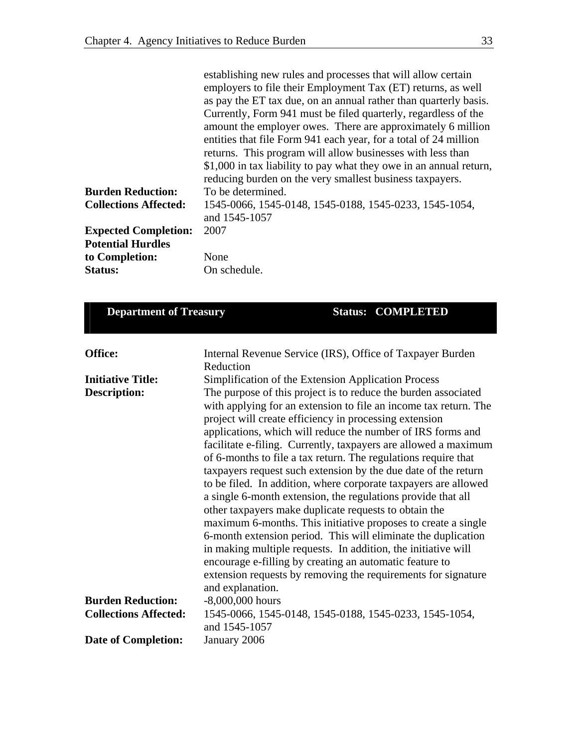establishing new rules and processes that will allow certain employers to file their Employment Tax (ET) returns, as well as pay the ET tax due, on an annual rather than quarterly basis. Currently, Form 941 must be filed quarterly, regardless of the amount the employer owes. There are approximately 6 million entities that file Form 941 each year, for a total of 24 million returns. This program will allow businesses with less than $1,000 in tax liability to pay what they owe in an annual return, reducing burden on the very smallest business taxpayers.

**Burden Reduction:** To be determined.

**Collections Affected:** 1545-0066, 1545-0148, 1545-0188, 1545-0233, 1545-1054, and 1545-1057

**Expected Completion:** 2007

**Potential Hurdles to Completion:** None

**Status:** On schedule.

## Department of Treasury — Status: COMPLETED

**Office:** Internal Revenue Service (IRS), Office of Taxpayer Burden Reduction

**Initiative Title:** Simplification of the Extension Application Process

**Description:** The purpose of this project is to reduce the burden associated with applying for an extension to file an income tax return. The project will create efficiency in processing extension applications, which will reduce the number of IRS forms and facilitate e-filing. Currently, taxpayers are allowed a maximum of 6-months to file a tax return. The regulations require that taxpayers request such extension by the due date of the return to be filed. In addition, where corporate taxpayers are allowed a single 6-month extension, the regulations provide that all other taxpayers make duplicate requests to obtain the maximum 6-months. This initiative proposes to create a single 6-month extension period. This will eliminate the duplication in making multiple requests. In addition, the initiative will encourage e-filling by creating an automatic feature to extension requests by removing the requirements for signature and explanation.

**Burden Reduction:** -8,000,000 hours

**Collections Affected:** 1545-0066, 1545-0148, 1545-0188, 1545-0233, 1545-1054, and 1545-1057

**Date of Completion:** January 2006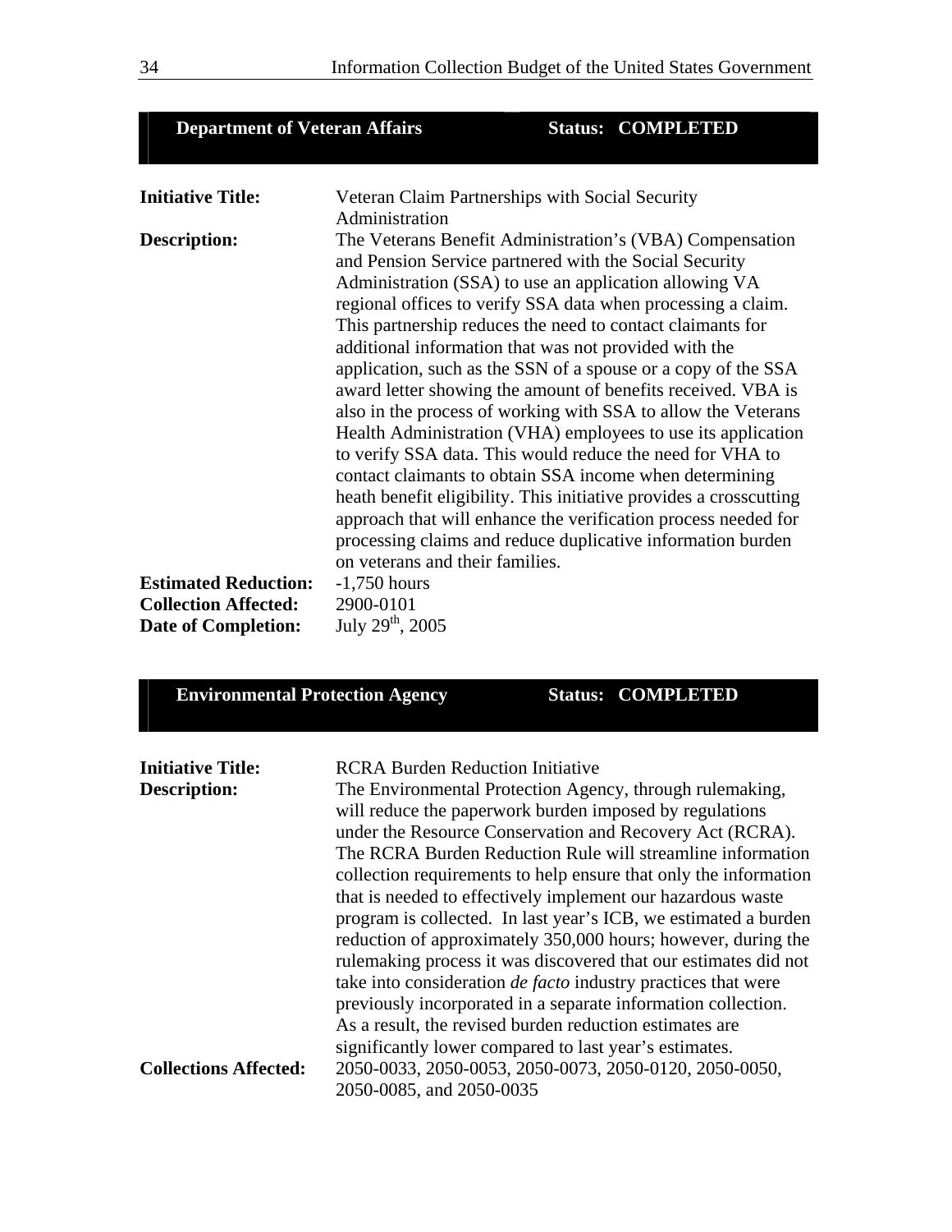## Department of Veteran Affairs — Status: COMPLETED

**Initiative Title:** Veteran Claim Partnerships with Social Security Administration

**Description:** The Veterans Benefit Administration's (VBA) Compensation and Pension Service partnered with the Social Security Administration (SSA) to use an application allowing VA regional offices to verify SSA data when processing a claim. This partnership reduces the need to contact claimants for additional information that was not provided with the application, such as the SSN of a spouse or a copy of the SSA award letter showing the amount of benefits received. VBA is also in the process of working with SSA to allow the Veterans Health Administration (VHA) employees to use its application to verify SSA data. This would reduce the need for VHA to contact claimants to obtain SSA income when determining heath benefit eligibility. This initiative provides a crosscutting approach that will enhance the verification process needed for processing claims and reduce duplicative information burden on veterans and their families.

**Estimated Reduction:** -1,750 hours

**Collection Affected:** 2900-0101

**Date of Completion:** July 29th, 2005

## Environmental Protection Agency — Status: COMPLETED

**Initiative Title:** RCRA Burden Reduction Initiative

**Description:** The Environmental Protection Agency, through rulemaking, will reduce the paperwork burden imposed by regulations under the Resource Conservation and Recovery Act (RCRA). The RCRA Burden Reduction Rule will streamline information collection requirements to help ensure that only the information that is needed to effectively implement our hazardous waste program is collected. In last year's ICB, we estimated a burden reduction of approximately 350,000 hours; however, during the rulemaking process it was discovered that our estimates did not take into consideration *de facto* industry practices that were previously incorporated in a separate information collection. As a result, the revised burden reduction estimates are significantly lower compared to last year's estimates.

**Collections Affected:** 2050-0033, 2050-0053, 2050-0073, 2050-0120, 2050-0050, 2050-0085, and 2050-0035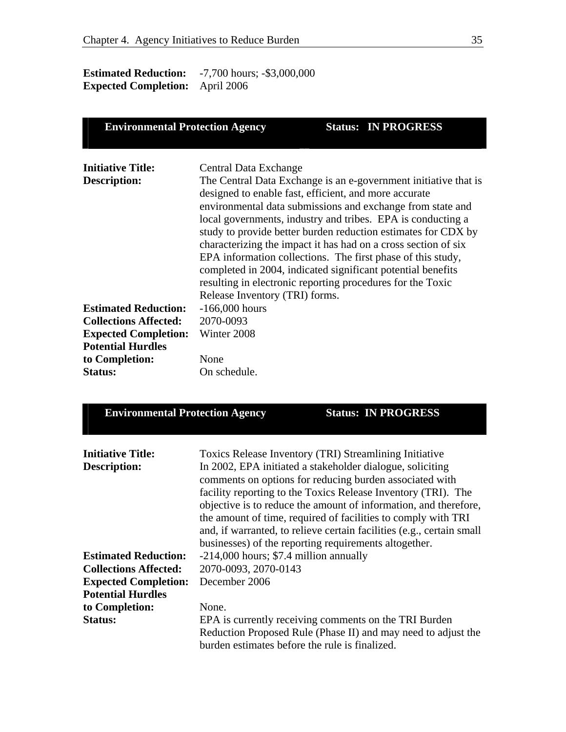**Estimated Reduction:** -7,700 hours; -$3,000,000
**Expected Completion:** April 2006

**Environmental Protection Agency** **Status: IN PROGRESS**

**Initiative Title:** Central Data Exchange

**Description:** The Central Data Exchange is an e-government initiative that is designed to enable fast, efficient, and more accurate environmental data submissions and exchange from state and local governments, industry and tribes. EPA is conducting a study to provide better burden reduction estimates for CDX by characterizing the impact it has had on a cross section of six EPA information collections. The first phase of this study, completed in 2004, indicated significant potential benefits resulting in electronic reporting procedures for the Toxic Release Inventory (TRI) forms.

**Estimated Reduction:** -166,000 hours
**Collections Affected:** 2070-0093
**Expected Completion:** Winter 2008
**Potential Hurdles to Completion:** None
**Status:** On schedule.

**Environmental Protection Agency** **Status: IN PROGRESS**

**Initiative Title:** Toxics Release Inventory (TRI) Streamlining Initiative

**Description:** In 2002, EPA initiated a stakeholder dialogue, soliciting comments on options for reducing burden associated with facility reporting to the Toxics Release Inventory (TRI). The objective is to reduce the amount of information, and therefore, the amount of time, required of facilities to comply with TRI and, if warranted, to relieve certain facilities (e.g., certain small businesses) of the reporting requirements altogether.

**Estimated Reduction:** -214,000 hours; $7.4 million annually
**Collections Affected:** 2070-0093, 2070-0143
**Expected Completion:** December 2006
**Potential Hurdles to Completion:** None.
**Status:** EPA is currently receiving comments on the TRI Burden Reduction Proposed Rule (Phase II) and may need to adjust the burden estimates before the rule is finalized.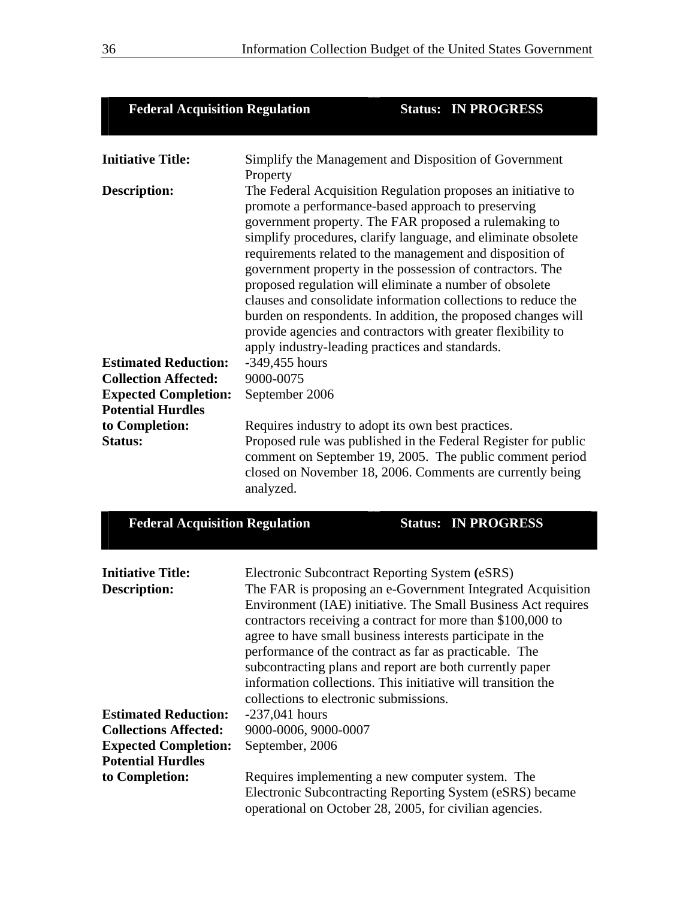## Federal Acquisition Regulation — Status: IN PROGRESS

**Initiative Title:** Simplify the Management and Disposition of Government Property

**Description:** The Federal Acquisition Regulation proposes an initiative to promote a performance-based approach to preserving government property. The FAR proposed a rulemaking to simplify procedures, clarify language, and eliminate obsolete requirements related to the management and disposition of government property in the possession of contractors. The proposed regulation will eliminate a number of obsolete clauses and consolidate information collections to reduce the burden on respondents. In addition, the proposed changes will provide agencies and contractors with greater flexibility to apply industry-leading practices and standards.

**Estimated Reduction:** -349,455 hours

**Collection Affected:** 9000-0075

**Expected Completion:** September 2006

**Potential Hurdles to Completion:** Requires industry to adopt its own best practices.

**Status:** Proposed rule was published in the Federal Register for public comment on September 19, 2005. The public comment period closed on November 18, 2006. Comments are currently being analyzed.

## Federal Acquisition Regulation — Status: IN PROGRESS

**Initiative Title:** Electronic Subcontract Reporting System **(**eSRS)

**Description:** The FAR is proposing an e-Government Integrated Acquisition Environment (IAE) initiative. The Small Business Act requires contractors receiving a contract for more than $100,000 to agree to have small business interests participate in the performance of the contract as far as practicable. The subcontracting plans and report are both currently paper information collections. This initiative will transition the collections to electronic submissions.

**Estimated Reduction:** -237,041 hours

**Collections Affected:** 9000-0006, 9000-0007

**Expected Completion:** September, 2006

**Potential Hurdles to Completion:** Requires implementing a new computer system. The Electronic Subcontracting Reporting System (eSRS) became operational on October 28, 2005, for civilian agencies.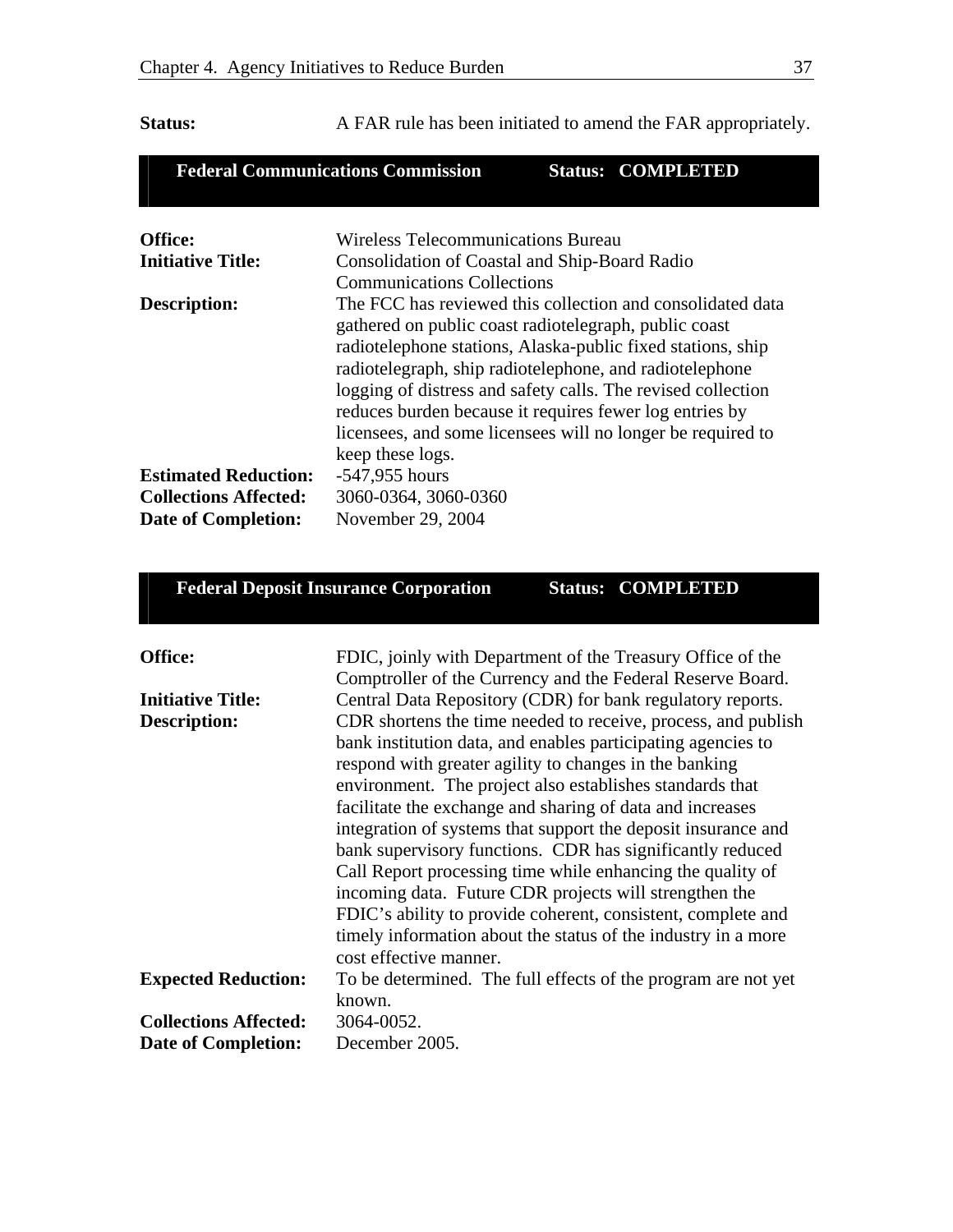**Status:** A FAR rule has been initiated to amend the FAR appropriately.

### Federal Communications Commission — Status: COMPLETED

| | |
|---|---|
| **Office:** | Wireless Telecommunications Bureau |
| **Initiative Title:** | Consolidation of Coastal and Ship-Board Radio Communications Collections |
| **Description:** | The FCC has reviewed this collection and consolidated data gathered on public coast radiotelegraph, public coast radiotelephone stations, Alaska-public fixed stations, ship radiotelegraph, ship radiotelephone, and radiotelephone logging of distress and safety calls. The revised collection reduces burden because it requires fewer log entries by licensees, and some licensees will no longer be required to keep these logs. |
| **Estimated Reduction:** | -547,955 hours |
| **Collections Affected:** | 3060-0364, 3060-0360 |
| **Date of Completion:** | November 29, 2004 |

### Federal Deposit Insurance Corporation — Status: COMPLETED

| | |
|---|---|
| **Office:** | FDIC, joinly with Department of the Treasury Office of the Comptroller of the Currency and the Federal Reserve Board. |
| **Initiative Title:** | Central Data Repository (CDR) for bank regulatory reports. |
| **Description:** | CDR shortens the time needed to receive, process, and publish bank institution data, and enables participating agencies to respond with greater agility to changes in the banking environment. The project also establishes standards that facilitate the exchange and sharing of data and increases integration of systems that support the deposit insurance and bank supervisory functions. CDR has significantly reduced Call Report processing time while enhancing the quality of incoming data. Future CDR projects will strengthen the FDIC's ability to provide coherent, consistent, complete and timely information about the status of the industry in a more cost effective manner. |
| **Expected Reduction:** | To be determined. The full effects of the program are not yet known. |
| **Collections Affected:** | 3064-0052. |
| **Date of Completion:** | December 2005. |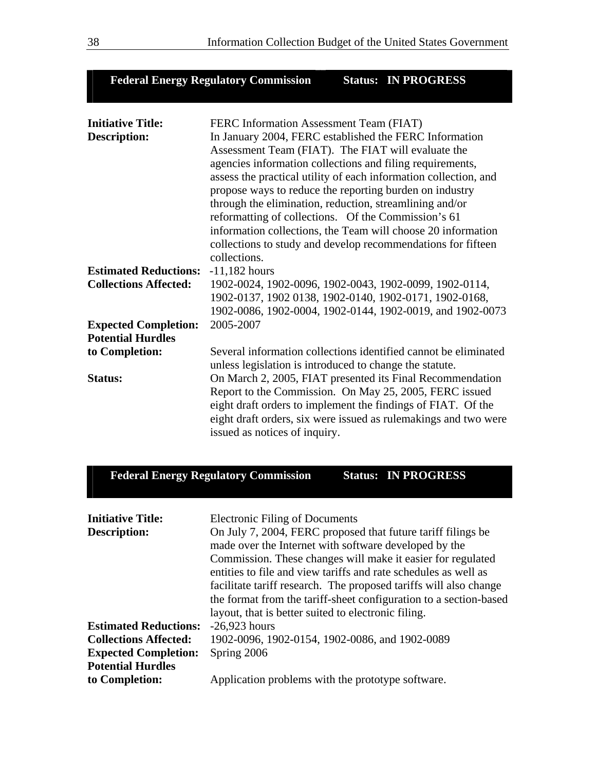## Federal Energy Regulatory Commission    Status: IN PROGRESS

**Initiative Title:** FERC Information Assessment Team (FIAT)

**Description:** In January 2004, FERC established the FERC Information Assessment Team (FIAT). The FIAT will evaluate the agencies information collections and filing requirements, assess the practical utility of each information collection, and propose ways to reduce the reporting burden on industry through the elimination, reduction, streamlining and/or reformatting of collections. Of the Commission's 61 information collections, the Team will choose 20 information collections to study and develop recommendations for fifteen collections.

**Estimated Reductions:** -11,182 hours

**Collections Affected:** 1902-0024, 1902-0096, 1902-0043, 1902-0099, 1902-0114, 1902-0137, 1902 0138, 1902-0140, 1902-0171, 1902-0168, 1902-0086, 1902-0004, 1902-0144, 1902-0019, and 1902-0073

**Expected Completion:** 2005-2007

**Potential Hurdles to Completion:** Several information collections identified cannot be eliminated unless legislation is introduced to change the statute.

**Status:** On March 2, 2005, FIAT presented its Final Recommendation Report to the Commission. On May 25, 2005, FERC issued eight draft orders to implement the findings of FIAT. Of the eight draft orders, six were issued as rulemakings and two were issued as notices of inquiry.

## Federal Energy Regulatory Commission    Status: IN PROGRESS

**Initiative Title:** Electronic Filing of Documents

**Description:** On July 7, 2004, FERC proposed that future tariff filings be made over the Internet with software developed by the Commission. These changes will make it easier for regulated entities to file and view tariffs and rate schedules as well as facilitate tariff research. The proposed tariffs will also change the format from the tariff-sheet configuration to a section-based layout, that is better suited to electronic filing.

**Estimated Reductions:** -26,923 hours

**Collections Affected:** 1902-0096, 1902-0154, 1902-0086, and 1902-0089

**Expected Completion:** Spring 2006

**Potential Hurdles to Completion:** Application problems with the prototype software.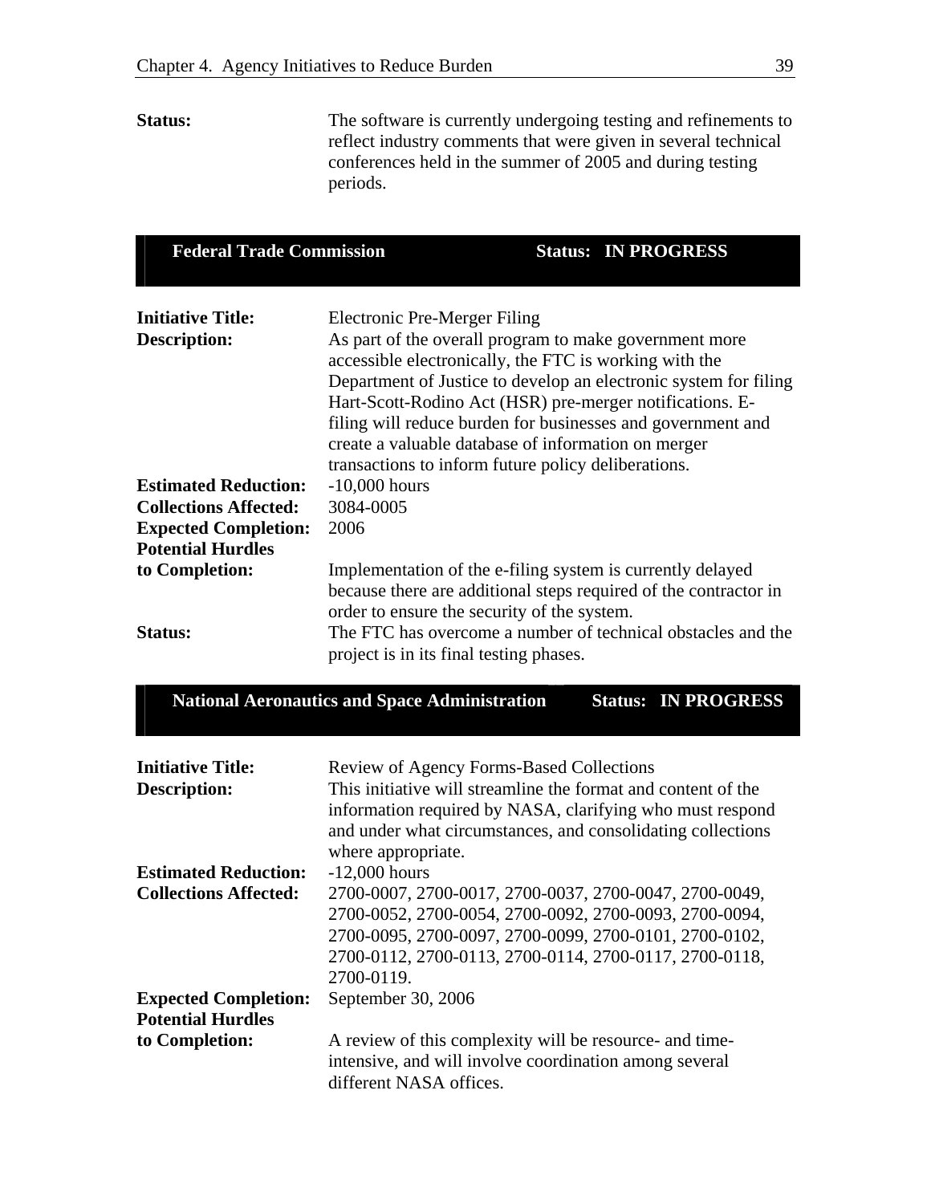**Status:** The software is currently undergoing testing and refinements to reflect industry comments that were given in several technical conferences held in the summer of 2005 and during testing periods.

## Federal Trade Commission — Status: IN PROGRESS

**Initiative Title:** Electronic Pre-Merger Filing

**Description:** As part of the overall program to make government more accessible electronically, the FTC is working with the Department of Justice to develop an electronic system for filing Hart-Scott-Rodino Act (HSR) pre-merger notifications. E-filing will reduce burden for businesses and government and create a valuable database of information on merger transactions to inform future policy deliberations.

**Estimated Reduction:** -10,000 hours

**Collections Affected:** 3084-0005

**Expected Completion:** 2006

**Potential Hurdles to Completion:** Implementation of the e-filing system is currently delayed because there are additional steps required of the contractor in order to ensure the security of the system.

**Status:** The FTC has overcome a number of technical obstacles and the project is in its final testing phases.

## National Aeronautics and Space Administration — Status: IN PROGRESS

**Initiative Title:** Review of Agency Forms-Based Collections

**Description:** This initiative will streamline the format and content of the information required by NASA, clarifying who must respond and under what circumstances, and consolidating collections where appropriate.

**Estimated Reduction:** -12,000 hours

**Collections Affected:** 2700-0007, 2700-0017, 2700-0037, 2700-0047, 2700-0049, 2700-0052, 2700-0054, 2700-0092, 2700-0093, 2700-0094, 2700-0095, 2700-0097, 2700-0099, 2700-0101, 2700-0102, 2700-0112, 2700-0113, 2700-0114, 2700-0117, 2700-0118, 2700-0119.

**Expected Completion:** September 30, 2006

**Potential Hurdles to Completion:** A review of this complexity will be resource- and time-intensive, and will involve coordination among several different NASA offices.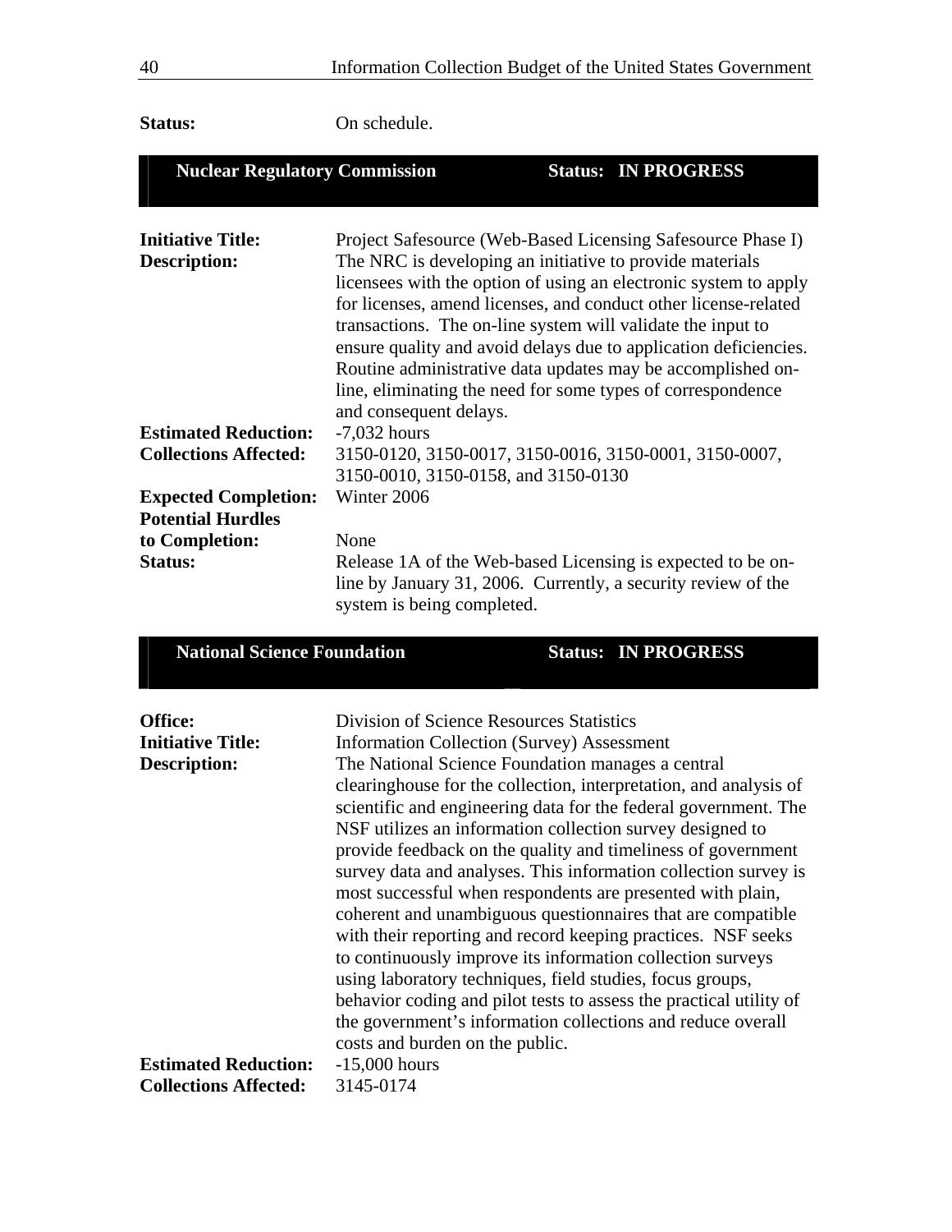**Status:** On schedule.

**Nuclear Regulatory Commission** **Status: IN PROGRESS**

**Initiative Title:** Project Safesource (Web-Based Licensing Safesource Phase I)

**Description:** The NRC is developing an initiative to provide materials licensees with the option of using an electronic system to apply for licenses, amend licenses, and conduct other license-related transactions. The on-line system will validate the input to ensure quality and avoid delays due to application deficiencies. Routine administrative data updates may be accomplished on-line, eliminating the need for some types of correspondence and consequent delays.

**Estimated Reduction:** -7,032 hours

**Collections Affected:** 3150-0120, 3150-0017, 3150-0016, 3150-0001, 3150-0007, 3150-0010, 3150-0158, and 3150-0130

**Expected Completion:** Winter 2006

**Potential Hurdles to Completion:** None

**Status:** Release 1A of the Web-based Licensing is expected to be on-line by January 31, 2006. Currently, a security review of the system is being completed.

**National Science Foundation** **Status: IN PROGRESS**

**Office:** Division of Science Resources Statistics

**Initiative Title:** Information Collection (Survey) Assessment

**Description:** The National Science Foundation manages a central clearinghouse for the collection, interpretation, and analysis of scientific and engineering data for the federal government. The NSF utilizes an information collection survey designed to provide feedback on the quality and timeliness of government survey data and analyses. This information collection survey is most successful when respondents are presented with plain, coherent and unambiguous questionnaires that are compatible with their reporting and record keeping practices. NSF seeks to continuously improve its information collection surveys using laboratory techniques, field studies, focus groups, behavior coding and pilot tests to assess the practical utility of the government's information collections and reduce overall costs and burden on the public.

**Estimated Reduction:** -15,000 hours

**Collections Affected:** 3145-0174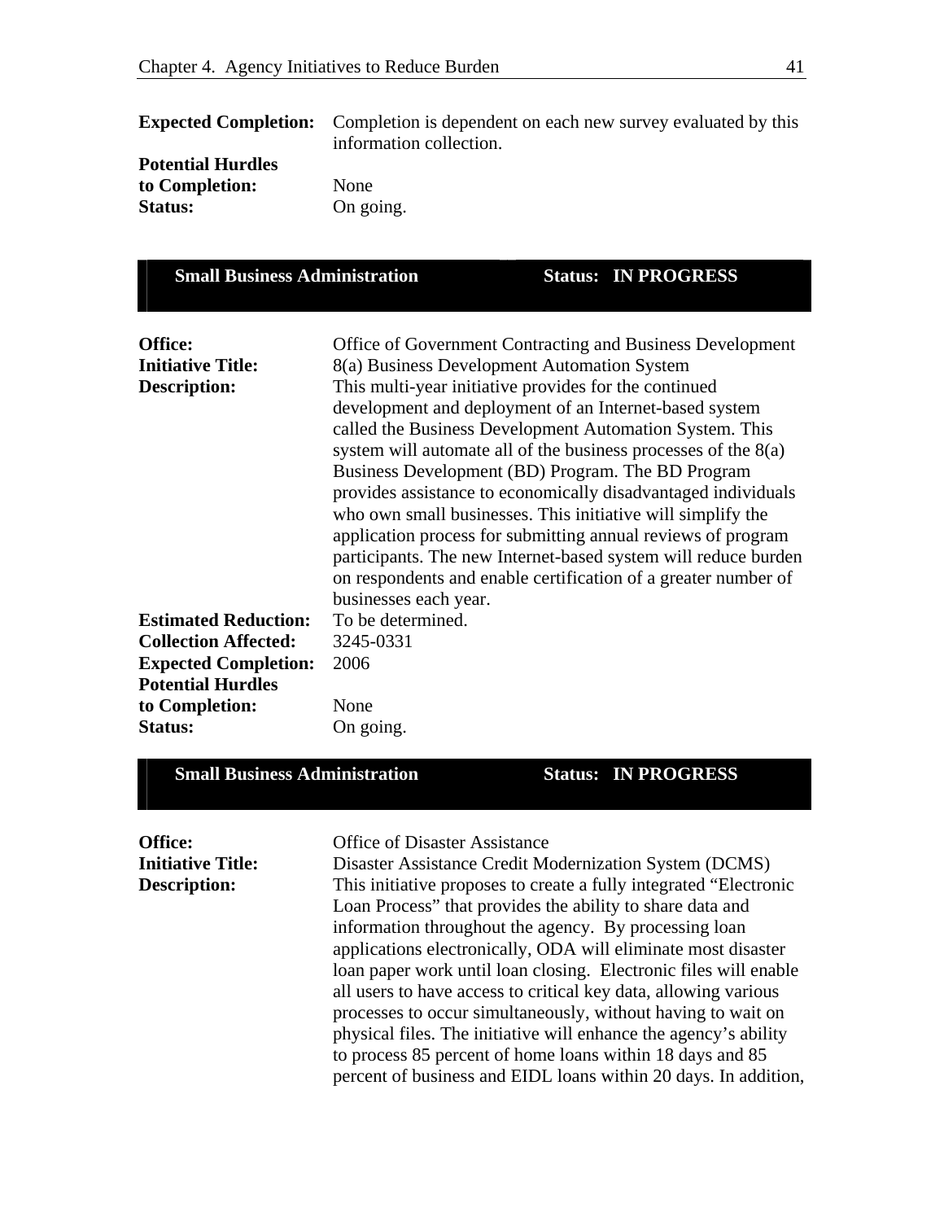**Expected Completion:** Completion is dependent on each new survey evaluated by this information collection.

**Potential Hurdles to Completion:** None

**Status:** On going.

**Small Business Administration** **Status: IN PROGRESS**

**Office:** Office of Government Contracting and Business Development

**Initiative Title:** 8(a) Business Development Automation System

**Description:** This multi-year initiative provides for the continued development and deployment of an Internet-based system called the Business Development Automation System. This system will automate all of the business processes of the 8(a) Business Development (BD) Program. The BD Program provides assistance to economically disadvantaged individuals who own small businesses. This initiative will simplify the application process for submitting annual reviews of program participants. The new Internet-based system will reduce burden on respondents and enable certification of a greater number of businesses each year.

**Estimated Reduction:** To be determined.

**Collection Affected:** 3245-0331

**Expected Completion:** 2006

**Potential Hurdles to Completion:** None

**Status:** On going.

**Small Business Administration** **Status: IN PROGRESS**

**Office:** Office of Disaster Assistance

**Initiative Title:** Disaster Assistance Credit Modernization System (DCMS)

**Description:** This initiative proposes to create a fully integrated "Electronic Loan Process" that provides the ability to share data and information throughout the agency. By processing loan applications electronically, ODA will eliminate most disaster loan paper work until loan closing. Electronic files will enable all users to have access to critical key data, allowing various processes to occur simultaneously, without having to wait on physical files. The initiative will enhance the agency's ability to process 85 percent of home loans within 18 days and 85 percent of business and EIDL loans within 20 days. In addition,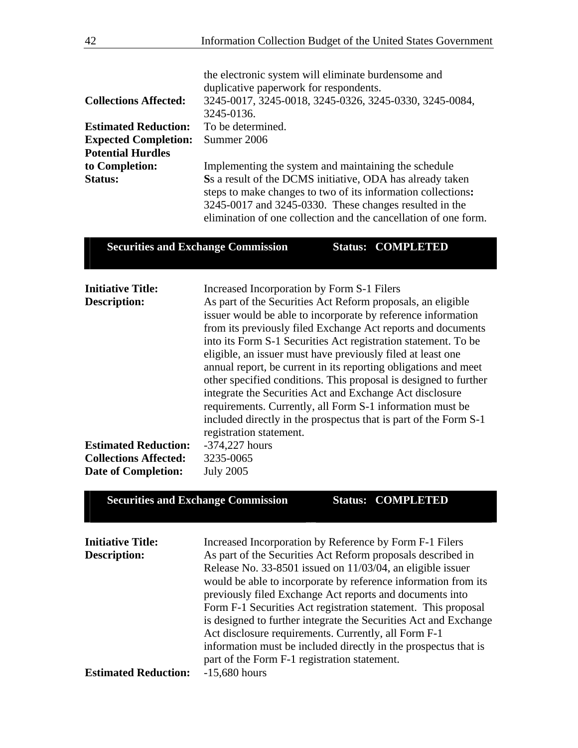the electronic system will eliminate burdensome and duplicative paperwork for respondents.

**Collections Affected:** 3245-0017, 3245-0018, 3245-0326, 3245-0330, 3245-0084, 3245-0136.

**Estimated Reduction:** To be determined.

**Expected Completion:** Summer 2006

**Potential Hurdles to Completion:** Implementing the system and maintaining the schedule

**Status:** **S**s a result of the DCMS initiative, ODA has already taken steps to make changes to two of its information collections**:** 3245-0017 and 3245-0330. These changes resulted in the elimination of one collection and the cancellation of one form.

## Securities and Exchange Commission — Status: COMPLETED

**Initiative Title:** Increased Incorporation by Form S-1 Filers

**Description:** As part of the Securities Act Reform proposals, an eligible issuer would be able to incorporate by reference information from its previously filed Exchange Act reports and documents into its Form S-1 Securities Act registration statement. To be eligible, an issuer must have previously filed at least one annual report, be current in its reporting obligations and meet other specified conditions. This proposal is designed to further integrate the Securities Act and Exchange Act disclosure requirements. Currently, all Form S-1 information must be included directly in the prospectus that is part of the Form S-1 registration statement.

**Estimated Reduction:** -374,227 hours

**Collections Affected:** 3235-0065

**Date of Completion:** July 2005

## Securities and Exchange Commission — Status: COMPLETED

**Initiative Title:** Increased Incorporation by Reference by Form F-1 Filers

**Description:** As part of the Securities Act Reform proposals described in Release No. 33-8501 issued on 11/03/04, an eligible issuer would be able to incorporate by reference information from its previously filed Exchange Act reports and documents into Form F-1 Securities Act registration statement. This proposal is designed to further integrate the Securities Act and Exchange Act disclosure requirements. Currently, all Form F-1 information must be included directly in the prospectus that is part of the Form F-1 registration statement.

**Estimated Reduction:** -15,680 hours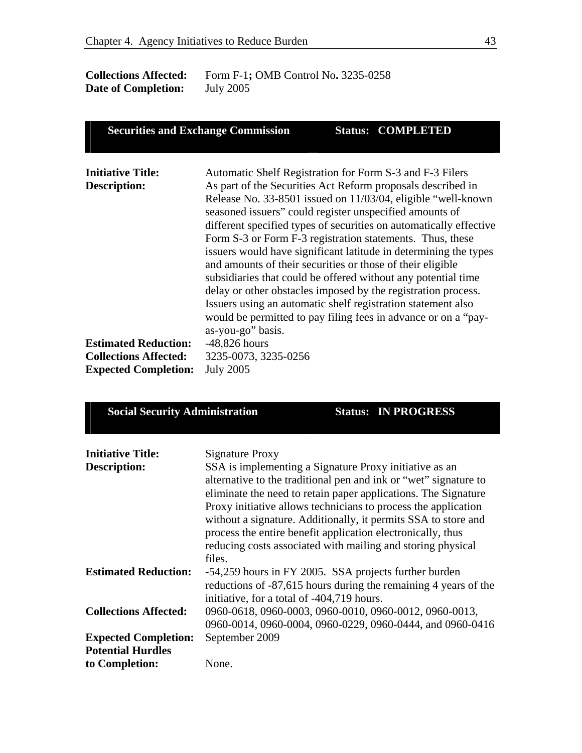**Collections Affected:** Form F-1**;** OMB Control No**.** 3235-0258
**Date of Completion:** July 2005

| **Securities and Exchange Commission** | **Status: COMPLETED** |
|---|---|

**Initiative Title:** Automatic Shelf Registration for Form S-3 and F-3 Filers

**Description:** As part of the Securities Act Reform proposals described in Release No. 33-8501 issued on 11/03/04, eligible "well-known seasoned issuers" could register unspecified amounts of different specified types of securities on automatically effective Form S-3 or Form F-3 registration statements. Thus, these issuers would have significant latitude in determining the types and amounts of their securities or those of their eligible subsidiaries that could be offered without any potential time delay or other obstacles imposed by the registration process. Issuers using an automatic shelf registration statement also would be permitted to pay filing fees in advance or on a "pay-as-you-go" basis.

**Estimated Reduction:** -48,826 hours

**Collections Affected:** 3235-0073, 3235-0256

**Expected Completion:** July 2005

| **Social Security Administration** | **Status: IN PROGRESS** |
|---|---|

**Initiative Title:** Signature Proxy

**Description:** SSA is implementing a Signature Proxy initiative as an alternative to the traditional pen and ink or "wet" signature to eliminate the need to retain paper applications. The Signature Proxy initiative allows technicians to process the application without a signature. Additionally, it permits SSA to store and process the entire benefit application electronically, thus reducing costs associated with mailing and storing physical files.

**Estimated Reduction:** -54,259 hours in FY 2005. SSA projects further burden reductions of -87,615 hours during the remaining 4 years of the initiative, for a total of -404,719 hours.

**Collections Affected:** 0960-0618, 0960-0003, 0960-0010, 0960-0012, 0960-0013, 0960-0014, 0960-0004, 0960-0229, 0960-0444, and 0960-0416

**Expected Completion:** September 2009

**Potential Hurdles to Completion:** None.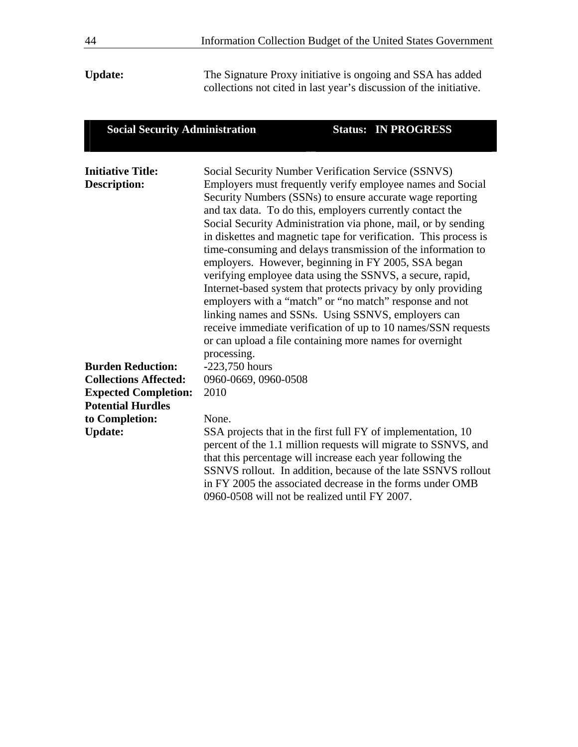**Update:** The Signature Proxy initiative is ongoing and SSA has added collections not cited in last year's discussion of the initiative.

| **Social Security Administration** | **Status: IN PROGRESS** |
|---|---|

| | |
|---|---|
| **Initiative Title:** | Social Security Number Verification Service (SSNVS) |
| **Description:** | Employers must frequently verify employee names and Social Security Numbers (SSNs) to ensure accurate wage reporting and tax data. To do this, employers currently contact the Social Security Administration via phone, mail, or by sending in diskettes and magnetic tape for verification. This process is time-consuming and delays transmission of the information to employers. However, beginning in FY 2005, SSA began verifying employee data using the SSNVS, a secure, rapid, Internet-based system that protects privacy by only providing employers with a "match" or "no match" response and not linking names and SSNs. Using SSNVS, employers can receive immediate verification of up to 10 names/SSN requests or can upload a file containing more names for overnight processing. |
| **Burden Reduction:** | -223,750 hours |
| **Collections Affected:** | 0960-0669, 0960-0508 |
| **Expected Completion:** | 2010 |
| **Potential Hurdles to Completion:** | None. |
| **Update:** | SSA projects that in the first full FY of implementation, 10 percent of the 1.1 million requests will migrate to SSNVS, and that this percentage will increase each year following the SSNVS rollout. In addition, because of the late SSNVS rollout in FY 2005 the associated decrease in the forms under OMB 0960-0508 will not be realized until FY 2007. |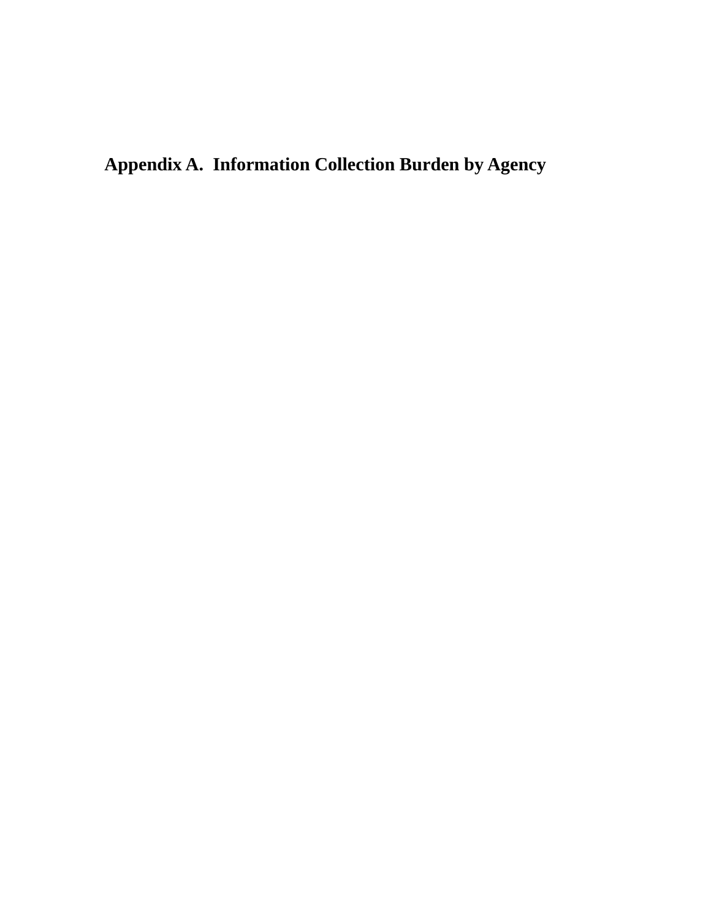# Appendix A. Information Collection Burden by Agency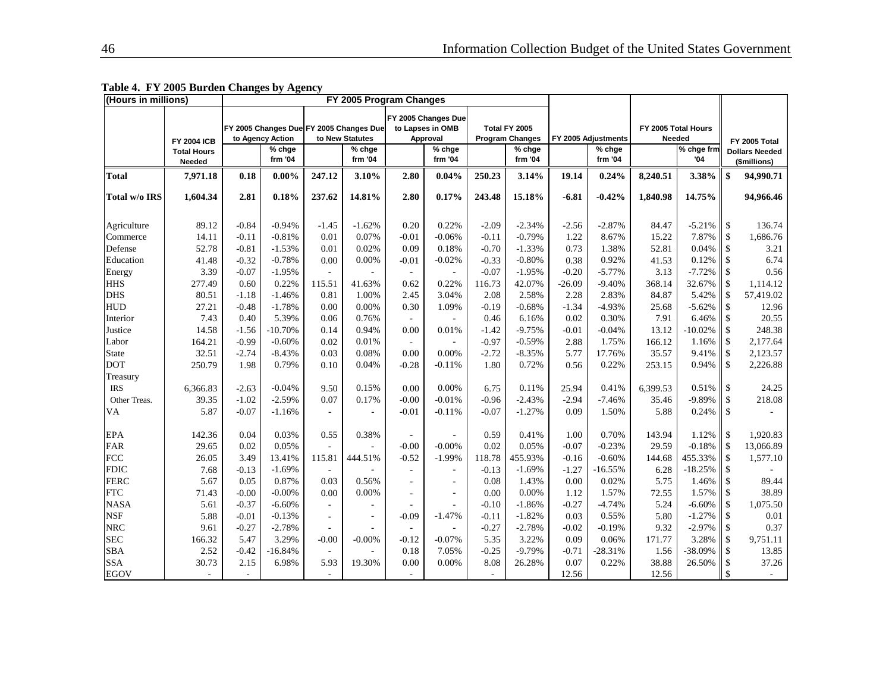**Table 4. FY 2005 Burden Changes by Agency**

| (Hours in millions) | | FY 2005 Program Changes | | | | | | | | | | | | |
|---|---|---|---|---|---|---|---|---|---|---|---|---|---|---|
| | FY 2004 ICB Total Hours Needed | FY 2005 Changes Due to Agency Action | | FY 2005 Changes Due to New Statutes | | FY 2005 Changes Due to Lapses in OMB Approval | | Total FY 2005 Program Changes | | FY 2005 Adjustments | | FY 2005 Total Hours Needed | | FY 2005 Total Dollars Needed ($millions) |
| | | | % chge frm '04 | | % chge frm '04 | | % chge frm '04 | | % chge frm '04 | | % chge frm '04 | | % chge frm '04 | |
| **Total** | **7,971.18** | **0.18** | **0.00%** | **247.12** | **3.10%** | **2.80** | **0.04%** | **250.23** | **3.14%** | **19.14** | **0.24%** | **8,240.51** | **3.38%** | **$ 94,990.71** |
| **Total w/o IRS** | **1,604.34** | **2.81** | **0.18%** | **237.62** | **14.81%** | **2.80** | **0.17%** | **243.48** | **15.18%** | **-6.81** | **-0.42%** | **1,840.98** | **14.75%** | **94,966.46** |
| Agriculture | 89.12 | -0.84 | -0.94% | -1.45 | -1.62% | 0.20 | 0.22% | -2.09 | -2.34% | -2.56 | -2.87% | 84.47 | -5.21% | $ 136.74 |
| Commerce | 14.11 | -0.11 | -0.81% | 0.01 | 0.07% | -0.01 | -0.06% | -0.11 | -0.79% | 1.22 | 8.67% | 15.22 | 7.87% | $ 1,686.76 |
| Defense | 52.78 | -0.81 | -1.53% | 0.01 | 0.02% | 0.09 | 0.18% | -0.70 | -1.33% | 0.73 | 1.38% | 52.81 | 0.04% | $ 3.21 |
| Education | 41.48 | -0.32 | -0.78% | 0.00 | 0.00% | -0.01 | -0.02% | -0.33 | -0.80% | 0.38 | 0.92% | 41.53 | 0.12% | $ 6.74 |
| Energy | 3.39 | -0.07 | -1.95% | - | - | - | - | -0.07 | -1.95% | -0.20 | -5.77% | 3.13 | -7.72% | $ 0.56 |
| HHS | 277.49 | 0.60 | 0.22% | 115.51 | 41.63% | 0.62 | 0.22% | 116.73 | 42.07% | -26.09 | -9.40% | 368.14 | 32.67% | $ 1,114.12 |
| DHS | 80.51 | -1.18 | -1.46% | 0.81 | 1.00% | 2.45 | 3.04% | 2.08 | 2.58% | 2.28 | 2.83% | 84.87 | 5.42% | $ 57,419.02 |
| HUD | 27.21 | -0.48 | -1.78% | 0.00 | 0.00% | 0.30 | 1.09% | -0.19 | -0.68% | -1.34 | -4.93% | 25.68 | -5.62% | $ 12.96 |
| Interior | 7.43 | 0.40 | 5.39% | 0.06 | 0.76% | - | - | 0.46 | 6.16% | 0.02 | 0.30% | 7.91 | 6.46% | $ 20.55 |
| Justice | 14.58 | -1.56 | -10.70% | 0.14 | 0.94% | 0.00 | 0.01% | -1.42 | -9.75% | -0.01 | -0.04% | 13.12 | -10.02% | $ 248.38 |
| Labor | 164.21 | -0.99 | -0.60% | 0.02 | 0.01% | - | - | -0.97 | -0.59% | 2.88 | 1.75% | 166.12 | 1.16% | $ 2,177.64 |
| State | 32.51 | -2.74 | -8.43% | 0.03 | 0.08% | 0.00 | 0.00% | -2.72 | -8.35% | 5.77 | 17.76% | 35.57 | 9.41% | $ 2,123.57 |
| DOT | 250.79 | 1.98 | 0.79% | 0.10 | 0.04% | -0.28 | -0.11% | 1.80 | 0.72% | 0.56 | 0.22% | 253.15 | 0.94% | $ 2,226.88 |
| Treasury | | | | | | | | | | | | | | |
| IRS | 6,366.83 | -2.63 | -0.04% | 9.50 | 0.15% | 0.00 | 0.00% | 6.75 | 0.11% | 25.94 | 0.41% | 6,399.53 | 0.51% | $ 24.25 |
| Other Treas. | 39.35 | -1.02 | -2.59% | 0.07 | 0.17% | -0.00 | -0.01% | -0.96 | -2.43% | -2.94 | -7.46% | 35.46 | -9.89% | $ 218.08 |
| VA | 5.87 | -0.07 | -1.16% | - | - | -0.01 | -0.11% | -0.07 | -1.27% | 0.09 | 1.50% | 5.88 | 0.24% | $ - |
| EPA | 142.36 | 0.04 | 0.03% | 0.55 | 0.38% | - | - | 0.59 | 0.41% | 1.00 | 0.70% | 143.94 | 1.12% | $ 1,920.83 |
| FAR | 29.65 | 0.02 | 0.05% | - | - | -0.00 | -0.00% | 0.02 | 0.05% | -0.07 | -0.23% | 29.59 | -0.18% | $ 13,066.89 |
| FCC | 26.05 | 3.49 | 13.41% | 115.81 | 444.51% | -0.52 | -1.99% | 118.78 | 455.93% | -0.16 | -0.60% | 144.68 | 455.33% | $ 1,577.10 |
| FDIC | 7.68 | -0.13 | -1.69% | - | - | - | - | -0.13 | -1.69% | -1.27 | -16.55% | 6.28 | -18.25% | $ - |
| FERC | 5.67 | 0.05 | 0.87% | 0.03 | 0.56% | - | - | 0.08 | 1.43% | 0.00 | 0.02% | 5.75 | 1.46% | $ 89.44 |
| FTC | 71.43 | -0.00 | -0.00% | 0.00 | 0.00% | - | - | 0.00 | 0.00% | 1.12 | 1.57% | 72.55 | 1.57% | $ 38.89 |
| NASA | 5.61 | -0.37 | -6.60% | - | - | - | - | -0.10 | -1.86% | -0.27 | -4.74% | 5.24 | -6.60% | $ 1,075.50 |
| NSF | 5.88 | -0.01 | -0.13% | - | - | -0.09 | -1.47% | -0.11 | -1.82% | 0.03 | 0.55% | 5.80 | -1.27% | $ 0.01 |
| NRC | 9.61 | -0.27 | -2.78% | - | - | - | - | -0.27 | -2.78% | -0.02 | -0.19% | 9.32 | -2.97% | $ 0.37 |
| SEC | 166.32 | 5.47 | 3.29% | -0.00 | -0.00% | -0.12 | -0.07% | 5.35 | 3.22% | 0.09 | 0.06% | 171.77 | 3.28% | $ 9,751.11 |
| SBA | 2.52 | -0.42 | -16.84% | - | - | 0.18 | 7.05% | -0.25 | -9.79% | -0.71 | -28.31% | 1.56 | -38.09% | $ 13.85 |
| SSA | 30.73 | 2.15 | 6.98% | 5.93 | 19.30% | 0.00 | 0.00% | 8.08 | 26.28% | 0.07 | 0.22% | 38.88 | 26.50% | $ 37.26 |
| EGOV | - | - | | - | | - | | - | | 12.56 | | 12.56 | | $ - |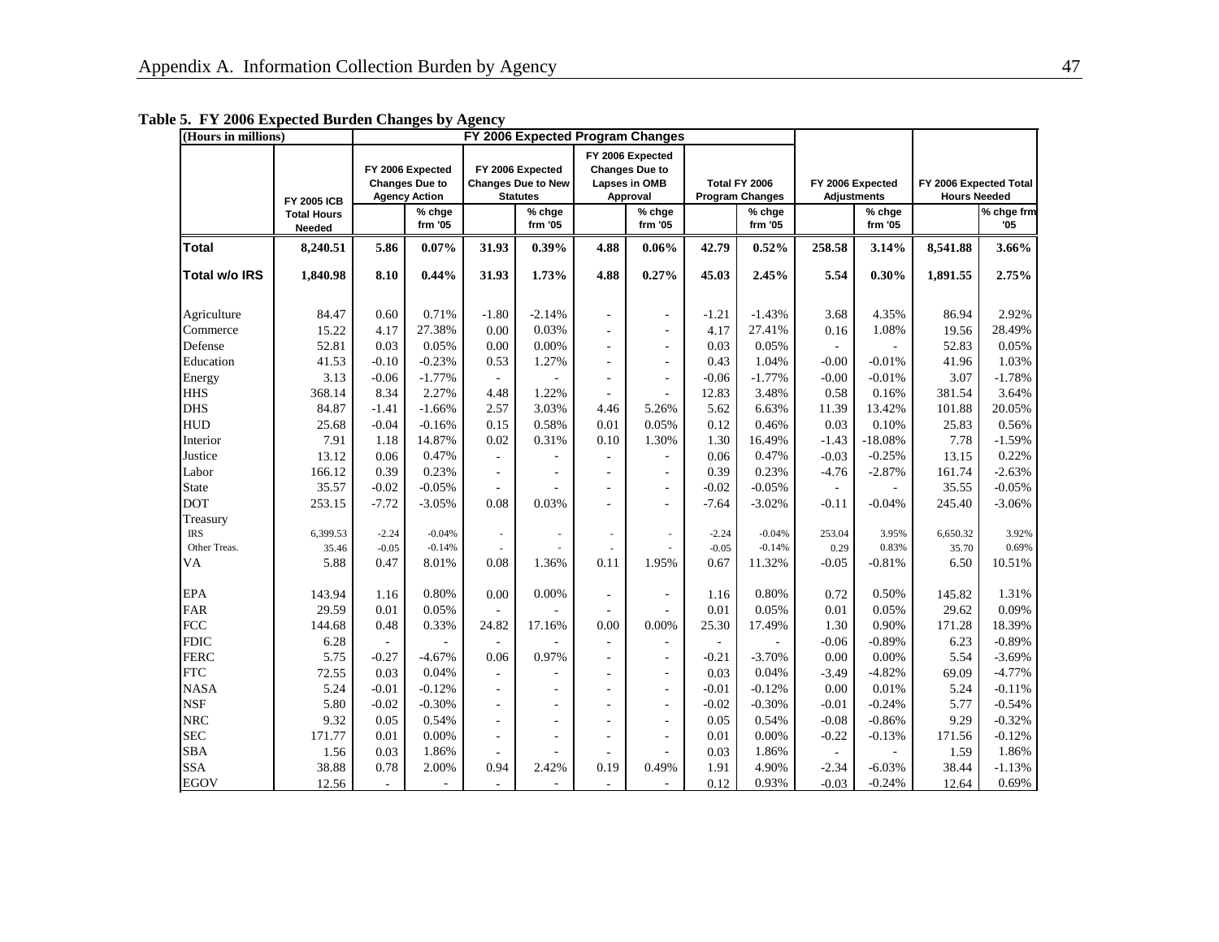**Table 5. FY 2006 Expected Burden Changes by Agency**

| (Hours in millions) | | FY 2006 Expected Program Changes | | | | | | | | | | | |
|---|---|---|---|---|---|---|---|---|---|---|---|---|---|
| | FY 2005 ICB Total Hours Needed | FY 2006 Expected Changes Due to Agency Action | | FY 2006 Expected Changes Due to New Statutes | | FY 2006 Expected Changes Due to Lapses in OMB Approval | | Total FY 2006 Program Changes | | FY 2006 Expected Adjustments | | FY 2006 Expected Total Hours Needed | |
| | | | % chge frm '05 | | % chge frm '05 | | % chge frm '05 | | % chge frm '05 | | % chge frm '05 | | % chge frm '05 |
| **Total** | **8,240.51** | **5.86** | **0.07%** | **31.93** | **0.39%** | **4.88** | **0.06%** | **42.79** | **0.52%** | **258.58** | **3.14%** | **8,541.88** | **3.66%** |
| **Total w/o IRS** | **1,840.98** | **8.10** | **0.44%** | **31.93** | **1.73%** | **4.88** | **0.27%** | **45.03** | **2.45%** | **5.54** | **0.30%** | **1,891.55** | **2.75%** |
| Agriculture | 84.47 | 0.60 | 0.71% | -1.80 | -2.14% | - | - | -1.21 | -1.43% | 3.68 | 4.35% | 86.94 | 2.92% |
| Commerce | 15.22 | 4.17 | 27.38% | 0.00 | 0.03% | - | - | 4.17 | 27.41% | 0.16 | 1.08% | 19.56 | 28.49% |
| Defense | 52.81 | 0.03 | 0.05% | 0.00 | 0.00% | - | - | 0.03 | 0.05% | - | - | 52.83 | 0.05% |
| Education | 41.53 | -0.10 | -0.23% | 0.53 | 1.27% | - | - | 0.43 | 1.04% | -0.00 | -0.01% | 41.96 | 1.03% |
| Energy | 3.13 | -0.06 | -1.77% | - | - | - | - | -0.06 | -1.77% | -0.00 | -0.01% | 3.07 | -1.78% |
| HHS | 368.14 | 8.34 | 2.27% | 4.48 | 1.22% | - | - | 12.83 | 3.48% | 0.58 | 0.16% | 381.54 | 3.64% |
| DHS | 84.87 | -1.41 | -1.66% | 2.57 | 3.03% | 4.46 | 5.26% | 5.62 | 6.63% | 11.39 | 13.42% | 101.88 | 20.05% |
| HUD | 25.68 | -0.04 | -0.16% | 0.15 | 0.58% | 0.01 | 0.05% | 0.12 | 0.46% | 0.03 | 0.10% | 25.83 | 0.56% |
| Interior | 7.91 | 1.18 | 14.87% | 0.02 | 0.31% | 0.10 | 1.30% | 1.30 | 16.49% | -1.43 | -18.08% | 7.78 | -1.59% |
| Justice | 13.12 | 0.06 | 0.47% | - | - | - | - | 0.06 | 0.47% | -0.03 | -0.25% | 13.15 | 0.22% |
| Labor | 166.12 | 0.39 | 0.23% | - | - | - | - | 0.39 | 0.23% | -4.76 | -2.87% | 161.74 | -2.63% |
| State | 35.57 | -0.02 | -0.05% | - | - | - | - | -0.02 | -0.05% | - | - | 35.55 | -0.05% |
| DOT | 253.15 | -7.72 | -3.05% | 0.08 | 0.03% | - | - | -7.64 | -3.02% | -0.11 | -0.04% | 245.40 | -3.06% |
| Treasury | | | | | | | | | | | | | |
| IRS | 6,399.53 | -2.24 | -0.04% | - | - | - | - | -2.24 | -0.04% | 253.04 | 3.95% | 6,650.32 | 3.92% |
| Other Treas. | 35.46 | -0.05 | -0.14% | - | - | - | - | -0.05 | -0.14% | 0.29 | 0.83% | 35.70 | 0.69% |
| VA | 5.88 | 0.47 | 8.01% | 0.08 | 1.36% | 0.11 | 1.95% | 0.67 | 11.32% | -0.05 | -0.81% | 6.50 | 10.51% |
| EPA | 143.94 | 1.16 | 0.80% | 0.00 | 0.00% | - | - | 1.16 | 0.80% | 0.72 | 0.50% | 145.82 | 1.31% |
| FAR | 29.59 | 0.01 | 0.05% | - | - | - | - | 0.01 | 0.05% | 0.01 | 0.05% | 29.62 | 0.09% |
| FCC | 144.68 | 0.48 | 0.33% | 24.82 | 17.16% | 0.00 | 0.00% | 25.30 | 17.49% | 1.30 | 0.90% | 171.28 | 18.39% |
| FDIC | 6.28 | - | - | - | - | - | - | - | - | -0.06 | -0.89% | 6.23 | -0.89% |
| FERC | 5.75 | -0.27 | -4.67% | 0.06 | 0.97% | - | - | -0.21 | -3.70% | 0.00 | 0.00% | 5.54 | -3.69% |
| FTC | 72.55 | 0.03 | 0.04% | - | - | - | - | 0.03 | 0.04% | -3.49 | -4.82% | 69.09 | -4.77% |
| NASA | 5.24 | -0.01 | -0.12% | - | - | - | - | -0.01 | -0.12% | 0.00 | 0.01% | 5.24 | -0.11% |
| NSF | 5.80 | -0.02 | -0.30% | - | - | - | - | -0.02 | -0.30% | -0.01 | -0.24% | 5.77 | -0.54% |
| NRC | 9.32 | 0.05 | 0.54% | - | - | - | - | 0.05 | 0.54% | -0.08 | -0.86% | 9.29 | -0.32% |
| SEC | 171.77 | 0.01 | 0.00% | - | - | - | - | 0.01 | 0.00% | -0.22 | -0.13% | 171.56 | -0.12% |
| SBA | 1.56 | 0.03 | 1.86% | - | - | - | - | 0.03 | 1.86% | - | - | 1.59 | 1.86% |
| SSA | 38.88 | 0.78 | 2.00% | 0.94 | 2.42% | 0.19 | 0.49% | 1.91 | 4.90% | -2.34 | -6.03% | 38.44 | -1.13% |
| EGOV | 12.56 | - | - | - | - | - | - | 0.12 | 0.93% | -0.03 | -0.24% | 12.64 | 0.69% |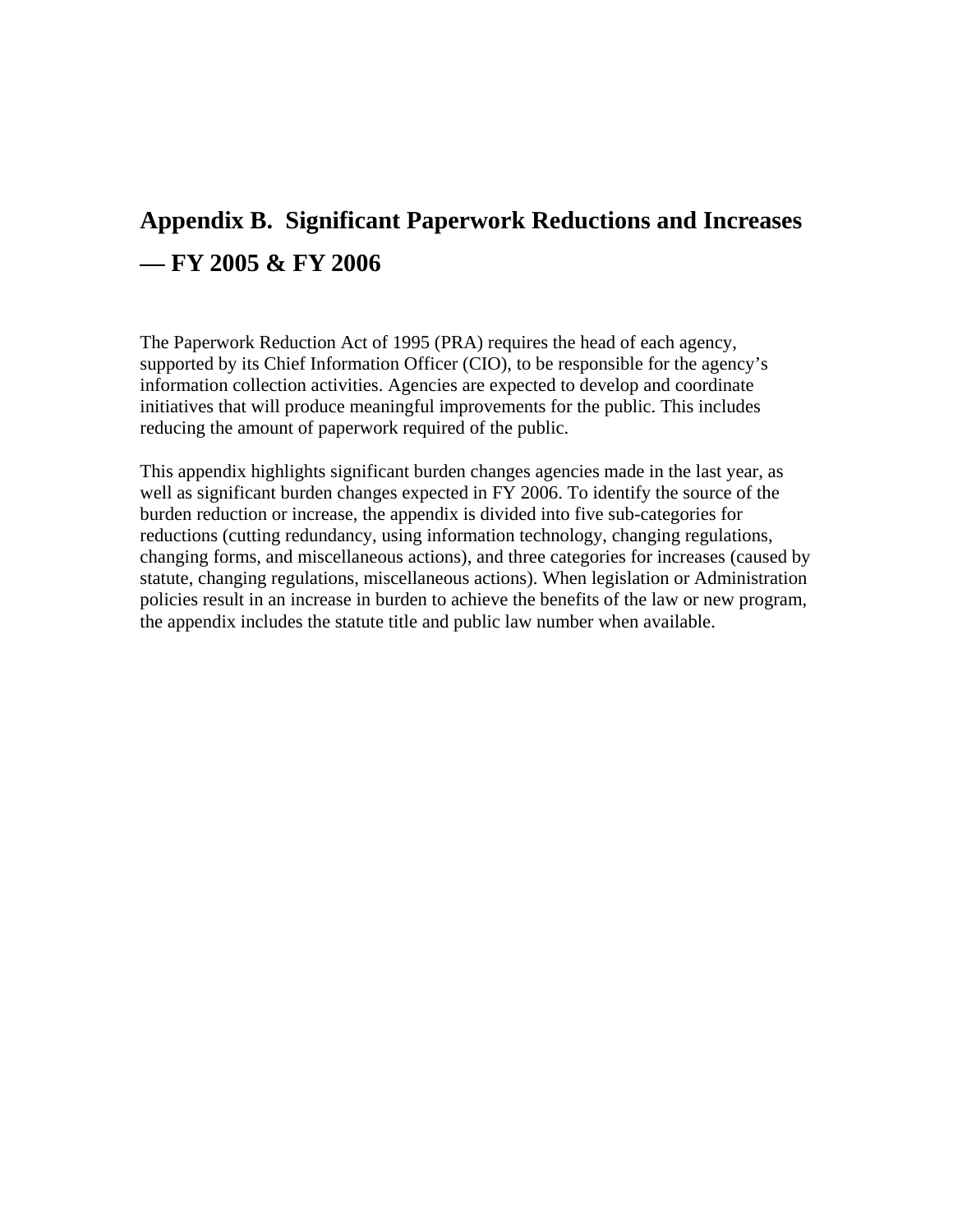# Appendix B. Significant Paperwork Reductions and Increases — FY 2005 & FY 2006

The Paperwork Reduction Act of 1995 (PRA) requires the head of each agency, supported by its Chief Information Officer (CIO), to be responsible for the agency's information collection activities. Agencies are expected to develop and coordinate initiatives that will produce meaningful improvements for the public. This includes reducing the amount of paperwork required of the public.

This appendix highlights significant burden changes agencies made in the last year, as well as significant burden changes expected in FY 2006. To identify the source of the burden reduction or increase, the appendix is divided into five sub-categories for reductions (cutting redundancy, using information technology, changing regulations, changing forms, and miscellaneous actions), and three categories for increases (caused by statute, changing regulations, miscellaneous actions). When legislation or Administration policies result in an increase in burden to achieve the benefits of the law or new program, the appendix includes the statute title and public law number when available.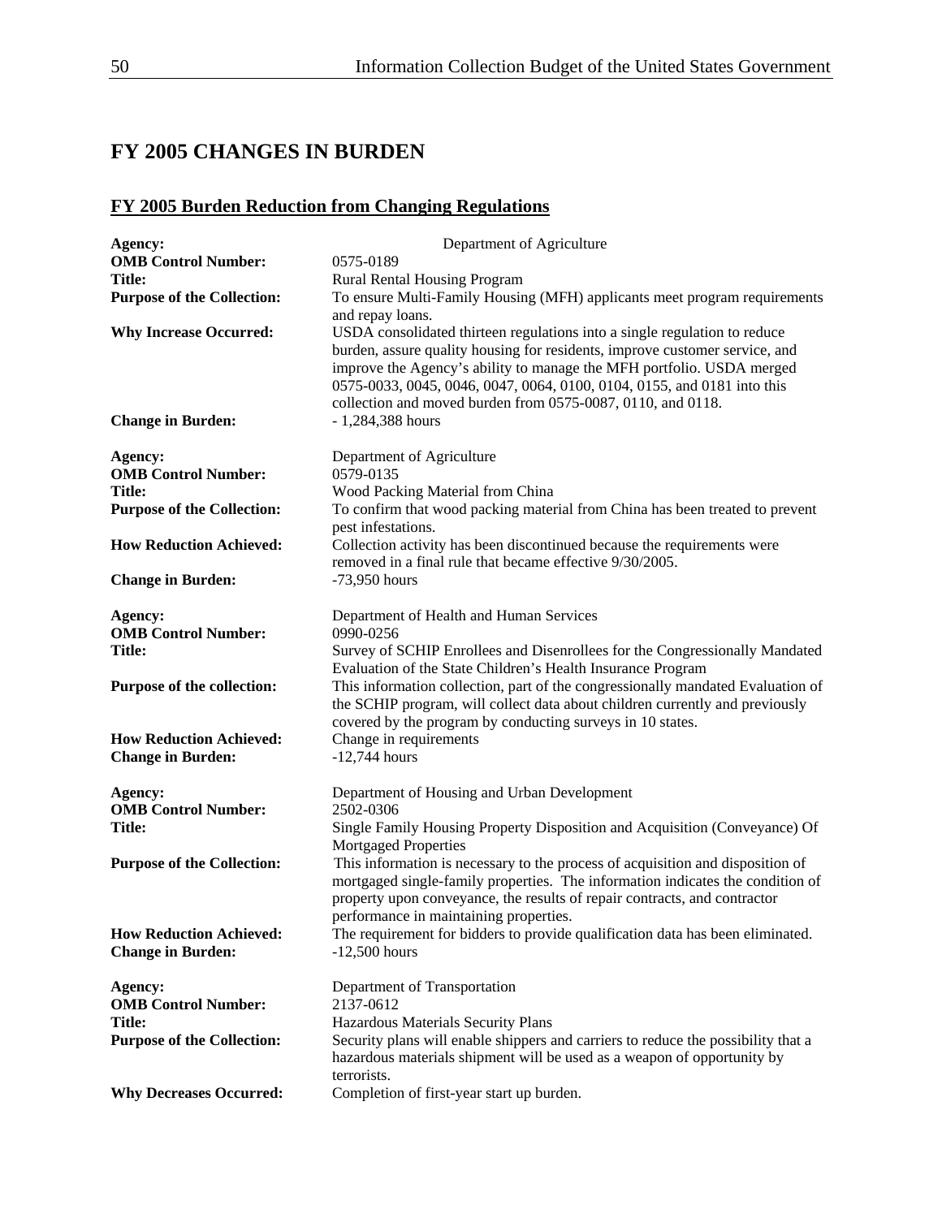# FY 2005 CHANGES IN BURDEN

## FY 2005 Burden Reduction from Changing Regulations

**Agency:** Department of Agriculture
**OMB Control Number:** 0575-0189
**Title:** Rural Rental Housing Program
**Purpose of the Collection:** To ensure Multi-Family Housing (MFH) applicants meet program requirements and repay loans.
**Why Increase Occurred:** USDA consolidated thirteen regulations into a single regulation to reduce burden, assure quality housing for residents, improve customer service, and improve the Agency's ability to manage the MFH portfolio. USDA merged 0575-0033, 0045, 0046, 0047, 0064, 0100, 0104, 0155, and 0181 into this collection and moved burden from 0575-0087, 0110, and 0118.
**Change in Burden:** - 1,284,388 hours

**Agency:** Department of Agriculture
**OMB Control Number:** 0579-0135
**Title:** Wood Packing Material from China
**Purpose of the Collection:** To confirm that wood packing material from China has been treated to prevent pest infestations.
**How Reduction Achieved:** Collection activity has been discontinued because the requirements were removed in a final rule that became effective 9/30/2005.
**Change in Burden:** -73,950 hours

**Agency:** Department of Health and Human Services
**OMB Control Number:** 0990-0256
**Title:** Survey of SCHIP Enrollees and Disenrollees for the Congressionally Mandated Evaluation of the State Children's Health Insurance Program
**Purpose of the collection:** This information collection, part of the congressionally mandated Evaluation of the SCHIP program, will collect data about children currently and previously covered by the program by conducting surveys in 10 states.
**How Reduction Achieved:** Change in requirements
**Change in Burden:** -12,744 hours

**Agency:** Department of Housing and Urban Development
**OMB Control Number:** 2502-0306
**Title:** Single Family Housing Property Disposition and Acquisition (Conveyance) Of Mortgaged Properties
**Purpose of the Collection:** This information is necessary to the process of acquisition and disposition of mortgaged single-family properties. The information indicates the condition of property upon conveyance, the results of repair contracts, and contractor performance in maintaining properties.
**How Reduction Achieved:** The requirement for bidders to provide qualification data has been eliminated.
**Change in Burden:** -12,500 hours

**Agency:** Department of Transportation
**OMB Control Number:** 2137-0612
**Title:** Hazardous Materials Security Plans
**Purpose of the Collection:** Security plans will enable shippers and carriers to reduce the possibility that a hazardous materials shipment will be used as a weapon of opportunity by terrorists.
**Why Decreases Occurred:** Completion of first-year start up burden.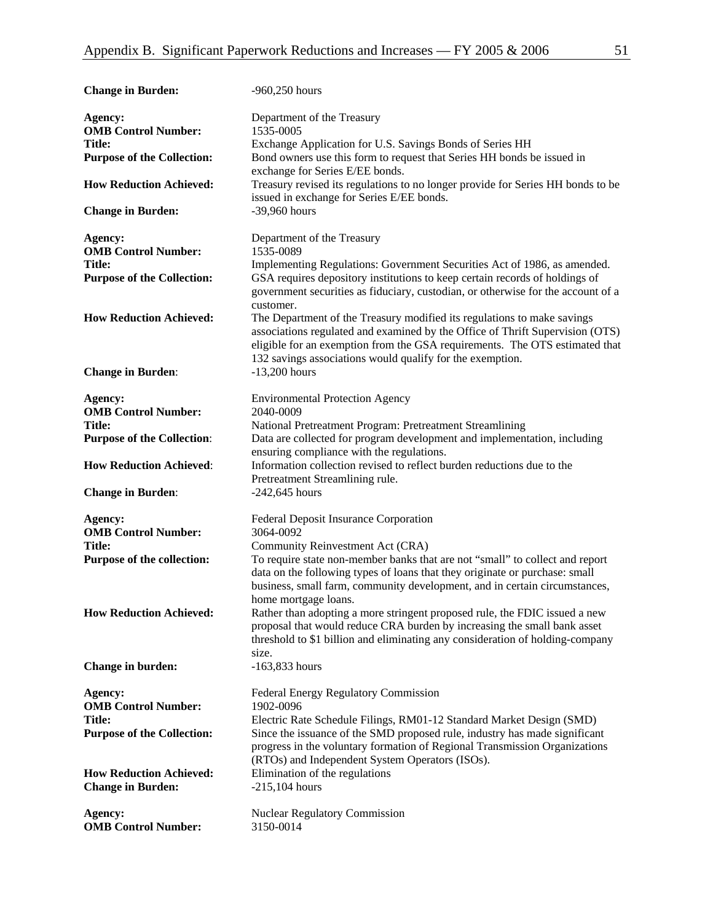**Change in Burden:** -960,250 hours

**Agency:** Department of the Treasury
**OMB Control Number:** 1535-0005
**Title:** Exchange Application for U.S. Savings Bonds of Series HH
**Purpose of the Collection:** Bond owners use this form to request that Series HH bonds be issued in exchange for Series E/EE bonds.
**How Reduction Achieved:** Treasury revised its regulations to no longer provide for Series HH bonds to be issued in exchange for Series E/EE bonds.
**Change in Burden:** -39,960 hours

**Agency:** Department of the Treasury
**OMB Control Number:** 1535-0089
**Title:** Implementing Regulations: Government Securities Act of 1986, as amended.
**Purpose of the Collection:** GSA requires depository institutions to keep certain records of holdings of government securities as fiduciary, custodian, or otherwise for the account of a customer.
**How Reduction Achieved:** The Department of the Treasury modified its regulations to make savings associations regulated and examined by the Office of Thrift Supervision (OTS) eligible for an exemption from the GSA requirements. The OTS estimated that 132 savings associations would qualify for the exemption.
**Change in Burden**: -13,200 hours

**Agency:** Environmental Protection Agency
**OMB Control Number:** 2040-0009
**Title:** National Pretreatment Program: Pretreatment Streamlining
**Purpose of the Collection**: Data are collected for program development and implementation, including ensuring compliance with the regulations.
**How Reduction Achieved**: Information collection revised to reflect burden reductions due to the Pretreatment Streamlining rule.
**Change in Burden**: -242,645 hours

**Agency:** Federal Deposit Insurance Corporation
**OMB Control Number:** 3064-0092
**Title:** Community Reinvestment Act (CRA)
**Purpose of the collection:** To require state non-member banks that are not "small" to collect and report data on the following types of loans that they originate or purchase: small business, small farm, community development, and in certain circumstances, home mortgage loans.
**How Reduction Achieved:** Rather than adopting a more stringent proposed rule, the FDIC issued a new proposal that would reduce CRA burden by increasing the small bank asset threshold to $1 billion and eliminating any consideration of holding-company size.
**Change in burden:** -163,833 hours

**Agency:** Federal Energy Regulatory Commission
**OMB Control Number:** 1902-0096
**Title:** Electric Rate Schedule Filings, RM01-12 Standard Market Design (SMD)
**Purpose of the Collection:** Since the issuance of the SMD proposed rule, industry has made significant progress in the voluntary formation of Regional Transmission Organizations (RTOs) and Independent System Operators (ISOs).
**How Reduction Achieved:** Elimination of the regulations
**Change in Burden:** -215,104 hours

**Agency:** Nuclear Regulatory Commission
**OMB Control Number:** 3150-0014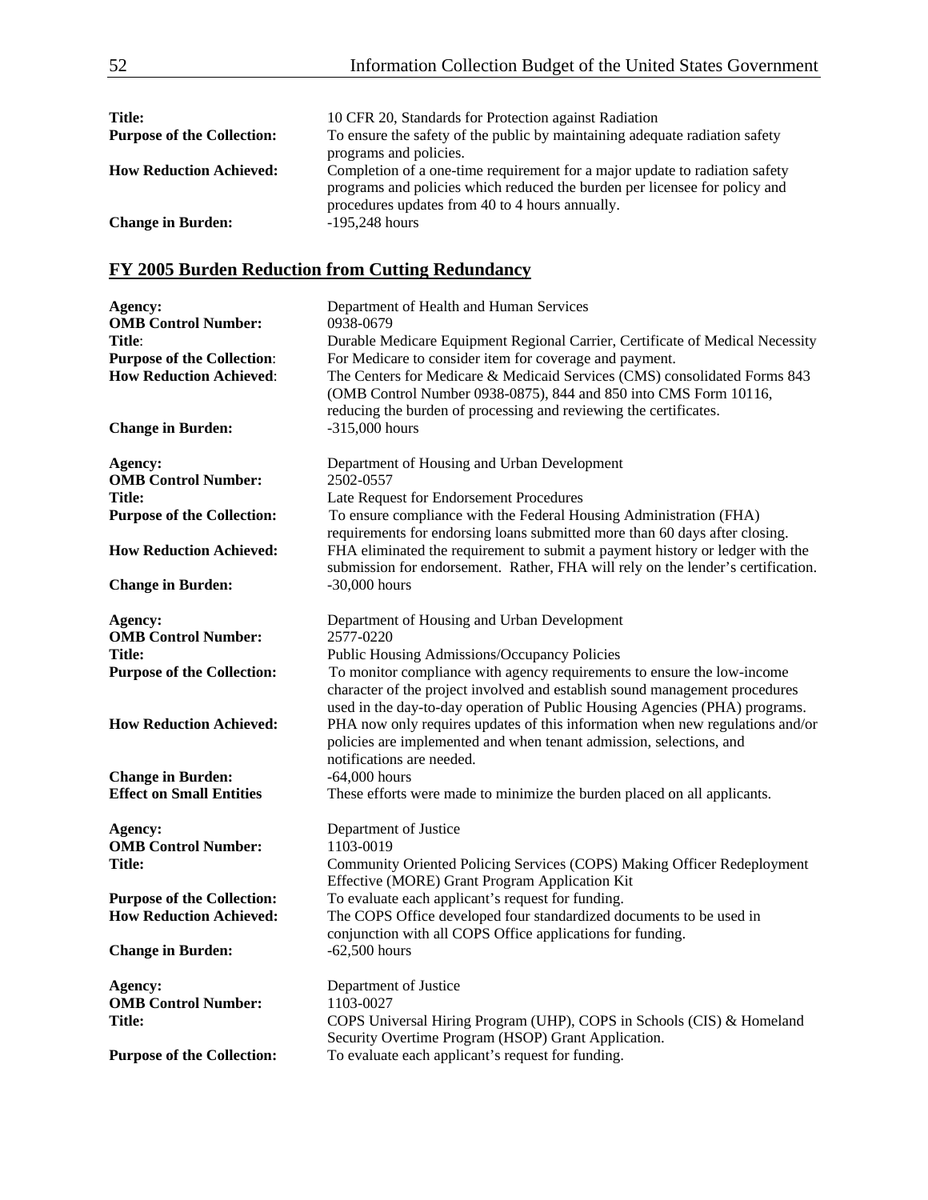**Title:** 10 CFR 20, Standards for Protection against Radiation
**Purpose of the Collection:** To ensure the safety of the public by maintaining adequate radiation safety programs and policies.
**How Reduction Achieved:** Completion of a one-time requirement for a major update to radiation safety programs and policies which reduced the burden per licensee for policy and procedures updates from 40 to 4 hours annually.
**Change in Burden:** -195,248 hours

## FY 2005 Burden Reduction from Cutting Redundancy

**Agency:** Department of Health and Human Services
**OMB Control Number:** 0938-0679
**Title**: Durable Medicare Equipment Regional Carrier, Certificate of Medical Necessity
**Purpose of the Collection**: For Medicare to consider item for coverage and payment.
**How Reduction Achieved**: The Centers for Medicare & Medicaid Services (CMS) consolidated Forms 843 (OMB Control Number 0938-0875), 844 and 850 into CMS Form 10116, reducing the burden of processing and reviewing the certificates.
**Change in Burden:** -315,000 hours

**Agency:** Department of Housing and Urban Development
**OMB Control Number:** 2502-0557
**Title:** Late Request for Endorsement Procedures
**Purpose of the Collection:** To ensure compliance with the Federal Housing Administration (FHA) requirements for endorsing loans submitted more than 60 days after closing.
**How Reduction Achieved:** FHA eliminated the requirement to submit a payment history or ledger with the submission for endorsement. Rather, FHA will rely on the lender's certification.
**Change in Burden:** -30,000 hours

**Agency:** Department of Housing and Urban Development
**OMB Control Number:** 2577-0220
**Title:** Public Housing Admissions/Occupancy Policies
**Purpose of the Collection:** To monitor compliance with agency requirements to ensure the low-income character of the project involved and establish sound management procedures used in the day-to-day operation of Public Housing Agencies (PHA) programs.
**How Reduction Achieved:** PHA now only requires updates of this information when new regulations and/or policies are implemented and when tenant admission, selections, and notifications are needed.
**Change in Burden:** -64,000 hours
**Effect on Small Entities** These efforts were made to minimize the burden placed on all applicants.

**Agency:** Department of Justice
**OMB Control Number:** 1103-0019
**Title:** Community Oriented Policing Services (COPS) Making Officer Redeployment Effective (MORE) Grant Program Application Kit
**Purpose of the Collection:** To evaluate each applicant's request for funding.
**How Reduction Achieved:** The COPS Office developed four standardized documents to be used in conjunction with all COPS Office applications for funding.
**Change in Burden:** -62,500 hours

**Agency:** Department of Justice
**OMB Control Number:** 1103-0027
**Title:** COPS Universal Hiring Program (UHP), COPS in Schools (CIS) & Homeland Security Overtime Program (HSOP) Grant Application.
**Purpose of the Collection:** To evaluate each applicant's request for funding.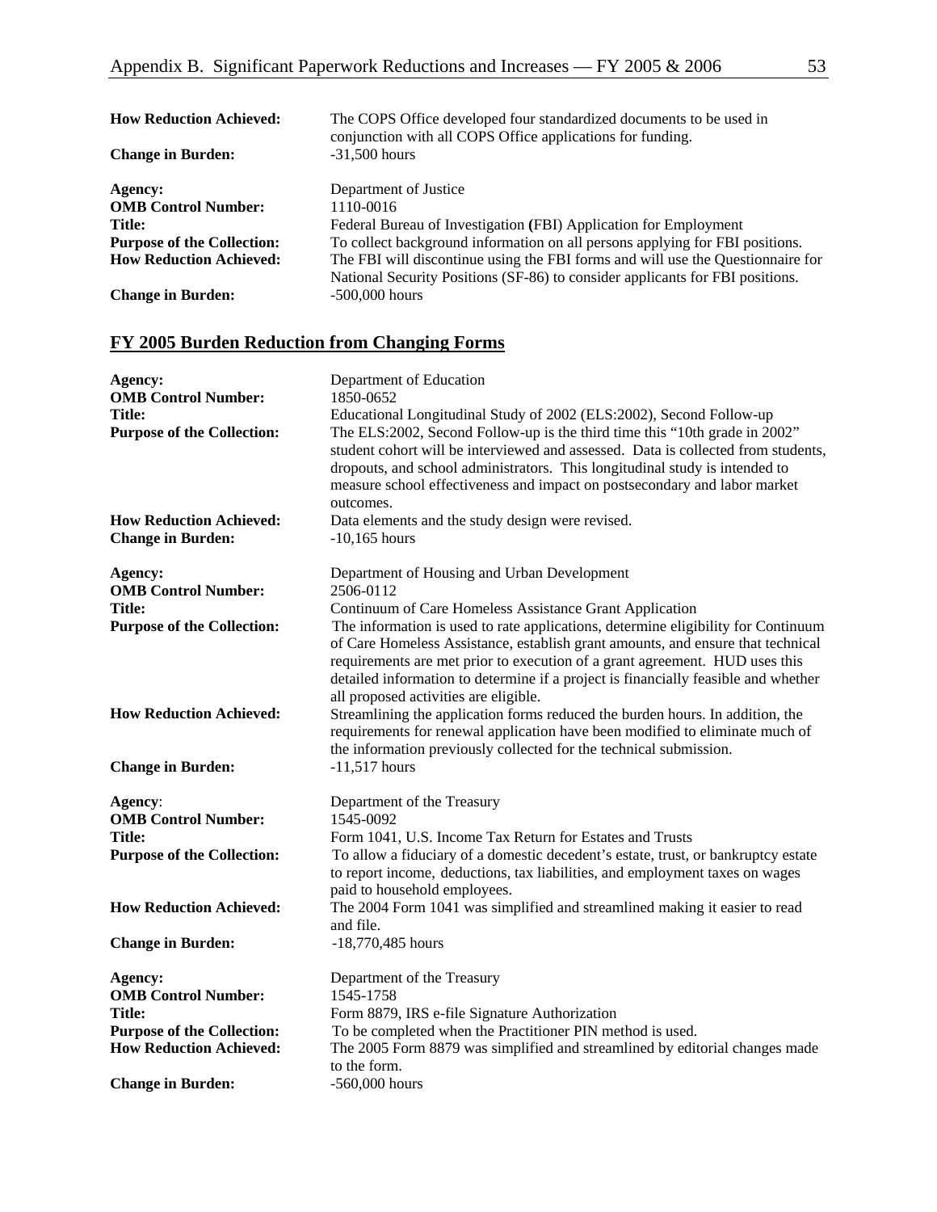**How Reduction Achieved:** The COPS Office developed four standardized documents to be used in conjunction with all COPS Office applications for funding.
**Change in Burden:** -31,500 hours

**Agency:** Department of Justice
**OMB Control Number:** 1110-0016
**Title:** Federal Bureau of Investigation (FBI) Application for Employment
**Purpose of the Collection:** To collect background information on all persons applying for FBI positions.
**How Reduction Achieved:** The FBI will discontinue using the FBI forms and will use the Questionnaire for National Security Positions (SF-86) to consider applicants for FBI positions.
**Change in Burden:** -500,000 hours

## FY 2005 Burden Reduction from Changing Forms

**Agency:** Department of Education
**OMB Control Number:** 1850-0652
**Title:** Educational Longitudinal Study of 2002 (ELS:2002), Second Follow-up
**Purpose of the Collection:** The ELS:2002, Second Follow-up is the third time this "10th grade in 2002" student cohort will be interviewed and assessed. Data is collected from students, dropouts, and school administrators. This longitudinal study is intended to measure school effectiveness and impact on postsecondary and labor market outcomes.
**How Reduction Achieved:** Data elements and the study design were revised.
**Change in Burden:** -10,165 hours

**Agency:** Department of Housing and Urban Development
**OMB Control Number:** 2506-0112
**Title:** Continuum of Care Homeless Assistance Grant Application
**Purpose of the Collection:** The information is used to rate applications, determine eligibility for Continuum of Care Homeless Assistance, establish grant amounts, and ensure that technical requirements are met prior to execution of a grant agreement. HUD uses this detailed information to determine if a project is financially feasible and whether all proposed activities are eligible.
**How Reduction Achieved:** Streamlining the application forms reduced the burden hours. In addition, the requirements for renewal application have been modified to eliminate much of the information previously collected for the technical submission.
**Change in Burden:** -11,517 hours

**Agency**: Department of the Treasury
**OMB Control Number:** 1545-0092
**Title:** Form 1041, U.S. Income Tax Return for Estates and Trusts
**Purpose of the Collection:** To allow a fiduciary of a domestic decedent's estate, trust, or bankruptcy estate to report income, deductions, tax liabilities, and employment taxes on wages paid to household employees.
**How Reduction Achieved:** The 2004 Form 1041 was simplified and streamlined making it easier to read and file.
**Change in Burden:** -18,770,485 hours

**Agency:** Department of the Treasury
**OMB Control Number:** 1545-1758
**Title:** Form 8879, IRS e-file Signature Authorization
**Purpose of the Collection:** To be completed when the Practitioner PIN method is used.
**How Reduction Achieved:** The 2005 Form 8879 was simplified and streamlined by editorial changes made to the form.
**Change in Burden:** -560,000 hours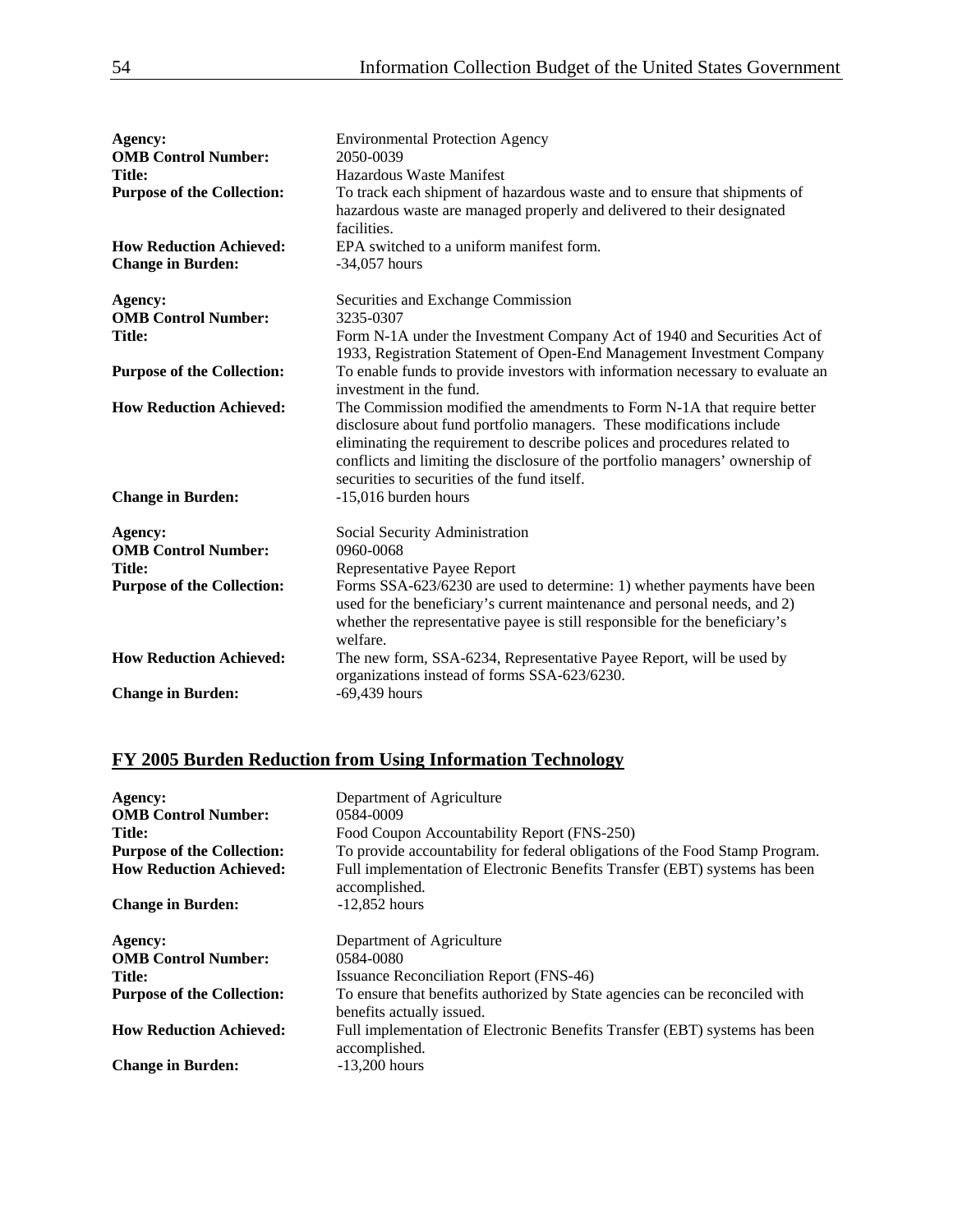**Agency:** Environmental Protection Agency
**OMB Control Number:** 2050-0039
**Title:** Hazardous Waste Manifest
**Purpose of the Collection:** To track each shipment of hazardous waste and to ensure that shipments of hazardous waste are managed properly and delivered to their designated facilities.
**How Reduction Achieved:** EPA switched to a uniform manifest form.
**Change in Burden:** -34,057 hours

**Agency:** Securities and Exchange Commission
**OMB Control Number:** 3235-0307
**Title:** Form N-1A under the Investment Company Act of 1940 and Securities Act of 1933, Registration Statement of Open-End Management Investment Company
**Purpose of the Collection:** To enable funds to provide investors with information necessary to evaluate an investment in the fund.
**How Reduction Achieved:** The Commission modified the amendments to Form N-1A that require better disclosure about fund portfolio managers. These modifications include eliminating the requirement to describe polices and procedures related to conflicts and limiting the disclosure of the portfolio managers' ownership of securities to securities of the fund itself.
**Change in Burden:** -15,016 burden hours

**Agency:** Social Security Administration
**OMB Control Number:** 0960-0068
**Title:** Representative Payee Report
**Purpose of the Collection:** Forms SSA-623/6230 are used to determine: 1) whether payments have been used for the beneficiary's current maintenance and personal needs, and 2) whether the representative payee is still responsible for the beneficiary's welfare.
**How Reduction Achieved:** The new form, SSA-6234, Representative Payee Report, will be used by organizations instead of forms SSA-623/6230.
**Change in Burden:** -69,439 hours

## FY 2005 Burden Reduction from Using Information Technology

**Agency:** Department of Agriculture
**OMB Control Number:** 0584-0009
**Title:** Food Coupon Accountability Report (FNS-250)
**Purpose of the Collection:** To provide accountability for federal obligations of the Food Stamp Program.
**How Reduction Achieved:** Full implementation of Electronic Benefits Transfer (EBT) systems has been accomplished.
**Change in Burden:** -12,852 hours

**Agency:** Department of Agriculture
**OMB Control Number:** 0584-0080
**Title:** Issuance Reconciliation Report (FNS-46)
**Purpose of the Collection:** To ensure that benefits authorized by State agencies can be reconciled with benefits actually issued.
**How Reduction Achieved:** Full implementation of Electronic Benefits Transfer (EBT) systems has been accomplished.
**Change in Burden:** -13,200 hours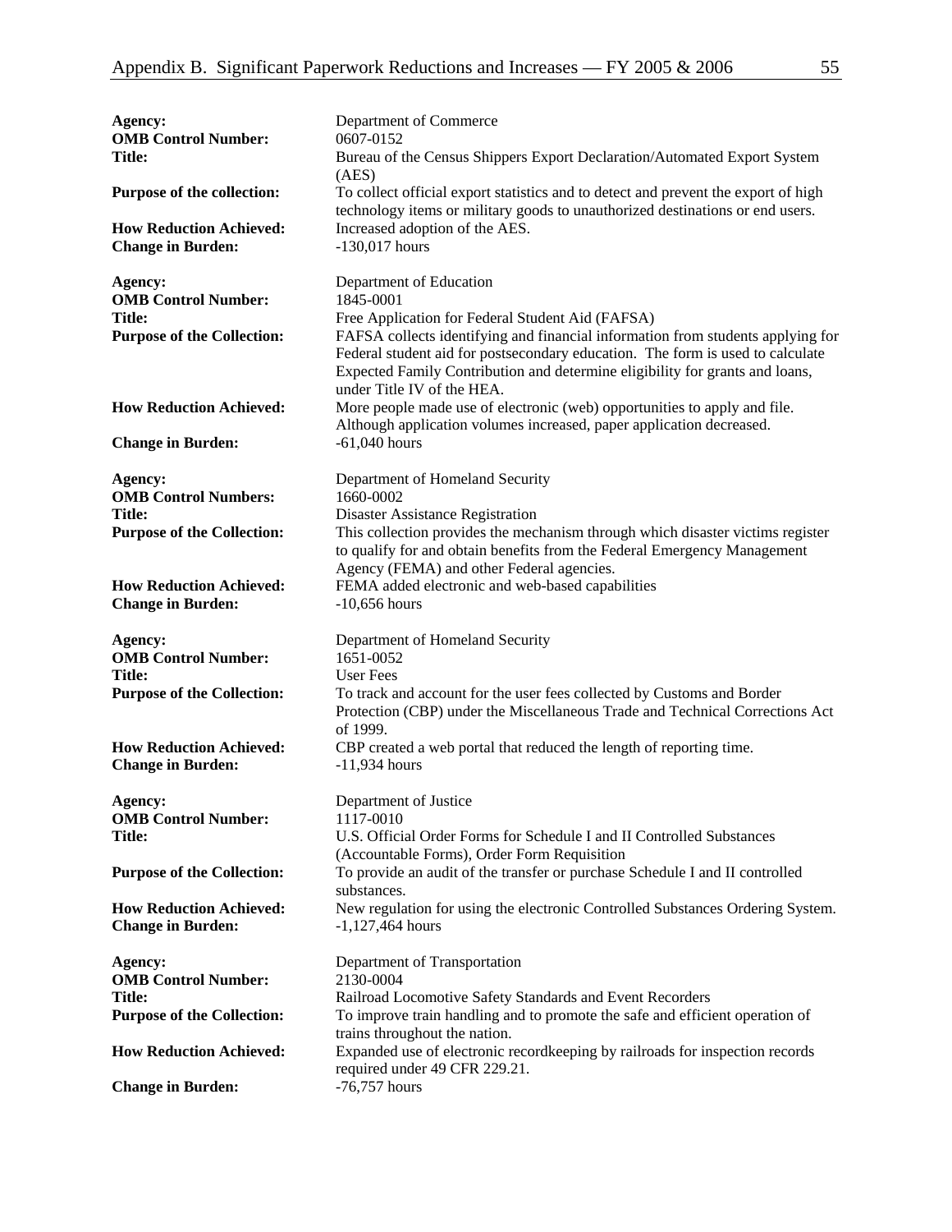**Agency:** Department of Commerce
**OMB Control Number:** 0607-0152
**Title:** Bureau of the Census Shippers Export Declaration/Automated Export System (AES)
**Purpose of the collection:** To collect official export statistics and to detect and prevent the export of high technology items or military goods to unauthorized destinations or end users.
**How Reduction Achieved:** Increased adoption of the AES.
**Change in Burden:** -130,017 hours

**Agency:** Department of Education
**OMB Control Number:** 1845-0001
**Title:** Free Application for Federal Student Aid (FAFSA)
**Purpose of the Collection:** FAFSA collects identifying and financial information from students applying for Federal student aid for postsecondary education. The form is used to calculate Expected Family Contribution and determine eligibility for grants and loans, under Title IV of the HEA.
**How Reduction Achieved:** More people made use of electronic (web) opportunities to apply and file. Although application volumes increased, paper application decreased.
**Change in Burden:** -61,040 hours

**Agency:** Department of Homeland Security
**OMB Control Numbers:** 1660-0002
**Title:** Disaster Assistance Registration
**Purpose of the Collection:** This collection provides the mechanism through which disaster victims register to qualify for and obtain benefits from the Federal Emergency Management Agency (FEMA) and other Federal agencies.
**How Reduction Achieved:** FEMA added electronic and web-based capabilities
**Change in Burden:** -10,656 hours

**Agency:** Department of Homeland Security
**OMB Control Number:** 1651-0052
**Title:** User Fees
**Purpose of the Collection:** To track and account for the user fees collected by Customs and Border Protection (CBP) under the Miscellaneous Trade and Technical Corrections Act of 1999.
**How Reduction Achieved:** CBP created a web portal that reduced the length of reporting time.
**Change in Burden:** -11,934 hours

**Agency:** Department of Justice
**OMB Control Number:** 1117-0010
**Title:** U.S. Official Order Forms for Schedule I and II Controlled Substances (Accountable Forms), Order Form Requisition
**Purpose of the Collection:** To provide an audit of the transfer or purchase Schedule I and II controlled substances.
**How Reduction Achieved:** New regulation for using the electronic Controlled Substances Ordering System.
**Change in Burden:** -1,127,464 hours

**Agency:** Department of Transportation
**OMB Control Number:** 2130-0004
**Title:** Railroad Locomotive Safety Standards and Event Recorders
**Purpose of the Collection:** To improve train handling and to promote the safe and efficient operation of trains throughout the nation.
**How Reduction Achieved:** Expanded use of electronic recordkeeping by railroads for inspection records required under 49 CFR 229.21.
**Change in Burden:** -76,757 hours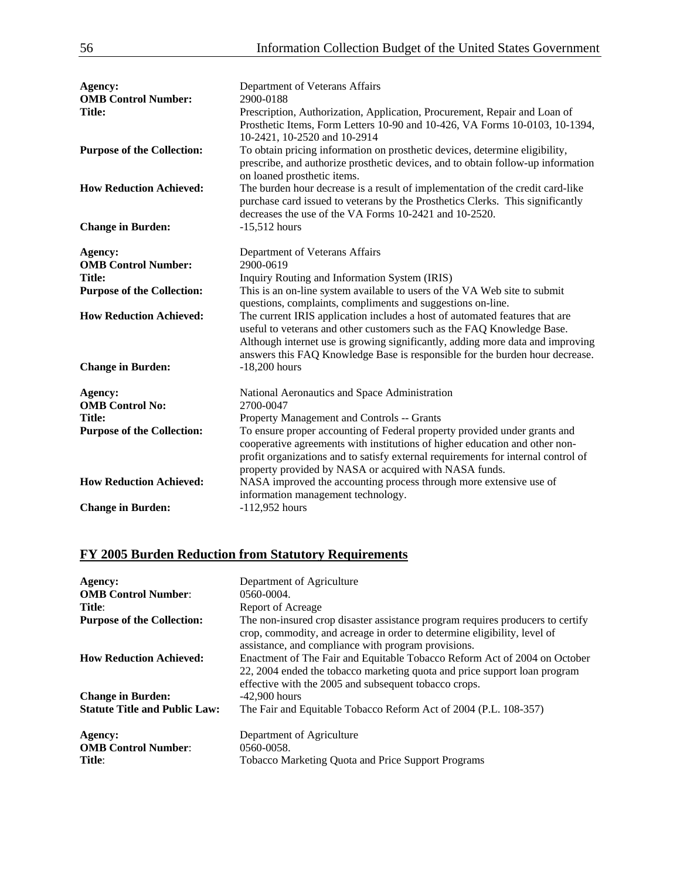**Agency:** Department of Veterans Affairs
**OMB Control Number:** 2900-0188
**Title:** Prescription, Authorization, Application, Procurement, Repair and Loan of Prosthetic Items, Form Letters 10-90 and 10-426, VA Forms 10-0103, 10-1394, 10-2421, 10-2520 and 10-2914
**Purpose of the Collection:** To obtain pricing information on prosthetic devices, determine eligibility, prescribe, and authorize prosthetic devices, and to obtain follow-up information on loaned prosthetic items.
**How Reduction Achieved:** The burden hour decrease is a result of implementation of the credit card-like purchase card issued to veterans by the Prosthetics Clerks. This significantly decreases the use of the VA Forms 10-2421 and 10-2520.
**Change in Burden:** -15,512 hours

**Agency:** Department of Veterans Affairs
**OMB Control Number:** 2900-0619
**Title:** Inquiry Routing and Information System (IRIS)
**Purpose of the Collection:** This is an on-line system available to users of the VA Web site to submit questions, complaints, compliments and suggestions on-line.
**How Reduction Achieved:** The current IRIS application includes a host of automated features that are useful to veterans and other customers such as the FAQ Knowledge Base. Although internet use is growing significantly, adding more data and improving answers this FAQ Knowledge Base is responsible for the burden hour decrease.
**Change in Burden:** -18,200 hours

**Agency:** National Aeronautics and Space Administration
**OMB Control No:** 2700-0047
**Title:** Property Management and Controls -- Grants
**Purpose of the Collection:** To ensure proper accounting of Federal property provided under grants and cooperative agreements with institutions of higher education and other non-profit organizations and to satisfy external requirements for internal control of property provided by NASA or acquired with NASA funds.
**How Reduction Achieved:** NASA improved the accounting process through more extensive use of information management technology.
**Change in Burden:** -112,952 hours

## FY 2005 Burden Reduction from Statutory Requirements

**Agency:** Department of Agriculture
**OMB Control Number**: 0560-0004.
**Title**: Report of Acreage
**Purpose of the Collection:** The non-insured crop disaster assistance program requires producers to certify crop, commodity, and acreage in order to determine eligibility, level of assistance, and compliance with program provisions.
**How Reduction Achieved:** Enactment of The Fair and Equitable Tobacco Reform Act of 2004 on October 22, 2004 ended the tobacco marketing quota and price support loan program effective with the 2005 and subsequent tobacco crops.
**Change in Burden:** -42,900 hours
**Statute Title and Public Law:** The Fair and Equitable Tobacco Reform Act of 2004 (P.L. 108-357)

**Agency:** Department of Agriculture
**OMB Control Number**: 0560-0058.
**Title**: Tobacco Marketing Quota and Price Support Programs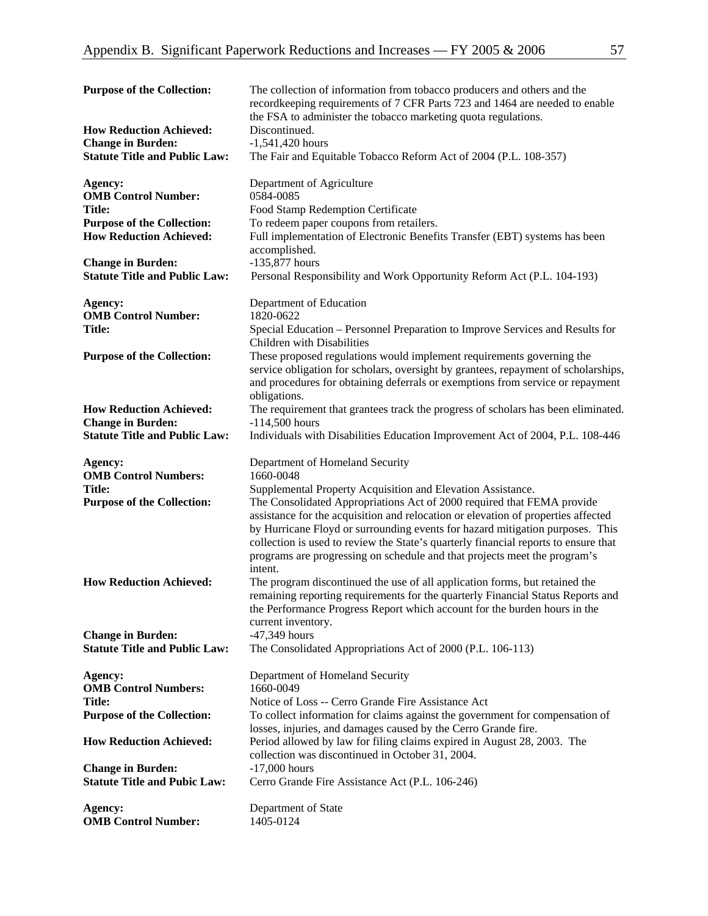**Purpose of the Collection:** The collection of information from tobacco producers and others and the recordkeeping requirements of 7 CFR Parts 723 and 1464 are needed to enable the FSA to administer the tobacco marketing quota regulations.
**How Reduction Achieved:** Discontinued.
**Change in Burden:** -1,541,420 hours
**Statute Title and Public Law:** The Fair and Equitable Tobacco Reform Act of 2004 (P.L. 108-357)

**Agency:** Department of Agriculture
**OMB Control Number:** 0584-0085
**Title:** Food Stamp Redemption Certificate
**Purpose of the Collection:** To redeem paper coupons from retailers.
**How Reduction Achieved:** Full implementation of Electronic Benefits Transfer (EBT) systems has been accomplished.
**Change in Burden:** -135,877 hours
**Statute Title and Public Law:** Personal Responsibility and Work Opportunity Reform Act (P.L. 104-193)

**Agency:** Department of Education
**OMB Control Number:** 1820-0622
**Title:** Special Education – Personnel Preparation to Improve Services and Results for Children with Disabilities
**Purpose of the Collection:** These proposed regulations would implement requirements governing the service obligation for scholars, oversight by grantees, repayment of scholarships, and procedures for obtaining deferrals or exemptions from service or repayment obligations.
**How Reduction Achieved:** The requirement that grantees track the progress of scholars has been eliminated.
**Change in Burden:** -114,500 hours
**Statute Title and Public Law:** Individuals with Disabilities Education Improvement Act of 2004, P.L. 108-446

**Agency:** Department of Homeland Security
**OMB Control Numbers:** 1660-0048
**Title:** Supplemental Property Acquisition and Elevation Assistance.
**Purpose of the Collection:** The Consolidated Appropriations Act of 2000 required that FEMA provide assistance for the acquisition and relocation or elevation of properties affected by Hurricane Floyd or surrounding events for hazard mitigation purposes. This collection is used to review the State's quarterly financial reports to ensure that programs are progressing on schedule and that projects meet the program's intent.
**How Reduction Achieved:** The program discontinued the use of all application forms, but retained the remaining reporting requirements for the quarterly Financial Status Reports and the Performance Progress Report which account for the burden hours in the current inventory.
**Change in Burden:** -47,349 hours
**Statute Title and Public Law:** The Consolidated Appropriations Act of 2000 (P.L. 106-113)

**Agency:** Department of Homeland Security
**OMB Control Numbers:** 1660-0049
**Title:** Notice of Loss -- Cerro Grande Fire Assistance Act
**Purpose of the Collection:** To collect information for claims against the government for compensation of losses, injuries, and damages caused by the Cerro Grande fire.
**How Reduction Achieved:** Period allowed by law for filing claims expired in August 28, 2003. The collection was discontinued in October 31, 2004.
**Change in Burden:** -17,000 hours
**Statute Title and Pubic Law:** Cerro Grande Fire Assistance Act (P.L. 106-246)

**Agency:** Department of State
**OMB Control Number:** 1405-0124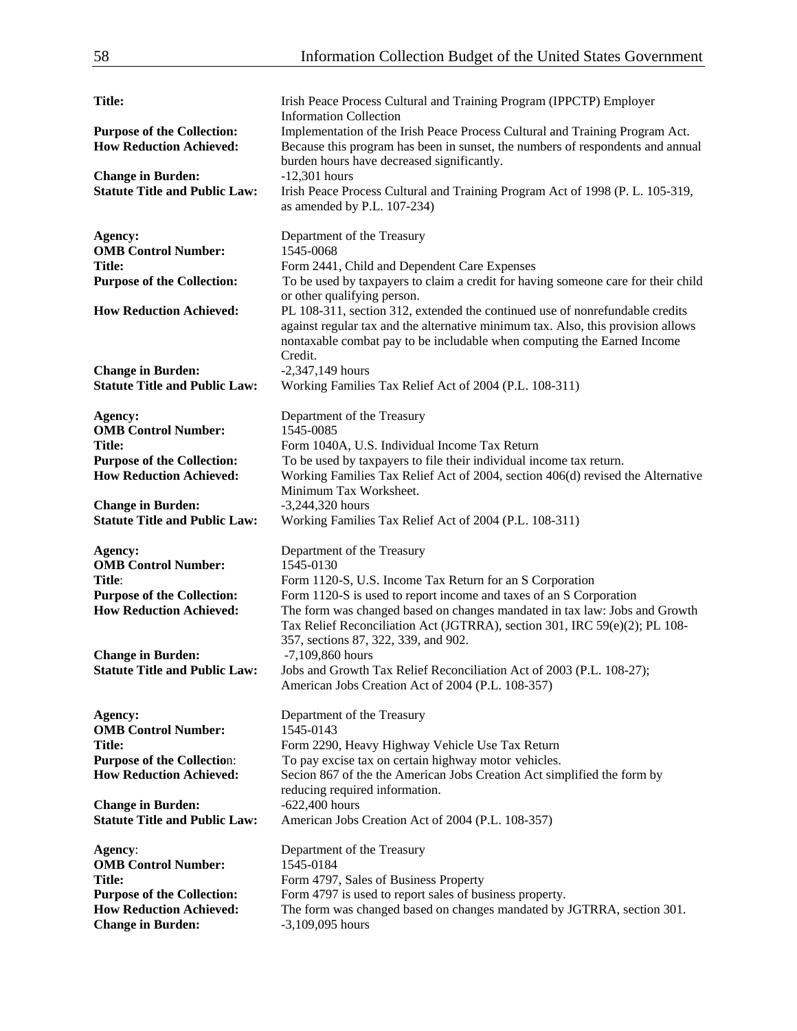**Title:** Irish Peace Process Cultural and Training Program (IPPCTP) Employer Information Collection
**Purpose of the Collection:** Implementation of the Irish Peace Process Cultural and Training Program Act.
**How Reduction Achieved:** Because this program has been in sunset, the numbers of respondents and annual burden hours have decreased significantly.
**Change in Burden:** -12,301 hours
**Statute Title and Public Law:** Irish Peace Process Cultural and Training Program Act of 1998 (P. L. 105-319, as amended by P.L. 107-234)

**Agency:** Department of the Treasury
**OMB Control Number:** 1545-0068
**Title:** Form 2441, Child and Dependent Care Expenses
**Purpose of the Collection:** To be used by taxpayers to claim a credit for having someone care for their child or other qualifying person.
**How Reduction Achieved:** PL 108-311, section 312, extended the continued use of nonrefundable credits against regular tax and the alternative minimum tax. Also, this provision allows nontaxable combat pay to be includable when computing the Earned Income Credit.
**Change in Burden:** -2,347,149 hours
**Statute Title and Public Law:** Working Families Tax Relief Act of 2004 (P.L. 108-311)

**Agency:** Department of the Treasury
**OMB Control Number:** 1545-0085
**Title:** Form 1040A, U.S. Individual Income Tax Return
**Purpose of the Collection:** To be used by taxpayers to file their individual income tax return.
**How Reduction Achieved:** Working Families Tax Relief Act of 2004, section 406(d) revised the Alternative Minimum Tax Worksheet.
**Change in Burden:** -3,244,320 hours
**Statute Title and Public Law:** Working Families Tax Relief Act of 2004 (P.L. 108-311)

**Agency:** Department of the Treasury
**OMB Control Number:** 1545-0130
**Title**: Form 1120-S, U.S. Income Tax Return for an S Corporation
**Purpose of the Collection:** Form 1120-S is used to report income and taxes of an S Corporation
**How Reduction Achieved:** The form was changed based on changes mandated in tax law: Jobs and Growth Tax Relief Reconciliation Act (JGTRRA), section 301, IRC 59(e)(2); PL 108-357, sections 87, 322, 339, and 902.
**Change in Burden:** -7,109,860 hours
**Statute Title and Public Law:** Jobs and Growth Tax Relief Reconciliation Act of 2003 (P.L. 108-27); American Jobs Creation Act of 2004 (P.L. 108-357)

**Agency:** Department of the Treasury
**OMB Control Number:** 1545-0143
**Title:** Form 2290, Heavy Highway Vehicle Use Tax Return
**Purpose of the Collection**: To pay excise tax on certain highway motor vehicles.
**How Reduction Achieved:** Secion 867 of the the American Jobs Creation Act simplified the form by reducing required information.
**Change in Burden:** -622,400 hours
**Statute Title and Public Law:** American Jobs Creation Act of 2004 (P.L. 108-357)

**Agency**: Department of the Treasury
**OMB Control Number:** 1545-0184
**Title:** Form 4797, Sales of Business Property
**Purpose of the Collection:** Form 4797 is used to report sales of business property.
**How Reduction Achieved:** The form was changed based on changes mandated by JGTRRA, section 301.
**Change in Burden:** -3,109,095 hours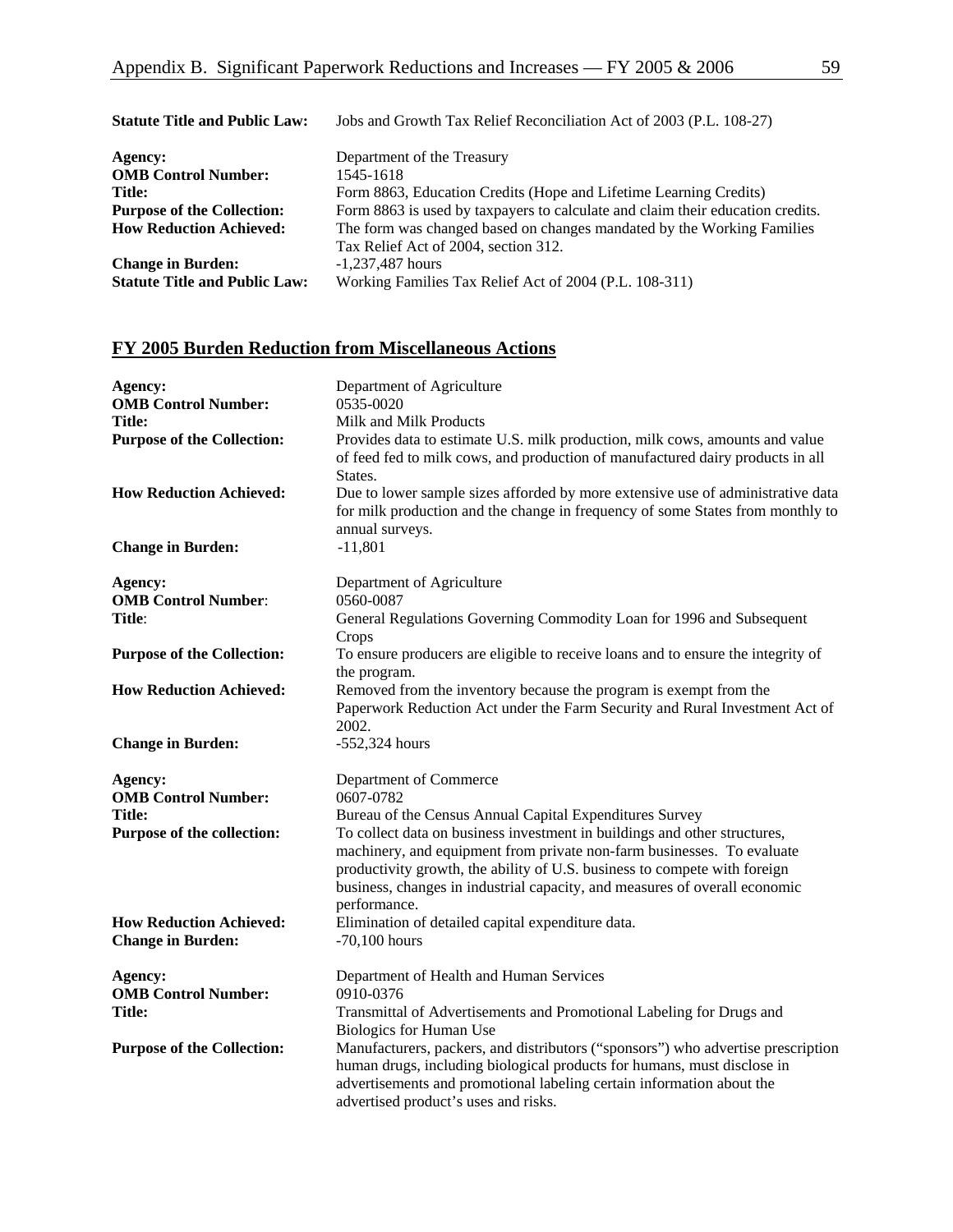**Statute Title and Public Law:** Jobs and Growth Tax Relief Reconciliation Act of 2003 (P.L. 108-27)

**Agency:** Department of the Treasury
**OMB Control Number:** 1545-1618
**Title:** Form 8863, Education Credits (Hope and Lifetime Learning Credits)
**Purpose of the Collection:** Form 8863 is used by taxpayers to calculate and claim their education credits.
**How Reduction Achieved:** The form was changed based on changes mandated by the Working Families Tax Relief Act of 2004, section 312.
**Change in Burden:** -1,237,487 hours
**Statute Title and Public Law:** Working Families Tax Relief Act of 2004 (P.L. 108-311)

## FY 2005 Burden Reduction from Miscellaneous Actions

**Agency:** Department of Agriculture
**OMB Control Number:** 0535-0020
**Title:** Milk and Milk Products
**Purpose of the Collection:** Provides data to estimate U.S. milk production, milk cows, amounts and value of feed fed to milk cows, and production of manufactured dairy products in all States.
**How Reduction Achieved:** Due to lower sample sizes afforded by more extensive use of administrative data for milk production and the change in frequency of some States from monthly to annual surveys.
**Change in Burden:** -11,801

**Agency:** Department of Agriculture
**OMB Control Number**: 0560-0087
**Title**: General Regulations Governing Commodity Loan for 1996 and Subsequent Crops
**Purpose of the Collection:** To ensure producers are eligible to receive loans and to ensure the integrity of the program.
**How Reduction Achieved:** Removed from the inventory because the program is exempt from the Paperwork Reduction Act under the Farm Security and Rural Investment Act of 2002.
**Change in Burden:** -552,324 hours

**Agency:** Department of Commerce
**OMB Control Number:** 0607-0782
**Title:** Bureau of the Census Annual Capital Expenditures Survey
**Purpose of the collection:** To collect data on business investment in buildings and other structures, machinery, and equipment from private non-farm businesses. To evaluate productivity growth, the ability of U.S. business to compete with foreign business, changes in industrial capacity, and measures of overall economic performance.
**How Reduction Achieved:** Elimination of detailed capital expenditure data.
**Change in Burden:** -70,100 hours

**Agency:** Department of Health and Human Services
**OMB Control Number:** 0910-0376
**Title:** Transmittal of Advertisements and Promotional Labeling for Drugs and Biologics for Human Use
**Purpose of the Collection:** Manufacturers, packers, and distributors ("sponsors") who advertise prescription human drugs, including biological products for humans, must disclose in advertisements and promotional labeling certain information about the advertised product's uses and risks.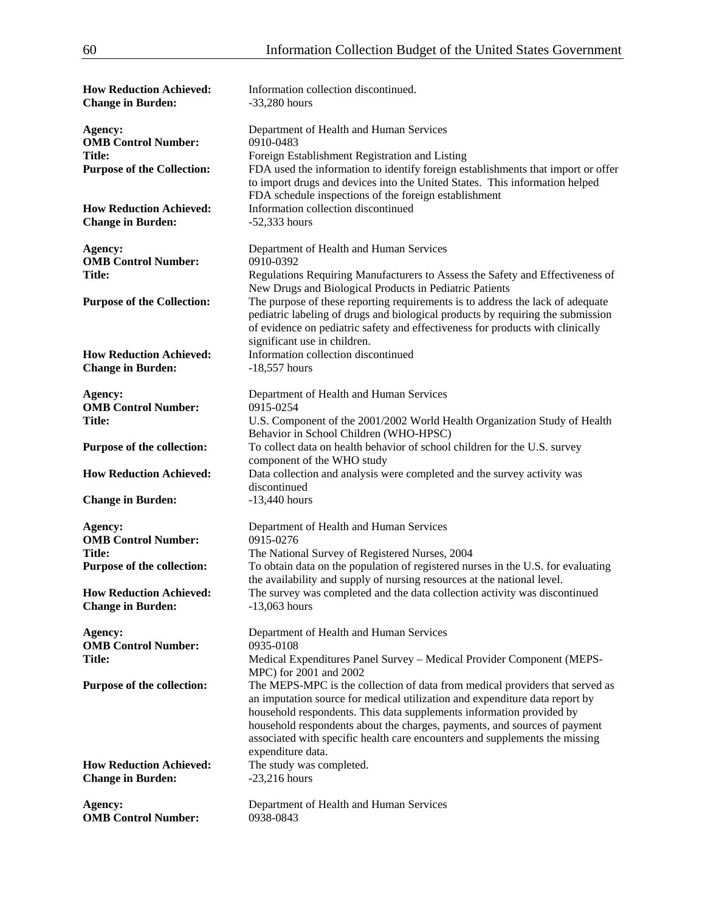**How Reduction Achieved:** Information collection discontinued.
**Change in Burden:** -33,280 hours

**Agency:** Department of Health and Human Services
**OMB Control Number:** 0910-0483
**Title:** Foreign Establishment Registration and Listing
**Purpose of the Collection:** FDA used the information to identify foreign establishments that import or offer to import drugs and devices into the United States. This information helped FDA schedule inspections of the foreign establishment
**How Reduction Achieved:** Information collection discontinued
**Change in Burden:** -52,333 hours

**Agency:** Department of Health and Human Services
**OMB Control Number:** 0910-0392
**Title:** Regulations Requiring Manufacturers to Assess the Safety and Effectiveness of New Drugs and Biological Products in Pediatric Patients
**Purpose of the Collection:** The purpose of these reporting requirements is to address the lack of adequate pediatric labeling of drugs and biological products by requiring the submission of evidence on pediatric safety and effectiveness for products with clinically significant use in children.
**How Reduction Achieved:** Information collection discontinued
**Change in Burden:** -18,557 hours

**Agency:** Department of Health and Human Services
**OMB Control Number:** 0915-0254
**Title:** U.S. Component of the 2001/2002 World Health Organization Study of Health Behavior in School Children (WHO-HPSC)
**Purpose of the collection:** To collect data on health behavior of school children for the U.S. survey component of the WHO study
**How Reduction Achieved:** Data collection and analysis were completed and the survey activity was discontinued
**Change in Burden:** -13,440 hours

**Agency:** Department of Health and Human Services
**OMB Control Number:** 0915-0276
**Title:** The National Survey of Registered Nurses, 2004
**Purpose of the collection:** To obtain data on the population of registered nurses in the U.S. for evaluating the availability and supply of nursing resources at the national level.
**How Reduction Achieved:** The survey was completed and the data collection activity was discontinued
**Change in Burden:** -13,063 hours

**Agency:** Department of Health and Human Services
**OMB Control Number:** 0935-0108
**Title:** Medical Expenditures Panel Survey – Medical Provider Component (MEPS-MPC) for 2001 and 2002
**Purpose of the collection:** The MEPS-MPC is the collection of data from medical providers that served as an imputation source for medical utilization and expenditure data report by household respondents. This data supplements information provided by household respondents about the charges, payments, and sources of payment associated with specific health care encounters and supplements the missing expenditure data.
**How Reduction Achieved:** The study was completed.
**Change in Burden:** -23,216 hours

**Agency:** Department of Health and Human Services
**OMB Control Number:** 0938-0843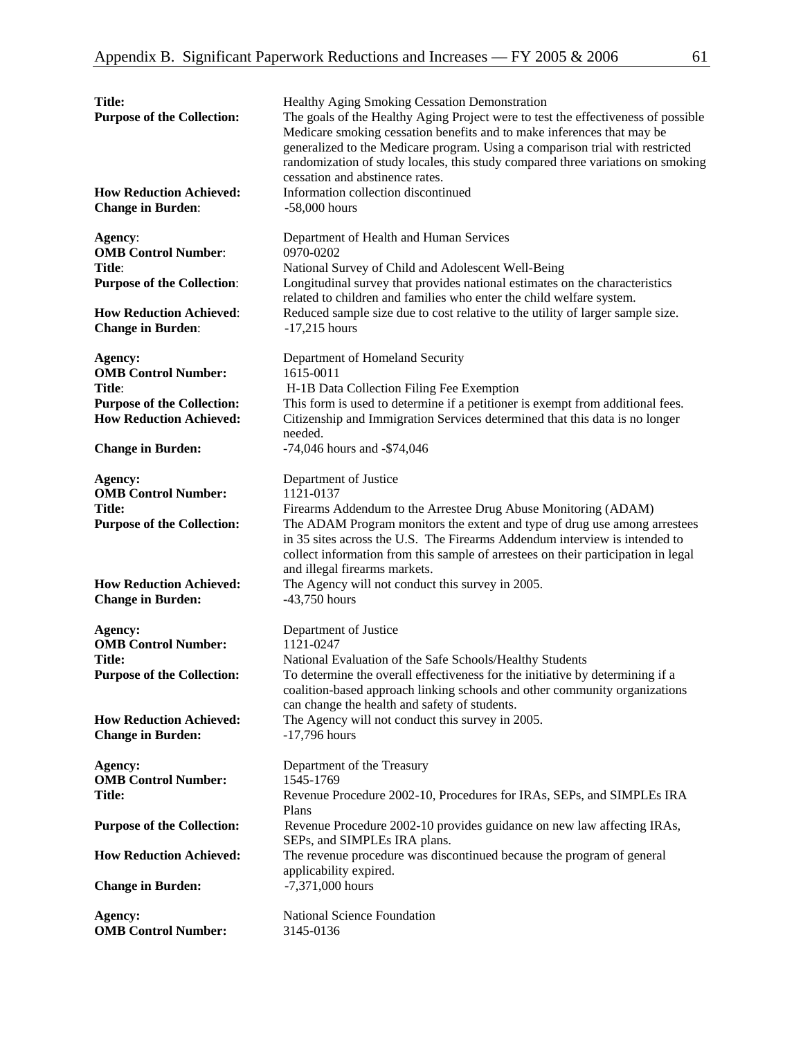**Title:** Healthy Aging Smoking Cessation Demonstration
**Purpose of the Collection:** The goals of the Healthy Aging Project were to test the effectiveness of possible Medicare smoking cessation benefits and to make inferences that may be generalized to the Medicare program. Using a comparison trial with restricted randomization of study locales, this study compared three variations on smoking cessation and abstinence rates.
**How Reduction Achieved:** Information collection discontinued
**Change in Burden:** -58,000 hours

**Agency:** Department of Health and Human Services
**OMB Control Number:** 0970-0202
**Title:** National Survey of Child and Adolescent Well-Being
**Purpose of the Collection:** Longitudinal survey that provides national estimates on the characteristics related to children and families who enter the child welfare system.
**How Reduction Achieved:** Reduced sample size due to cost relative to the utility of larger sample size.
**Change in Burden:** -17,215 hours

**Agency:** Department of Homeland Security
**OMB Control Number:** 1615-0011
**Title:** H-1B Data Collection Filing Fee Exemption
**Purpose of the Collection:** This form is used to determine if a petitioner is exempt from additional fees.
**How Reduction Achieved:** Citizenship and Immigration Services determined that this data is no longer needed.
**Change in Burden:** -74,046 hours and -$74,046

**Agency:** Department of Justice
**OMB Control Number:** 1121-0137
**Title:** Firearms Addendum to the Arrestee Drug Abuse Monitoring (ADAM)
**Purpose of the Collection:** The ADAM Program monitors the extent and type of drug use among arrestees in 35 sites across the U.S. The Firearms Addendum interview is intended to collect information from this sample of arrestees on their participation in legal and illegal firearms markets.
**How Reduction Achieved:** The Agency will not conduct this survey in 2005.
**Change in Burden:** -43,750 hours

**Agency:** Department of Justice
**OMB Control Number:** 1121-0247
**Title:** National Evaluation of the Safe Schools/Healthy Students
**Purpose of the Collection:** To determine the overall effectiveness for the initiative by determining if a coalition-based approach linking schools and other community organizations can change the health and safety of students.
**How Reduction Achieved:** The Agency will not conduct this survey in 2005.
**Change in Burden:** -17,796 hours

**Agency:** Department of the Treasury
**OMB Control Number:** 1545-1769
**Title:** Revenue Procedure 2002-10, Procedures for IRAs, SEPs, and SIMPLEs IRA Plans
**Purpose of the Collection:** Revenue Procedure 2002-10 provides guidance on new law affecting IRAs, SEPs, and SIMPLEs IRA plans.
**How Reduction Achieved:** The revenue procedure was discontinued because the program of general applicability expired.
**Change in Burden:** -7,371,000 hours

**Agency:** National Science Foundation
**OMB Control Number:** 3145-0136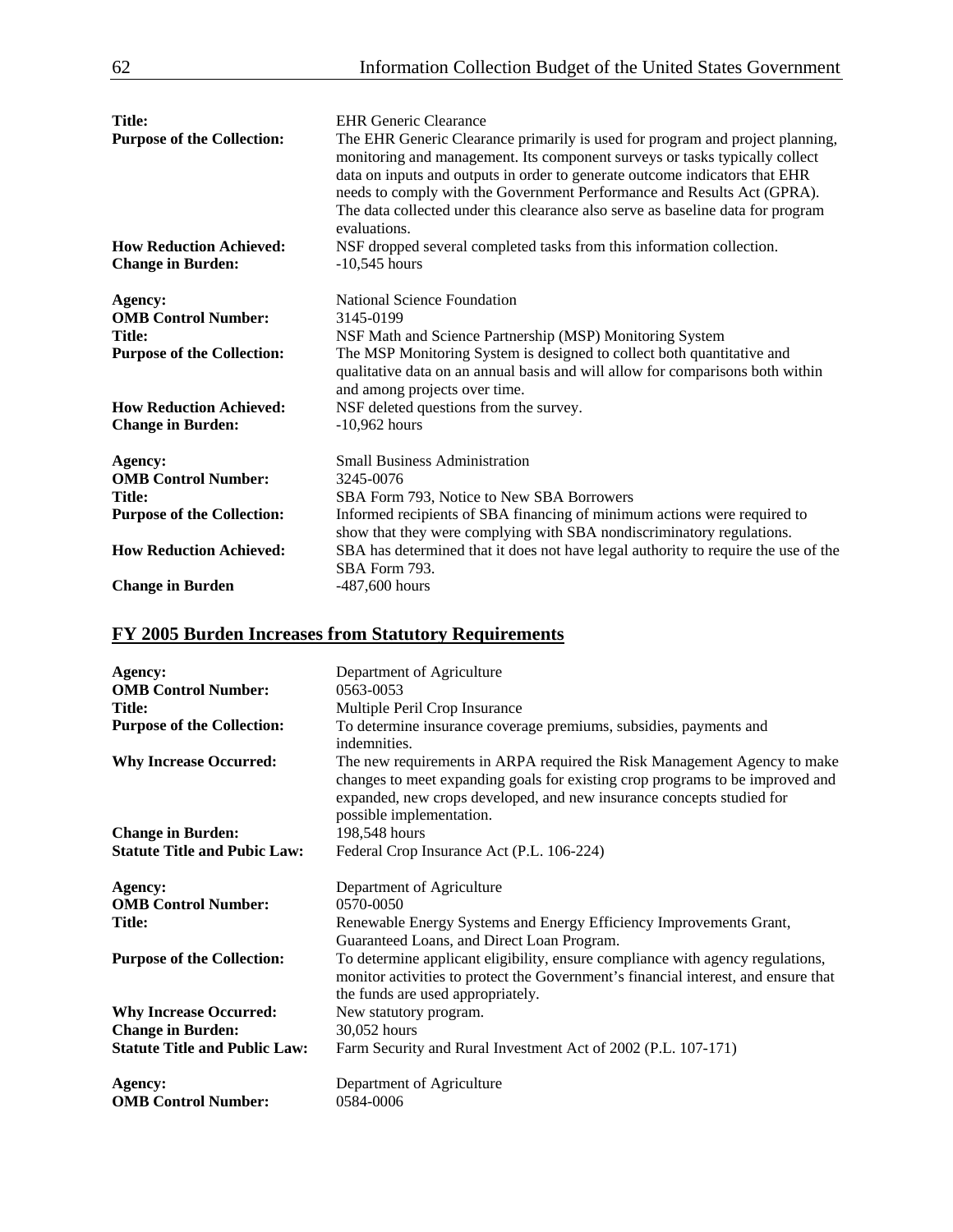**Title:** EHR Generic Clearance
**Purpose of the Collection:** The EHR Generic Clearance primarily is used for program and project planning, monitoring and management. Its component surveys or tasks typically collect data on inputs and outputs in order to generate outcome indicators that EHR needs to comply with the Government Performance and Results Act (GPRA). The data collected under this clearance also serve as baseline data for program evaluations.
**How Reduction Achieved:** NSF dropped several completed tasks from this information collection.
**Change in Burden:** -10,545 hours

**Agency:** National Science Foundation
**OMB Control Number:** 3145-0199
**Title:** NSF Math and Science Partnership (MSP) Monitoring System
**Purpose of the Collection:** The MSP Monitoring System is designed to collect both quantitative and qualitative data on an annual basis and will allow for comparisons both within and among projects over time.
**How Reduction Achieved:** NSF deleted questions from the survey.
**Change in Burden:** -10,962 hours

**Agency:** Small Business Administration
**OMB Control Number:** 3245-0076
**Title:** SBA Form 793, Notice to New SBA Borrowers
**Purpose of the Collection:** Informed recipients of SBA financing of minimum actions were required to show that they were complying with SBA nondiscriminatory regulations.
**How Reduction Achieved:** SBA has determined that it does not have legal authority to require the use of the SBA Form 793.
**Change in Burden** -487,600 hours

## FY 2005 Burden Increases from Statutory Requirements

**Agency:** Department of Agriculture
**OMB Control Number:** 0563-0053
**Title:** Multiple Peril Crop Insurance
**Purpose of the Collection:** To determine insurance coverage premiums, subsidies, payments and indemnities.
**Why Increase Occurred:** The new requirements in ARPA required the Risk Management Agency to make changes to meet expanding goals for existing crop programs to be improved and expanded, new crops developed, and new insurance concepts studied for possible implementation.
**Change in Burden:** 198,548 hours
**Statute Title and Pubic Law:** Federal Crop Insurance Act (P.L. 106-224)

**Agency:** Department of Agriculture
**OMB Control Number:** 0570-0050
**Title:** Renewable Energy Systems and Energy Efficiency Improvements Grant, Guaranteed Loans, and Direct Loan Program.
**Purpose of the Collection:** To determine applicant eligibility, ensure compliance with agency regulations, monitor activities to protect the Government's financial interest, and ensure that the funds are used appropriately.
**Why Increase Occurred:** New statutory program.
**Change in Burden:** 30,052 hours
**Statute Title and Pubic Law:** Farm Security and Rural Investment Act of 2002 (P.L. 107-171)

**Agency:** Department of Agriculture
**OMB Control Number:** 0584-0006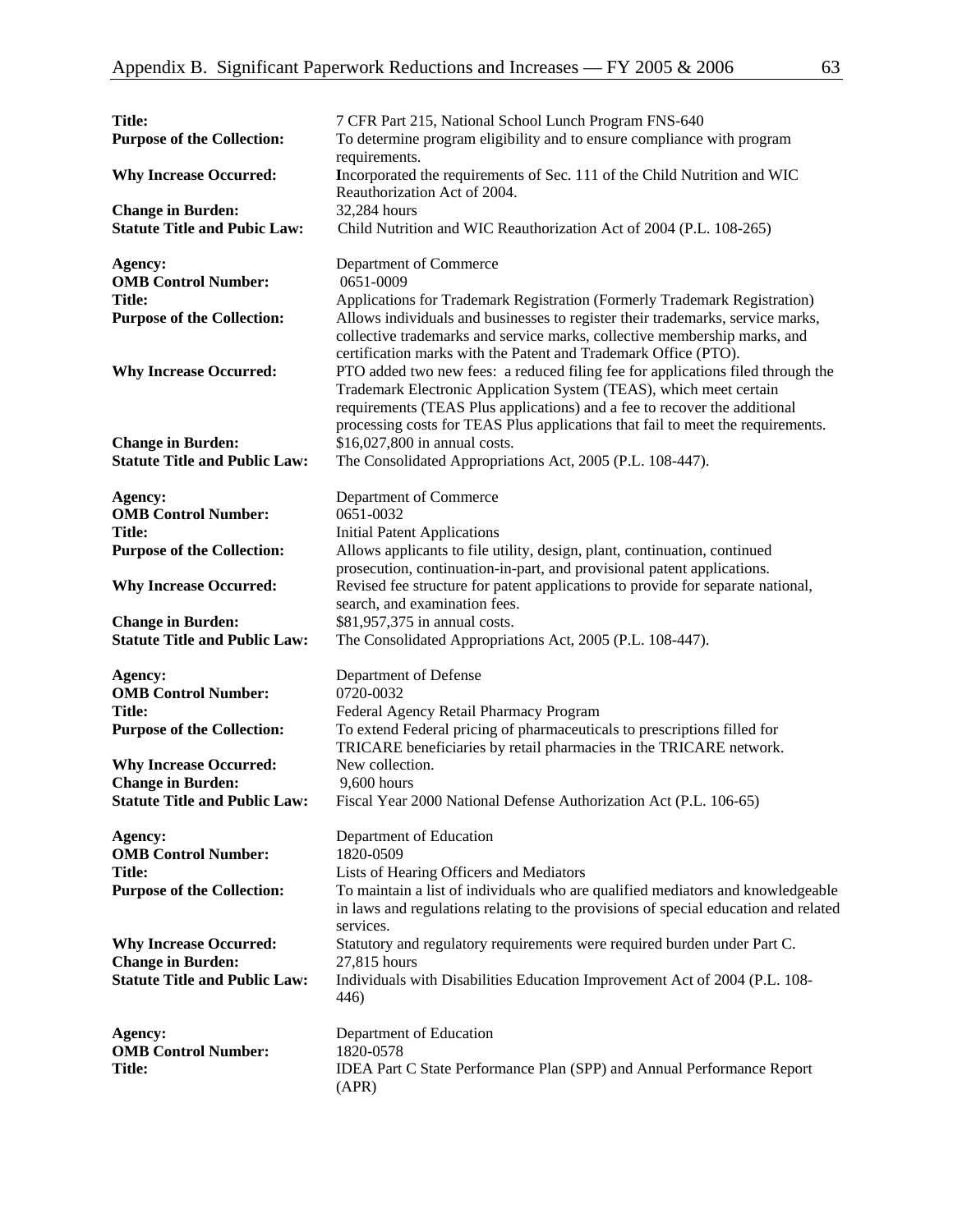**Title:** 7 CFR Part 215, National School Lunch Program FNS-640
**Purpose of the Collection:** To determine program eligibility and to ensure compliance with program requirements.
**Why Increase Occurred:** Incorporated the requirements of Sec. 111 of the Child Nutrition and WIC Reauthorization Act of 2004.
**Change in Burden:** 32,284 hours
**Statute Title and Pubic Law:** Child Nutrition and WIC Reauthorization Act of 2004 (P.L. 108-265)

**Agency:** Department of Commerce
**OMB Control Number:** 0651-0009
**Title:** Applications for Trademark Registration (Formerly Trademark Registration)
**Purpose of the Collection:** Allows individuals and businesses to register their trademarks, service marks, collective trademarks and service marks, collective membership marks, and certification marks with the Patent and Trademark Office (PTO).
**Why Increase Occurred:** PTO added two new fees: a reduced filing fee for applications filed through the Trademark Electronic Application System (TEAS), which meet certain requirements (TEAS Plus applications) and a fee to recover the additional processing costs for TEAS Plus applications that fail to meet the requirements.
**Change in Burden:** $16,027,800 in annual costs.
**Statute Title and Public Law:** The Consolidated Appropriations Act, 2005 (P.L. 108-447).

**Agency:** Department of Commerce
**OMB Control Number:** 0651-0032
**Title:** Initial Patent Applications
**Purpose of the Collection:** Allows applicants to file utility, design, plant, continuation, continued prosecution, continuation-in-part, and provisional patent applications.
**Why Increase Occurred:** Revised fee structure for patent applications to provide for separate national, search, and examination fees.
**Change in Burden:** $81,957,375 in annual costs.
**Statute Title and Public Law:** The Consolidated Appropriations Act, 2005 (P.L. 108-447).

**Agency:** Department of Defense
**OMB Control Number:** 0720-0032
**Title:** Federal Agency Retail Pharmacy Program
**Purpose of the Collection:** To extend Federal pricing of pharmaceuticals to prescriptions filled for TRICARE beneficiaries by retail pharmacies in the TRICARE network.
**Why Increase Occurred:** New collection.
**Change in Burden:** 9,600 hours
**Statute Title and Public Law:** Fiscal Year 2000 National Defense Authorization Act (P.L. 106-65)

**Agency:** Department of Education
**OMB Control Number:** 1820-0509
**Title:** Lists of Hearing Officers and Mediators
**Purpose of the Collection:** To maintain a list of individuals who are qualified mediators and knowledgeable in laws and regulations relating to the provisions of special education and related services.
**Why Increase Occurred:** Statutory and regulatory requirements were required burden under Part C.
**Change in Burden:** 27,815 hours
**Statute Title and Public Law:** Individuals with Disabilities Education Improvement Act of 2004 (P.L. 108-446)

**Agency:** Department of Education
**OMB Control Number:** 1820-0578
**Title:** IDEA Part C State Performance Plan (SPP) and Annual Performance Report (APR)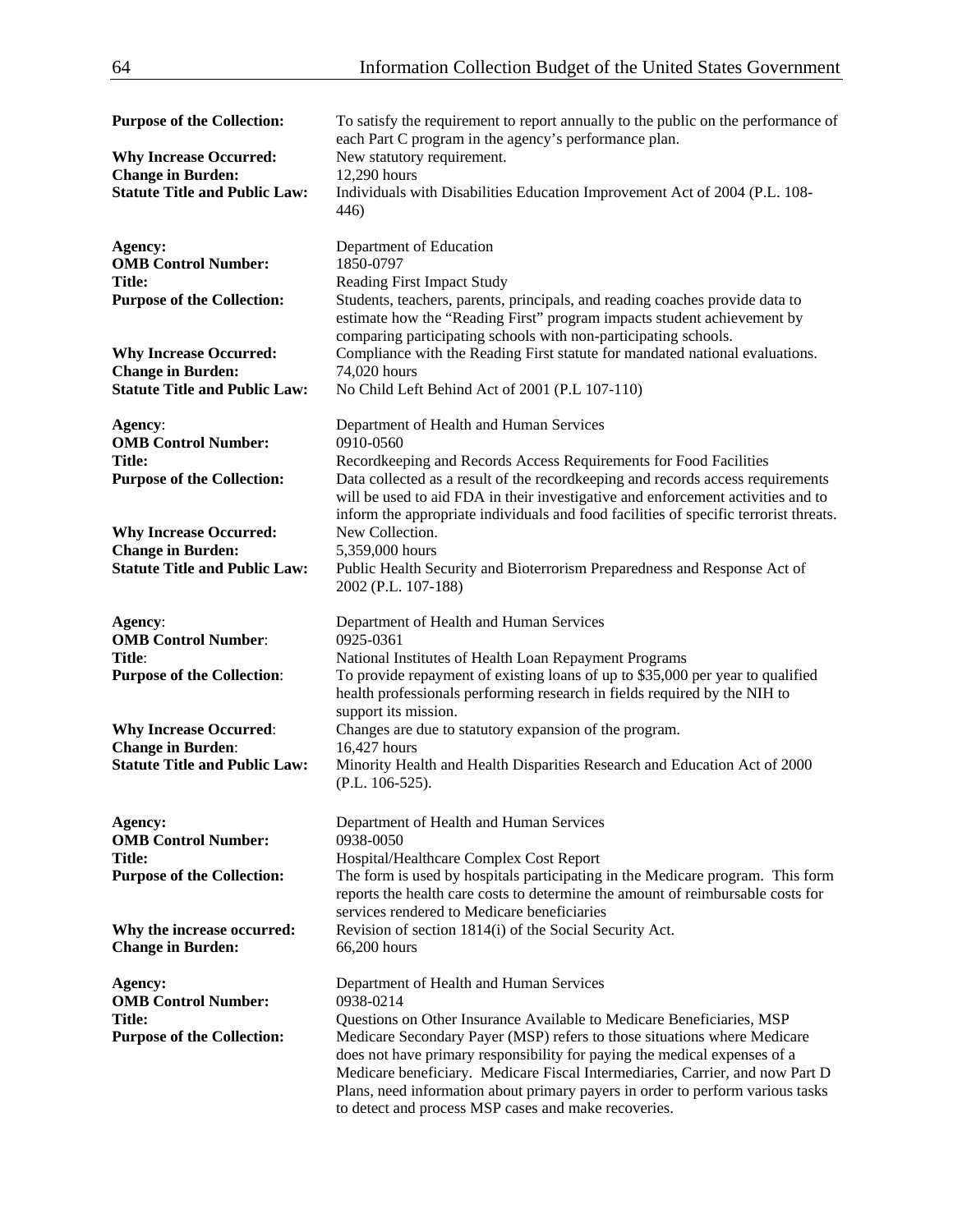**Purpose of the Collection:** To satisfy the requirement to report annually to the public on the performance of each Part C program in the agency's performance plan.
**Why Increase Occurred:** New statutory requirement.
**Change in Burden:** 12,290 hours
**Statute Title and Public Law:** Individuals with Disabilities Education Improvement Act of 2004 (P.L. 108-446)

**Agency:** Department of Education
**OMB Control Number:** 1850-0797
**Title:** Reading First Impact Study
**Purpose of the Collection:** Students, teachers, parents, principals, and reading coaches provide data to estimate how the "Reading First" program impacts student achievement by comparing participating schools with non-participating schools.
**Why Increase Occurred:** Compliance with the Reading First statute for mandated national evaluations.
**Change in Burden:** 74,020 hours
**Statute Title and Public Law:** No Child Left Behind Act of 2001 (P.L 107-110)

**Agency**: Department of Health and Human Services
**OMB Control Number:** 0910-0560
**Title:** Recordkeeping and Records Access Requirements for Food Facilities
**Purpose of the Collection:** Data collected as a result of the recordkeeping and records access requirements will be used to aid FDA in their investigative and enforcement activities and to inform the appropriate individuals and food facilities of specific terrorist threats.
**Why Increase Occurred:** New Collection.
**Change in Burden:** 5,359,000 hours
**Statute Title and Public Law:** Public Health Security and Bioterrorism Preparedness and Response Act of 2002 (P.L. 107-188)

**Agency**: Department of Health and Human Services
**OMB Control Number**: 0925-0361
**Title**: National Institutes of Health Loan Repayment Programs
**Purpose of the Collection**: To provide repayment of existing loans of up to $35,000 per year to qualified health professionals performing research in fields required by the NIH to support its mission.
**Why Increase Occurred**: Changes are due to statutory expansion of the program.
**Change in Burden**: 16,427 hours
**Statute Title and Public Law:** Minority Health and Health Disparities Research and Education Act of 2000 (P.L. 106-525).

**Agency:** Department of Health and Human Services
**OMB Control Number:** 0938-0050
**Title:** Hospital/Healthcare Complex Cost Report
**Purpose of the Collection:** The form is used by hospitals participating in the Medicare program. This form reports the health care costs to determine the amount of reimbursable costs for services rendered to Medicare beneficiaries
**Why the increase occurred:** Revision of section 1814(i) of the Social Security Act.
**Change in Burden:** 66,200 hours

**Agency:** Department of Health and Human Services
**OMB Control Number:** 0938-0214
**Title:** Questions on Other Insurance Available to Medicare Beneficiaries, MSP
**Purpose of the Collection:** Medicare Secondary Payer (MSP) refers to those situations where Medicare does not have primary responsibility for paying the medical expenses of a Medicare beneficiary. Medicare Fiscal Intermediaries, Carrier, and now Part D Plans, need information about primary payers in order to perform various tasks to detect and process MSP cases and make recoveries.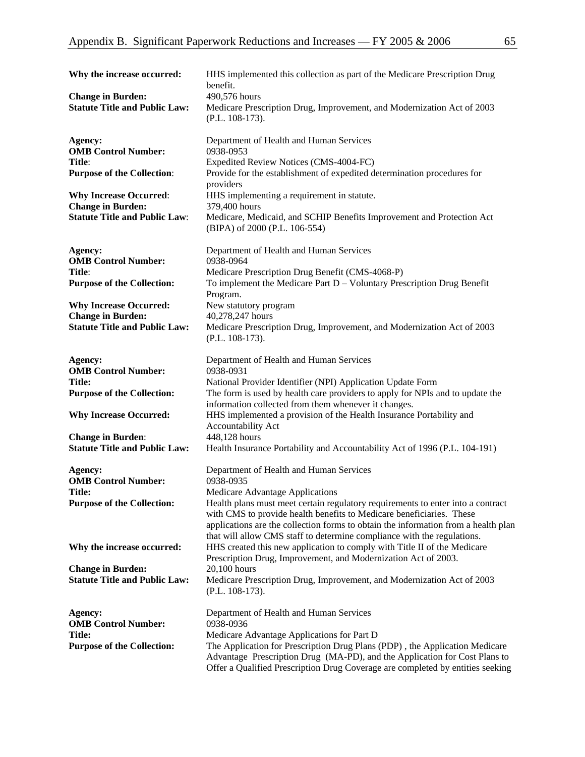**Why the increase occurred:** HHS implemented this collection as part of the Medicare Prescription Drug benefit.
**Change in Burden:** 490,576 hours
**Statute Title and Public Law:** Medicare Prescription Drug, Improvement, and Modernization Act of 2003 (P.L. 108-173).

**Agency:** Department of Health and Human Services
**OMB Control Number:** 0938-0953
**Title**: Expedited Review Notices (CMS-4004-FC)
**Purpose of the Collection**: Provide for the establishment of expedited determination procedures for providers
**Why Increase Occurred**: HHS implementing a requirement in statute.
**Change in Burden:** 379,400 hours
**Statute Title and Public Law**: Medicare, Medicaid, and SCHIP Benefits Improvement and Protection Act (BIPA) of 2000 (P.L. 106-554)

**Agency:** Department of Health and Human Services
**OMB Control Number:** 0938-0964
**Title**: Medicare Prescription Drug Benefit (CMS-4068-P)
**Purpose of the Collection:** To implement the Medicare Part D – Voluntary Prescription Drug Benefit Program.
**Why Increase Occurred:** New statutory program
**Change in Burden:** 40,278,247 hours
**Statute Title and Public Law:** Medicare Prescription Drug, Improvement, and Modernization Act of 2003 (P.L. 108-173).

**Agency:** Department of Health and Human Services
**OMB Control Number:** 0938-0931
**Title:** National Provider Identifier (NPI) Application Update Form
**Purpose of the Collection:** The form is used by health care providers to apply for NPIs and to update the information collected from them whenever it changes.
**Why Increase Occurred:** HHS implemented a provision of the Health Insurance Portability and Accountability Act
**Change in Burden**: 448,128 hours
**Statute Title and Public Law:** Health Insurance Portability and Accountability Act of 1996 (P.L. 104-191)

**Agency:** Department of Health and Human Services
**OMB Control Number:** 0938-0935
**Title:** Medicare Advantage Applications
**Purpose of the Collection:** Health plans must meet certain regulatory requirements to enter into a contract with CMS to provide health benefits to Medicare beneficiaries. These applications are the collection forms to obtain the information from a health plan that will allow CMS staff to determine compliance with the regulations.
**Why the increase occurred:** HHS created this new application to comply with Title II of the Medicare Prescription Drug, Improvement, and Modernization Act of 2003.
**Change in Burden:** 20,100 hours
**Statute Title and Public Law:** Medicare Prescription Drug, Improvement, and Modernization Act of 2003 (P.L. 108-173).

**Agency:** Department of Health and Human Services
**OMB Control Number:** 0938-0936
**Title:** Medicare Advantage Applications for Part D
**Purpose of the Collection:** The Application for Prescription Drug Plans (PDP) , the Application Medicare Advantage Prescription Drug (MA-PD), and the Application for Cost Plans to Offer a Qualified Prescription Drug Coverage are completed by entities seeking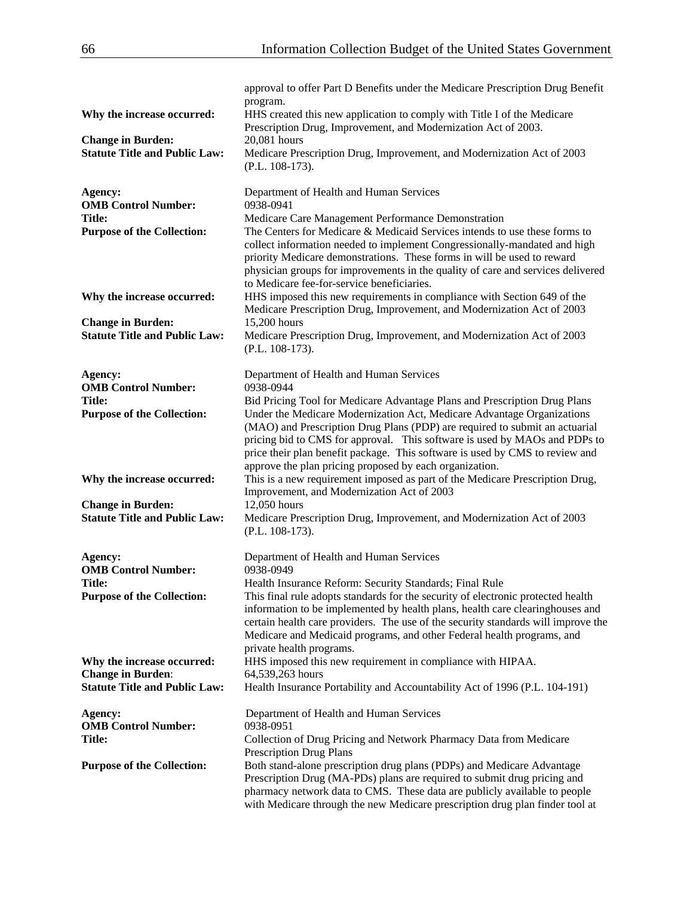approval to offer Part D Benefits under the Medicare Prescription Drug Benefit program.

**Why the increase occurred:** HHS created this new application to comply with Title I of the Medicare Prescription Drug, Improvement, and Modernization Act of 2003.

**Change in Burden:** 20,081 hours

**Statute Title and Public Law:** Medicare Prescription Drug, Improvement, and Modernization Act of 2003 (P.L. 108-173).

**Agency:** Department of Health and Human Services

**OMB Control Number:** 0938-0941

**Title:** Medicare Care Management Performance Demonstration

**Purpose of the Collection:** The Centers for Medicare & Medicaid Services intends to use these forms to collect information needed to implement Congressionally-mandated and high priority Medicare demonstrations. These forms in will be used to reward physician groups for improvements in the quality of care and services delivered to Medicare fee-for-service beneficiaries.

**Why the increase occurred:** HHS imposed this new requirements in compliance with Section 649 of the Medicare Prescription Drug, Improvement, and Modernization Act of 2003

**Change in Burden:** 15,200 hours

**Statute Title and Public Law:** Medicare Prescription Drug, Improvement, and Modernization Act of 2003 (P.L. 108-173).

**Agency:** Department of Health and Human Services

**OMB Control Number:** 0938-0944

**Title:** Bid Pricing Tool for Medicare Advantage Plans and Prescription Drug Plans

**Purpose of the Collection:** Under the Medicare Modernization Act, Medicare Advantage Organizations (MAO) and Prescription Drug Plans (PDP) are required to submit an actuarial pricing bid to CMS for approval. This software is used by MAOs and PDPs to price their plan benefit package. This software is used by CMS to review and approve the plan pricing proposed by each organization.

**Why the increase occurred:** This is a new requirement imposed as part of the Medicare Prescription Drug, Improvement, and Modernization Act of 2003

**Change in Burden:** 12,050 hours

**Statute Title and Public Law:** Medicare Prescription Drug, Improvement, and Modernization Act of 2003 (P.L. 108-173).

**Agency:** Department of Health and Human Services

**OMB Control Number:** 0938-0949

**Title:** Health Insurance Reform: Security Standards; Final Rule

**Purpose of the Collection:** This final rule adopts standards for the security of electronic protected health information to be implemented by health plans, health care clearinghouses and certain health care providers. The use of the security standards will improve the Medicare and Medicaid programs, and other Federal health programs, and private health programs.

**Why the increase occurred:** HHS imposed this new requirement in compliance with HIPAA.

**Change in Burden**: 64,539,263 hours

**Statute Title and Public Law:** Health Insurance Portability and Accountability Act of 1996 (P.L. 104-191)

**Agency:** Department of Health and Human Services

**OMB Control Number:** 0938-0951

**Title:** Collection of Drug Pricing and Network Pharmacy Data from Medicare Prescription Drug Plans

**Purpose of the Collection:** Both stand-alone prescription drug plans (PDPs) and Medicare Advantage Prescription Drug (MA-PDs) plans are required to submit drug pricing and pharmacy network data to CMS. These data are publicly available to people with Medicare through the new Medicare prescription drug plan finder tool at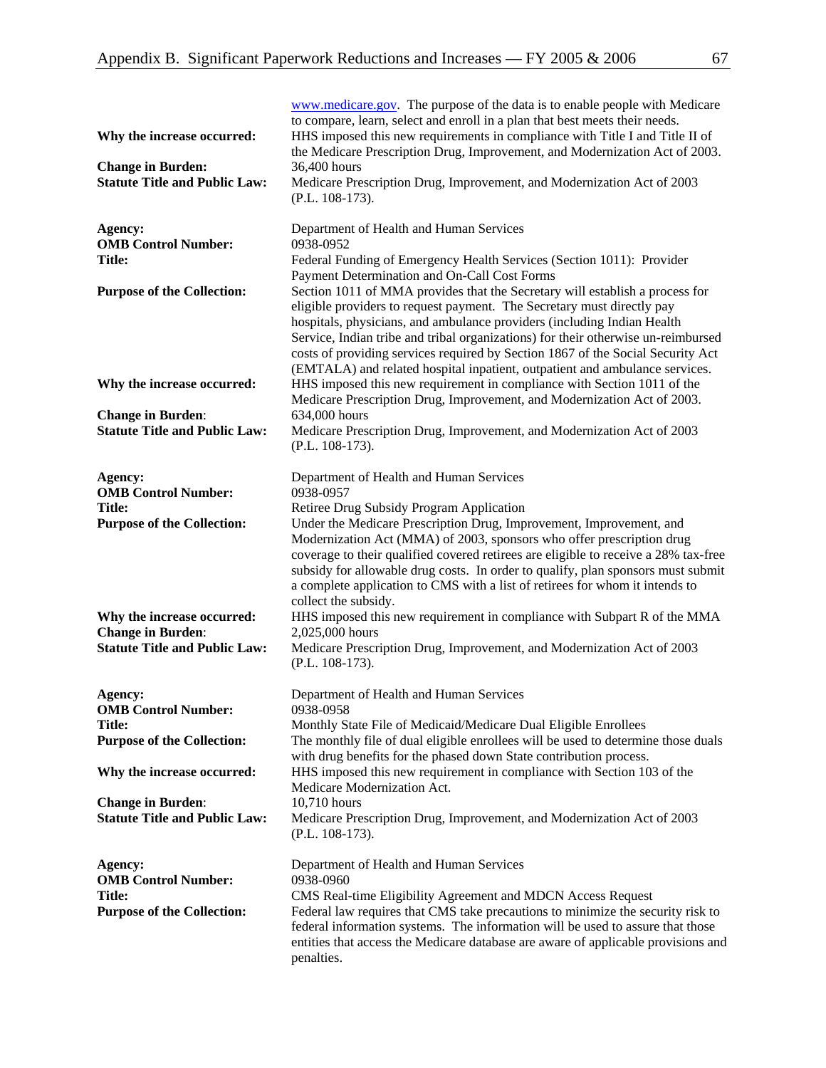www.medicare.gov. The purpose of the data is to enable people with Medicare to compare, learn, select and enroll in a plan that best meets their needs.

**Why the increase occurred:** HHS imposed this new requirements in compliance with Title I and Title II of the Medicare Prescription Drug, Improvement, and Modernization Act of 2003.

**Change in Burden:** 36,400 hours

**Statute Title and Public Law:** Medicare Prescription Drug, Improvement, and Modernization Act of 2003 (P.L. 108-173).

**Agency:** Department of Health and Human Services

**OMB Control Number:** 0938-0952

**Title:** Federal Funding of Emergency Health Services (Section 1011): Provider Payment Determination and On-Call Cost Forms

**Purpose of the Collection:** Section 1011 of MMA provides that the Secretary will establish a process for eligible providers to request payment. The Secretary must directly pay hospitals, physicians, and ambulance providers (including Indian Health Service, Indian tribe and tribal organizations) for their otherwise un-reimbursed costs of providing services required by Section 1867 of the Social Security Act (EMTALA) and related hospital inpatient, outpatient and ambulance services.

**Why the increase occurred:** HHS imposed this new requirement in compliance with Section 1011 of the Medicare Prescription Drug, Improvement, and Modernization Act of 2003.

**Change in Burden**: 634,000 hours

**Statute Title and Public Law:** Medicare Prescription Drug, Improvement, and Modernization Act of 2003 (P.L. 108-173).

**Agency:** Department of Health and Human Services

**OMB Control Number:** 0938-0957

**Title:** Retiree Drug Subsidy Program Application

**Purpose of the Collection:** Under the Medicare Prescription Drug, Improvement, Improvement, and Modernization Act (MMA) of 2003, sponsors who offer prescription drug coverage to their qualified covered retirees are eligible to receive a 28% tax-free subsidy for allowable drug costs. In order to qualify, plan sponsors must submit a complete application to CMS with a list of retirees for whom it intends to collect the subsidy.

**Why the increase occurred:** HHS imposed this new requirement in compliance with Subpart R of the MMA

**Change in Burden**: 2,025,000 hours

**Statute Title and Public Law:** Medicare Prescription Drug, Improvement, and Modernization Act of 2003 (P.L. 108-173).

**Agency:** Department of Health and Human Services

**OMB Control Number:** 0938-0958

**Title:** Monthly State File of Medicaid/Medicare Dual Eligible Enrollees

**Purpose of the Collection:** The monthly file of dual eligible enrollees will be used to determine those duals with drug benefits for the phased down State contribution process.

**Why the increase occurred:** HHS imposed this new requirement in compliance with Section 103 of the Medicare Modernization Act.

**Change in Burden**: 10,710 hours

**Statute Title and Public Law:** Medicare Prescription Drug, Improvement, and Modernization Act of 2003 (P.L. 108-173).

**Agency:** Department of Health and Human Services

**OMB Control Number:** 0938-0960

**Title:** CMS Real-time Eligibility Agreement and MDCN Access Request

**Purpose of the Collection:** Federal law requires that CMS take precautions to minimize the security risk to federal information systems. The information will be used to assure that those entities that access the Medicare database are aware of applicable provisions and penalties.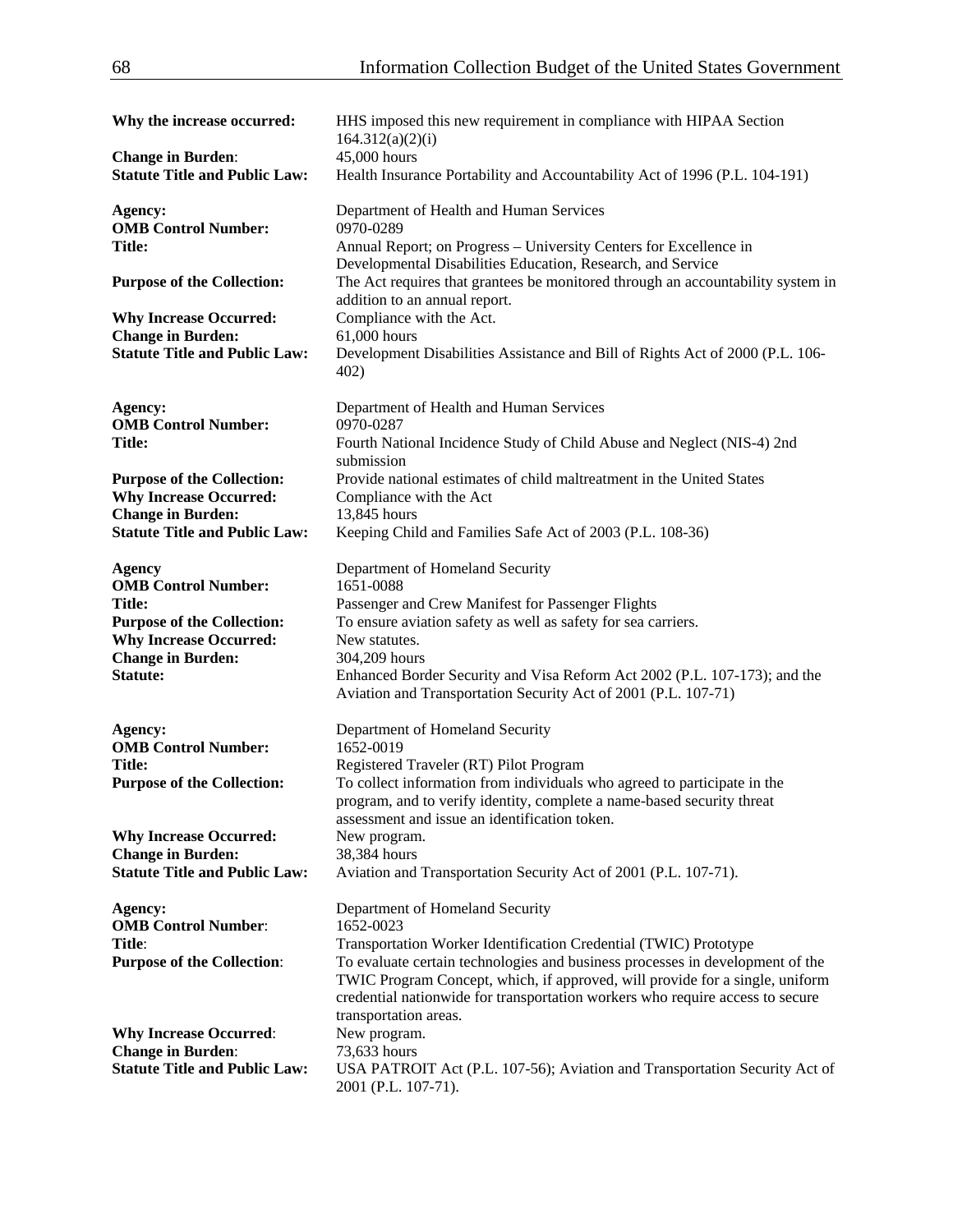**Why the increase occurred:** HHS imposed this new requirement in compliance with HIPAA Section 164.312(a)(2)(i)
**Change in Burden**: 45,000 hours
**Statute Title and Public Law:** Health Insurance Portability and Accountability Act of 1996 (P.L. 104-191)

**Agency:** Department of Health and Human Services
**OMB Control Number:** 0970-0289
**Title:** Annual Report; on Progress – University Centers for Excellence in Developmental Disabilities Education, Research, and Service
**Purpose of the Collection:** The Act requires that grantees be monitored through an accountability system in addition to an annual report.
**Why Increase Occurred:** Compliance with the Act.
**Change in Burden:** 61,000 hours
**Statute Title and Public Law:** Development Disabilities Assistance and Bill of Rights Act of 2000 (P.L. 106-402)

**Agency:** Department of Health and Human Services
**OMB Control Number:** 0970-0287
**Title:** Fourth National Incidence Study of Child Abuse and Neglect (NIS-4) 2nd submission
**Purpose of the Collection:** Provide national estimates of child maltreatment in the United States
**Why Increase Occurred:** Compliance with the Act
**Change in Burden:** 13,845 hours
**Statute Title and Public Law:** Keeping Child and Families Safe Act of 2003 (P.L. 108-36)

**Agency** Department of Homeland Security
**OMB Control Number:** 1651-0088
**Title:** Passenger and Crew Manifest for Passenger Flights
**Purpose of the Collection:** To ensure aviation safety as well as safety for sea carriers.
**Why Increase Occurred:** New statutes.
**Change in Burden:** 304,209 hours
**Statute:** Enhanced Border Security and Visa Reform Act 2002 (P.L. 107-173); and the Aviation and Transportation Security Act of 2001 (P.L. 107-71)

**Agency:** Department of Homeland Security
**OMB Control Number:** 1652-0019
**Title:** Registered Traveler (RT) Pilot Program
**Purpose of the Collection:** To collect information from individuals who agreed to participate in the program, and to verify identity, complete a name-based security threat assessment and issue an identification token.
**Why Increase Occurred:** New program.
**Change in Burden:** 38,384 hours
**Statute Title and Public Law:** Aviation and Transportation Security Act of 2001 (P.L. 107-71).

**Agency:** Department of Homeland Security
**OMB Control Number**: 1652-0023
**Title**: Transportation Worker Identification Credential (TWIC) Prototype
**Purpose of the Collection**: To evaluate certain technologies and business processes in development of the TWIC Program Concept, which, if approved, will provide for a single, uniform credential nationwide for transportation workers who require access to secure transportation areas.
**Why Increase Occurred**: New program.
**Change in Burden**: 73,633 hours
**Statute Title and Public Law:** USA PATROIT Act (P.L. 107-56); Aviation and Transportation Security Act of 2001 (P.L. 107-71).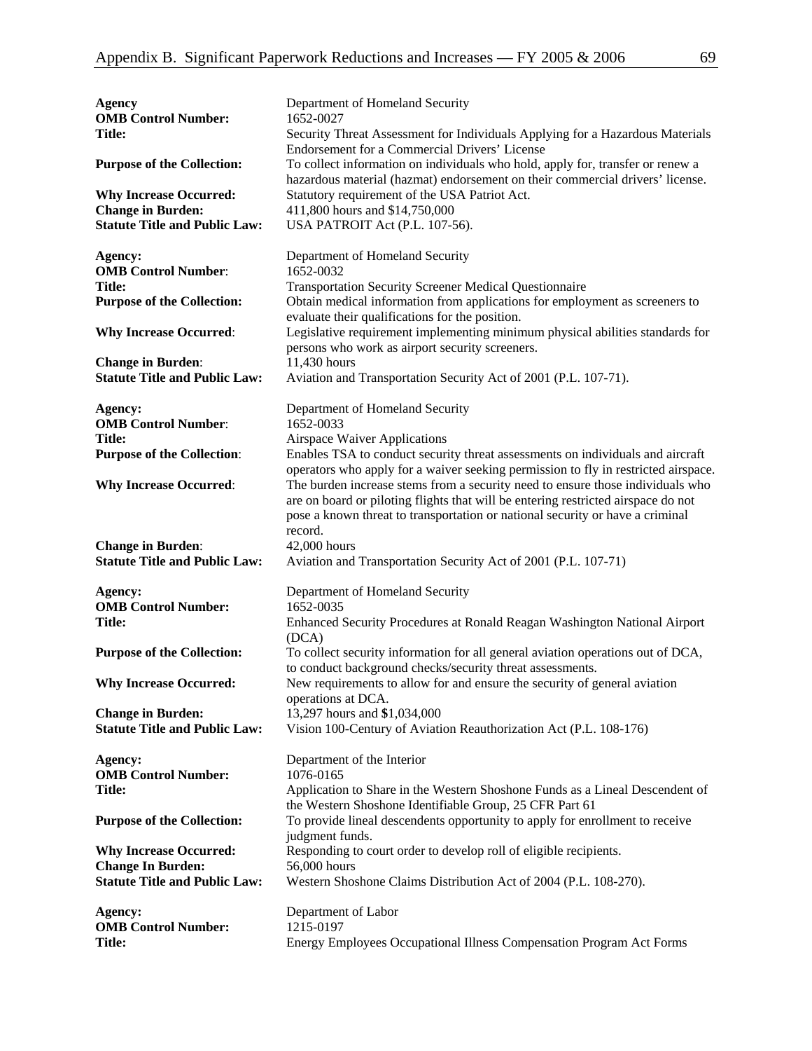**Agency** Department of Homeland Security
**OMB Control Number:** 1652-0027
**Title:** Security Threat Assessment for Individuals Applying for a Hazardous Materials Endorsement for a Commercial Drivers' License
**Purpose of the Collection:** To collect information on individuals who hold, apply for, transfer or renew a hazardous material (hazmat) endorsement on their commercial drivers' license.
**Why Increase Occurred:** Statutory requirement of the USA Patriot Act.
**Change in Burden:** 411,800 hours and $14,750,000
**Statute Title and Public Law:** USA PATROIT Act (P.L. 107-56).

**Agency:** Department of Homeland Security
**OMB Control Number**: 1652-0032
**Title:** Transportation Security Screener Medical Questionnaire
**Purpose of the Collection:** Obtain medical information from applications for employment as screeners to evaluate their qualifications for the position.
**Why Increase Occurred**: Legislative requirement implementing minimum physical abilities standards for persons who work as airport security screeners.
**Change in Burden**: 11,430 hours
**Statute Title and Public Law:** Aviation and Transportation Security Act of 2001 (P.L. 107-71).

**Agency:** Department of Homeland Security
**OMB Control Number**: 1652-0033
**Title:** Airspace Waiver Applications
**Purpose of the Collection**: Enables TSA to conduct security threat assessments on individuals and aircraft operators who apply for a waiver seeking permission to fly in restricted airspace.
**Why Increase Occurred**: The burden increase stems from a security need to ensure those individuals who are on board or piloting flights that will be entering restricted airspace do not pose a known threat to transportation or national security or have a criminal record.
**Change in Burden**: 42,000 hours
**Statute Title and Public Law:** Aviation and Transportation Security Act of 2001 (P.L. 107-71)

**Agency:** Department of Homeland Security
**OMB Control Number:** 1652-0035
**Title:** Enhanced Security Procedures at Ronald Reagan Washington National Airport (DCA)
**Purpose of the Collection:** To collect security information for all general aviation operations out of DCA, to conduct background checks/security threat assessments.
**Why Increase Occurred:** New requirements to allow for and ensure the security of general aviation operations at DCA.
**Change in Burden:** 13,297 hours and $1,034,000
**Statute Title and Public Law:** Vision 100-Century of Aviation Reauthorization Act (P.L. 108-176)

**Agency:** Department of the Interior
**OMB Control Number:** 1076-0165
**Title:** Application to Share in the Western Shoshone Funds as a Lineal Descendent of the Western Shoshone Identifiable Group, 25 CFR Part 61
**Purpose of the Collection:** To provide lineal descendents opportunity to apply for enrollment to receive judgment funds.
**Why Increase Occurred:** Responding to court order to develop roll of eligible recipients.
**Change In Burden:** 56,000 hours
**Statute Title and Public Law:** Western Shoshone Claims Distribution Act of 2004 (P.L. 108-270).

**Agency:** Department of Labor
**OMB Control Number:** 1215-0197
**Title:** Energy Employees Occupational Illness Compensation Program Act Forms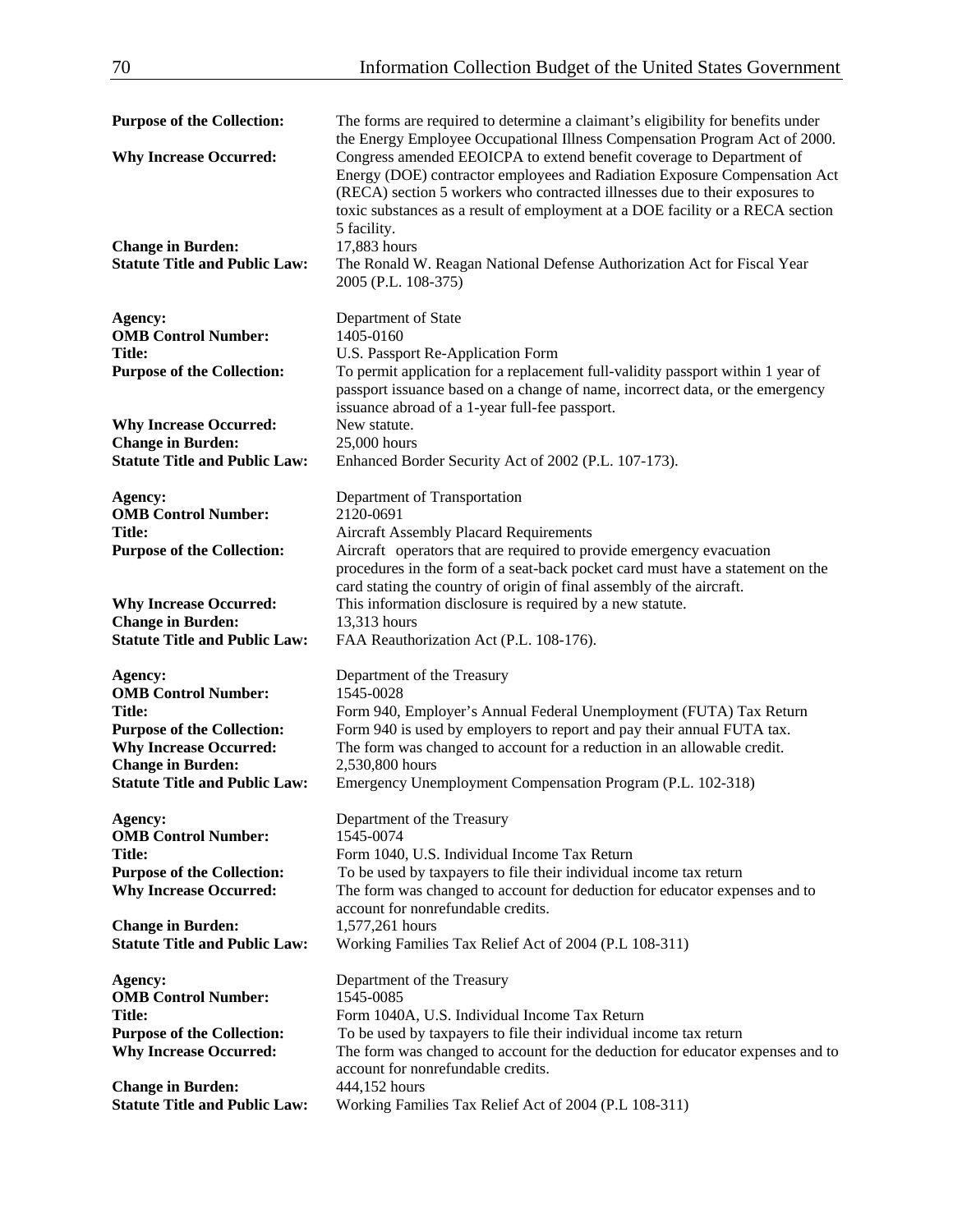**Purpose of the Collection:** The forms are required to determine a claimant's eligibility for benefits under the Energy Employee Occupational Illness Compensation Program Act of 2000.
**Why Increase Occurred:** Congress amended EEOICPA to extend benefit coverage to Department of Energy (DOE) contractor employees and Radiation Exposure Compensation Act (RECA) section 5 workers who contracted illnesses due to their exposures to toxic substances as a result of employment at a DOE facility or a RECA section 5 facility.
**Change in Burden:** 17,883 hours
**Statute Title and Public Law:** The Ronald W. Reagan National Defense Authorization Act for Fiscal Year 2005 (P.L. 108-375)

**Agency:** Department of State
**OMB Control Number:** 1405-0160
**Title:** U.S. Passport Re-Application Form
**Purpose of the Collection:** To permit application for a replacement full-validity passport within 1 year of passport issuance based on a change of name, incorrect data, or the emergency issuance abroad of a 1-year full-fee passport.
**Why Increase Occurred:** New statute.
**Change in Burden:** 25,000 hours
**Statute Title and Public Law:** Enhanced Border Security Act of 2002 (P.L. 107-173).

**Agency:** Department of Transportation
**OMB Control Number:** 2120-0691
**Title:** Aircraft Assembly Placard Requirements
**Purpose of the Collection:** Aircraft operators that are required to provide emergency evacuation procedures in the form of a seat-back pocket card must have a statement on the card stating the country of origin of final assembly of the aircraft.
**Why Increase Occurred:** This information disclosure is required by a new statute.
**Change in Burden:** 13,313 hours
**Statute Title and Public Law:** FAA Reauthorization Act (P.L. 108-176).

**Agency:** Department of the Treasury
**OMB Control Number:** 1545-0028
**Title:** Form 940, Employer's Annual Federal Unemployment (FUTA) Tax Return
**Purpose of the Collection:** Form 940 is used by employers to report and pay their annual FUTA tax.
**Why Increase Occurred:** The form was changed to account for a reduction in an allowable credit.
**Change in Burden:** 2,530,800 hours
**Statute Title and Public Law:** Emergency Unemployment Compensation Program (P.L. 102-318)

**Agency:** Department of the Treasury
**OMB Control Number:** 1545-0074
**Title:** Form 1040, U.S. Individual Income Tax Return
**Purpose of the Collection:** To be used by taxpayers to file their individual income tax return
**Why Increase Occurred:** The form was changed to account for deduction for educator expenses and to account for nonrefundable credits.
**Change in Burden:** 1,577,261 hours
**Statute Title and Public Law:** Working Families Tax Relief Act of 2004 (P.L 108-311)

**Agency:** Department of the Treasury
**OMB Control Number:** 1545-0085
**Title:** Form 1040A, U.S. Individual Income Tax Return
**Purpose of the Collection:** To be used by taxpayers to file their individual income tax return
**Why Increase Occurred:** The form was changed to account for the deduction for educator expenses and to account for nonrefundable credits.
**Change in Burden:** 444,152 hours
**Statute Title and Public Law:** Working Families Tax Relief Act of 2004 (P.L 108-311)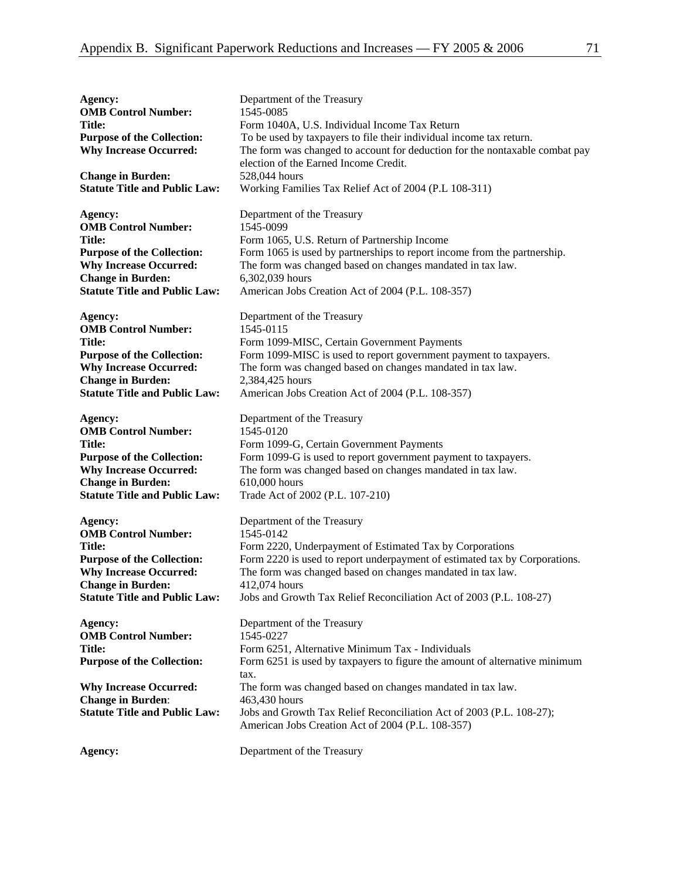**Agency:** Department of the Treasury
**OMB Control Number:** 1545-0085
**Title:** Form 1040A, U.S. Individual Income Tax Return
**Purpose of the Collection:** To be used by taxpayers to file their individual income tax return.
**Why Increase Occurred:** The form was changed to account for deduction for the nontaxable combat pay election of the Earned Income Credit.
**Change in Burden:** 528,044 hours
**Statute Title and Public Law:** Working Families Tax Relief Act of 2004 (P.L 108-311)

**Agency:** Department of the Treasury
**OMB Control Number:** 1545-0099
**Title:** Form 1065, U.S. Return of Partnership Income
**Purpose of the Collection:** Form 1065 is used by partnerships to report income from the partnership.
**Why Increase Occurred:** The form was changed based on changes mandated in tax law.
**Change in Burden:** 6,302,039 hours
**Statute Title and Public Law:** American Jobs Creation Act of 2004 (P.L. 108-357)

**Agency:** Department of the Treasury
**OMB Control Number:** 1545-0115
**Title:** Form 1099-MISC, Certain Government Payments
**Purpose of the Collection:** Form 1099-MISC is used to report government payment to taxpayers.
**Why Increase Occurred:** The form was changed based on changes mandated in tax law.
**Change in Burden:** 2,384,425 hours
**Statute Title and Public Law:** American Jobs Creation Act of 2004 (P.L. 108-357)

**Agency:** Department of the Treasury
**OMB Control Number:** 1545-0120
**Title:** Form 1099-G, Certain Government Payments
**Purpose of the Collection:** Form 1099-G is used to report government payment to taxpayers.
**Why Increase Occurred:** The form was changed based on changes mandated in tax law.
**Change in Burden:** 610,000 hours
**Statute Title and Public Law:** Trade Act of 2002 (P.L. 107-210)

**Agency:** Department of the Treasury
**OMB Control Number:** 1545-0142
**Title:** Form 2220, Underpayment of Estimated Tax by Corporations
**Purpose of the Collection:** Form 2220 is used to report underpayment of estimated tax by Corporations.
**Why Increase Occurred:** The form was changed based on changes mandated in tax law.
**Change in Burden:** 412,074 hours
**Statute Title and Public Law:** Jobs and Growth Tax Relief Reconciliation Act of 2003 (P.L. 108-27)

**Agency:** Department of the Treasury
**OMB Control Number:** 1545-0227
**Title:** Form 6251, Alternative Minimum Tax - Individuals
**Purpose of the Collection:** Form 6251 is used by taxpayers to figure the amount of alternative minimum tax.
**Why Increase Occurred:** The form was changed based on changes mandated in tax law.
**Change in Burden**: 463,430 hours
**Statute Title and Public Law:** Jobs and Growth Tax Relief Reconciliation Act of 2003 (P.L. 108-27); American Jobs Creation Act of 2004 (P.L. 108-357)

**Agency:** Department of the Treasury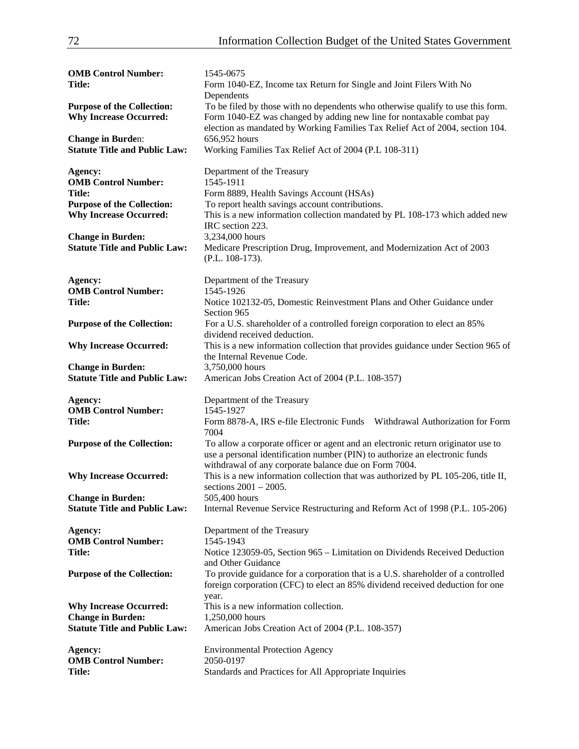**OMB Control Number:** 1545-0675
**Title:** Form 1040-EZ, Income tax Return for Single and Joint Filers With No Dependents
**Purpose of the Collection:** To be filed by those with no dependents who otherwise qualify to use this form.
**Why Increase Occurred:** Form 1040-EZ was changed by adding new line for nontaxable combat pay election as mandated by Working Families Tax Relief Act of 2004, section 104.
**Change in Burde**n: 656,952 hours
**Statute Title and Public Law:** Working Families Tax Relief Act of 2004 (P.L 108-311)

**Agency:** Department of the Treasury
**OMB Control Number:** 1545-1911
**Title:** Form 8889, Health Savings Account (HSAs)
**Purpose of the Collection:** To report health savings account contributions.
**Why Increase Occurred:** This is a new information collection mandated by PL 108-173 which added new IRC section 223.
**Change in Burden:** 3,234,000 hours
**Statute Title and Public Law:** Medicare Prescription Drug, Improvement, and Modernization Act of 2003 (P.L. 108-173).

**Agency:** Department of the Treasury
**OMB Control Number:** 1545-1926
**Title:** Notice 102132-05, Domestic Reinvestment Plans and Other Guidance under Section 965
**Purpose of the Collection:** For a U.S. shareholder of a controlled foreign corporation to elect an 85% dividend received deduction.
**Why Increase Occurred:** This is a new information collection that provides guidance under Section 965 of the Internal Revenue Code.
**Change in Burden:** 3,750,000 hours
**Statute Title and Public Law:** American Jobs Creation Act of 2004 (P.L. 108-357)

**Agency:** Department of the Treasury
**OMB Control Number:** 1545-1927
**Title:** Form 8878-A, IRS e-file Electronic Funds Withdrawal Authorization for Form 7004
**Purpose of the Collection:** To allow a corporate officer or agent and an electronic return originator use to use a personal identification number (PIN) to authorize an electronic funds withdrawal of any corporate balance due on Form 7004.
**Why Increase Occurred:** This is a new information collection that was authorized by PL 105-206, title II, sections 2001 – 2005.
**Change in Burden:** 505,400 hours
**Statute Title and Public Law:** Internal Revenue Service Restructuring and Reform Act of 1998 (P.L. 105-206)

**Agency:** Department of the Treasury
**OMB Control Number:** 1545-1943
**Title:** Notice 123059-05, Section 965 – Limitation on Dividends Received Deduction and Other Guidance
**Purpose of the Collection:** To provide guidance for a corporation that is a U.S. shareholder of a controlled foreign corporation (CFC) to elect an 85% dividend received deduction for one year.
**Why Increase Occurred:** This is a new information collection.
**Change in Burden:** 1,250,000 hours
**Statute Title and Public Law:** American Jobs Creation Act of 2004 (P.L. 108-357)

**Agency:** Environmental Protection Agency
**OMB Control Number:** 2050-0197
**Title:** Standards and Practices for All Appropriate Inquiries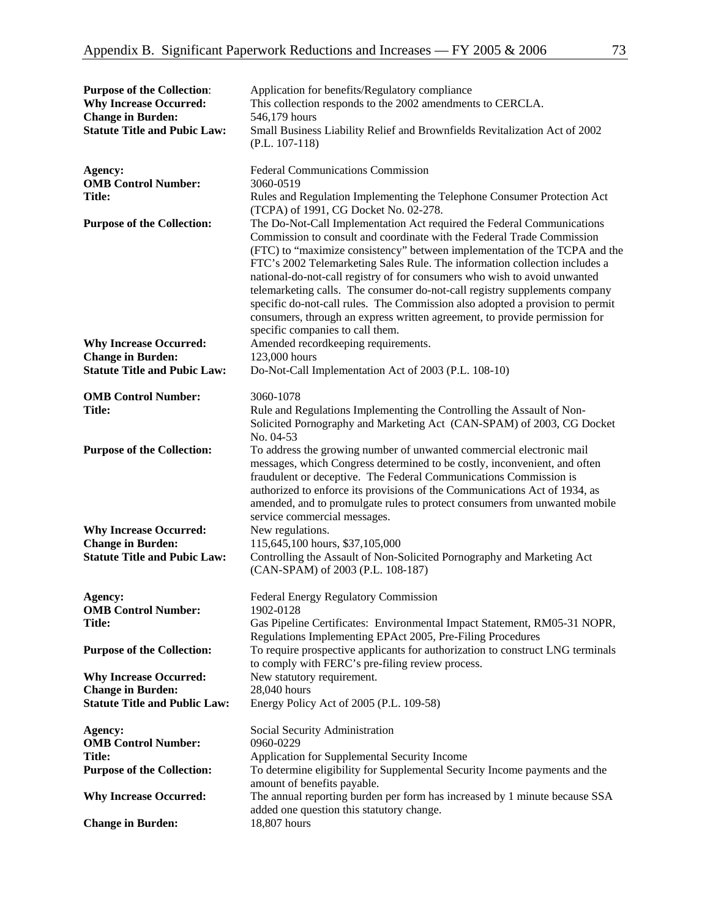**Purpose of the Collection**: Application for benefits/Regulatory compliance
**Why Increase Occurred:** This collection responds to the 2002 amendments to CERCLA.
**Change in Burden:** 546,179 hours
**Statute Title and Pubic Law:** Small Business Liability Relief and Brownfields Revitalization Act of 2002 (P.L. 107-118)

**Agency:** Federal Communications Commission
**OMB Control Number:** 3060-0519
**Title:** Rules and Regulation Implementing the Telephone Consumer Protection Act (TCPA) of 1991, CG Docket No. 02-278.
**Purpose of the Collection:** The Do-Not-Call Implementation Act required the Federal Communications Commission to consult and coordinate with the Federal Trade Commission (FTC) to "maximize consistency" between implementation of the TCPA and the FTC's 2002 Telemarketing Sales Rule. The information collection includes a national-do-not-call registry of for consumers who wish to avoid unwanted telemarketing calls. The consumer do-not-call registry supplements company specific do-not-call rules. The Commission also adopted a provision to permit consumers, through an express written agreement, to provide permission for specific companies to call them.
**Why Increase Occurred:** Amended recordkeeping requirements.
**Change in Burden:** 123,000 hours
**Statute Title and Pubic Law:** Do-Not-Call Implementation Act of 2003 (P.L. 108-10)

**OMB Control Number:** 3060-1078
**Title:** Rule and Regulations Implementing the Controlling the Assault of Non-Solicited Pornography and Marketing Act (CAN-SPAM) of 2003, CG Docket No. 04-53
**Purpose of the Collection:** To address the growing number of unwanted commercial electronic mail messages, which Congress determined to be costly, inconvenient, and often fraudulent or deceptive. The Federal Communications Commission is authorized to enforce its provisions of the Communications Act of 1934, as amended, and to promulgate rules to protect consumers from unwanted mobile service commercial messages.
**Why Increase Occurred:** New regulations.
**Change in Burden:** 115,645,100 hours, $37,105,000
**Statute Title and Pubic Law:** Controlling the Assault of Non-Solicited Pornography and Marketing Act (CAN-SPAM) of 2003 (P.L. 108-187)

**Agency:** Federal Energy Regulatory Commission
**OMB Control Number:** 1902-0128
**Title:** Gas Pipeline Certificates: Environmental Impact Statement, RM05-31 NOPR, Regulations Implementing EPAct 2005, Pre-Filing Procedures
**Purpose of the Collection:** To require prospective applicants for authorization to construct LNG terminals to comply with FERC's pre-filing review process.
**Why Increase Occurred:** New statutory requirement.
**Change in Burden:** 28,040 hours
**Statute Title and Public Law:** Energy Policy Act of 2005 (P.L. 109-58)

**Agency:** Social Security Administration
**OMB Control Number:** 0960-0229
**Title:** Application for Supplemental Security Income
**Purpose of the Collection:** To determine eligibility for Supplemental Security Income payments and the amount of benefits payable.
**Why Increase Occurred:** The annual reporting burden per form has increased by 1 minute because SSA added one question this statutory change.
**Change in Burden:** 18,807 hours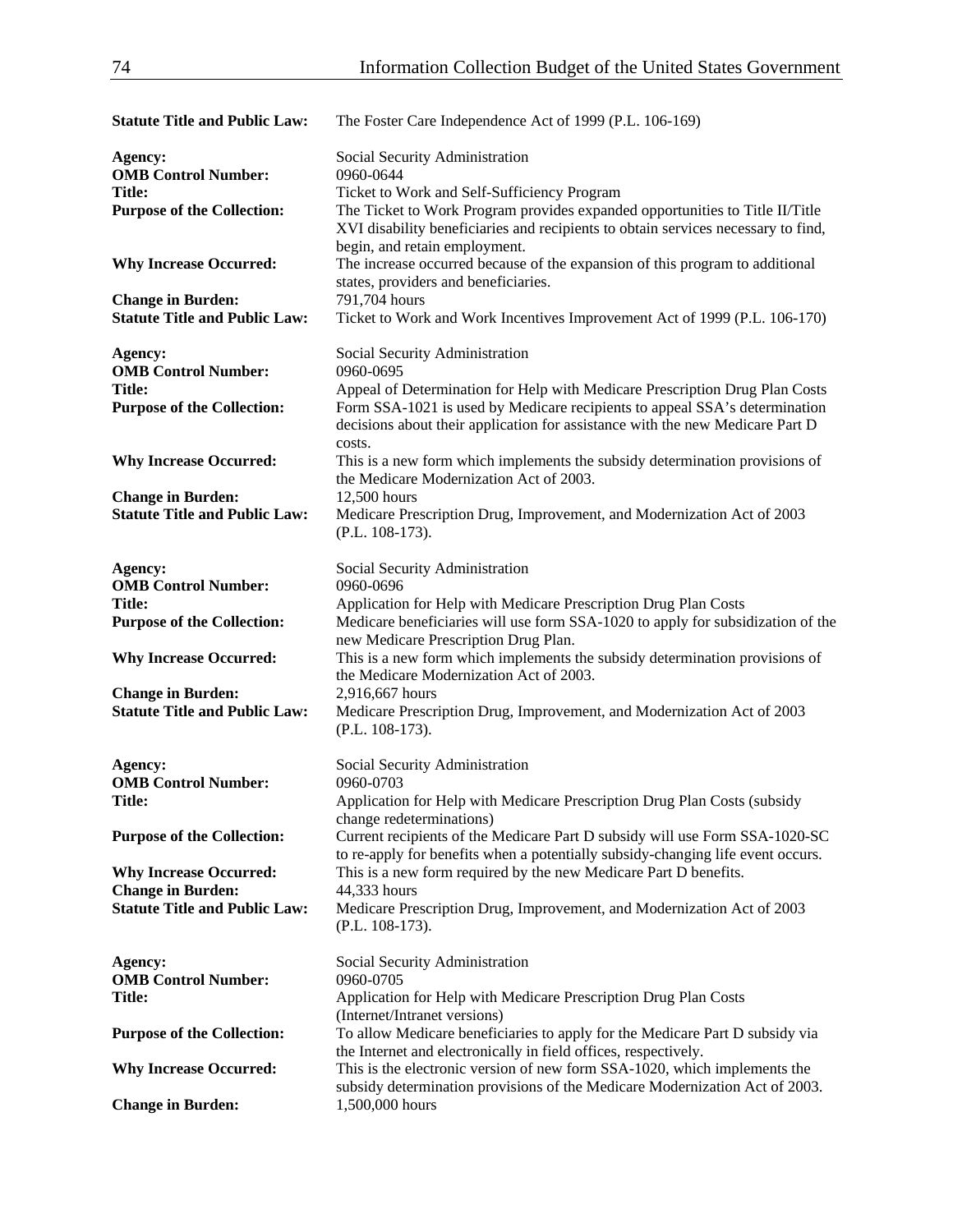**Statute Title and Public Law:** The Foster Care Independence Act of 1999 (P.L. 106-169)

**Agency:** Social Security Administration
**OMB Control Number:** 0960-0644
**Title:** Ticket to Work and Self-Sufficiency Program
**Purpose of the Collection:** The Ticket to Work Program provides expanded opportunities to Title II/Title XVI disability beneficiaries and recipients to obtain services necessary to find, begin, and retain employment.
**Why Increase Occurred:** The increase occurred because of the expansion of this program to additional states, providers and beneficiaries.
**Change in Burden:** 791,704 hours
**Statute Title and Public Law:** Ticket to Work and Work Incentives Improvement Act of 1999 (P.L. 106-170)

**Agency:** Social Security Administration
**OMB Control Number:** 0960-0695
**Title:** Appeal of Determination for Help with Medicare Prescription Drug Plan Costs
**Purpose of the Collection:** Form SSA-1021 is used by Medicare recipients to appeal SSA's determination decisions about their application for assistance with the new Medicare Part D costs.
**Why Increase Occurred:** This is a new form which implements the subsidy determination provisions of the Medicare Modernization Act of 2003.
**Change in Burden:** 12,500 hours
**Statute Title and Public Law:** Medicare Prescription Drug, Improvement, and Modernization Act of 2003 (P.L. 108-173).

**Agency:** Social Security Administration
**OMB Control Number:** 0960-0696
**Title:** Application for Help with Medicare Prescription Drug Plan Costs
**Purpose of the Collection:** Medicare beneficiaries will use form SSA-1020 to apply for subsidization of the new Medicare Prescription Drug Plan.
**Why Increase Occurred:** This is a new form which implements the subsidy determination provisions of the Medicare Modernization Act of 2003.
**Change in Burden:** 2,916,667 hours
**Statute Title and Public Law:** Medicare Prescription Drug, Improvement, and Modernization Act of 2003 (P.L. 108-173).

**Agency:** Social Security Administration
**OMB Control Number:** 0960-0703
**Title:** Application for Help with Medicare Prescription Drug Plan Costs (subsidy change redeterminations)
**Purpose of the Collection:** Current recipients of the Medicare Part D subsidy will use Form SSA-1020-SC to re-apply for benefits when a potentially subsidy-changing life event occurs.
**Why Increase Occurred:** This is a new form required by the new Medicare Part D benefits.
**Change in Burden:** 44,333 hours
**Statute Title and Public Law:** Medicare Prescription Drug, Improvement, and Modernization Act of 2003 (P.L. 108-173).

**Agency:** Social Security Administration
**OMB Control Number:** 0960-0705
**Title:** Application for Help with Medicare Prescription Drug Plan Costs (Internet/Intranet versions)
**Purpose of the Collection:** To allow Medicare beneficiaries to apply for the Medicare Part D subsidy via the Internet and electronically in field offices, respectively.
**Why Increase Occurred:** This is the electronic version of new form SSA-1020, which implements the subsidy determination provisions of the Medicare Modernization Act of 2003.
**Change in Burden:** 1,500,000 hours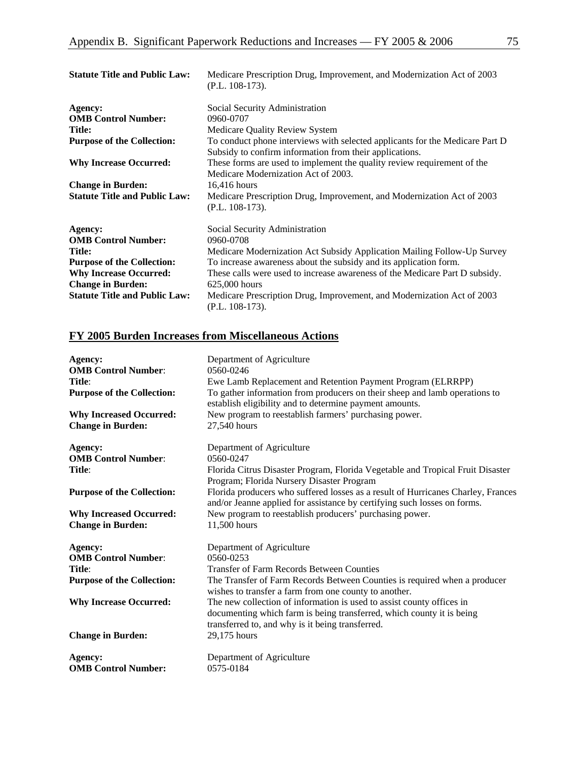**Statute Title and Public Law:** Medicare Prescription Drug, Improvement, and Modernization Act of 2003 (P.L. 108-173).

**Agency:** Social Security Administration
**OMB Control Number:** 0960-0707
**Title:** Medicare Quality Review System
**Purpose of the Collection:** To conduct phone interviews with selected applicants for the Medicare Part D Subsidy to confirm information from their applications.
**Why Increase Occurred:** These forms are used to implement the quality review requirement of the Medicare Modernization Act of 2003.
**Change in Burden:** 16,416 hours
**Statute Title and Public Law:** Medicare Prescription Drug, Improvement, and Modernization Act of 2003 (P.L. 108-173).

**Agency:** Social Security Administration
**OMB Control Number:** 0960-0708
**Title:** Medicare Modernization Act Subsidy Application Mailing Follow-Up Survey
**Purpose of the Collection:** To increase awareness about the subsidy and its application form.
**Why Increase Occurred:** These calls were used to increase awareness of the Medicare Part D subsidy.
**Change in Burden:** 625,000 hours
**Statute Title and Public Law:** Medicare Prescription Drug, Improvement, and Modernization Act of 2003 (P.L. 108-173).

## FY 2005 Burden Increases from Miscellaneous Actions

**Agency:** Department of Agriculture
**OMB Control Number**: 0560-0246
**Title**: Ewe Lamb Replacement and Retention Payment Program (ELRRPP)
**Purpose of the Collection:** To gather information from producers on their sheep and lamb operations to establish eligibility and to determine payment amounts.
**Why Increased Occurred:** New program to reestablish farmers' purchasing power.
**Change in Burden:** 27,540 hours

**Agency:** Department of Agriculture
**OMB Control Number**: 0560-0247
**Title**: Florida Citrus Disaster Program, Florida Vegetable and Tropical Fruit Disaster Program; Florida Nursery Disaster Program
**Purpose of the Collection:** Florida producers who suffered losses as a result of Hurricanes Charley, Frances and/or Jeanne applied for assistance by certifying such losses on forms.
**Why Increased Occurred:** New program to reestablish producers' purchasing power.
**Change in Burden:** 11,500 hours

**Agency:** Department of Agriculture
**OMB Control Number**: 0560-0253
**Title**: Transfer of Farm Records Between Counties
**Purpose of the Collection:** The Transfer of Farm Records Between Counties is required when a producer wishes to transfer a farm from one county to another.
**Why Increase Occurred:** The new collection of information is used to assist county offices in documenting which farm is being transferred, which county it is being transferred to, and why is it being transferred.
**Change in Burden:** 29,175 hours

**Agency:** Department of Agriculture
**OMB Control Number:** 0575-0184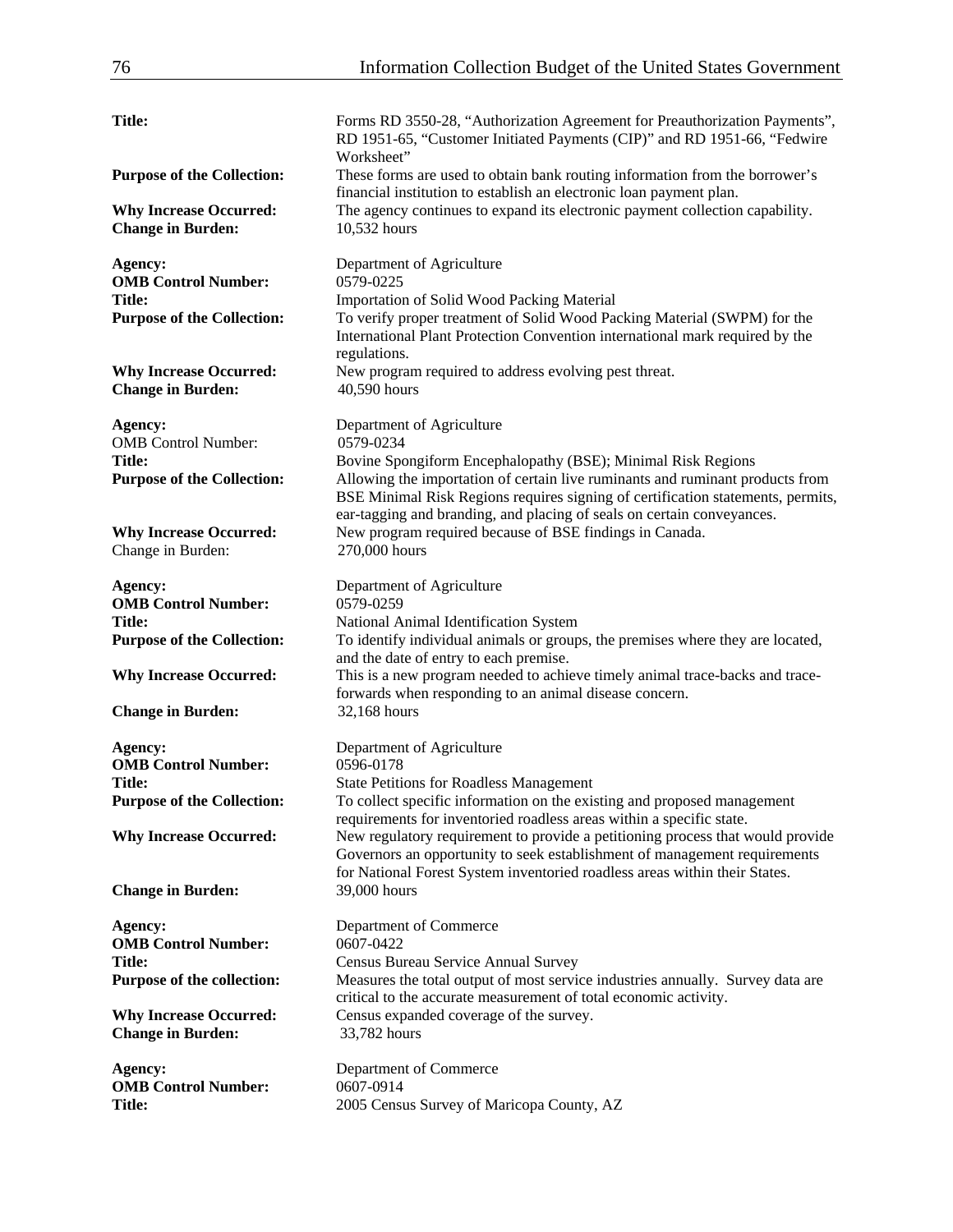**Title:** Forms RD 3550-28, "Authorization Agreement for Preauthorization Payments", RD 1951-65, "Customer Initiated Payments (CIP)" and RD 1951-66, "Fedwire Worksheet"
**Purpose of the Collection:** These forms are used to obtain bank routing information from the borrower's financial institution to establish an electronic loan payment plan.
**Why Increase Occurred:** The agency continues to expand its electronic payment collection capability.
**Change in Burden:** 10,532 hours

**Agency:** Department of Agriculture
**OMB Control Number:** 0579-0225
**Title:** Importation of Solid Wood Packing Material
**Purpose of the Collection:** To verify proper treatment of Solid Wood Packing Material (SWPM) for the International Plant Protection Convention international mark required by the regulations.
**Why Increase Occurred:** New program required to address evolving pest threat.
**Change in Burden:** 40,590 hours

**Agency:** Department of Agriculture
OMB Control Number: 0579-0234
**Title:** Bovine Spongiform Encephalopathy (BSE); Minimal Risk Regions
**Purpose of the Collection:** Allowing the importation of certain live ruminants and ruminant products from BSE Minimal Risk Regions requires signing of certification statements, permits, ear-tagging and branding, and placing of seals on certain conveyances.
**Why Increase Occurred:** New program required because of BSE findings in Canada.
Change in Burden: 270,000 hours

**Agency:** Department of Agriculture
**OMB Control Number:** 0579-0259
**Title:** National Animal Identification System
**Purpose of the Collection:** To identify individual animals or groups, the premises where they are located, and the date of entry to each premise.
**Why Increase Occurred:** This is a new program needed to achieve timely animal trace-backs and trace-forwards when responding to an animal disease concern.
**Change in Burden:** 32,168 hours

**Agency:** Department of Agriculture
**OMB Control Number:** 0596-0178
**Title:** State Petitions for Roadless Management
**Purpose of the Collection:** To collect specific information on the existing and proposed management requirements for inventoried roadless areas within a specific state.
**Why Increase Occurred:** New regulatory requirement to provide a petitioning process that would provide Governors an opportunity to seek establishment of management requirements for National Forest System inventoried roadless areas within their States.
**Change in Burden:** 39,000 hours

**Agency:** Department of Commerce
**OMB Control Number:** 0607-0422
**Title:** Census Bureau Service Annual Survey
**Purpose of the collection:** Measures the total output of most service industries annually. Survey data are critical to the accurate measurement of total economic activity.
**Why Increase Occurred:** Census expanded coverage of the survey.
**Change in Burden:** 33,782 hours

**Agency:** Department of Commerce
**OMB Control Number:** 0607-0914
**Title:** 2005 Census Survey of Maricopa County, AZ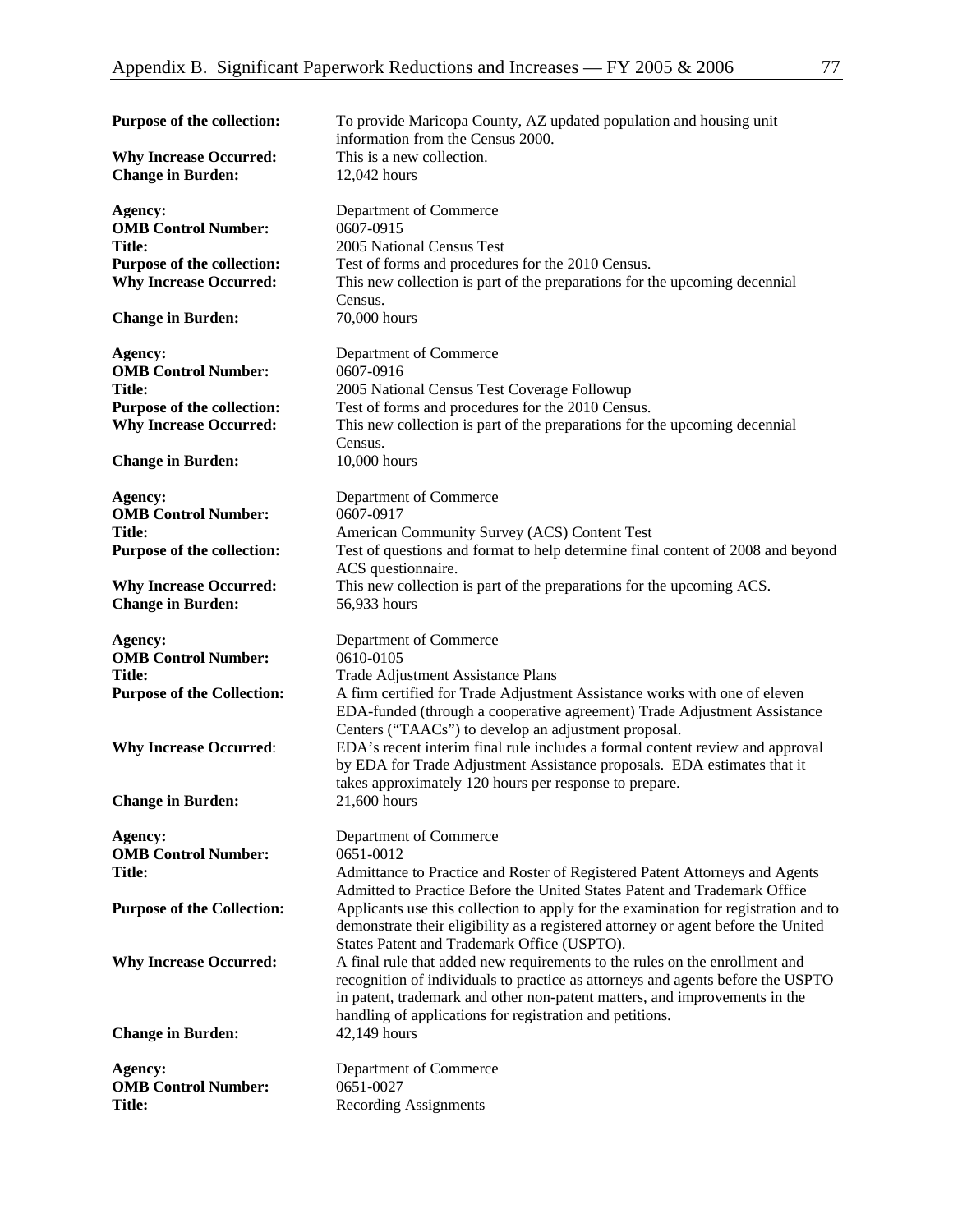**Purpose of the collection:** To provide Maricopa County, AZ updated population and housing unit information from the Census 2000.
**Why Increase Occurred:** This is a new collection.
**Change in Burden:** 12,042 hours

**Agency:** Department of Commerce
**OMB Control Number:** 0607-0915
**Title:** 2005 National Census Test
**Purpose of the collection:** Test of forms and procedures for the 2010 Census.
**Why Increase Occurred:** This new collection is part of the preparations for the upcoming decennial Census.
**Change in Burden:** 70,000 hours

**Agency:** Department of Commerce
**OMB Control Number:** 0607-0916
**Title:** 2005 National Census Test Coverage Followup
**Purpose of the collection:** Test of forms and procedures for the 2010 Census.
**Why Increase Occurred:** This new collection is part of the preparations for the upcoming decennial Census.
**Change in Burden:** 10,000 hours

**Agency:** Department of Commerce
**OMB Control Number:** 0607-0917
**Title:** American Community Survey (ACS) Content Test
**Purpose of the collection:** Test of questions and format to help determine final content of 2008 and beyond ACS questionnaire.
**Why Increase Occurred:** This new collection is part of the preparations for the upcoming ACS.
**Change in Burden:** 56,933 hours

**Agency:** Department of Commerce
**OMB Control Number:** 0610-0105
**Title:** Trade Adjustment Assistance Plans
**Purpose of the Collection:** A firm certified for Trade Adjustment Assistance works with one of eleven EDA-funded (through a cooperative agreement) Trade Adjustment Assistance Centers ("TAACs") to develop an adjustment proposal.
**Why Increase Occurred**: EDA's recent interim final rule includes a formal content review and approval by EDA for Trade Adjustment Assistance proposals. EDA estimates that it takes approximately 120 hours per response to prepare.
**Change in Burden:** 21,600 hours

**Agency:** Department of Commerce
**OMB Control Number:** 0651-0012
**Title:** Admittance to Practice and Roster of Registered Patent Attorneys and Agents Admitted to Practice Before the United States Patent and Trademark Office
**Purpose of the Collection:** Applicants use this collection to apply for the examination for registration and to demonstrate their eligibility as a registered attorney or agent before the United States Patent and Trademark Office (USPTO).
**Why Increase Occurred:** A final rule that added new requirements to the rules on the enrollment and recognition of individuals to practice as attorneys and agents before the USPTO in patent, trademark and other non-patent matters, and improvements in the handling of applications for registration and petitions.
**Change in Burden:** 42,149 hours

**Agency:** Department of Commerce
**OMB Control Number:** 0651-0027
**Title:** Recording Assignments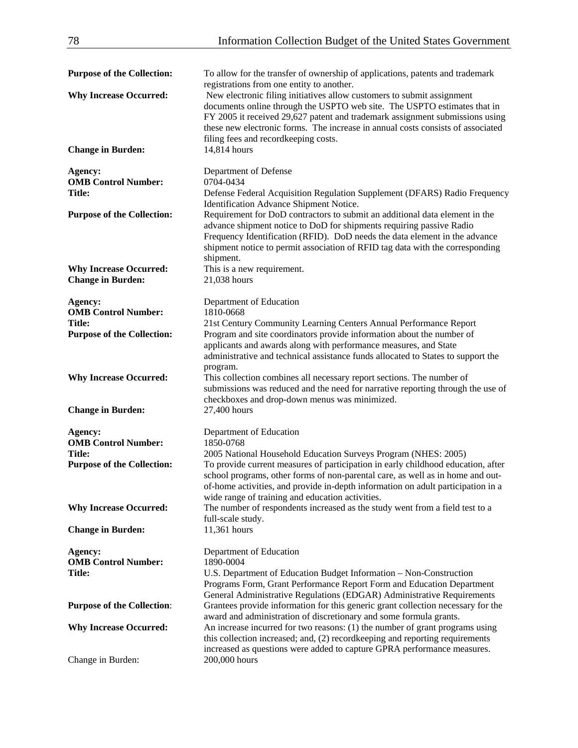**Purpose of the Collection:** To allow for the transfer of ownership of applications, patents and trademark registrations from one entity to another.

**Why Increase Occurred:** New electronic filing initiatives allow customers to submit assignment documents online through the USPTO web site. The USPTO estimates that in FY 2005 it received 29,627 patent and trademark assignment submissions using these new electronic forms. The increase in annual costs consists of associated filing fees and recordkeeping costs.

**Change in Burden:** 14,814 hours

**Agency:** Department of Defense
**OMB Control Number:** 0704-0434
**Title:** Defense Federal Acquisition Regulation Supplement (DFARS) Radio Frequency Identification Advance Shipment Notice.
**Purpose of the Collection:** Requirement for DoD contractors to submit an additional data element in the advance shipment notice to DoD for shipments requiring passive Radio Frequency Identification (RFID). DoD needs the data element in the advance shipment notice to permit association of RFID tag data with the corresponding shipment.
**Why Increase Occurred:** This is a new requirement.
**Change in Burden:** 21,038 hours

**Agency:** Department of Education
**OMB Control Number:** 1810-0668
**Title:** 21st Century Community Learning Centers Annual Performance Report
**Purpose of the Collection:** Program and site coordinators provide information about the number of applicants and awards along with performance measures, and State administrative and technical assistance funds allocated to States to support the program.
**Why Increase Occurred:** This collection combines all necessary report sections. The number of submissions was reduced and the need for narrative reporting through the use of checkboxes and drop-down menus was minimized.
**Change in Burden:** 27,400 hours

**Agency:** Department of Education
**OMB Control Number:** 1850-0768
**Title:** 2005 National Household Education Surveys Program (NHES: 2005)
**Purpose of the Collection:** To provide current measures of participation in early childhood education, after school programs, other forms of non-parental care, as well as in home and out-of-home activities, and provide in-depth information on adult participation in a wide range of training and education activities.
**Why Increase Occurred:** The number of respondents increased as the study went from a field test to a full-scale study.
**Change in Burden:** 11,361 hours

**Agency:** Department of Education
**OMB Control Number:** 1890-0004
**Title:** U.S. Department of Education Budget Information – Non-Construction Programs Form, Grant Performance Report Form and Education Department General Administrative Regulations (EDGAR) Administrative Requirements
**Purpose of the Collection**: Grantees provide information for this generic grant collection necessary for the award and administration of discretionary and some formula grants.
**Why Increase Occurred:** An increase incurred for two reasons: (1) the number of grant programs using this collection increased; and, (2) recordkeeping and reporting requirements increased as questions were added to capture GPRA performance measures.
Change in Burden: 200,000 hours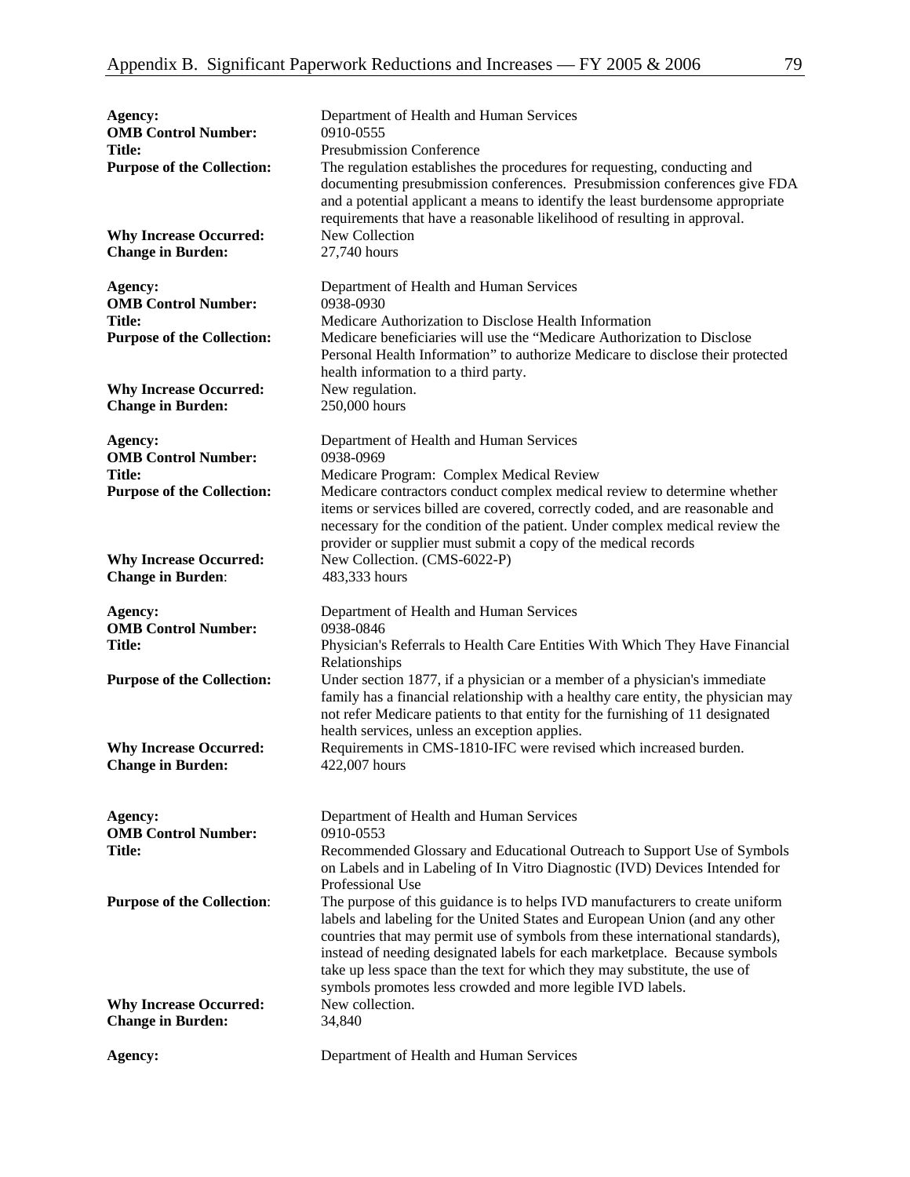**Agency:** Department of Health and Human Services
**OMB Control Number:** 0910-0555
**Title:** Presubmission Conference
**Purpose of the Collection:** The regulation establishes the procedures for requesting, conducting and documenting presubmission conferences. Presubmission conferences give FDA and a potential applicant a means to identify the least burdensome appropriate requirements that have a reasonable likelihood of resulting in approval.
**Why Increase Occurred:** New Collection
**Change in Burden:** 27,740 hours

**Agency:** Department of Health and Human Services
**OMB Control Number:** 0938-0930
**Title:** Medicare Authorization to Disclose Health Information
**Purpose of the Collection:** Medicare beneficiaries will use the "Medicare Authorization to Disclose Personal Health Information" to authorize Medicare to disclose their protected health information to a third party.
**Why Increase Occurred:** New regulation.
**Change in Burden:** 250,000 hours

**Agency:** Department of Health and Human Services
**OMB Control Number:** 0938-0969
**Title:** Medicare Program: Complex Medical Review
**Purpose of the Collection:** Medicare contractors conduct complex medical review to determine whether items or services billed are covered, correctly coded, and are reasonable and necessary for the condition of the patient. Under complex medical review the provider or supplier must submit a copy of the medical records
**Why Increase Occurred:** New Collection. (CMS-6022-P)
**Change in Burden**: 483,333 hours

**Agency:** Department of Health and Human Services
**OMB Control Number:** 0938-0846
**Title:** Physician's Referrals to Health Care Entities With Which They Have Financial Relationships
**Purpose of the Collection:** Under section 1877, if a physician or a member of a physician's immediate family has a financial relationship with a healthy care entity, the physician may not refer Medicare patients to that entity for the furnishing of 11 designated health services, unless an exception applies.
**Why Increase Occurred:** Requirements in CMS-1810-IFC were revised which increased burden.
**Change in Burden:** 422,007 hours

**Agency:** Department of Health and Human Services
**OMB Control Number:** 0910-0553
**Title:** Recommended Glossary and Educational Outreach to Support Use of Symbols on Labels and in Labeling of In Vitro Diagnostic (IVD) Devices Intended for Professional Use
**Purpose of the Collection**: The purpose of this guidance is to helps IVD manufacturers to create uniform labels and labeling for the United States and European Union (and any other countries that may permit use of symbols from these international standards), instead of needing designated labels for each marketplace. Because symbols take up less space than the text for which they may substitute, the use of symbols promotes less crowded and more legible IVD labels.
**Why Increase Occurred:** New collection.
**Change in Burden:** 34,840

**Agency:** Department of Health and Human Services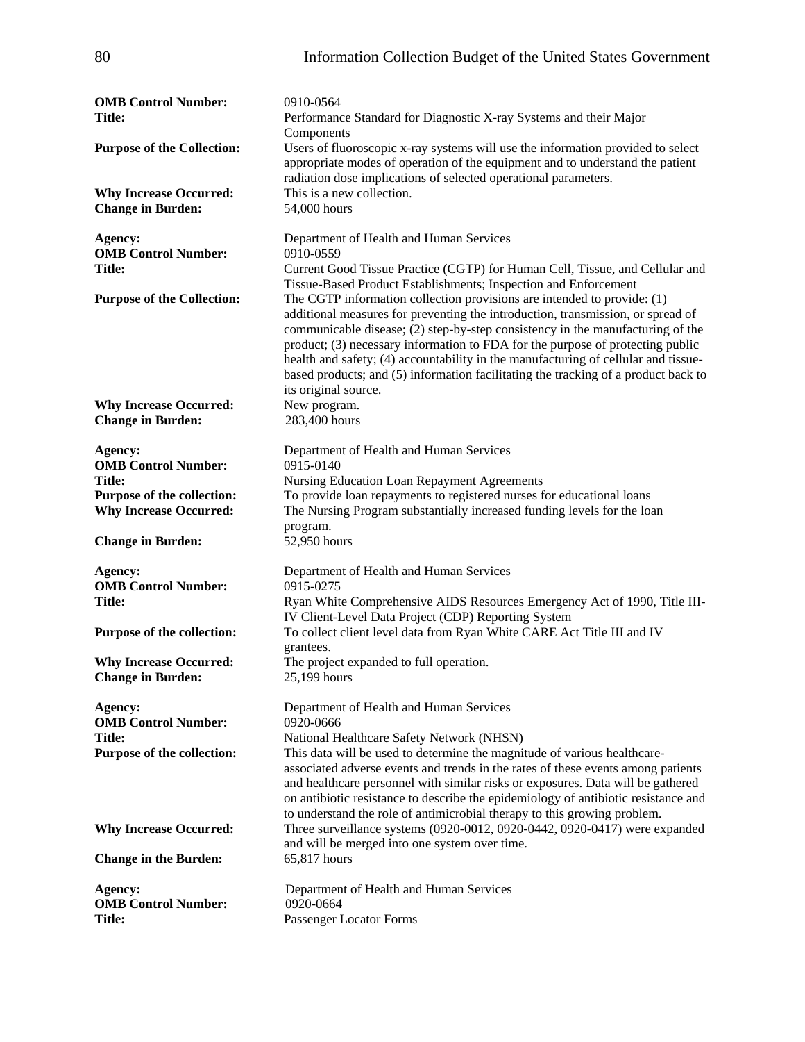**OMB Control Number:** 0910-0564
**Title:** Performance Standard for Diagnostic X-ray Systems and their Major Components
**Purpose of the Collection:** Users of fluoroscopic x-ray systems will use the information provided to select appropriate modes of operation of the equipment and to understand the patient radiation dose implications of selected operational parameters.
**Why Increase Occurred:** This is a new collection.
**Change in Burden:** 54,000 hours

**Agency:** Department of Health and Human Services
**OMB Control Number:** 0910-0559
**Title:** Current Good Tissue Practice (CGTP) for Human Cell, Tissue, and Cellular and Tissue-Based Product Establishments; Inspection and Enforcement
**Purpose of the Collection:** The CGTP information collection provisions are intended to provide: (1) additional measures for preventing the introduction, transmission, or spread of communicable disease; (2) step-by-step consistency in the manufacturing of the product; (3) necessary information to FDA for the purpose of protecting public health and safety; (4) accountability in the manufacturing of cellular and tissue-based products; and (5) information facilitating the tracking of a product back to its original source.
**Why Increase Occurred:** New program.
**Change in Burden:** 283,400 hours

**Agency:** Department of Health and Human Services
**OMB Control Number:** 0915-0140
**Title:** Nursing Education Loan Repayment Agreements
**Purpose of the collection:** To provide loan repayments to registered nurses for educational loans
**Why Increase Occurred:** The Nursing Program substantially increased funding levels for the loan program.
**Change in Burden:** 52,950 hours

**Agency:** Department of Health and Human Services
**OMB Control Number:** 0915-0275
**Title:** Ryan White Comprehensive AIDS Resources Emergency Act of 1990, Title III-IV Client-Level Data Project (CDP) Reporting System
**Purpose of the collection:** To collect client level data from Ryan White CARE Act Title III and IV grantees.
**Why Increase Occurred:** The project expanded to full operation.
**Change in Burden:** 25,199 hours

**Agency:** Department of Health and Human Services
**OMB Control Number:** 0920-0666
**Title:** National Healthcare Safety Network (NHSN)
**Purpose of the collection:** This data will be used to determine the magnitude of various healthcare-associated adverse events and trends in the rates of these events among patients and healthcare personnel with similar risks or exposures. Data will be gathered on antibiotic resistance to describe the epidemiology of antibiotic resistance and to understand the role of antimicrobial therapy to this growing problem.
**Why Increase Occurred:** Three surveillance systems (0920-0012, 0920-0442, 0920-0417) were expanded and will be merged into one system over time.
**Change in the Burden:** 65,817 hours

**Agency:** Department of Health and Human Services
**OMB Control Number:** 0920-0664
**Title:** Passenger Locator Forms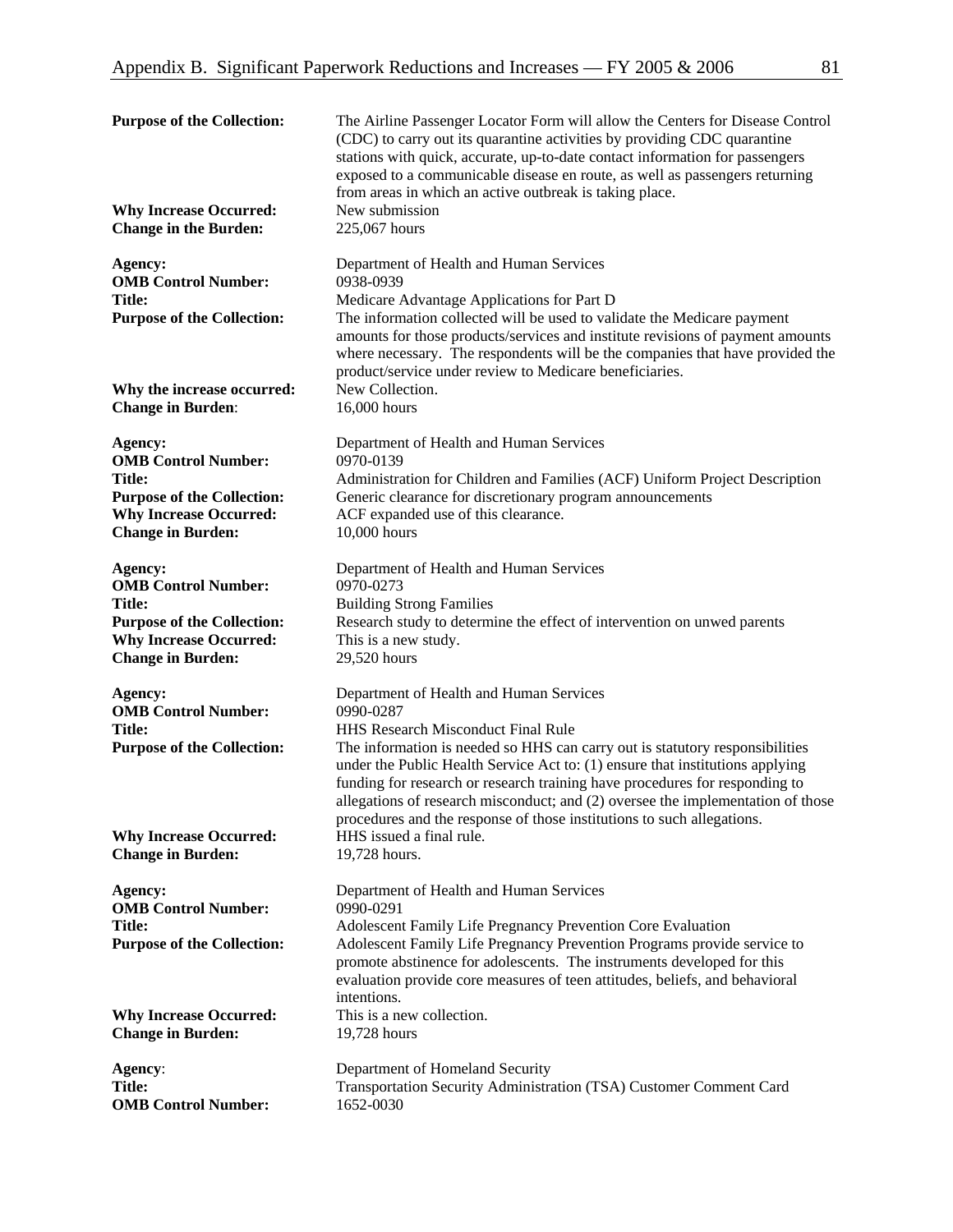**Purpose of the Collection:** The Airline Passenger Locator Form will allow the Centers for Disease Control (CDC) to carry out its quarantine activities by providing CDC quarantine stations with quick, accurate, up-to-date contact information for passengers exposed to a communicable disease en route, as well as passengers returning from areas in which an active outbreak is taking place.
**Why Increase Occurred:** New submission
**Change in the Burden:** 225,067 hours

**Agency:** Department of Health and Human Services
**OMB Control Number:** 0938-0939
**Title:** Medicare Advantage Applications for Part D
**Purpose of the Collection:** The information collected will be used to validate the Medicare payment amounts for those products/services and institute revisions of payment amounts where necessary. The respondents will be the companies that have provided the product/service under review to Medicare beneficiaries.
**Why the increase occurred:** New Collection.
**Change in Burden**: 16,000 hours

**Agency:** Department of Health and Human Services
**OMB Control Number:** 0970-0139
**Title:** Administration for Children and Families (ACF) Uniform Project Description
**Purpose of the Collection:** Generic clearance for discretionary program announcements
**Why Increase Occurred:** ACF expanded use of this clearance.
**Change in Burden:** 10,000 hours

**Agency:** Department of Health and Human Services
**OMB Control Number:** 0970-0273
**Title:** Building Strong Families
**Purpose of the Collection:** Research study to determine the effect of intervention on unwed parents
**Why Increase Occurred:** This is a new study.
**Change in Burden:** 29,520 hours

**Agency:** Department of Health and Human Services
**OMB Control Number:** 0990-0287
**Title:** HHS Research Misconduct Final Rule
**Purpose of the Collection:** The information is needed so HHS can carry out is statutory responsibilities under the Public Health Service Act to: (1) ensure that institutions applying funding for research or research training have procedures for responding to allegations of research misconduct; and (2) oversee the implementation of those procedures and the response of those institutions to such allegations.
**Why Increase Occurred:** HHS issued a final rule.
**Change in Burden:** 19,728 hours.

**Agency:** Department of Health and Human Services
**OMB Control Number:** 0990-0291
**Title:** Adolescent Family Life Pregnancy Prevention Core Evaluation
**Purpose of the Collection:** Adolescent Family Life Pregnancy Prevention Programs provide service to promote abstinence for adolescents. The instruments developed for this evaluation provide core measures of teen attitudes, beliefs, and behavioral intentions.
**Why Increase Occurred:** This is a new collection.
**Change in Burden:** 19,728 hours

**Agency**: Department of Homeland Security
**Title:** Transportation Security Administration (TSA) Customer Comment Card
**OMB Control Number:** 1652-0030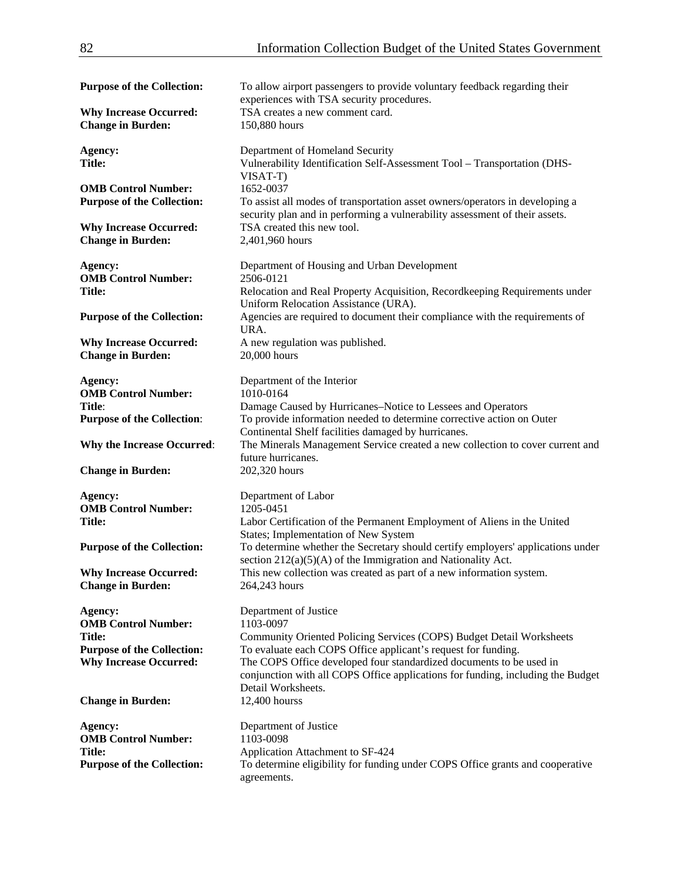**Purpose of the Collection:** To allow airport passengers to provide voluntary feedback regarding their experiences with TSA security procedures.
**Why Increase Occurred:** TSA creates a new comment card.
**Change in Burden:** 150,880 hours

**Agency:** Department of Homeland Security
**Title:** Vulnerability Identification Self-Assessment Tool – Transportation (DHS-VISAT-T)
**OMB Control Number:** 1652-0037
**Purpose of the Collection:** To assist all modes of transportation asset owners/operators in developing a security plan and in performing a vulnerability assessment of their assets.
**Why Increase Occurred:** TSA created this new tool.
**Change in Burden:** 2,401,960 hours

**Agency:** Department of Housing and Urban Development
**OMB Control Number:** 2506-0121
**Title:** Relocation and Real Property Acquisition, Recordkeeping Requirements under Uniform Relocation Assistance (URA).
**Purpose of the Collection:** Agencies are required to document their compliance with the requirements of URA.
**Why Increase Occurred:** A new regulation was published.
**Change in Burden:** 20,000 hours

**Agency:** Department of the Interior
**OMB Control Number:** 1010-0164
**Title**: Damage Caused by Hurricanes–Notice to Lessees and Operators
**Purpose of the Collection**: To provide information needed to determine corrective action on Outer Continental Shelf facilities damaged by hurricanes.
**Why the Increase Occurred**: The Minerals Management Service created a new collection to cover current and future hurricanes.
**Change in Burden:** 202,320 hours

**Agency:** Department of Labor
**OMB Control Number:** 1205-0451
**Title:** Labor Certification of the Permanent Employment of Aliens in the United States; Implementation of New System
**Purpose of the Collection:** To determine whether the Secretary should certify employers' applications under section 212(a)(5)(A) of the Immigration and Nationality Act.
**Why Increase Occurred:** This new collection was created as part of a new information system.
**Change in Burden:** 264,243 hours

**Agency:** Department of Justice
**OMB Control Number:** 1103-0097
**Title:** Community Oriented Policing Services (COPS) Budget Detail Worksheets
**Purpose of the Collection:** To evaluate each COPS Office applicant's request for funding.
**Why Increase Occurred:** The COPS Office developed four standardized documents to be used in conjunction with all COPS Office applications for funding, including the Budget Detail Worksheets.
**Change in Burden:** 12,400 hourss

**Agency:** Department of Justice
**OMB Control Number:** 1103-0098
**Title:** Application Attachment to SF-424
**Purpose of the Collection:** To determine eligibility for funding under COPS Office grants and cooperative agreements.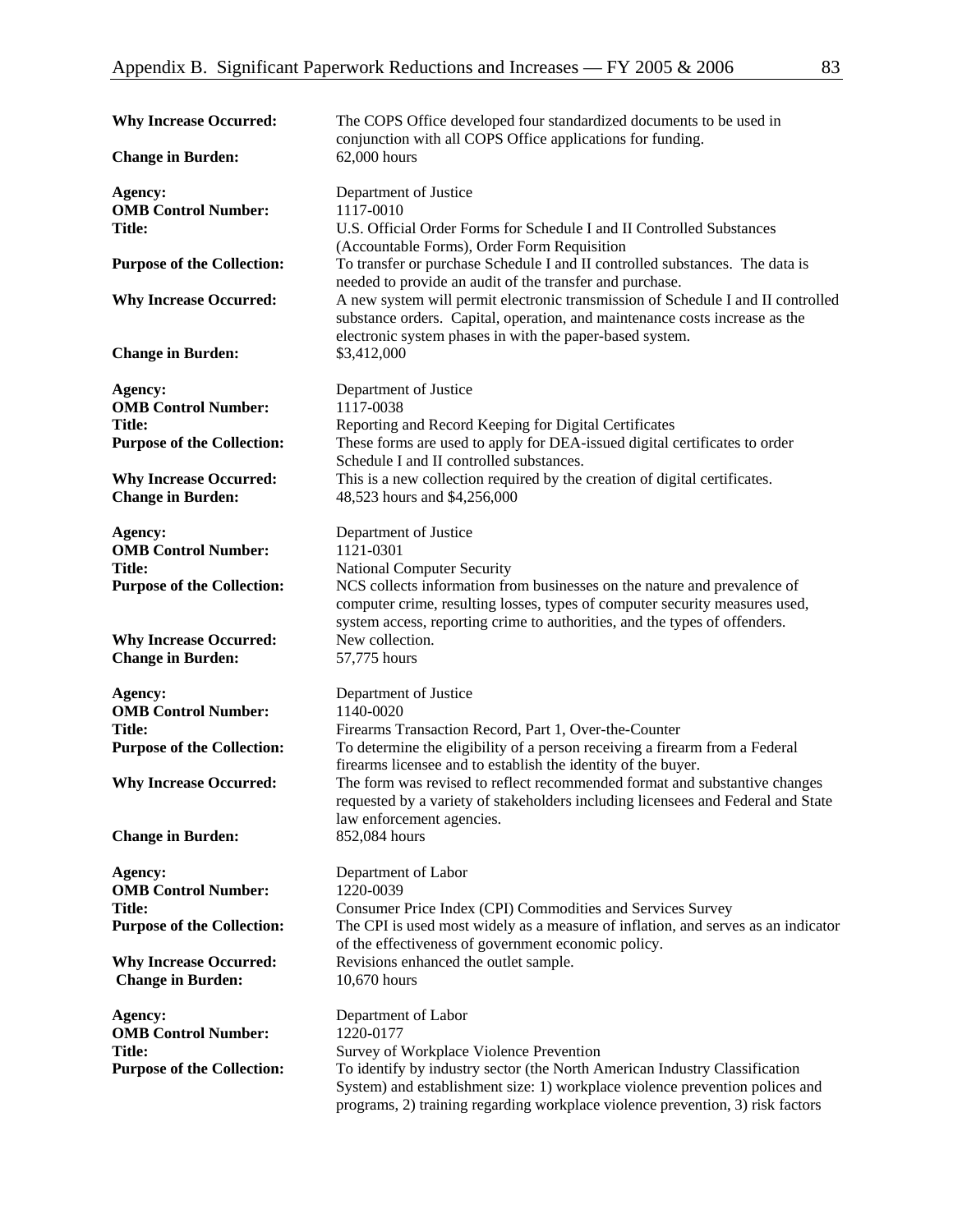**Why Increase Occurred:** The COPS Office developed four standardized documents to be used in conjunction with all COPS Office applications for funding.
**Change in Burden:** 62,000 hours

**Agency:** Department of Justice
**OMB Control Number:** 1117-0010
**Title:** U.S. Official Order Forms for Schedule I and II Controlled Substances (Accountable Forms), Order Form Requisition
**Purpose of the Collection:** To transfer or purchase Schedule I and II controlled substances. The data is needed to provide an audit of the transfer and purchase.
**Why Increase Occurred:** A new system will permit electronic transmission of Schedule I and II controlled substance orders. Capital, operation, and maintenance costs increase as the electronic system phases in with the paper-based system.
**Change in Burden:** $3,412,000

**Agency:** Department of Justice
**OMB Control Number:** 1117-0038
**Title:** Reporting and Record Keeping for Digital Certificates
**Purpose of the Collection:** These forms are used to apply for DEA-issued digital certificates to order Schedule I and II controlled substances.
**Why Increase Occurred:** This is a new collection required by the creation of digital certificates.
**Change in Burden:** 48,523 hours and $4,256,000

**Agency:** Department of Justice
**OMB Control Number:** 1121-0301
**Title:** National Computer Security
**Purpose of the Collection:** NCS collects information from businesses on the nature and prevalence of computer crime, resulting losses, types of computer security measures used, system access, reporting crime to authorities, and the types of offenders.
**Why Increase Occurred:** New collection.
**Change in Burden:** 57,775 hours

**Agency:** Department of Justice
**OMB Control Number:** 1140-0020
**Title:** Firearms Transaction Record, Part 1, Over-the-Counter
**Purpose of the Collection:** To determine the eligibility of a person receiving a firearm from a Federal firearms licensee and to establish the identity of the buyer.
**Why Increase Occurred:** The form was revised to reflect recommended format and substantive changes requested by a variety of stakeholders including licensees and Federal and State law enforcement agencies.
**Change in Burden:** 852,084 hours

**Agency:** Department of Labor
**OMB Control Number:** 1220-0039
**Title:** Consumer Price Index (CPI) Commodities and Services Survey
**Purpose of the Collection:** The CPI is used most widely as a measure of inflation, and serves as an indicator of the effectiveness of government economic policy.
**Why Increase Occurred:** Revisions enhanced the outlet sample.
**Change in Burden:** 10,670 hours

**Agency:** Department of Labor
**OMB Control Number:** 1220-0177
**Title:** Survey of Workplace Violence Prevention
**Purpose of the Collection:** To identify by industry sector (the North American Industry Classification System) and establishment size: 1) workplace violence prevention polices and programs, 2) training regarding workplace violence prevention, 3) risk factors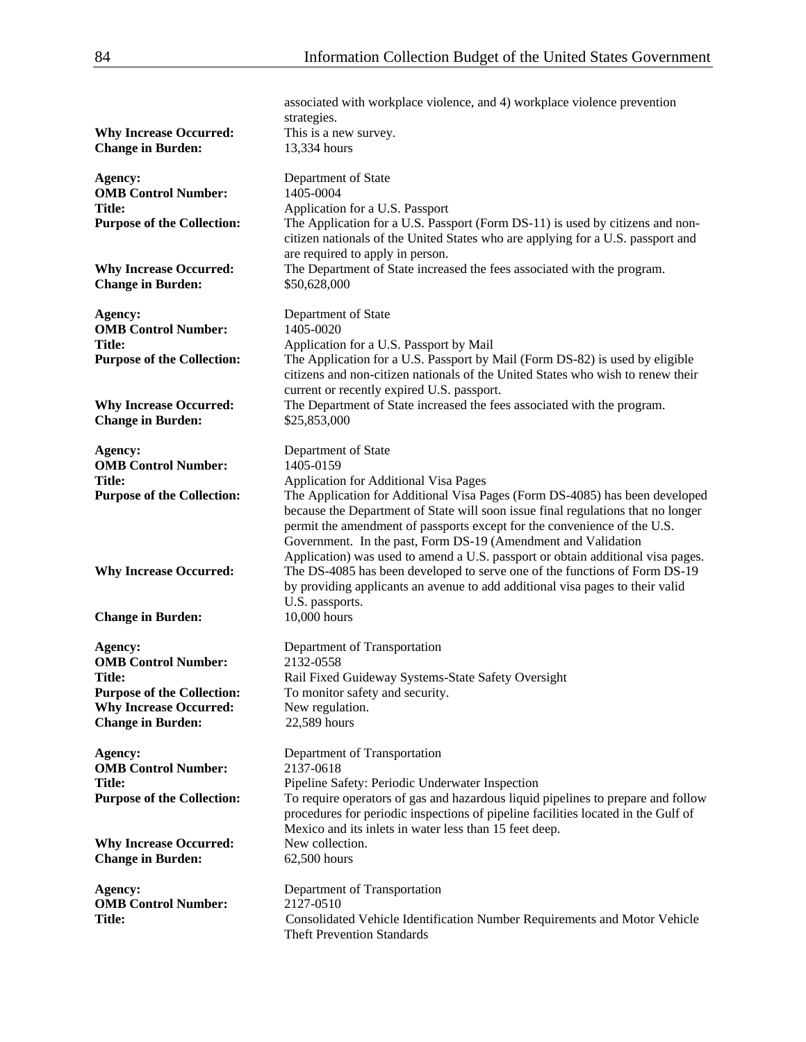associated with workplace violence, and 4) workplace violence prevention strategies.

**Why Increase Occurred:** This is a new survey.
**Change in Burden:** 13,334 hours

**Agency:** Department of State
**OMB Control Number:** 1405-0004
**Title:** Application for a U.S. Passport
**Purpose of the Collection:** The Application for a U.S. Passport (Form DS-11) is used by citizens and non-citizen nationals of the United States who are applying for a U.S. passport and are required to apply in person.
**Why Increase Occurred:** The Department of State increased the fees associated with the program.
**Change in Burden:** $50,628,000

**Agency:** Department of State
**OMB Control Number:** 1405-0020
**Title:** Application for a U.S. Passport by Mail
**Purpose of the Collection:** The Application for a U.S. Passport by Mail (Form DS-82) is used by eligible citizens and non-citizen nationals of the United States who wish to renew their current or recently expired U.S. passport.
**Why Increase Occurred:** The Department of State increased the fees associated with the program.
**Change in Burden:** $25,853,000

**Agency:** Department of State
**OMB Control Number:** 1405-0159
**Title:** Application for Additional Visa Pages
**Purpose of the Collection:** The Application for Additional Visa Pages (Form DS-4085) has been developed because the Department of State will soon issue final regulations that no longer permit the amendment of passports except for the convenience of the U.S. Government. In the past, Form DS-19 (Amendment and Validation Application) was used to amend a U.S. passport or obtain additional visa pages.
**Why Increase Occurred:** The DS-4085 has been developed to serve one of the functions of Form DS-19 by providing applicants an avenue to add additional visa pages to their valid U.S. passports.
**Change in Burden:** 10,000 hours

**Agency:** Department of Transportation
**OMB Control Number:** 2132-0558
**Title:** Rail Fixed Guideway Systems-State Safety Oversight
**Purpose of the Collection:** To monitor safety and security.
**Why Increase Occurred:** New regulation.
**Change in Burden:** 22,589 hours

**Agency:** Department of Transportation
**OMB Control Number:** 2137-0618
**Title:** Pipeline Safety: Periodic Underwater Inspection
**Purpose of the Collection:** To require operators of gas and hazardous liquid pipelines to prepare and follow procedures for periodic inspections of pipeline facilities located in the Gulf of Mexico and its inlets in water less than 15 feet deep.
**Why Increase Occurred:** New collection.
**Change in Burden:** 62,500 hours

**Agency:** Department of Transportation
**OMB Control Number:** 2127-0510
**Title:** Consolidated Vehicle Identification Number Requirements and Motor Vehicle Theft Prevention Standards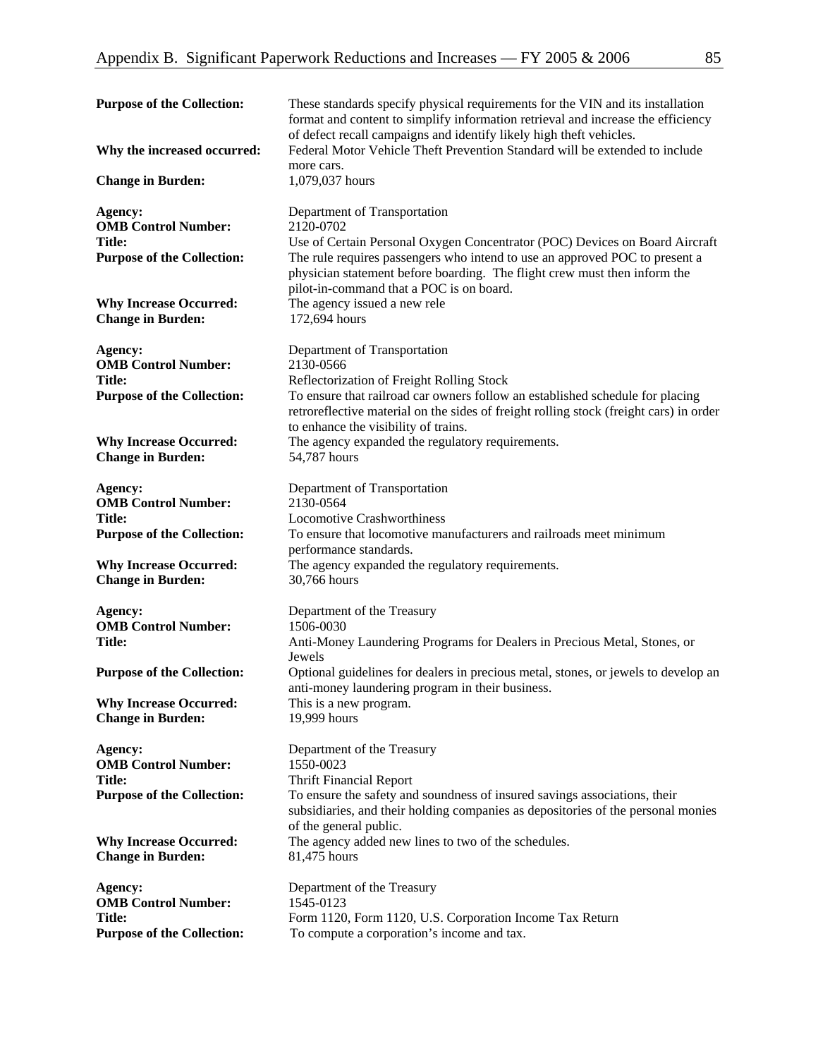**Purpose of the Collection:** These standards specify physical requirements for the VIN and its installation format and content to simplify information retrieval and increase the efficiency of defect recall campaigns and identify likely high theft vehicles.
**Why the increased occurred:** Federal Motor Vehicle Theft Prevention Standard will be extended to include more cars.
**Change in Burden:** 1,079,037 hours

**Agency:** Department of Transportation
**OMB Control Number:** 2120-0702
**Title:** Use of Certain Personal Oxygen Concentrator (POC) Devices on Board Aircraft
**Purpose of the Collection:** The rule requires passengers who intend to use an approved POC to present a physician statement before boarding. The flight crew must then inform the pilot-in-command that a POC is on board.
**Why Increase Occurred:** The agency issued a new rele
**Change in Burden:** 172,694 hours

**Agency:** Department of Transportation
**OMB Control Number:** 2130-0566
**Title:** Reflectorization of Freight Rolling Stock
**Purpose of the Collection:** To ensure that railroad car owners follow an established schedule for placing retroreflective material on the sides of freight rolling stock (freight cars) in order to enhance the visibility of trains.
**Why Increase Occurred:** The agency expanded the regulatory requirements.
**Change in Burden:** 54,787 hours

**Agency:** Department of Transportation
**OMB Control Number:** 2130-0564
**Title:** Locomotive Crashworthiness
**Purpose of the Collection:** To ensure that locomotive manufacturers and railroads meet minimum performance standards.
**Why Increase Occurred:** The agency expanded the regulatory requirements.
**Change in Burden:** 30,766 hours

**Agency:** Department of the Treasury
**OMB Control Number:** 1506-0030
**Title:** Anti-Money Laundering Programs for Dealers in Precious Metal, Stones, or Jewels
**Purpose of the Collection:** Optional guidelines for dealers in precious metal, stones, or jewels to develop an anti-money laundering program in their business.
**Why Increase Occurred:** This is a new program.
**Change in Burden:** 19,999 hours

**Agency:** Department of the Treasury
**OMB Control Number:** 1550-0023
**Title:** Thrift Financial Report
**Purpose of the Collection:** To ensure the safety and soundness of insured savings associations, their subsidiaries, and their holding companies as depositories of the personal monies of the general public.
**Why Increase Occurred:** The agency added new lines to two of the schedules.
**Change in Burden:** 81,475 hours

**Agency:** Department of the Treasury
**OMB Control Number:** 1545-0123
**Title:** Form 1120, Form 1120, U.S. Corporation Income Tax Return
**Purpose of the Collection:** To compute a corporation's income and tax.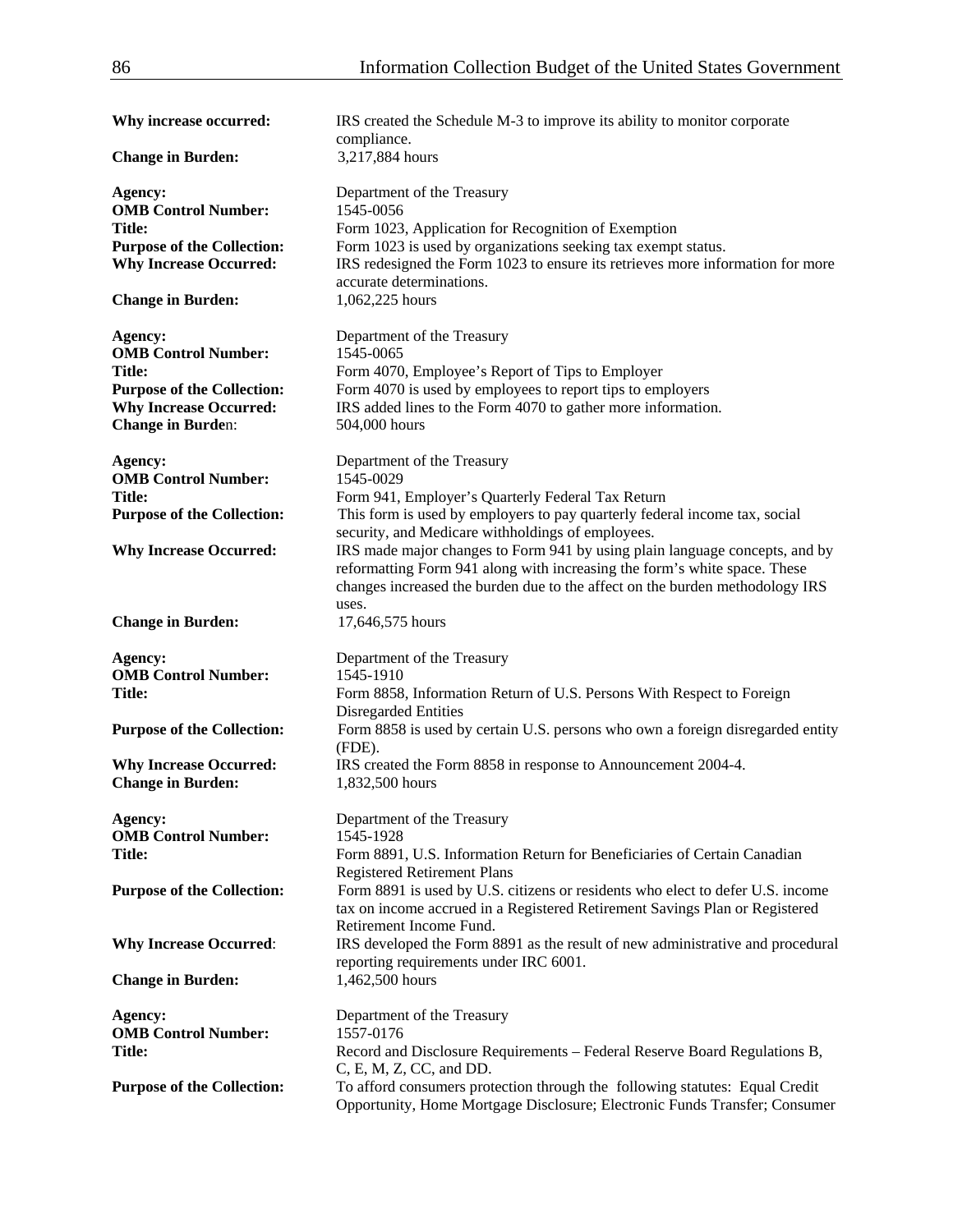**Why increase occurred:** IRS created the Schedule M-3 to improve its ability to monitor corporate compliance.

**Change in Burden:** 3,217,884 hours

**Agency:** Department of the Treasury
**OMB Control Number:** 1545-0056
**Title:** Form 1023, Application for Recognition of Exemption
**Purpose of the Collection:** Form 1023 is used by organizations seeking tax exempt status.
**Why Increase Occurred:** IRS redesigned the Form 1023 to ensure its retrieves more information for more accurate determinations.
**Change in Burden:** 1,062,225 hours

**Agency:** Department of the Treasury
**OMB Control Number:** 1545-0065
**Title:** Form 4070, Employee's Report of Tips to Employer
**Purpose of the Collection:** Form 4070 is used by employees to report tips to employers
**Why Increase Occurred:** IRS added lines to the Form 4070 to gather more information.
**Change in Burden:** 504,000 hours

**Agency:** Department of the Treasury
**OMB Control Number:** 1545-0029
**Title:** Form 941, Employer's Quarterly Federal Tax Return
**Purpose of the Collection:** This form is used by employers to pay quarterly federal income tax, social security, and Medicare withholdings of employees.
**Why Increase Occurred:** IRS made major changes to Form 941 by using plain language concepts, and by reformatting Form 941 along with increasing the form's white space. These changes increased the burden due to the affect on the burden methodology IRS uses.
**Change in Burden:** 17,646,575 hours

**Agency:** Department of the Treasury
**OMB Control Number:** 1545-1910
**Title:** Form 8858, Information Return of U.S. Persons With Respect to Foreign Disregarded Entities
**Purpose of the Collection:** Form 8858 is used by certain U.S. persons who own a foreign disregarded entity (FDE).
**Why Increase Occurred:** IRS created the Form 8858 in response to Announcement 2004-4.
**Change in Burden:** 1,832,500 hours

**Agency:** Department of the Treasury
**OMB Control Number:** 1545-1928
**Title:** Form 8891, U.S. Information Return for Beneficiaries of Certain Canadian Registered Retirement Plans
**Purpose of the Collection:** Form 8891 is used by U.S. citizens or residents who elect to defer U.S. income tax on income accrued in a Registered Retirement Savings Plan or Registered Retirement Income Fund.
**Why Increase Occurred**: IRS developed the Form 8891 as the result of new administrative and procedural reporting requirements under IRC 6001.
**Change in Burden:** 1,462,500 hours

**Agency:** Department of the Treasury
**OMB Control Number:** 1557-0176
**Title:** Record and Disclosure Requirements – Federal Reserve Board Regulations B, C, E, M, Z, CC, and DD.
**Purpose of the Collection:** To afford consumers protection through the following statutes: Equal Credit Opportunity, Home Mortgage Disclosure; Electronic Funds Transfer; Consumer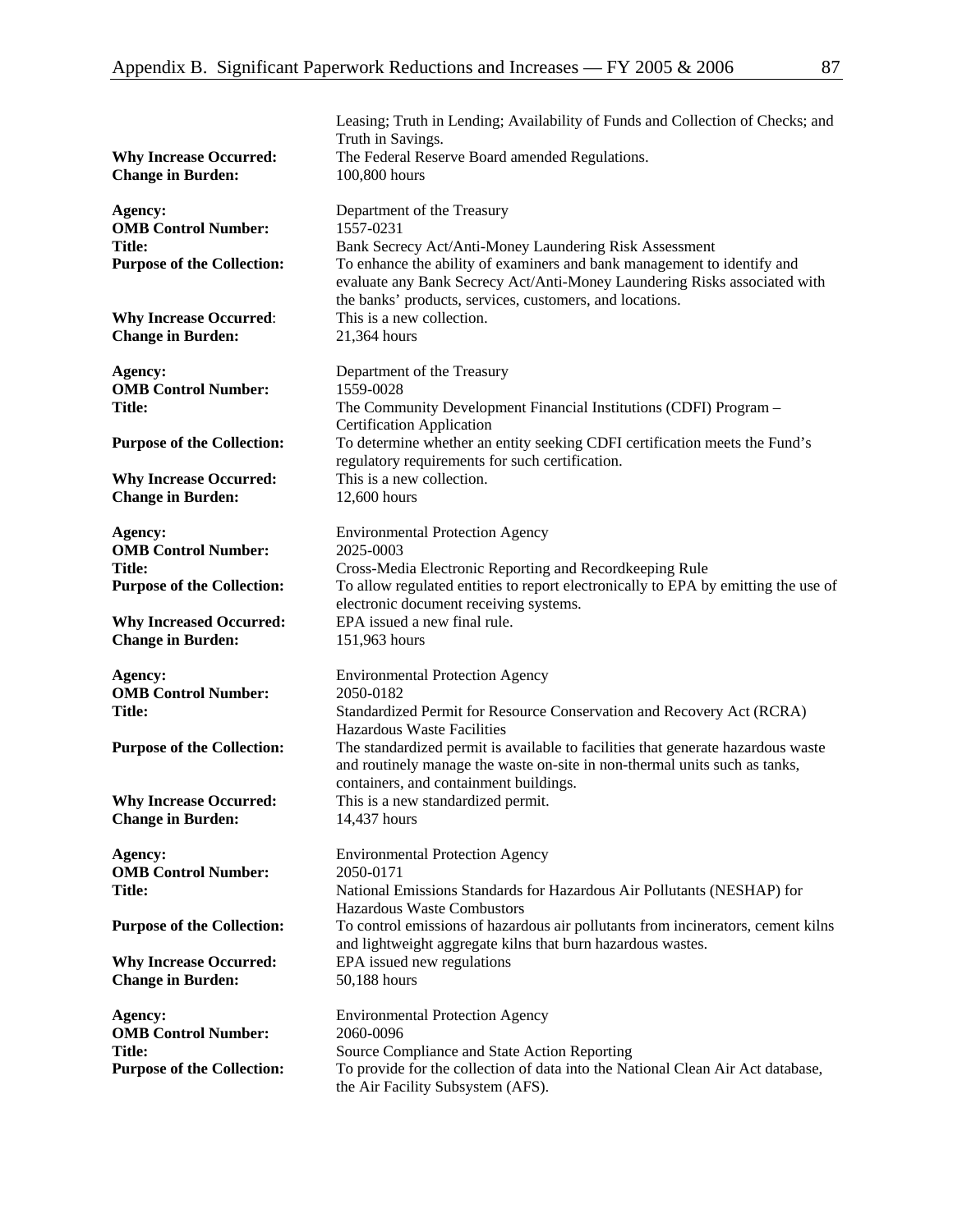Leasing; Truth in Lending; Availability of Funds and Collection of Checks; and Truth in Savings.

**Why Increase Occurred:** The Federal Reserve Board amended Regulations.
**Change in Burden:** 100,800 hours

**Agency:** Department of the Treasury
**OMB Control Number:** 1557-0231
**Title:** Bank Secrecy Act/Anti-Money Laundering Risk Assessment
**Purpose of the Collection:** To enhance the ability of examiners and bank management to identify and evaluate any Bank Secrecy Act/Anti-Money Laundering Risks associated with the banks' products, services, customers, and locations.
**Why Increase Occurred**: This is a new collection.
**Change in Burden:** 21,364 hours

**Agency:** Department of the Treasury
**OMB Control Number:** 1559-0028
**Title:** The Community Development Financial Institutions (CDFI) Program – Certification Application
**Purpose of the Collection:** To determine whether an entity seeking CDFI certification meets the Fund's regulatory requirements for such certification.
**Why Increase Occurred:** This is a new collection.
**Change in Burden:** 12,600 hours

**Agency:** Environmental Protection Agency
**OMB Control Number:** 2025-0003
**Title:** Cross-Media Electronic Reporting and Recordkeeping Rule
**Purpose of the Collection:** To allow regulated entities to report electronically to EPA by emitting the use of electronic document receiving systems.
**Why Increased Occurred:** EPA issued a new final rule.
**Change in Burden:** 151,963 hours

**Agency:** Environmental Protection Agency
**OMB Control Number:** 2050-0182
**Title:** Standardized Permit for Resource Conservation and Recovery Act (RCRA) Hazardous Waste Facilities
**Purpose of the Collection:** The standardized permit is available to facilities that generate hazardous waste and routinely manage the waste on-site in non-thermal units such as tanks, containers, and containment buildings.
**Why Increase Occurred:** This is a new standardized permit.
**Change in Burden:** 14,437 hours

**Agency:** Environmental Protection Agency
**OMB Control Number:** 2050-0171
**Title:** National Emissions Standards for Hazardous Air Pollutants (NESHAP) for Hazardous Waste Combustors
**Purpose of the Collection:** To control emissions of hazardous air pollutants from incinerators, cement kilns and lightweight aggregate kilns that burn hazardous wastes.
**Why Increase Occurred:** EPA issued new regulations
**Change in Burden:** 50,188 hours

**Agency:** Environmental Protection Agency
**OMB Control Number:** 2060-0096
**Title:** Source Compliance and State Action Reporting
**Purpose of the Collection:** To provide for the collection of data into the National Clean Air Act database, the Air Facility Subsystem (AFS).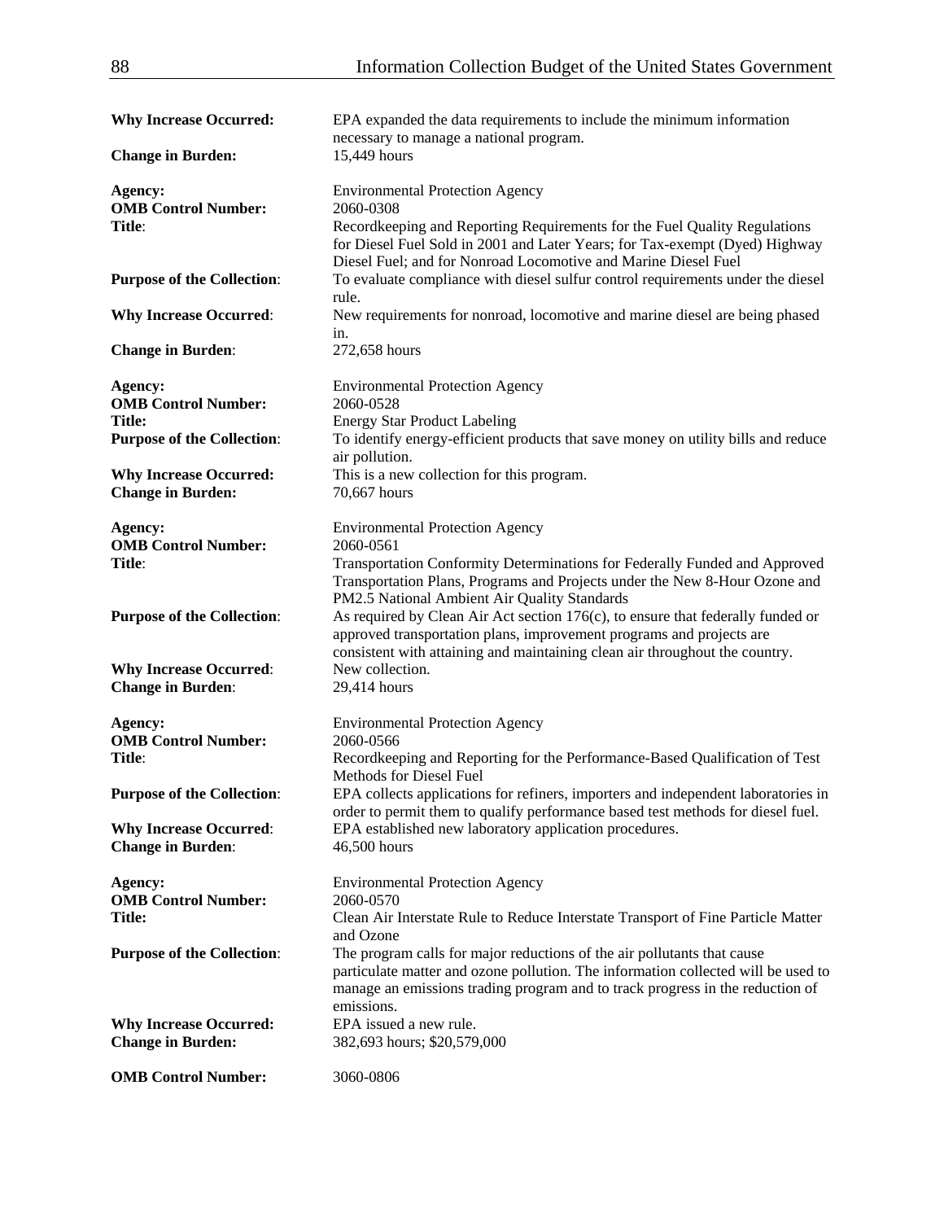**Why Increase Occurred:** EPA expanded the data requirements to include the minimum information necessary to manage a national program.

**Change in Burden:** 15,449 hours

**Agency:** Environmental Protection Agency

**OMB Control Number:** 2060-0308

**Title**: Recordkeeping and Reporting Requirements for the Fuel Quality Regulations for Diesel Fuel Sold in 2001 and Later Years; for Tax-exempt (Dyed) Highway Diesel Fuel; and for Nonroad Locomotive and Marine Diesel Fuel

**Purpose of the Collection**: To evaluate compliance with diesel sulfur control requirements under the diesel rule.

**Why Increase Occurred**: New requirements for nonroad, locomotive and marine diesel are being phased in.

**Change in Burden**: 272,658 hours

**Agency:** Environmental Protection Agency

**OMB Control Number:** 2060-0528

**Title:** Energy Star Product Labeling

**Purpose of the Collection**: To identify energy-efficient products that save money on utility bills and reduce air pollution.

**Why Increase Occurred:** This is a new collection for this program.

**Change in Burden:** 70,667 hours

**Agency:** Environmental Protection Agency

**OMB Control Number:** 2060-0561

**Title**: Transportation Conformity Determinations for Federally Funded and Approved Transportation Plans, Programs and Projects under the New 8-Hour Ozone and PM2.5 National Ambient Air Quality Standards

**Purpose of the Collection**: As required by Clean Air Act section 176(c), to ensure that federally funded or approved transportation plans, improvement programs and projects are consistent with attaining and maintaining clean air throughout the country.

**Why Increase Occurred**: New collection.

**Change in Burden**: 29,414 hours

**Agency:** Environmental Protection Agency

**OMB Control Number:** 2060-0566

**Title**: Recordkeeping and Reporting for the Performance-Based Qualification of Test Methods for Diesel Fuel

**Purpose of the Collection**: EPA collects applications for refiners, importers and independent laboratories in order to permit them to qualify performance based test methods for diesel fuel.

**Why Increase Occurred**: EPA established new laboratory application procedures.

**Change in Burden**: 46,500 hours

**Agency:** Environmental Protection Agency

**OMB Control Number:** 2060-0570

**Title:** Clean Air Interstate Rule to Reduce Interstate Transport of Fine Particle Matter and Ozone

**Purpose of the Collection**: The program calls for major reductions of the air pollutants that cause particulate matter and ozone pollution. The information collected will be used to manage an emissions trading program and to track progress in the reduction of emissions.

**Why Increase Occurred:** EPA issued a new rule.

**Change in Burden:** 382,693 hours; $20,579,000

**OMB Control Number:** 3060-0806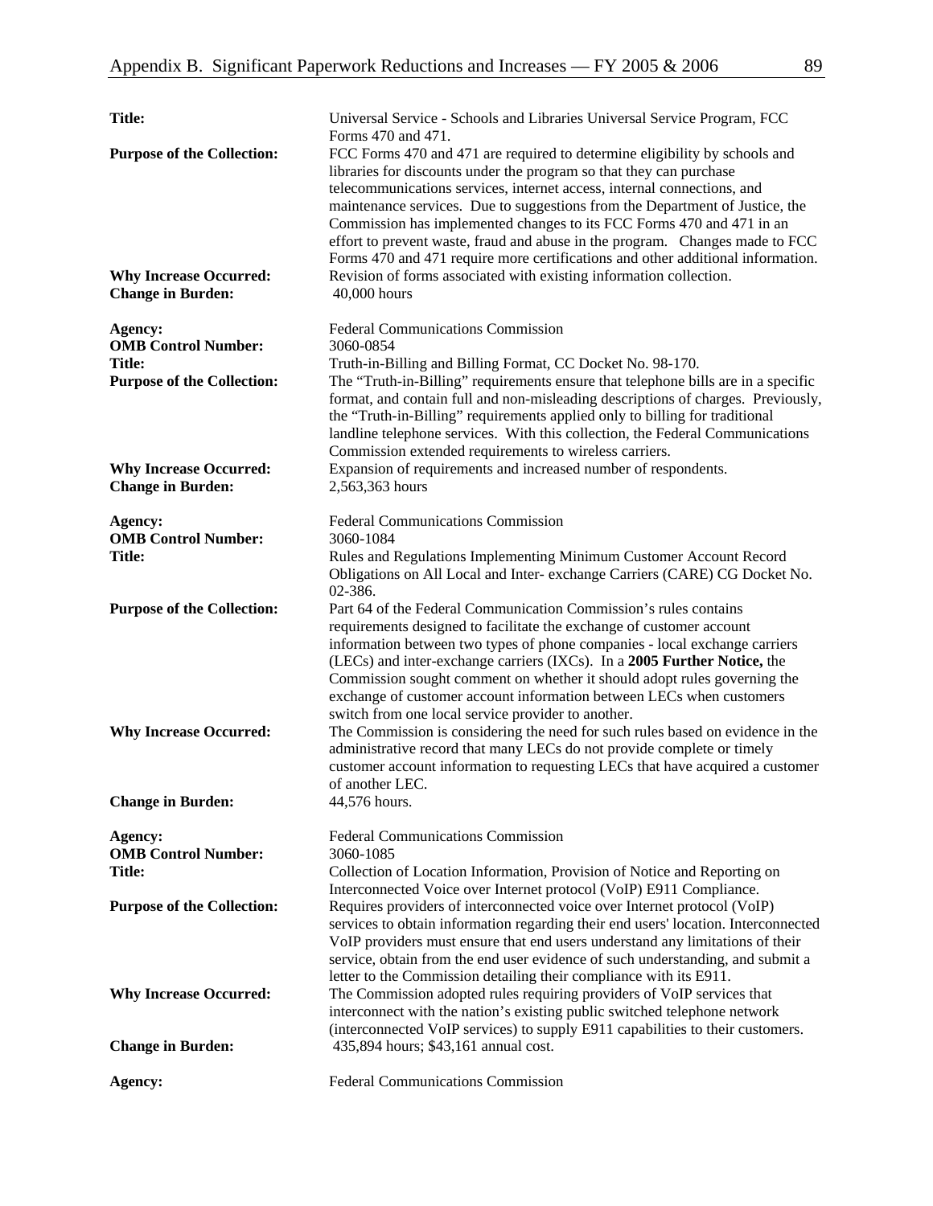**Title:** Universal Service - Schools and Libraries Universal Service Program, FCC Forms 470 and 471.

**Purpose of the Collection:** FCC Forms 470 and 471 are required to determine eligibility by schools and libraries for discounts under the program so that they can purchase telecommunications services, internet access, internal connections, and maintenance services. Due to suggestions from the Department of Justice, the Commission has implemented changes to its FCC Forms 470 and 471 in an effort to prevent waste, fraud and abuse in the program. Changes made to FCC Forms 470 and 471 require more certifications and other additional information.

**Why Increase Occurred:** Revision of forms associated with existing information collection.

**Change in Burden:** 40,000 hours

**Agency:** Federal Communications Commission

**OMB Control Number:** 3060-0854

**Title:** Truth-in-Billing and Billing Format, CC Docket No. 98-170.

**Purpose of the Collection:** The "Truth-in-Billing" requirements ensure that telephone bills are in a specific format, and contain full and non-misleading descriptions of charges. Previously, the "Truth-in-Billing" requirements applied only to billing for traditional landline telephone services. With this collection, the Federal Communications Commission extended requirements to wireless carriers.

**Why Increase Occurred:** Expansion of requirements and increased number of respondents.

**Change in Burden:** 2,563,363 hours

**Agency:** Federal Communications Commission

**OMB Control Number:** 3060-1084

**Title:** Rules and Regulations Implementing Minimum Customer Account Record Obligations on All Local and Inter- exchange Carriers (CARE) CG Docket No. 02-386.

**Purpose of the Collection:** Part 64 of the Federal Communication Commission's rules contains requirements designed to facilitate the exchange of customer account information between two types of phone companies - local exchange carriers (LECs) and inter-exchange carriers (IXCs). In a **2005 Further Notice,** the Commission sought comment on whether it should adopt rules governing the exchange of customer account information between LECs when customers switch from one local service provider to another.

**Why Increase Occurred:** The Commission is considering the need for such rules based on evidence in the administrative record that many LECs do not provide complete or timely customer account information to requesting LECs that have acquired a customer of another LEC.

**Change in Burden:** 44,576 hours.

**Agency:** Federal Communications Commission

**OMB Control Number:** 3060-1085

**Title:** Collection of Location Information, Provision of Notice and Reporting on Interconnected Voice over Internet protocol (VoIP) E911 Compliance.

**Purpose of the Collection:** Requires providers of interconnected voice over Internet protocol (VoIP) services to obtain information regarding their end users' location. Interconnected VoIP providers must ensure that end users understand any limitations of their service, obtain from the end user evidence of such understanding, and submit a letter to the Commission detailing their compliance with its E911.

**Why Increase Occurred:** The Commission adopted rules requiring providers of VoIP services that interconnect with the nation's existing public switched telephone network (interconnected VoIP services) to supply E911 capabilities to their customers.

**Change in Burden:** 435,894 hours; $43,161 annual cost.

**Agency:** Federal Communications Commission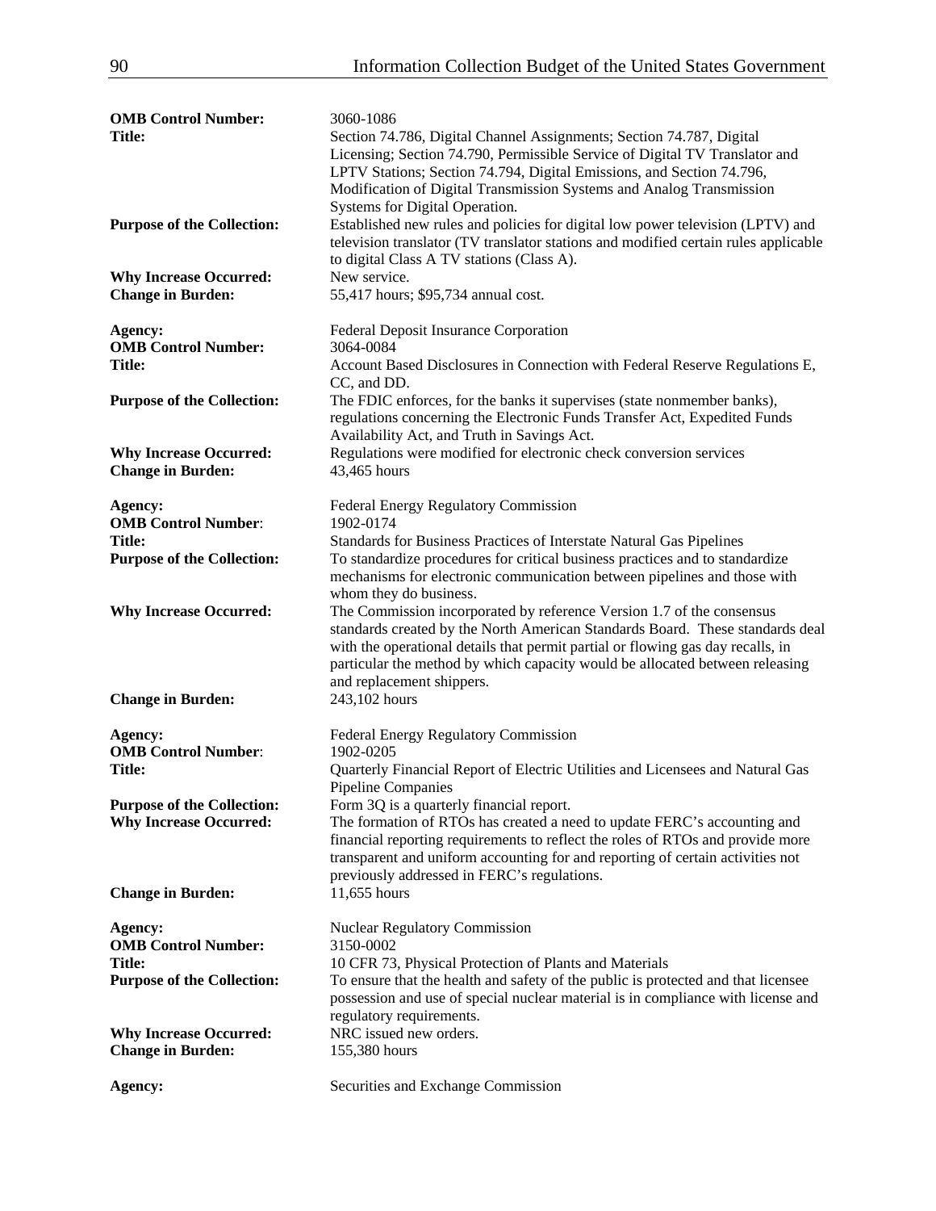**OMB Control Number:** 3060-1086
**Title:** Section 74.786, Digital Channel Assignments; Section 74.787, Digital Licensing; Section 74.790, Permissible Service of Digital TV Translator and LPTV Stations; Section 74.794, Digital Emissions, and Section 74.796, Modification of Digital Transmission Systems and Analog Transmission Systems for Digital Operation.
**Purpose of the Collection:** Established new rules and policies for digital low power television (LPTV) and television translator (TV translator stations and modified certain rules applicable to digital Class A TV stations (Class A).
**Why Increase Occurred:** New service.
**Change in Burden:** 55,417 hours; $95,734 annual cost.

**Agency:** Federal Deposit Insurance Corporation
**OMB Control Number:** 3064-0084
**Title:** Account Based Disclosures in Connection with Federal Reserve Regulations E, CC, and DD.
**Purpose of the Collection:** The FDIC enforces, for the banks it supervises (state nonmember banks), regulations concerning the Electronic Funds Transfer Act, Expedited Funds Availability Act, and Truth in Savings Act.
**Why Increase Occurred:** Regulations were modified for electronic check conversion services
**Change in Burden:** 43,465 hours

**Agency:** Federal Energy Regulatory Commission
**OMB Control Number**: 1902-0174
**Title:** Standards for Business Practices of Interstate Natural Gas Pipelines
**Purpose of the Collection:** To standardize procedures for critical business practices and to standardize mechanisms for electronic communication between pipelines and those with whom they do business.
**Why Increase Occurred:** The Commission incorporated by reference Version 1.7 of the consensus standards created by the North American Standards Board. These standards deal with the operational details that permit partial or flowing gas day recalls, in particular the method by which capacity would be allocated between releasing and replacement shippers.
**Change in Burden:** 243,102 hours

**Agency:** Federal Energy Regulatory Commission
**OMB Control Number**: 1902-0205
**Title:** Quarterly Financial Report of Electric Utilities and Licensees and Natural Gas Pipeline Companies
**Purpose of the Collection:** Form 3Q is a quarterly financial report.
**Why Increase Occurred:** The formation of RTOs has created a need to update FERC's accounting and financial reporting requirements to reflect the roles of RTOs and provide more transparent and uniform accounting for and reporting of certain activities not previously addressed in FERC's regulations.
**Change in Burden:** 11,655 hours

**Agency:** Nuclear Regulatory Commission
**OMB Control Number:** 3150-0002
**Title:** 10 CFR 73, Physical Protection of Plants and Materials
**Purpose of the Collection:** To ensure that the health and safety of the public is protected and that licensee possession and use of special nuclear material is in compliance with license and regulatory requirements.
**Why Increase Occurred:** NRC issued new orders.
**Change in Burden:** 155,380 hours

**Agency:** Securities and Exchange Commission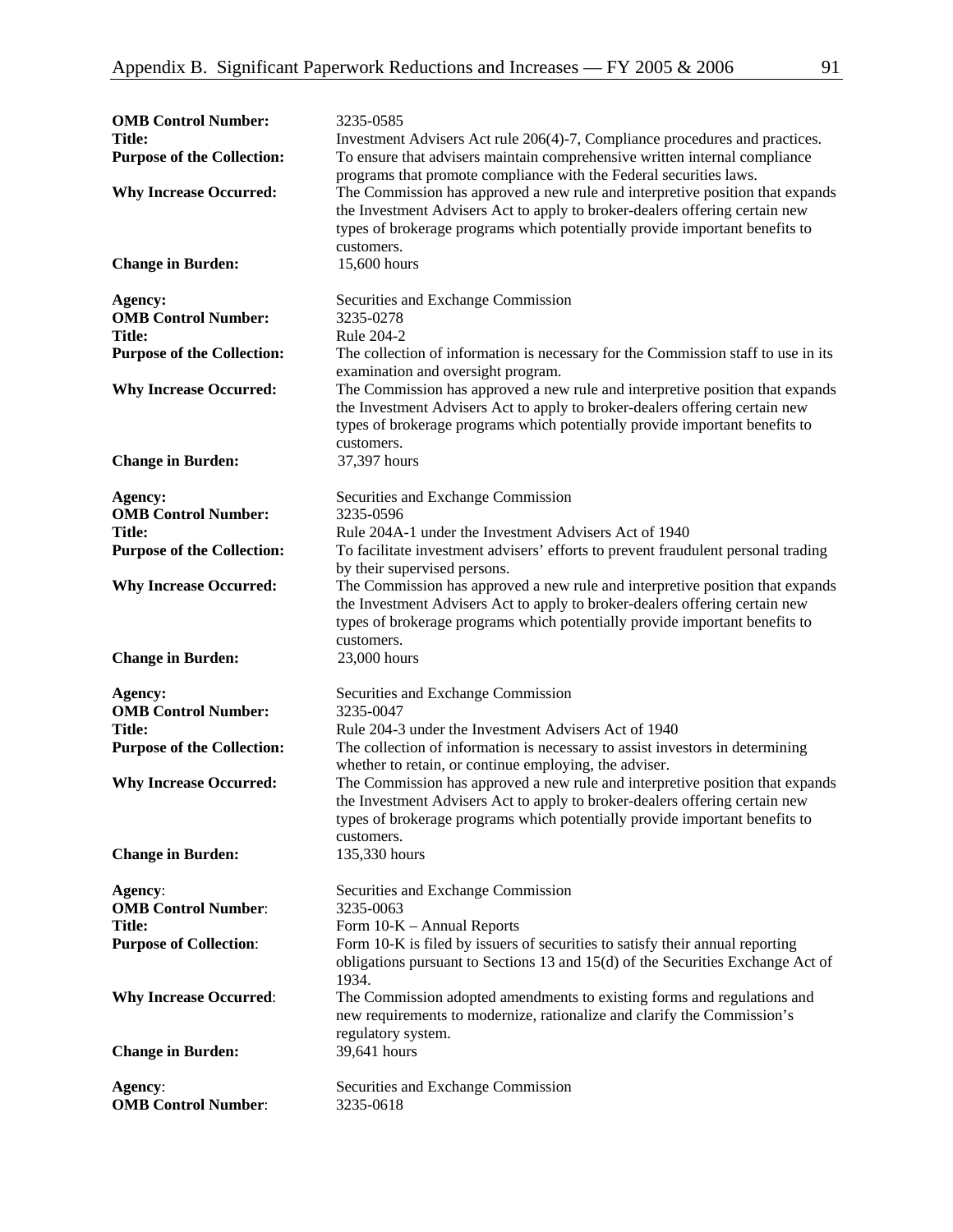**OMB Control Number:** 3235-0585
**Title:** Investment Advisers Act rule 206(4)-7, Compliance procedures and practices.
**Purpose of the Collection:** To ensure that advisers maintain comprehensive written internal compliance programs that promote compliance with the Federal securities laws.
**Why Increase Occurred:** The Commission has approved a new rule and interpretive position that expands the Investment Advisers Act to apply to broker-dealers offering certain new types of brokerage programs which potentially provide important benefits to customers.
**Change in Burden:** 15,600 hours

**Agency:** Securities and Exchange Commission
**OMB Control Number:** 3235-0278
**Title:** Rule 204-2
**Purpose of the Collection:** The collection of information is necessary for the Commission staff to use in its examination and oversight program.
**Why Increase Occurred:** The Commission has approved a new rule and interpretive position that expands the Investment Advisers Act to apply to broker-dealers offering certain new types of brokerage programs which potentially provide important benefits to customers.
**Change in Burden:** 37,397 hours

**Agency:** Securities and Exchange Commission
**OMB Control Number:** 3235-0596
**Title:** Rule 204A-1 under the Investment Advisers Act of 1940
**Purpose of the Collection:** To facilitate investment advisers' efforts to prevent fraudulent personal trading by their supervised persons.
**Why Increase Occurred:** The Commission has approved a new rule and interpretive position that expands the Investment Advisers Act to apply to broker-dealers offering certain new types of brokerage programs which potentially provide important benefits to customers.
**Change in Burden:** 23,000 hours

**Agency:** Securities and Exchange Commission
**OMB Control Number:** 3235-0047
**Title:** Rule 204-3 under the Investment Advisers Act of 1940
**Purpose of the Collection:** The collection of information is necessary to assist investors in determining whether to retain, or continue employing, the adviser.
**Why Increase Occurred:** The Commission has approved a new rule and interpretive position that expands the Investment Advisers Act to apply to broker-dealers offering certain new types of brokerage programs which potentially provide important benefits to customers.
**Change in Burden:** 135,330 hours

**Agency**: Securities and Exchange Commission
**OMB Control Number**: 3235-0063
**Title:** Form 10-K – Annual Reports
**Purpose of Collection**: Form 10-K is filed by issuers of securities to satisfy their annual reporting obligations pursuant to Sections 13 and 15(d) of the Securities Exchange Act of 1934.
**Why Increase Occurred**: The Commission adopted amendments to existing forms and regulations and new requirements to modernize, rationalize and clarify the Commission's regulatory system.
**Change in Burden:** 39,641 hours

**Agency**: Securities and Exchange Commission
**OMB Control Number**: 3235-0618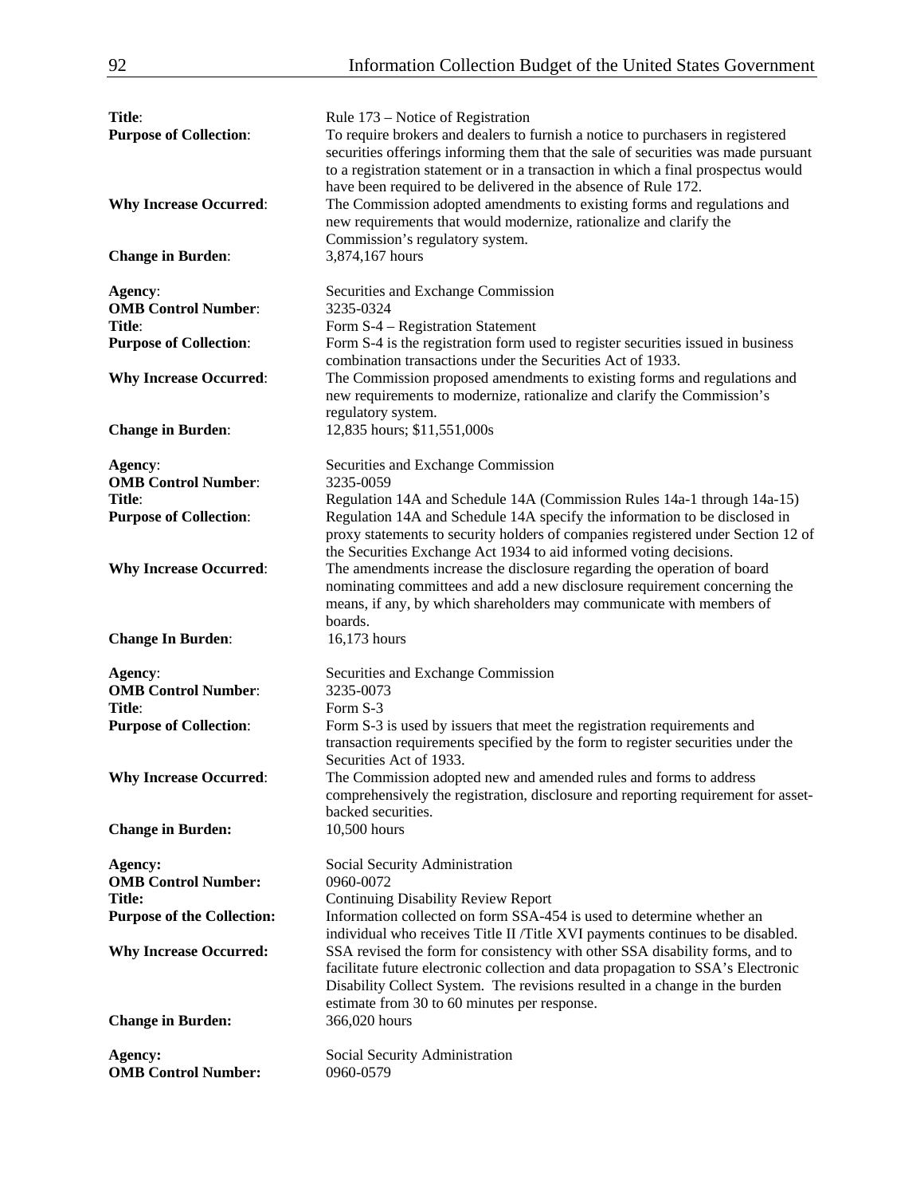**Title**: Rule 173 – Notice of Registration
**Purpose of Collection**: To require brokers and dealers to furnish a notice to purchasers in registered securities offerings informing them that the sale of securities was made pursuant to a registration statement or in a transaction in which a final prospectus would have been required to be delivered in the absence of Rule 172.
**Why Increase Occurred**: The Commission adopted amendments to existing forms and regulations and new requirements that would modernize, rationalize and clarify the Commission's regulatory system.
**Change in Burden**: 3,874,167 hours

**Agency**: Securities and Exchange Commission
**OMB Control Number**: 3235-0324
**Title**: Form S-4 – Registration Statement
**Purpose of Collection**: Form S-4 is the registration form used to register securities issued in business combination transactions under the Securities Act of 1933.
**Why Increase Occurred**: The Commission proposed amendments to existing forms and regulations and new requirements to modernize, rationalize and clarify the Commission's regulatory system.
**Change in Burden**: 12,835 hours; $11,551,000s

**Agency**: Securities and Exchange Commission
**OMB Control Number**: 3235-0059
**Title**: Regulation 14A and Schedule 14A (Commission Rules 14a-1 through 14a-15)
**Purpose of Collection**: Regulation 14A and Schedule 14A specify the information to be disclosed in proxy statements to security holders of companies registered under Section 12 of the Securities Exchange Act 1934 to aid informed voting decisions.
**Why Increase Occurred**: The amendments increase the disclosure regarding the operation of board nominating committees and add a new disclosure requirement concerning the means, if any, by which shareholders may communicate with members of boards.
**Change In Burden**: 16,173 hours

**Agency**: Securities and Exchange Commission
**OMB Control Number**: 3235-0073
**Title**: Form S-3
**Purpose of Collection**: Form S-3 is used by issuers that meet the registration requirements and transaction requirements specified by the form to register securities under the Securities Act of 1933.
**Why Increase Occurred**: The Commission adopted new and amended rules and forms to address comprehensively the registration, disclosure and reporting requirement for asset-backed securities.
**Change in Burden:** 10,500 hours

**Agency:** Social Security Administration
**OMB Control Number:** 0960-0072
**Title:** Continuing Disability Review Report
**Purpose of the Collection:** Information collected on form SSA-454 is used to determine whether an individual who receives Title II /Title XVI payments continues to be disabled.
**Why Increase Occurred:** SSA revised the form for consistency with other SSA disability forms, and to facilitate future electronic collection and data propagation to SSA's Electronic Disability Collect System. The revisions resulted in a change in the burden estimate from 30 to 60 minutes per response.
**Change in Burden:** 366,020 hours

**Agency:** Social Security Administration
**OMB Control Number:** 0960-0579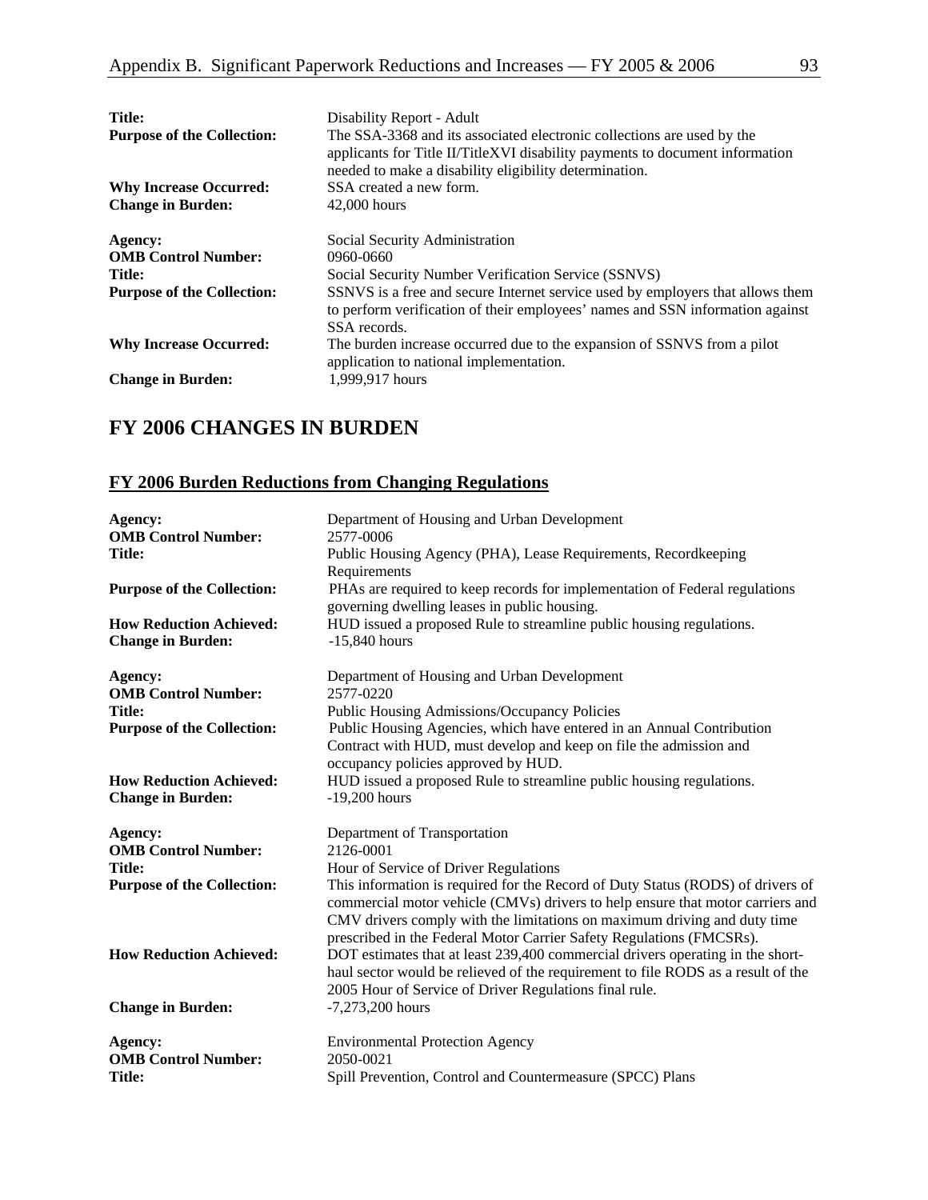**Title:** Disability Report - Adult

**Purpose of the Collection:** The SSA-3368 and its associated electronic collections are used by the applicants for Title II/TitleXVI disability payments to document information needed to make a disability eligibility determination.

**Why Increase Occurred:** SSA created a new form.

**Change in Burden:** 42,000 hours

**Agency:** Social Security Administration

**OMB Control Number:** 0960-0660

**Title:** Social Security Number Verification Service (SSNVS)

**Purpose of the Collection:** SSNVS is a free and secure Internet service used by employers that allows them to perform verification of their employees' names and SSN information against SSA records.

**Why Increase Occurred:** The burden increase occurred due to the expansion of SSNVS from a pilot application to national implementation.

**Change in Burden:** 1,999,917 hours

# FY 2006 CHANGES IN BURDEN

## FY 2006 Burden Reductions from Changing Regulations

**Agency:** Department of Housing and Urban Development

**OMB Control Number:** 2577-0006

**Title:** Public Housing Agency (PHA), Lease Requirements, Recordkeeping Requirements

**Purpose of the Collection:** PHAs are required to keep records for implementation of Federal regulations governing dwelling leases in public housing.

**How Reduction Achieved:** HUD issued a proposed Rule to streamline public housing regulations.

**Change in Burden:** -15,840 hours

**Agency:** Department of Housing and Urban Development

**OMB Control Number:** 2577-0220

**Title:** Public Housing Admissions/Occupancy Policies

**Purpose of the Collection:** Public Housing Agencies, which have entered in an Annual Contribution Contract with HUD, must develop and keep on file the admission and occupancy policies approved by HUD.

**How Reduction Achieved:** HUD issued a proposed Rule to streamline public housing regulations.

**Change in Burden:** -19,200 hours

**Agency:** Department of Transportation

**OMB Control Number:** 2126-0001

**Title:** Hour of Service of Driver Regulations

**Purpose of the Collection:** This information is required for the Record of Duty Status (RODS) of drivers of commercial motor vehicle (CMVs) drivers to help ensure that motor carriers and CMV drivers comply with the limitations on maximum driving and duty time prescribed in the Federal Motor Carrier Safety Regulations (FMCSRs).

**How Reduction Achieved:** DOT estimates that at least 239,400 commercial drivers operating in the short-haul sector would be relieved of the requirement to file RODS as a result of the 2005 Hour of Service of Driver Regulations final rule.

**Change in Burden:** -7,273,200 hours

**Agency:** Environmental Protection Agency

**OMB Control Number:** 2050-0021

**Title:** Spill Prevention, Control and Countermeasure (SPCC) Plans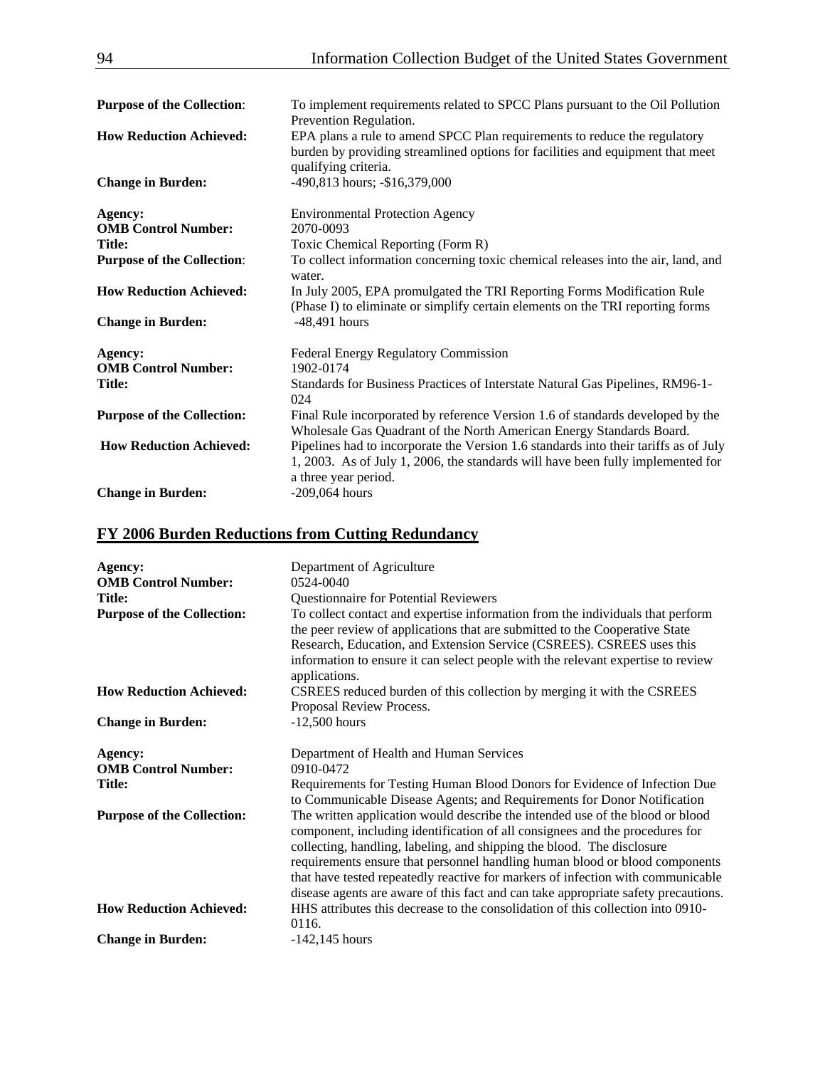**Purpose of the Collection**: To implement requirements related to SPCC Plans pursuant to the Oil Pollution Prevention Regulation.

**How Reduction Achieved:** EPA plans a rule to amend SPCC Plan requirements to reduce the regulatory burden by providing streamlined options for facilities and equipment that meet qualifying criteria.

**Change in Burden:** -490,813 hours; -$16,379,000

**Agency:** Environmental Protection Agency

**OMB Control Number:** 2070-0093

**Title:** Toxic Chemical Reporting (Form R)

**Purpose of the Collection**: To collect information concerning toxic chemical releases into the air, land, and water.

**How Reduction Achieved:** In July 2005, EPA promulgated the TRI Reporting Forms Modification Rule (Phase I) to eliminate or simplify certain elements on the TRI reporting forms

**Change in Burden:** -48,491 hours

**Agency:** Federal Energy Regulatory Commission

**OMB Control Number:** 1902-0174

**Title:** Standards for Business Practices of Interstate Natural Gas Pipelines, RM96-1-024

**Purpose of the Collection:** Final Rule incorporated by reference Version 1.6 of standards developed by the Wholesale Gas Quadrant of the North American Energy Standards Board.

**How Reduction Achieved:** Pipelines had to incorporate the Version 1.6 standards into their tariffs as of July 1, 2003. As of July 1, 2006, the standards will have been fully implemented for a three year period.

**Change in Burden:** -209,064 hours

## FY 2006 Burden Reductions from Cutting Redundancy

**Agency:** Department of Agriculture

**OMB Control Number:** 0524-0040

**Title:** Questionnaire for Potential Reviewers

**Purpose of the Collection:** To collect contact and expertise information from the individuals that perform the peer review of applications that are submitted to the Cooperative State Research, Education, and Extension Service (CSREES). CSREES uses this information to ensure it can select people with the relevant expertise to review applications.

**How Reduction Achieved:** CSREES reduced burden of this collection by merging it with the CSREES Proposal Review Process.

**Change in Burden:** -12,500 hours

**Agency:** Department of Health and Human Services

**OMB Control Number:** 0910-0472

**Title:** Requirements for Testing Human Blood Donors for Evidence of Infection Due to Communicable Disease Agents; and Requirements for Donor Notification

**Purpose of the Collection:** The written application would describe the intended use of the blood or blood component, including identification of all consignees and the procedures for collecting, handling, labeling, and shipping the blood. The disclosure requirements ensure that personnel handling human blood or blood components that have tested repeatedly reactive for markers of infection with communicable disease agents are aware of this fact and can take appropriate safety precautions.

**How Reduction Achieved:** HHS attributes this decrease to the consolidation of this collection into 0910-0116.

**Change in Burden:** -142,145 hours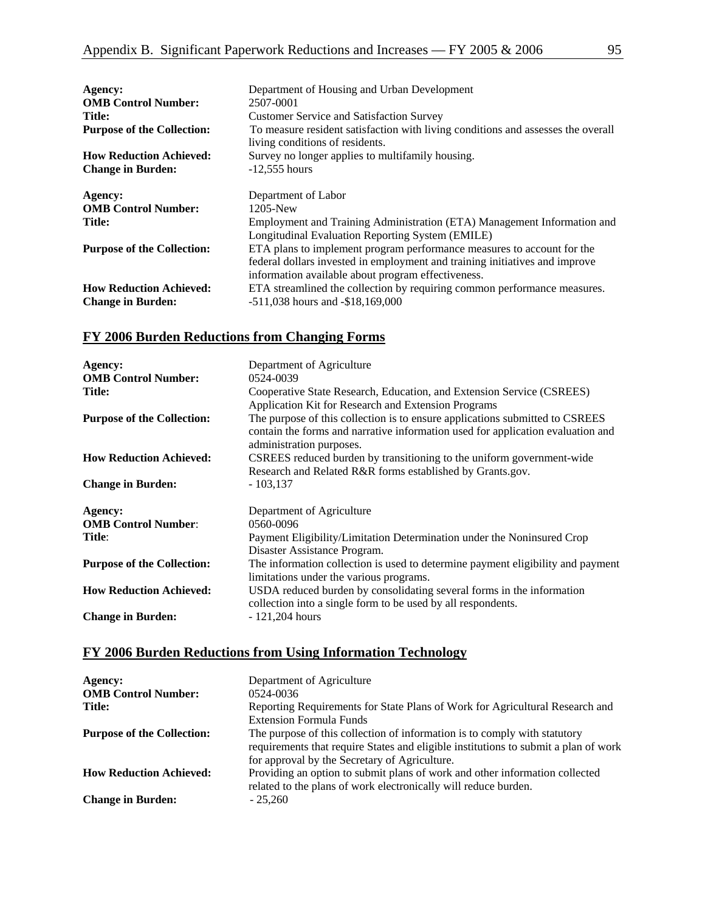**Agency:** Department of Housing and Urban Development
**OMB Control Number:** 2507-0001
**Title:** Customer Service and Satisfaction Survey
**Purpose of the Collection:** To measure resident satisfaction with living conditions and assesses the overall living conditions of residents.
**How Reduction Achieved:** Survey no longer applies to multifamily housing.
**Change in Burden:** -12,555 hours

**Agency:** Department of Labor
**OMB Control Number:** 1205-New
**Title:** Employment and Training Administration (ETA) Management Information and Longitudinal Evaluation Reporting System (EMILE)
**Purpose of the Collection:** ETA plans to implement program performance measures to account for the federal dollars invested in employment and training initiatives and improve information available about program effectiveness.
**How Reduction Achieved:** ETA streamlined the collection by requiring common performance measures.
**Change in Burden:** -511,038 hours and -$18,169,000

## FY 2006 Burden Reductions from Changing Forms

**Agency:** Department of Agriculture
**OMB Control Number:** 0524-0039
**Title:** Cooperative State Research, Education, and Extension Service (CSREES) Application Kit for Research and Extension Programs
**Purpose of the Collection:** The purpose of this collection is to ensure applications submitted to CSREES contain the forms and narrative information used for application evaluation and administration purposes.
**How Reduction Achieved:** CSREES reduced burden by transitioning to the uniform government-wide Research and Related R&R forms established by Grants.gov.
**Change in Burden:** - 103,137

**Agency:** Department of Agriculture
**OMB Control Number**: 0560-0096
**Title**: Payment Eligibility/Limitation Determination under the Noninsured Crop Disaster Assistance Program.
**Purpose of the Collection:** The information collection is used to determine payment eligibility and payment limitations under the various programs.
**How Reduction Achieved:** USDA reduced burden by consolidating several forms in the information collection into a single form to be used by all respondents.
**Change in Burden:** - 121,204 hours

## FY 2006 Burden Reductions from Using Information Technology

**Agency:** Department of Agriculture
**OMB Control Number:** 0524-0036
**Title:** Reporting Requirements for State Plans of Work for Agricultural Research and Extension Formula Funds
**Purpose of the Collection:** The purpose of this collection of information is to comply with statutory requirements that require States and eligible institutions to submit a plan of work for approval by the Secretary of Agriculture.
**How Reduction Achieved:** Providing an option to submit plans of work and other information collected related to the plans of work electronically will reduce burden.
**Change in Burden:** - 25,260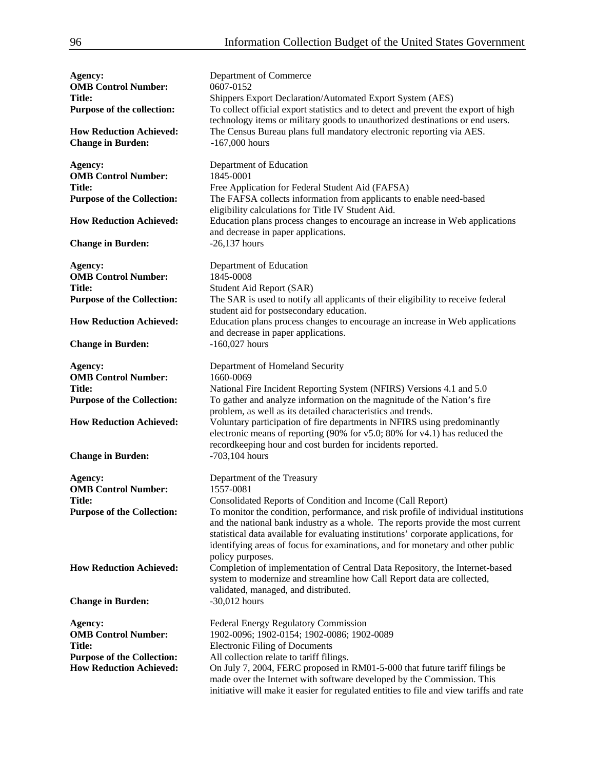**Agency:** Department of Commerce
**OMB Control Number:** 0607-0152
**Title:** Shippers Export Declaration/Automated Export System (AES)
**Purpose of the collection:** To collect official export statistics and to detect and prevent the export of high technology items or military goods to unauthorized destinations or end users.
**How Reduction Achieved:** The Census Bureau plans full mandatory electronic reporting via AES.
**Change in Burden:** -167,000 hours

**Agency:** Department of Education
**OMB Control Number:** 1845-0001
**Title:** Free Application for Federal Student Aid (FAFSA)
**Purpose of the Collection:** The FAFSA collects information from applicants to enable need-based eligibility calculations for Title IV Student Aid.
**How Reduction Achieved:** Education plans process changes to encourage an increase in Web applications and decrease in paper applications.
**Change in Burden:** -26,137 hours

**Agency:** Department of Education
**OMB Control Number:** 1845-0008
**Title:** Student Aid Report (SAR)
**Purpose of the Collection:** The SAR is used to notify all applicants of their eligibility to receive federal student aid for postsecondary education.
**How Reduction Achieved:** Education plans process changes to encourage an increase in Web applications and decrease in paper applications.
**Change in Burden:** -160,027 hours

**Agency:** Department of Homeland Security
**OMB Control Number:** 1660-0069
**Title:** National Fire Incident Reporting System (NFIRS) Versions 4.1 and 5.0
**Purpose of the Collection:** To gather and analyze information on the magnitude of the Nation's fire problem, as well as its detailed characteristics and trends.
**How Reduction Achieved:** Voluntary participation of fire departments in NFIRS using predominantly electronic means of reporting (90% for v5.0; 80% for v4.1) has reduced the recordkeeping hour and cost burden for incidents reported.
**Change in Burden:** -703,104 hours

**Agency:** Department of the Treasury
**OMB Control Number:** 1557-0081
**Title:** Consolidated Reports of Condition and Income (Call Report)
**Purpose of the Collection:** To monitor the condition, performance, and risk profile of individual institutions and the national bank industry as a whole. The reports provide the most current statistical data available for evaluating institutions' corporate applications, for identifying areas of focus for examinations, and for monetary and other public policy purposes.
**How Reduction Achieved:** Completion of implementation of Central Data Repository, the Internet-based system to modernize and streamline how Call Report data are collected, validated, managed, and distributed.
**Change in Burden:** -30,012 hours

**Agency:** Federal Energy Regulatory Commission
**OMB Control Number:** 1902-0096; 1902-0154; 1902-0086; 1902-0089
**Title:** Electronic Filing of Documents
**Purpose of the Collection:** All collection relate to tariff filings.
**How Reduction Achieved:** On July 7, 2004, FERC proposed in RM01-5-000 that future tariff filings be made over the Internet with software developed by the Commission. This initiative will make it easier for regulated entities to file and view tariffs and rate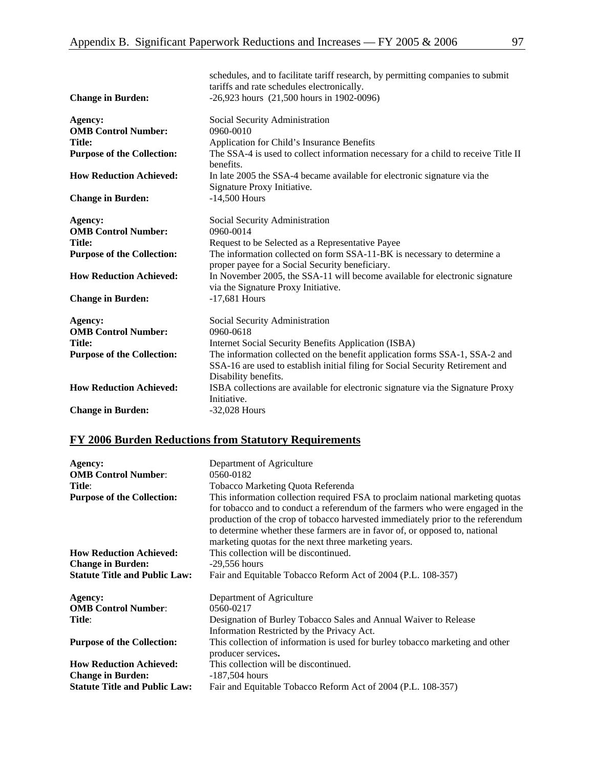schedules, and to facilitate tariff research, by permitting companies to submit tariffs and rate schedules electronically.

**Change in Burden:** -26,923 hours (21,500 hours in 1902-0096)

**Agency:** Social Security Administration
**OMB Control Number:** 0960-0010
**Title:** Application for Child's Insurance Benefits
**Purpose of the Collection:** The SSA-4 is used to collect information necessary for a child to receive Title II benefits.
**How Reduction Achieved:** In late 2005 the SSA-4 became available for electronic signature via the Signature Proxy Initiative.
**Change in Burden:** -14,500 Hours

**Agency:** Social Security Administration
**OMB Control Number:** 0960-0014
**Title:** Request to be Selected as a Representative Payee
**Purpose of the Collection:** The information collected on form SSA-11-BK is necessary to determine a proper payee for a Social Security beneficiary.
**How Reduction Achieved:** In November 2005, the SSA-11 will become available for electronic signature via the Signature Proxy Initiative.
**Change in Burden:** -17,681 Hours

**Agency:** Social Security Administration
**OMB Control Number:** 0960-0618
**Title:** Internet Social Security Benefits Application (ISBA)
**Purpose of the Collection:** The information collected on the benefit application forms SSA-1, SSA-2 and SSA-16 are used to establish initial filing for Social Security Retirement and Disability benefits.
**How Reduction Achieved:** ISBA collections are available for electronic signature via the Signature Proxy Initiative.
**Change in Burden:** -32,028 Hours

## FY 2006 Burden Reductions from Statutory Requirements

**Agency:** Department of Agriculture
**OMB Control Number**: 0560-0182
**Title**: Tobacco Marketing Quota Referenda
**Purpose of the Collection:** This information collection required FSA to proclaim national marketing quotas for tobacco and to conduct a referendum of the farmers who were engaged in the production of the crop of tobacco harvested immediately prior to the referendum to determine whether these farmers are in favor of, or opposed to, national marketing quotas for the next three marketing years.
**How Reduction Achieved:** This collection will be discontinued.
**Change in Burden:** -29,556 hours
**Statute Title and Public Law:** Fair and Equitable Tobacco Reform Act of 2004 (P.L. 108-357)

**Agency:** Department of Agriculture
**OMB Control Number**: 0560-0217
**Title**: Designation of Burley Tobacco Sales and Annual Waiver to Release Information Restricted by the Privacy Act.
**Purpose of the Collection:** This collection of information is used for burley tobacco marketing and other producer services**.**
**How Reduction Achieved:** This collection will be discontinued.
**Change in Burden:** -187,504 hours
**Statute Title and Public Law:** Fair and Equitable Tobacco Reform Act of 2004 (P.L. 108-357)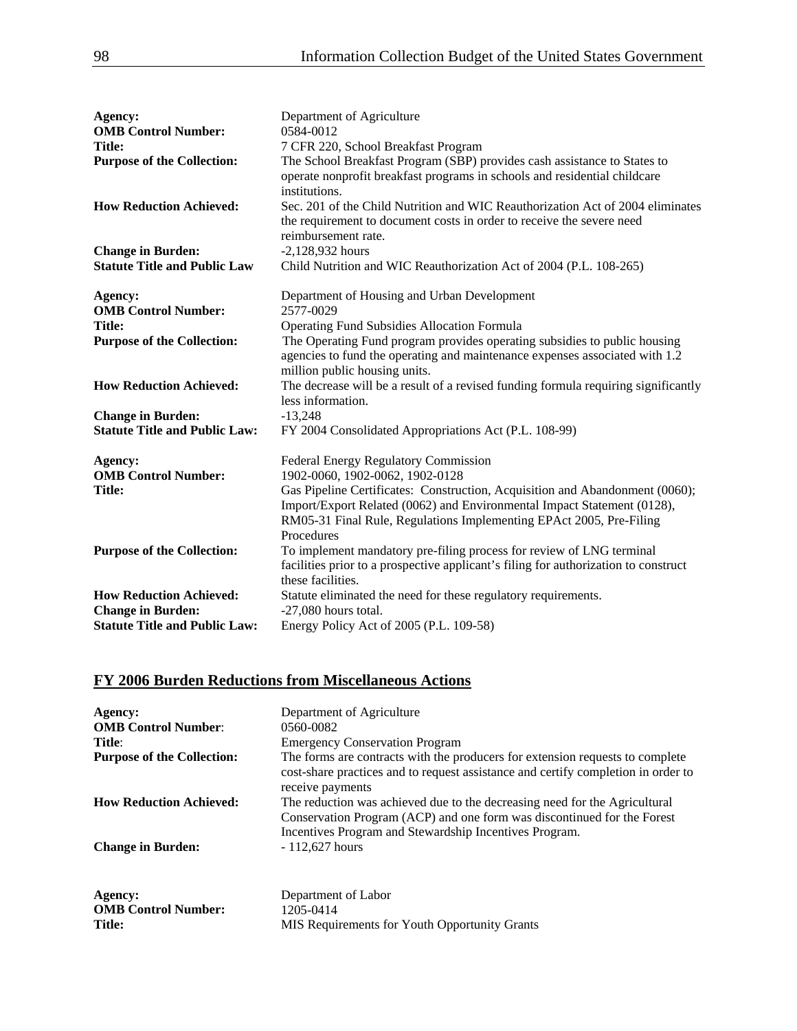| | |
|---|---|
| **Agency:** | Department of Agriculture |
| **OMB Control Number:** | 0584-0012 |
| **Title:** | 7 CFR 220, School Breakfast Program |
| **Purpose of the Collection:** | The School Breakfast Program (SBP) provides cash assistance to States to operate nonprofit breakfast programs in schools and residential childcare institutions. |
| **How Reduction Achieved:** | Sec. 201 of the Child Nutrition and WIC Reauthorization Act of 2004 eliminates the requirement to document costs in order to receive the severe need reimbursement rate. |
| **Change in Burden:** | -2,128,932 hours |
| **Statute Title and Public Law** | Child Nutrition and WIC Reauthorization Act of 2004 (P.L. 108-265) |

| | |
|---|---|
| **Agency:** | Department of Housing and Urban Development |
| **OMB Control Number:** | 2577-0029 |
| **Title:** | Operating Fund Subsidies Allocation Formula |
| **Purpose of the Collection:** | The Operating Fund program provides operating subsidies to public housing agencies to fund the operating and maintenance expenses associated with 1.2 million public housing units. |
| **How Reduction Achieved:** | The decrease will be a result of a revised funding formula requiring significantly less information. |
| **Change in Burden:** | -13,248 |
| **Statute Title and Public Law:** | FY 2004 Consolidated Appropriations Act (P.L. 108-99) |

| | |
|---|---|
| **Agency:** | Federal Energy Regulatory Commission |
| **OMB Control Number:** | 1902-0060, 1902-0062, 1902-0128 |
| **Title:** | Gas Pipeline Certificates: Construction, Acquisition and Abandonment (0060); Import/Export Related (0062) and Environmental Impact Statement (0128), RM05-31 Final Rule, Regulations Implementing EPAct 2005, Pre-Filing Procedures |
| **Purpose of the Collection:** | To implement mandatory pre-filing process for review of LNG terminal facilities prior to a prospective applicant's filing for authorization to construct these facilities. |
| **How Reduction Achieved:** | Statute eliminated the need for these regulatory requirements. |
| **Change in Burden:** | -27,080 hours total. |
| **Statute Title and Public Law:** | Energy Policy Act of 2005 (P.L. 109-58) |

## FY 2006 Burden Reductions from Miscellaneous Actions

| | |
|---|---|
| **Agency:** | Department of Agriculture |
| **OMB Control Number**: | 0560-0082 |
| **Title**: | Emergency Conservation Program |
| **Purpose of the Collection:** | The forms are contracts with the producers for extension requests to complete cost-share practices and to request assistance and certify completion in order to receive payments |
| **How Reduction Achieved:** | The reduction was achieved due to the decreasing need for the Agricultural Conservation Program (ACP) and one form was discontinued for the Forest Incentives Program and Stewardship Incentives Program. |
| **Change in Burden:** | - 112,627 hours |

| | |
|---|---|
| **Agency:** | Department of Labor |
| **OMB Control Number:** | 1205-0414 |
| **Title:** | MIS Requirements for Youth Opportunity Grants |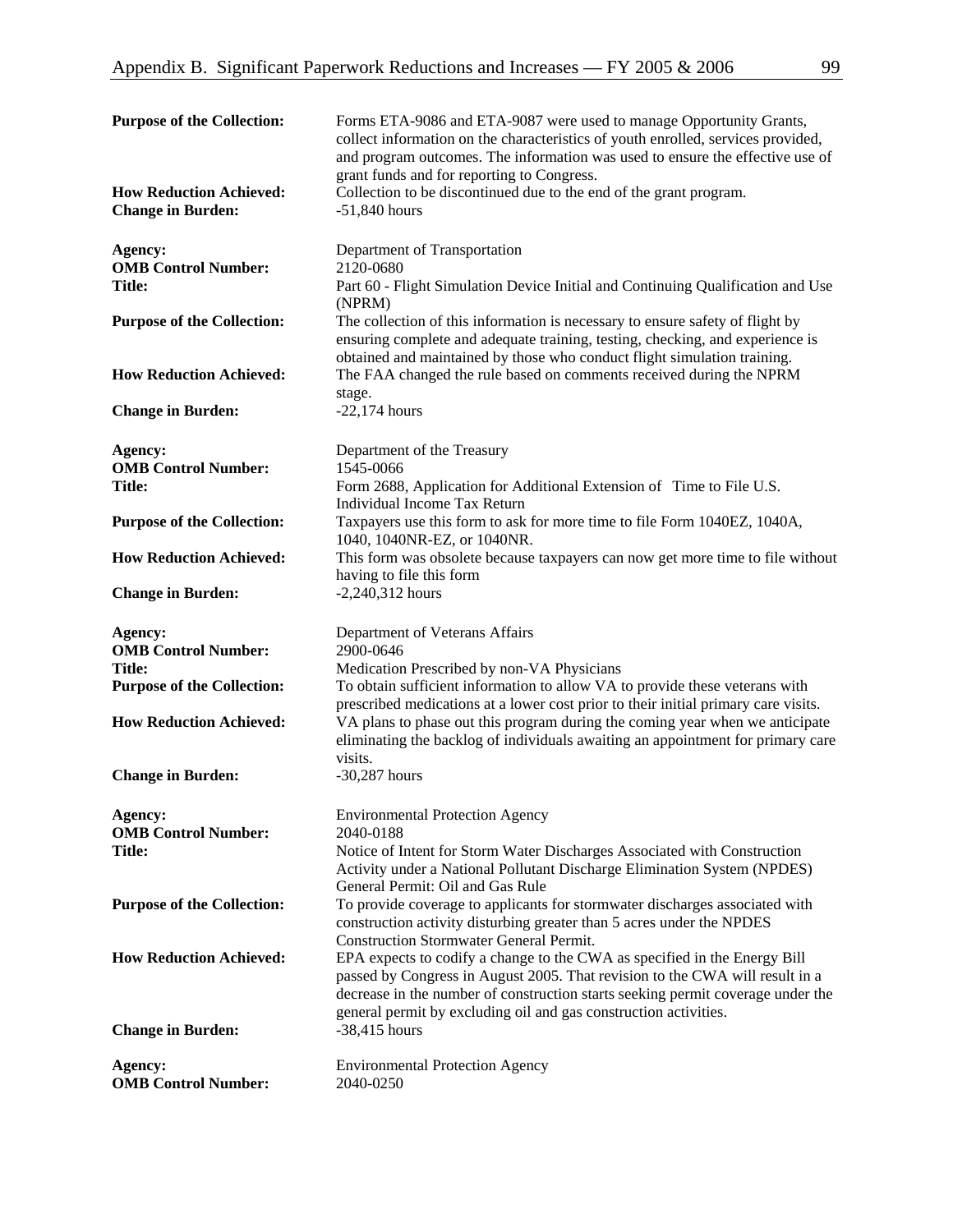**Purpose of the Collection:** Forms ETA-9086 and ETA-9087 were used to manage Opportunity Grants, collect information on the characteristics of youth enrolled, services provided, and program outcomes. The information was used to ensure the effective use of grant funds and for reporting to Congress.
**How Reduction Achieved:** Collection to be discontinued due to the end of the grant program.
**Change in Burden:** -51,840 hours

**Agency:** Department of Transportation
**OMB Control Number:** 2120-0680
**Title:** Part 60 - Flight Simulation Device Initial and Continuing Qualification and Use (NPRM)
**Purpose of the Collection:** The collection of this information is necessary to ensure safety of flight by ensuring complete and adequate training, testing, checking, and experience is obtained and maintained by those who conduct flight simulation training.
**How Reduction Achieved:** The FAA changed the rule based on comments received during the NPRM stage.
**Change in Burden:** -22,174 hours

**Agency:** Department of the Treasury
**OMB Control Number:** 1545-0066
**Title:** Form 2688, Application for Additional Extension of Time to File U.S. Individual Income Tax Return
**Purpose of the Collection:** Taxpayers use this form to ask for more time to file Form 1040EZ, 1040A, 1040, 1040NR-EZ, or 1040NR.
**How Reduction Achieved:** This form was obsolete because taxpayers can now get more time to file without having to file this form
**Change in Burden:** -2,240,312 hours

**Agency:** Department of Veterans Affairs
**OMB Control Number:** 2900-0646
**Title:** Medication Prescribed by non-VA Physicians
**Purpose of the Collection:** To obtain sufficient information to allow VA to provide these veterans with prescribed medications at a lower cost prior to their initial primary care visits.
**How Reduction Achieved:** VA plans to phase out this program during the coming year when we anticipate eliminating the backlog of individuals awaiting an appointment for primary care visits.
**Change in Burden:** -30,287 hours

**Agency:** Environmental Protection Agency
**OMB Control Number:** 2040-0188
**Title:** Notice of Intent for Storm Water Discharges Associated with Construction Activity under a National Pollutant Discharge Elimination System (NPDES) General Permit: Oil and Gas Rule
**Purpose of the Collection:** To provide coverage to applicants for stormwater discharges associated with construction activity disturbing greater than 5 acres under the NPDES Construction Stormwater General Permit.
**How Reduction Achieved:** EPA expects to codify a change to the CWA as specified in the Energy Bill passed by Congress in August 2005. That revision to the CWA will result in a decrease in the number of construction starts seeking permit coverage under the general permit by excluding oil and gas construction activities.
**Change in Burden:** -38,415 hours

**Agency:** Environmental Protection Agency
**OMB Control Number:** 2040-0250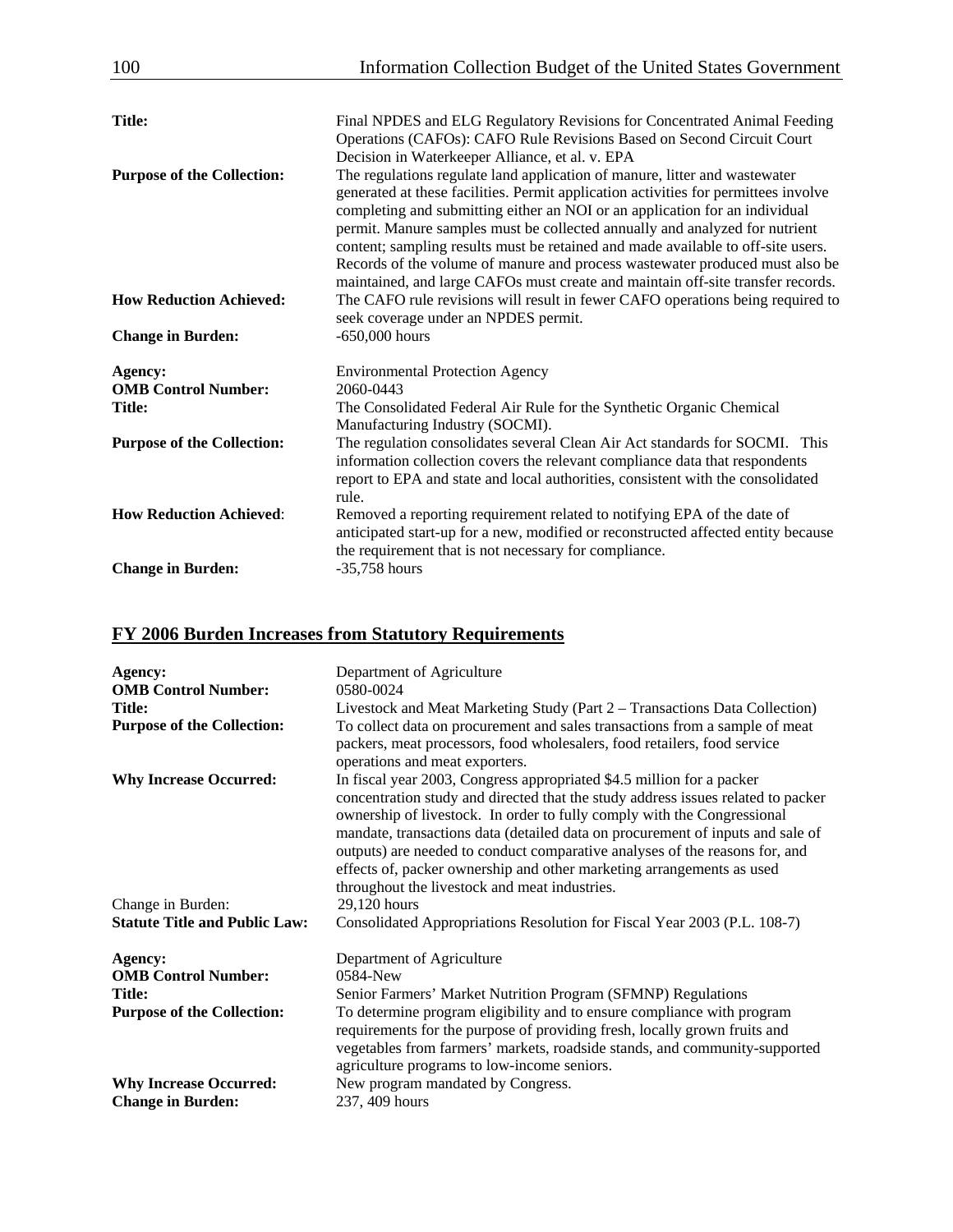**Title:** Final NPDES and ELG Regulatory Revisions for Concentrated Animal Feeding Operations (CAFOs): CAFO Rule Revisions Based on Second Circuit Court Decision in Waterkeeper Alliance, et al. v. EPA

**Purpose of the Collection:** The regulations regulate land application of manure, litter and wastewater generated at these facilities. Permit application activities for permittees involve completing and submitting either an NOI or an application for an individual permit. Manure samples must be collected annually and analyzed for nutrient content; sampling results must be retained and made available to off-site users. Records of the volume of manure and process wastewater produced must also be maintained, and large CAFOs must create and maintain off-site transfer records.

**How Reduction Achieved:** The CAFO rule revisions will result in fewer CAFO operations being required to seek coverage under an NPDES permit.

**Change in Burden:** -650,000 hours

**Agency:** Environmental Protection Agency

**OMB Control Number:** 2060-0443

**Title:** The Consolidated Federal Air Rule for the Synthetic Organic Chemical Manufacturing Industry (SOCMI).

**Purpose of the Collection:** The regulation consolidates several Clean Air Act standards for SOCMI. This information collection covers the relevant compliance data that respondents report to EPA and state and local authorities, consistent with the consolidated rule.

**How Reduction Achieved**: Removed a reporting requirement related to notifying EPA of the date of anticipated start-up for a new, modified or reconstructed affected entity because the requirement that is not necessary for compliance.

**Change in Burden:** -35,758 hours

## FY 2006 Burden Increases from Statutory Requirements

**Agency:** Department of Agriculture

**OMB Control Number:** 0580-0024

**Title:** Livestock and Meat Marketing Study (Part 2 – Transactions Data Collection)

**Purpose of the Collection:** To collect data on procurement and sales transactions from a sample of meat packers, meat processors, food wholesalers, food retailers, food service operations and meat exporters.

**Why Increase Occurred:** In fiscal year 2003, Congress appropriated $4.5 million for a packer concentration study and directed that the study address issues related to packer ownership of livestock. In order to fully comply with the Congressional mandate, transactions data (detailed data on procurement of inputs and sale of outputs) are needed to conduct comparative analyses of the reasons for, and effects of, packer ownership and other marketing arrangements as used throughout the livestock and meat industries.

Change in Burden: 29,120 hours

**Statute Title and Public Law:** Consolidated Appropriations Resolution for Fiscal Year 2003 (P.L. 108-7)

**Agency:** Department of Agriculture

**OMB Control Number:** 0584-New

**Title:** Senior Farmers' Market Nutrition Program (SFMNP) Regulations

**Purpose of the Collection:** To determine program eligibility and to ensure compliance with program requirements for the purpose of providing fresh, locally grown fruits and vegetables from farmers' markets, roadside stands, and community-supported agriculture programs to low-income seniors.

**Why Increase Occurred:** New program mandated by Congress.

**Change in Burden:** 237, 409 hours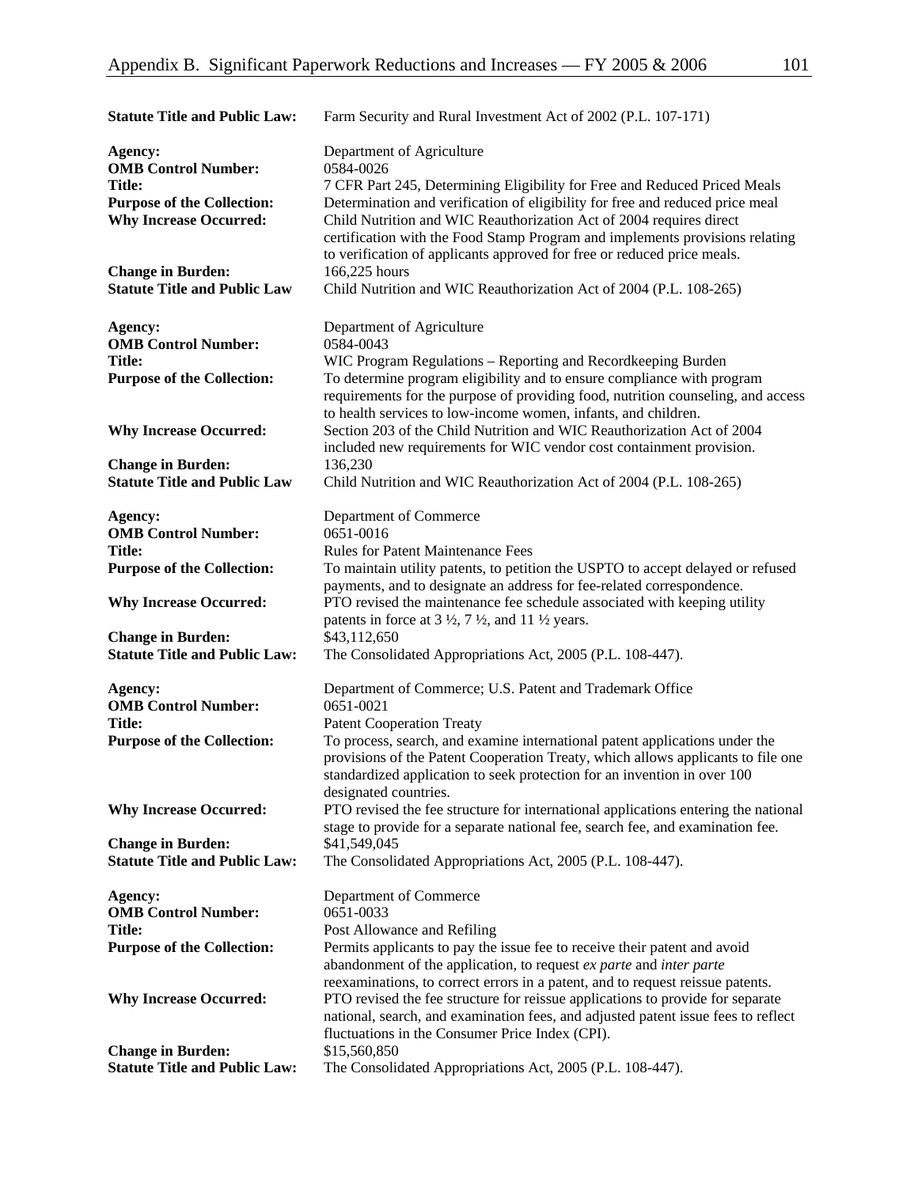**Statute Title and Public Law:** Farm Security and Rural Investment Act of 2002 (P.L. 107-171)

**Agency:** Department of Agriculture
**OMB Control Number:** 0584-0026
**Title:** 7 CFR Part 245, Determining Eligibility for Free and Reduced Priced Meals
**Purpose of the Collection:** Determination and verification of eligibility for free and reduced price meal
**Why Increase Occurred:** Child Nutrition and WIC Reauthorization Act of 2004 requires direct certification with the Food Stamp Program and implements provisions relating to verification of applicants approved for free or reduced price meals.
**Change in Burden:** 166,225 hours
**Statute Title and Public Law** Child Nutrition and WIC Reauthorization Act of 2004 (P.L. 108-265)

**Agency:** Department of Agriculture
**OMB Control Number:** 0584-0043
**Title:** WIC Program Regulations – Reporting and Recordkeeping Burden
**Purpose of the Collection:** To determine program eligibility and to ensure compliance with program requirements for the purpose of providing food, nutrition counseling, and access to health services to low-income women, infants, and children.
**Why Increase Occurred:** Section 203 of the Child Nutrition and WIC Reauthorization Act of 2004 included new requirements for WIC vendor cost containment provision.
**Change in Burden:** 136,230
**Statute Title and Public Law** Child Nutrition and WIC Reauthorization Act of 2004 (P.L. 108-265)

**Agency:** Department of Commerce
**OMB Control Number:** 0651-0016
**Title:** Rules for Patent Maintenance Fees
**Purpose of the Collection:** To maintain utility patents, to petition the USPTO to accept delayed or refused payments, and to designate an address for fee-related correspondence.
**Why Increase Occurred:** PTO revised the maintenance fee schedule associated with keeping utility patents in force at 3 ½, 7 ½, and 11 ½ years.
**Change in Burden:** $43,112,650
**Statute Title and Public Law:** The Consolidated Appropriations Act, 2005 (P.L. 108-447).

**Agency:** Department of Commerce; U.S. Patent and Trademark Office
**OMB Control Number:** 0651-0021
**Title:** Patent Cooperation Treaty
**Purpose of the Collection:** To process, search, and examine international patent applications under the provisions of the Patent Cooperation Treaty, which allows applicants to file one standardized application to seek protection for an invention in over 100 designated countries.
**Why Increase Occurred:** PTO revised the fee structure for international applications entering the national stage to provide for a separate national fee, search fee, and examination fee.
**Change in Burden:** $41,549,045
**Statute Title and Public Law:** The Consolidated Appropriations Act, 2005 (P.L. 108-447).

**Agency:** Department of Commerce
**OMB Control Number:** 0651-0033
**Title:** Post Allowance and Refiling
**Purpose of the Collection:** Permits applicants to pay the issue fee to receive their patent and avoid abandonment of the application, to request *ex parte* and *inter parte* reexaminations, to correct errors in a patent, and to request reissue patents.
**Why Increase Occurred:** PTO revised the fee structure for reissue applications to provide for separate national, search, and examination fees, and adjusted patent issue fees to reflect fluctuations in the Consumer Price Index (CPI).
**Change in Burden:** $15,560,850
**Statute Title and Public Law:** The Consolidated Appropriations Act, 2005 (P.L. 108-447).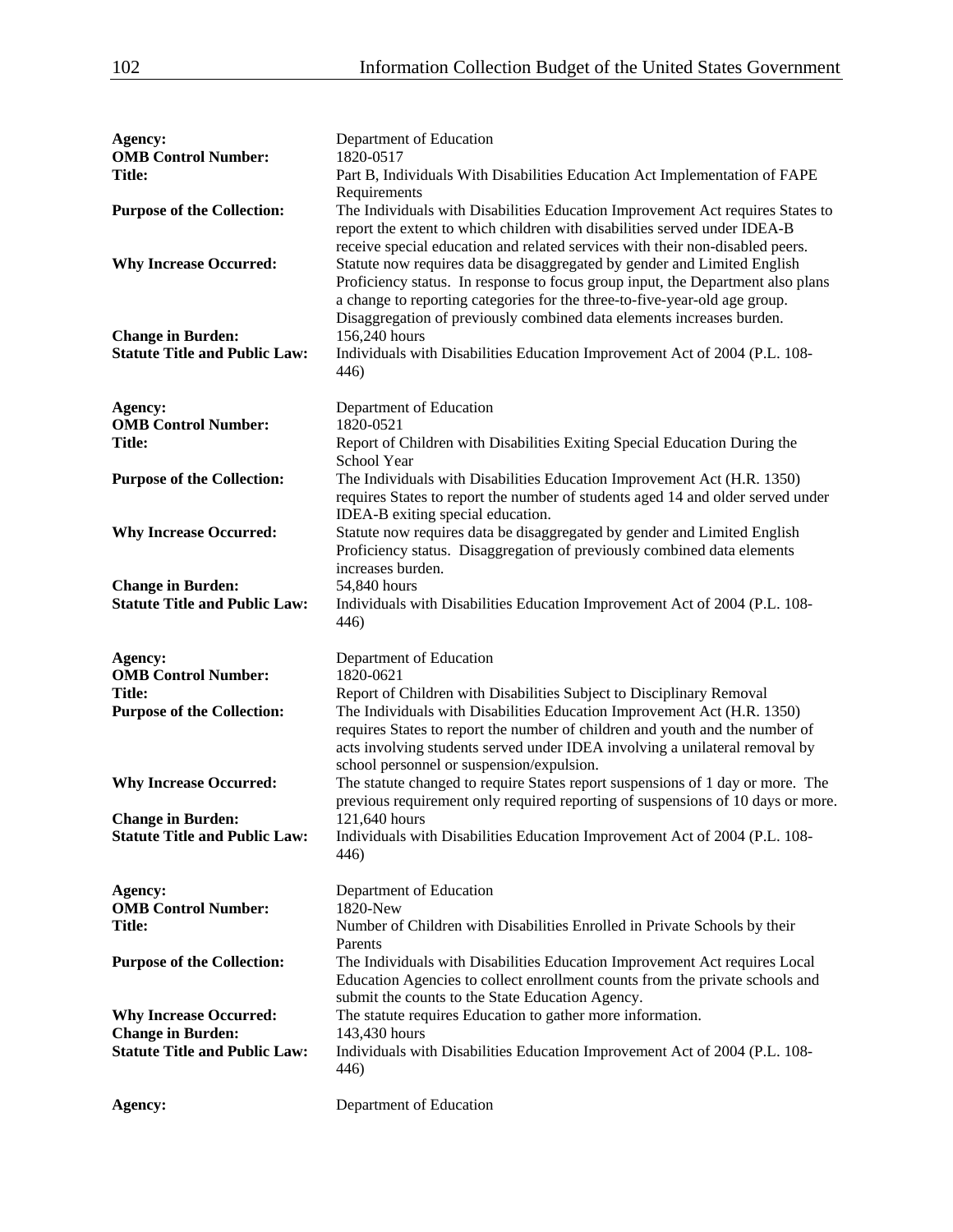**Agency:** Department of Education
**OMB Control Number:** 1820-0517
**Title:** Part B, Individuals With Disabilities Education Act Implementation of FAPE Requirements
**Purpose of the Collection:** The Individuals with Disabilities Education Improvement Act requires States to report the extent to which children with disabilities served under IDEA-B receive special education and related services with their non-disabled peers.
**Why Increase Occurred:** Statute now requires data be disaggregated by gender and Limited English Proficiency status. In response to focus group input, the Department also plans a change to reporting categories for the three-to-five-year-old age group. Disaggregation of previously combined data elements increases burden.
**Change in Burden:** 156,240 hours
**Statute Title and Public Law:** Individuals with Disabilities Education Improvement Act of 2004 (P.L. 108-446)

**Agency:** Department of Education
**OMB Control Number:** 1820-0521
**Title:** Report of Children with Disabilities Exiting Special Education During the School Year
**Purpose of the Collection:** The Individuals with Disabilities Education Improvement Act (H.R. 1350) requires States to report the number of students aged 14 and older served under IDEA-B exiting special education.
**Why Increase Occurred:** Statute now requires data be disaggregated by gender and Limited English Proficiency status. Disaggregation of previously combined data elements increases burden.
**Change in Burden:** 54,840 hours
**Statute Title and Public Law:** Individuals with Disabilities Education Improvement Act of 2004 (P.L. 108-446)

**Agency:** Department of Education
**OMB Control Number:** 1820-0621
**Title:** Report of Children with Disabilities Subject to Disciplinary Removal
**Purpose of the Collection:** The Individuals with Disabilities Education Improvement Act (H.R. 1350) requires States to report the number of children and youth and the number of acts involving students served under IDEA involving a unilateral removal by school personnel or suspension/expulsion.
**Why Increase Occurred:** The statute changed to require States report suspensions of 1 day or more. The previous requirement only required reporting of suspensions of 10 days or more.
**Change in Burden:** 121,640 hours
**Statute Title and Public Law:** Individuals with Disabilities Education Improvement Act of 2004 (P.L. 108-446)

**Agency:** Department of Education
**OMB Control Number:** 1820-New
**Title:** Number of Children with Disabilities Enrolled in Private Schools by their Parents
**Purpose of the Collection:** The Individuals with Disabilities Education Improvement Act requires Local Education Agencies to collect enrollment counts from the private schools and submit the counts to the State Education Agency.
**Why Increase Occurred:** The statute requires Education to gather more information.
**Change in Burden:** 143,430 hours
**Statute Title and Public Law:** Individuals with Disabilities Education Improvement Act of 2004 (P.L. 108-446)

**Agency:** Department of Education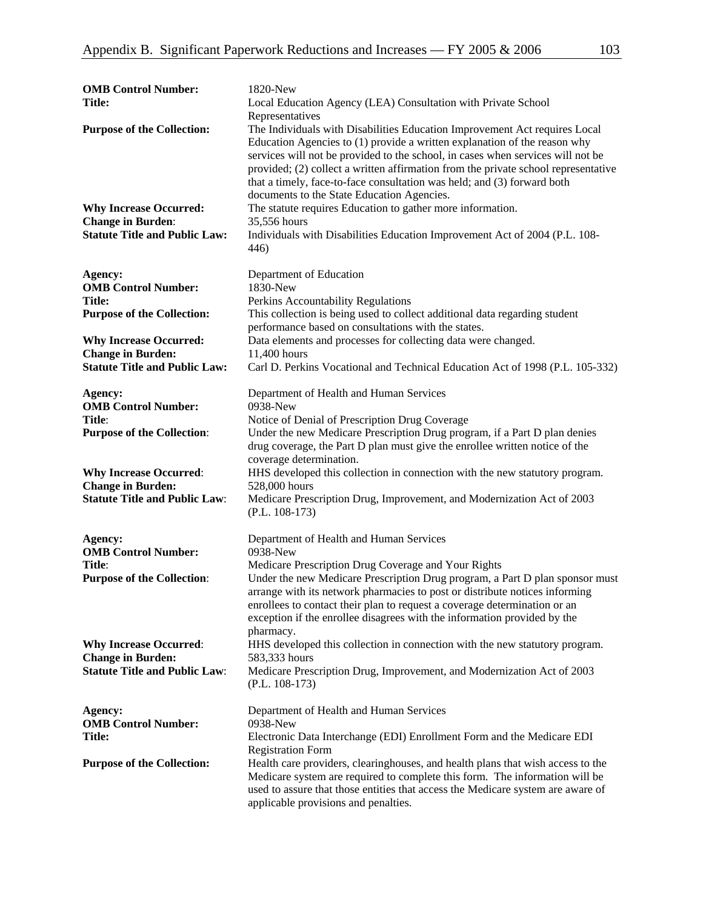**OMB Control Number:** 1820-New
**Title:** Local Education Agency (LEA) Consultation with Private School Representatives
**Purpose of the Collection:** The Individuals with Disabilities Education Improvement Act requires Local Education Agencies to (1) provide a written explanation of the reason why services will not be provided to the school, in cases when services will not be provided; (2) collect a written affirmation from the private school representative that a timely, face-to-face consultation was held; and (3) forward both documents to the State Education Agencies.
**Why Increase Occurred:** The statute requires Education to gather more information.
**Change in Burden:** 35,556 hours
**Statute Title and Public Law:** Individuals with Disabilities Education Improvement Act of 2004 (P.L. 108-446)

**Agency:** Department of Education
**OMB Control Number:** 1830-New
**Title:** Perkins Accountability Regulations
**Purpose of the Collection:** This collection is being used to collect additional data regarding student performance based on consultations with the states.
**Why Increase Occurred:** Data elements and processes for collecting data were changed.
**Change in Burden:** 11,400 hours
**Statute Title and Public Law:** Carl D. Perkins Vocational and Technical Education Act of 1998 (P.L. 105-332)

**Agency:** Department of Health and Human Services
**OMB Control Number:** 0938-New
**Title:** Notice of Denial of Prescription Drug Coverage
**Purpose of the Collection:** Under the new Medicare Prescription Drug program, if a Part D plan denies drug coverage, the Part D plan must give the enrollee written notice of the coverage determination.
**Why Increase Occurred:** HHS developed this collection in connection with the new statutory program.
**Change in Burden:** 528,000 hours
**Statute Title and Public Law:** Medicare Prescription Drug, Improvement, and Modernization Act of 2003 (P.L. 108-173)

**Agency:** Department of Health and Human Services
**OMB Control Number:** 0938-New
**Title:** Medicare Prescription Drug Coverage and Your Rights
**Purpose of the Collection:** Under the new Medicare Prescription Drug program, a Part D plan sponsor must arrange with its network pharmacies to post or distribute notices informing enrollees to contact their plan to request a coverage determination or an exception if the enrollee disagrees with the information provided by the pharmacy.
**Why Increase Occurred:** HHS developed this collection in connection with the new statutory program.
**Change in Burden:** 583,333 hours
**Statute Title and Public Law:** Medicare Prescription Drug, Improvement, and Modernization Act of 2003 (P.L. 108-173)

**Agency:** Department of Health and Human Services
**OMB Control Number:** 0938-New
**Title:** Electronic Data Interchange (EDI) Enrollment Form and the Medicare EDI Registration Form
**Purpose of the Collection:** Health care providers, clearinghouses, and health plans that wish access to the Medicare system are required to complete this form. The information will be used to assure that those entities that access the Medicare system are aware of applicable provisions and penalties.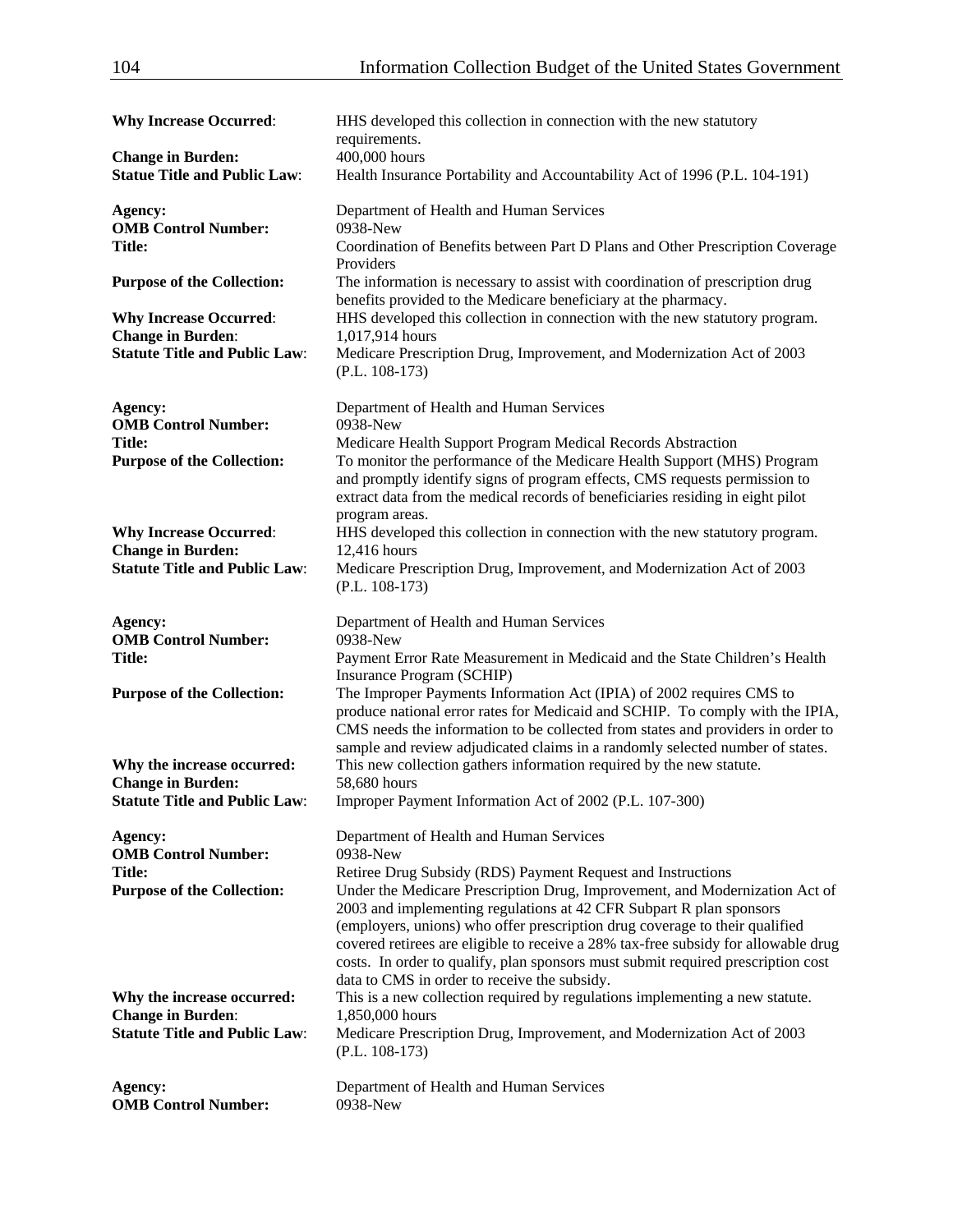**Why Increase Occurred**: HHS developed this collection in connection with the new statutory requirements.
**Change in Burden:** 400,000 hours
**Statue Title and Public Law**: Health Insurance Portability and Accountability Act of 1996 (P.L. 104-191)

**Agency:** Department of Health and Human Services
**OMB Control Number:** 0938-New
**Title:** Coordination of Benefits between Part D Plans and Other Prescription Coverage Providers
**Purpose of the Collection:** The information is necessary to assist with coordination of prescription drug benefits provided to the Medicare beneficiary at the pharmacy.
**Why Increase Occurred**: HHS developed this collection in connection with the new statutory program.
**Change in Burden**: 1,017,914 hours
**Statute Title and Public Law**: Medicare Prescription Drug, Improvement, and Modernization Act of 2003 (P.L. 108-173)

**Agency:** Department of Health and Human Services
**OMB Control Number:** 0938-New
**Title:** Medicare Health Support Program Medical Records Abstraction
**Purpose of the Collection:** To monitor the performance of the Medicare Health Support (MHS) Program and promptly identify signs of program effects, CMS requests permission to extract data from the medical records of beneficiaries residing in eight pilot program areas.
**Why Increase Occurred**: HHS developed this collection in connection with the new statutory program.
**Change in Burden:** 12,416 hours
**Statute Title and Public Law**: Medicare Prescription Drug, Improvement, and Modernization Act of 2003 (P.L. 108-173)

**Agency:** Department of Health and Human Services
**OMB Control Number:** 0938-New
**Title:** Payment Error Rate Measurement in Medicaid and the State Children's Health Insurance Program (SCHIP)
**Purpose of the Collection:** The Improper Payments Information Act (IPIA) of 2002 requires CMS to produce national error rates for Medicaid and SCHIP. To comply with the IPIA, CMS needs the information to be collected from states and providers in order to sample and review adjudicated claims in a randomly selected number of states.
**Why the increase occurred:** This new collection gathers information required by the new statute.
**Change in Burden:** 58,680 hours
**Statute Title and Public Law**: Improper Payment Information Act of 2002 (P.L. 107-300)

**Agency:** Department of Health and Human Services
**OMB Control Number:** 0938-New
**Title:** Retiree Drug Subsidy (RDS) Payment Request and Instructions
**Purpose of the Collection:** Under the Medicare Prescription Drug, Improvement, and Modernization Act of 2003 and implementing regulations at 42 CFR Subpart R plan sponsors (employers, unions) who offer prescription drug coverage to their qualified covered retirees are eligible to receive a 28% tax-free subsidy for allowable drug costs. In order to qualify, plan sponsors must submit required prescription cost data to CMS in order to receive the subsidy.
**Why the increase occurred:** This is a new collection required by regulations implementing a new statute.
**Change in Burden**: 1,850,000 hours
**Statute Title and Public Law**: Medicare Prescription Drug, Improvement, and Modernization Act of 2003 (P.L. 108-173)

**Agency:** Department of Health and Human Services
**OMB Control Number:** 0938-New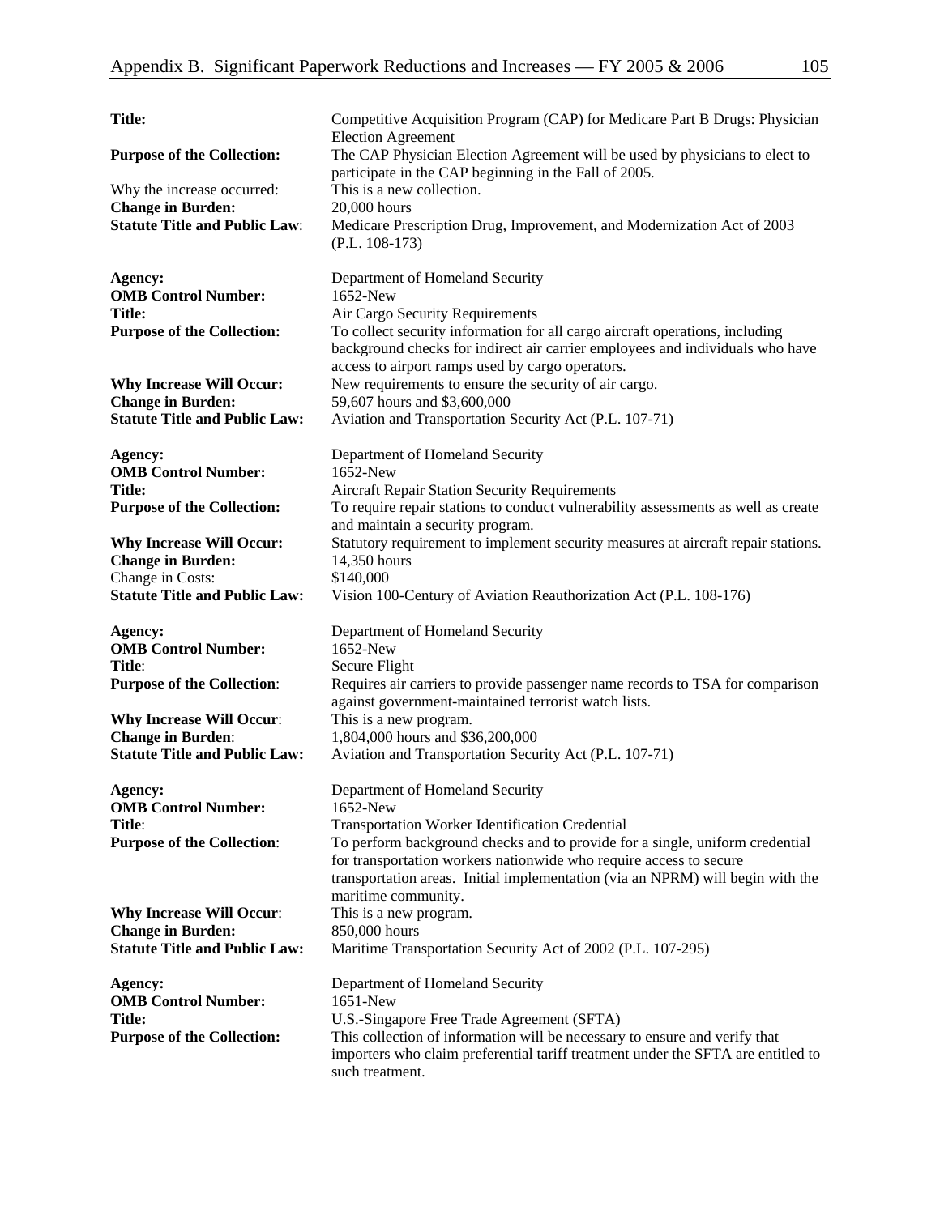**Title:** Competitive Acquisition Program (CAP) for Medicare Part B Drugs: Physician Election Agreement
**Purpose of the Collection:** The CAP Physician Election Agreement will be used by physicians to elect to participate in the CAP beginning in the Fall of 2005.
Why the increase occurred: This is a new collection.
**Change in Burden:** 20,000 hours
**Statute Title and Public Law**: Medicare Prescription Drug, Improvement, and Modernization Act of 2003 (P.L. 108-173)

**Agency:** Department of Homeland Security
**OMB Control Number:** 1652-New
**Title:** Air Cargo Security Requirements
**Purpose of the Collection:** To collect security information for all cargo aircraft operations, including background checks for indirect air carrier employees and individuals who have access to airport ramps used by cargo operators.
**Why Increase Will Occur:** New requirements to ensure the security of air cargo.
**Change in Burden:** 59,607 hours and $3,600,000
**Statute Title and Public Law:** Aviation and Transportation Security Act (P.L. 107-71)

**Agency:** Department of Homeland Security
**OMB Control Number:** 1652-New
**Title:** Aircraft Repair Station Security Requirements
**Purpose of the Collection:** To require repair stations to conduct vulnerability assessments as well as create and maintain a security program.
**Why Increase Will Occur:** Statutory requirement to implement security measures at aircraft repair stations.
**Change in Burden:** 14,350 hours
Change in Costs: $140,000
**Statute Title and Public Law:** Vision 100-Century of Aviation Reauthorization Act (P.L. 108-176)

**Agency:** Department of Homeland Security
**OMB Control Number:** 1652-New
**Title**: Secure Flight
**Purpose of the Collection**: Requires air carriers to provide passenger name records to TSA for comparison against government-maintained terrorist watch lists.
**Why Increase Will Occur**: This is a new program.
**Change in Burden**: 1,804,000 hours and $36,200,000
**Statute Title and Public Law:** Aviation and Transportation Security Act (P.L. 107-71)

**Agency:** Department of Homeland Security
**OMB Control Number:** 1652-New
**Title**: Transportation Worker Identification Credential
**Purpose of the Collection**: To perform background checks and to provide for a single, uniform credential for transportation workers nationwide who require access to secure transportation areas. Initial implementation (via an NPRM) will begin with the maritime community.
**Why Increase Will Occur**: This is a new program.
**Change in Burden:** 850,000 hours
**Statute Title and Public Law:** Maritime Transportation Security Act of 2002 (P.L. 107-295)

**Agency:** Department of Homeland Security
**OMB Control Number:** 1651-New
**Title:** U.S.-Singapore Free Trade Agreement (SFTA)
**Purpose of the Collection:** This collection of information will be necessary to ensure and verify that importers who claim preferential tariff treatment under the SFTA are entitled to such treatment.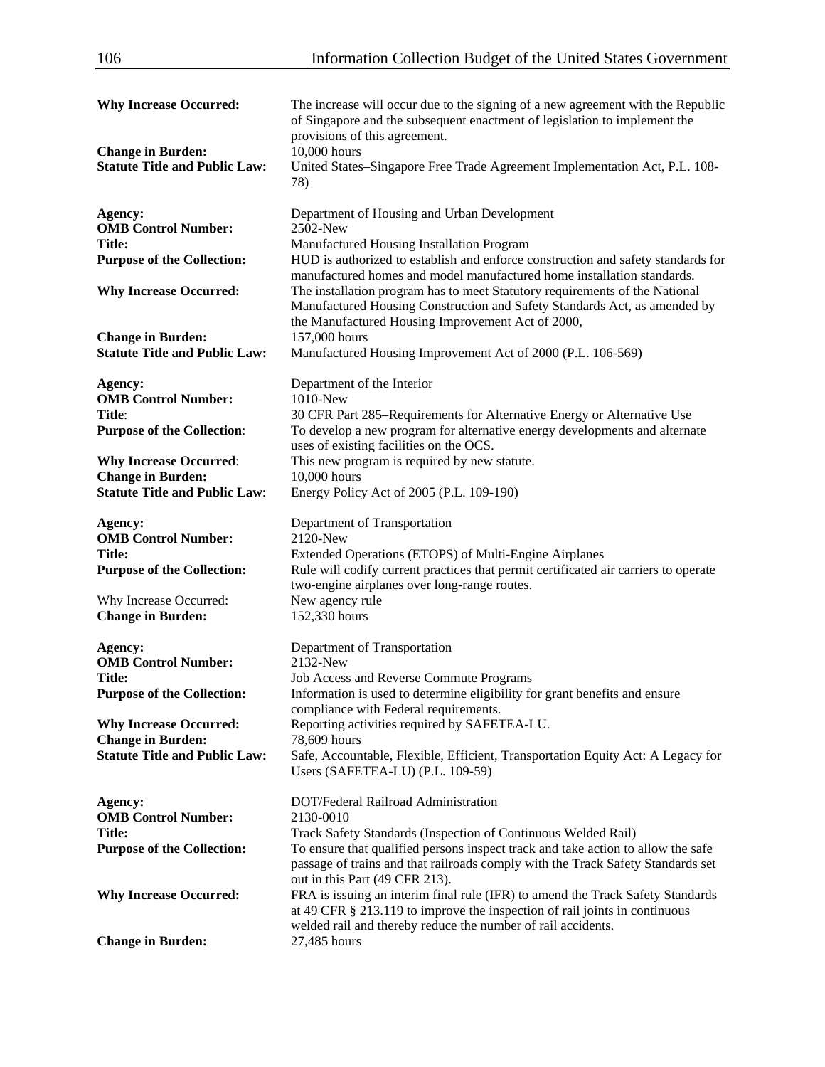**Why Increase Occurred:** The increase will occur due to the signing of a new agreement with the Republic of Singapore and the subsequent enactment of legislation to implement the provisions of this agreement.
**Change in Burden:** 10,000 hours
**Statute Title and Public Law:** United States–Singapore Free Trade Agreement Implementation Act, P.L. 108-78)

**Agency:** Department of Housing and Urban Development
**OMB Control Number:** 2502-New
**Title:** Manufactured Housing Installation Program
**Purpose of the Collection:** HUD is authorized to establish and enforce construction and safety standards for manufactured homes and model manufactured home installation standards.
**Why Increase Occurred:** The installation program has to meet Statutory requirements of the National Manufactured Housing Construction and Safety Standards Act, as amended by the Manufactured Housing Improvement Act of 2000,
**Change in Burden:** 157,000 hours
**Statute Title and Public Law:** Manufactured Housing Improvement Act of 2000 (P.L. 106-569)

**Agency:** Department of the Interior
**OMB Control Number:** 1010-New
**Title**: 30 CFR Part 285–Requirements for Alternative Energy or Alternative Use
**Purpose of the Collection**: To develop a new program for alternative energy developments and alternate uses of existing facilities on the OCS.
**Why Increase Occurred**: This new program is required by new statute.
**Change in Burden:** 10,000 hours
**Statute Title and Public Law**: Energy Policy Act of 2005 (P.L. 109-190)

**Agency:** Department of Transportation
**OMB Control Number:** 2120-New
**Title:** Extended Operations (ETOPS) of Multi-Engine Airplanes
**Purpose of the Collection:** Rule will codify current practices that permit certificated air carriers to operate two-engine airplanes over long-range routes.
Why Increase Occurred: New agency rule
**Change in Burden:** 152,330 hours

**Agency:** Department of Transportation
**OMB Control Number:** 2132-New
**Title:** Job Access and Reverse Commute Programs
**Purpose of the Collection:** Information is used to determine eligibility for grant benefits and ensure compliance with Federal requirements.
**Why Increase Occurred:** Reporting activities required by SAFETEA-LU.
**Change in Burden:** 78,609 hours
**Statute Title and Public Law:** Safe, Accountable, Flexible, Efficient, Transportation Equity Act: A Legacy for Users (SAFETEA-LU) (P.L. 109-59)

**Agency:** DOT/Federal Railroad Administration
**OMB Control Number:** 2130-0010
**Title:** Track Safety Standards (Inspection of Continuous Welded Rail)
**Purpose of the Collection:** To ensure that qualified persons inspect track and take action to allow the safe passage of trains and that railroads comply with the Track Safety Standards set out in this Part (49 CFR 213).
**Why Increase Occurred:** FRA is issuing an interim final rule (IFR) to amend the Track Safety Standards at 49 CFR § 213.119 to improve the inspection of rail joints in continuous welded rail and thereby reduce the number of rail accidents.
**Change in Burden:** 27,485 hours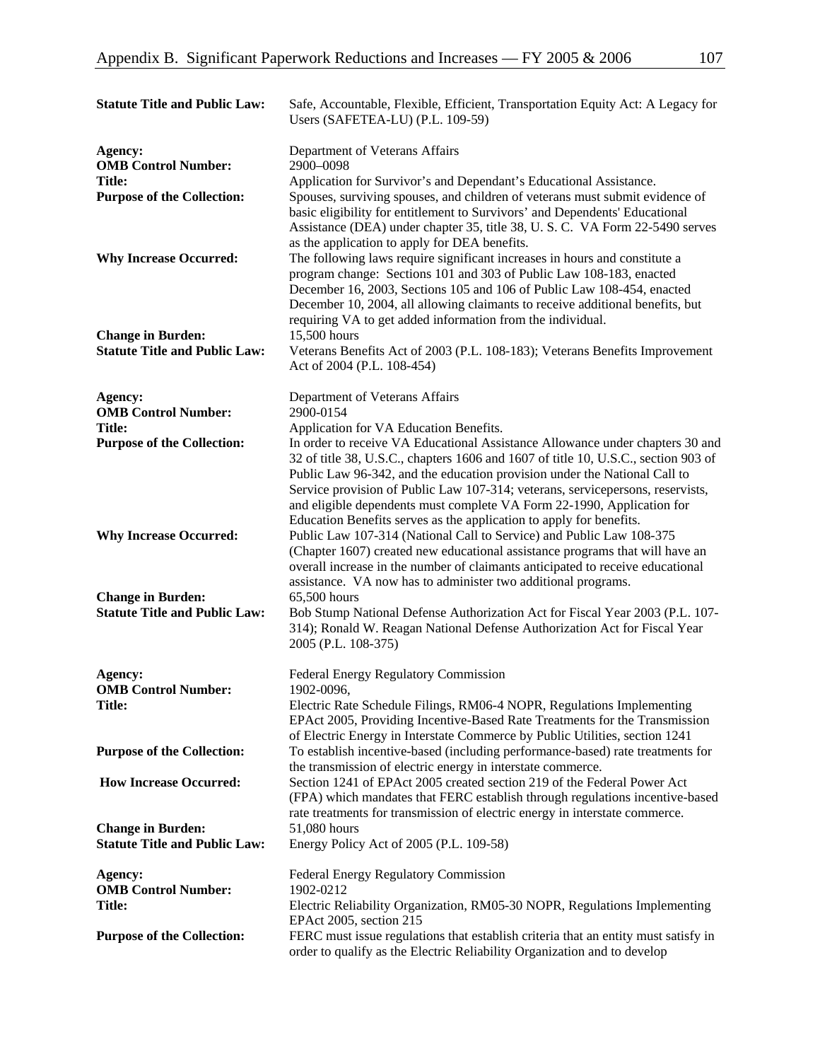**Statute Title and Public Law:** Safe, Accountable, Flexible, Efficient, Transportation Equity Act: A Legacy for Users (SAFETEA-LU) (P.L. 109-59)

**Agency:** Department of Veterans Affairs
**OMB Control Number:** 2900–0098
**Title:** Application for Survivor's and Dependant's Educational Assistance.
**Purpose of the Collection:** Spouses, surviving spouses, and children of veterans must submit evidence of basic eligibility for entitlement to Survivors' and Dependents' Educational Assistance (DEA) under chapter 35, title 38, U. S. C. VA Form 22-5490 serves as the application to apply for DEA benefits.
**Why Increase Occurred:** The following laws require significant increases in hours and constitute a program change: Sections 101 and 303 of Public Law 108-183, enacted December 16, 2003, Sections 105 and 106 of Public Law 108-454, enacted December 10, 2004, all allowing claimants to receive additional benefits, but requiring VA to get added information from the individual.
**Change in Burden:** 15,500 hours
**Statute Title and Public Law:** Veterans Benefits Act of 2003 (P.L. 108-183); Veterans Benefits Improvement Act of 2004 (P.L. 108-454)

**Agency:** Department of Veterans Affairs
**OMB Control Number:** 2900-0154
**Title:** Application for VA Education Benefits.
**Purpose of the Collection:** In order to receive VA Educational Assistance Allowance under chapters 30 and 32 of title 38, U.S.C., chapters 1606 and 1607 of title 10, U.S.C., section 903 of Public Law 96-342, and the education provision under the National Call to Service provision of Public Law 107-314; veterans, servicepersons, reservists, and eligible dependents must complete VA Form 22-1990, Application for Education Benefits serves as the application to apply for benefits.
**Why Increase Occurred:** Public Law 107-314 (National Call to Service) and Public Law 108-375 (Chapter 1607) created new educational assistance programs that will have an overall increase in the number of claimants anticipated to receive educational assistance. VA now has to administer two additional programs.
**Change in Burden:** 65,500 hours
**Statute Title and Public Law:** Bob Stump National Defense Authorization Act for Fiscal Year 2003 (P.L. 107-314); Ronald W. Reagan National Defense Authorization Act for Fiscal Year 2005 (P.L. 108-375)

**Agency:** Federal Energy Regulatory Commission
**OMB Control Number:** 1902-0096,
**Title:** Electric Rate Schedule Filings, RM06-4 NOPR, Regulations Implementing EPAct 2005, Providing Incentive-Based Rate Treatments for the Transmission of Electric Energy in Interstate Commerce by Public Utilities, section 1241
**Purpose of the Collection:** To establish incentive-based (including performance-based) rate treatments for the transmission of electric energy in interstate commerce.
**How Increase Occurred:** Section 1241 of EPAct 2005 created section 219 of the Federal Power Act (FPA) which mandates that FERC establish through regulations incentive-based rate treatments for transmission of electric energy in interstate commerce.
**Change in Burden:** 51,080 hours
**Statute Title and Public Law:** Energy Policy Act of 2005 (P.L. 109-58)

**Agency:** Federal Energy Regulatory Commission
**OMB Control Number:** 1902-0212
**Title:** Electric Reliability Organization, RM05-30 NOPR, Regulations Implementing EPAct 2005, section 215
**Purpose of the Collection:** FERC must issue regulations that establish criteria that an entity must satisfy in order to qualify as the Electric Reliability Organization and to develop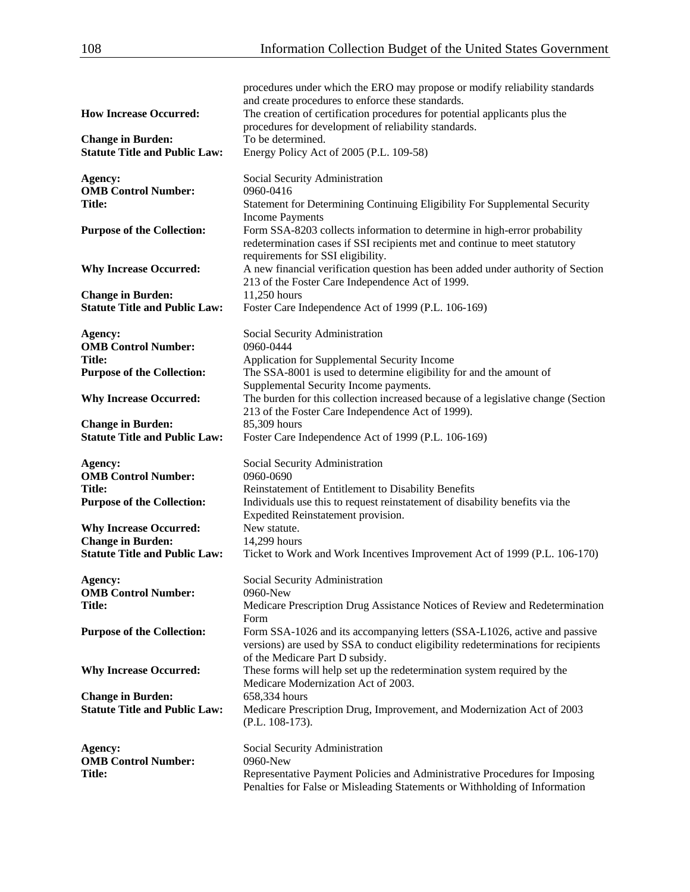procedures under which the ERO may propose or modify reliability standards and create procedures to enforce these standards.

**How Increase Occurred:** The creation of certification procedures for potential applicants plus the procedures for development of reliability standards.

**Change in Burden:** To be determined.

**Statute Title and Public Law:** Energy Policy Act of 2005 (P.L. 109-58)

**Agency:** Social Security Administration

**OMB Control Number:** 0960-0416

**Title:** Statement for Determining Continuing Eligibility For Supplemental Security Income Payments

**Purpose of the Collection:** Form SSA-8203 collects information to determine in high-error probability redetermination cases if SSI recipients met and continue to meet statutory requirements for SSI eligibility.

**Why Increase Occurred:** A new financial verification question has been added under authority of Section 213 of the Foster Care Independence Act of 1999.

**Change in Burden:** 11,250 hours

**Statute Title and Public Law:** Foster Care Independence Act of 1999 (P.L. 106-169)

**Agency:** Social Security Administration

**OMB Control Number:** 0960-0444

**Title:** Application for Supplemental Security Income

**Purpose of the Collection:** The SSA-8001 is used to determine eligibility for and the amount of Supplemental Security Income payments.

**Why Increase Occurred:** The burden for this collection increased because of a legislative change (Section 213 of the Foster Care Independence Act of 1999).

**Change in Burden:** 85,309 hours

**Statute Title and Public Law:** Foster Care Independence Act of 1999 (P.L. 106-169)

**Agency:** Social Security Administration

**OMB Control Number:** 0960-0690

**Title:** Reinstatement of Entitlement to Disability Benefits

**Purpose of the Collection:** Individuals use this to request reinstatement of disability benefits via the Expedited Reinstatement provision.

**Why Increase Occurred:** New statute.

**Change in Burden:** 14,299 hours

**Statute Title and Public Law:** Ticket to Work and Work Incentives Improvement Act of 1999 (P.L. 106-170)

**Agency:** Social Security Administration

**OMB Control Number:** 0960-New

**Title:** Medicare Prescription Drug Assistance Notices of Review and Redetermination Form

**Purpose of the Collection:** Form SSA-1026 and its accompanying letters (SSA-L1026, active and passive versions) are used by SSA to conduct eligibility redeterminations for recipients of the Medicare Part D subsidy.

**Why Increase Occurred:** These forms will help set up the redetermination system required by the Medicare Modernization Act of 2003.

**Change in Burden:** 658,334 hours

**Statute Title and Public Law:** Medicare Prescription Drug, Improvement, and Modernization Act of 2003 (P.L. 108-173).

**Agency:** Social Security Administration

**OMB Control Number:** 0960-New

**Title:** Representative Payment Policies and Administrative Procedures for Imposing Penalties for False or Misleading Statements or Withholding of Information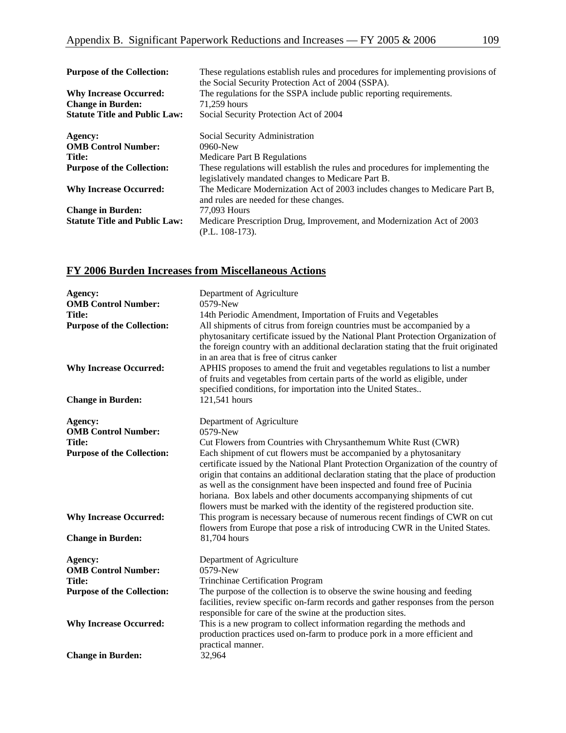| | |
|---|---|
| **Purpose of the Collection:** | These regulations establish rules and procedures for implementing provisions of the Social Security Protection Act of 2004 (SSPA). |
| **Why Increase Occurred:** | The regulations for the SSPA include public reporting requirements. |
| **Change in Burden:** | 71,259 hours |
| **Statute Title and Public Law:** | Social Security Protection Act of 2004 |

| | |
|---|---|
| **Agency:** | Social Security Administration |
| **OMB Control Number:** | 0960-New |
| **Title:** | Medicare Part B Regulations |
| **Purpose of the Collection:** | These regulations will establish the rules and procedures for implementing the legislatively mandated changes to Medicare Part B. |
| **Why Increase Occurred:** | The Medicare Modernization Act of 2003 includes changes to Medicare Part B, and rules are needed for these changes. |
| **Change in Burden:** | 77,093 Hours |
| **Statute Title and Public Law:** | Medicare Prescription Drug, Improvement, and Modernization Act of 2003 (P.L. 108-173). |

## FY 2006 Burden Increases from Miscellaneous Actions

| | |
|---|---|
| **Agency:** | Department of Agriculture |
| **OMB Control Number:** | 0579-New |
| **Title:** | 14th Periodic Amendment, Importation of Fruits and Vegetables |
| **Purpose of the Collection:** | All shipments of citrus from foreign countries must be accompanied by a phytosanitary certificate issued by the National Plant Protection Organization of the foreign country with an additional declaration stating that the fruit originated in an area that is free of citrus canker |
| **Why Increase Occurred:** | APHIS proposes to amend the fruit and vegetables regulations to list a number of fruits and vegetables from certain parts of the world as eligible, under specified conditions, for importation into the United States.. |
| **Change in Burden:** | 121,541 hours |

| | |
|---|---|
| **Agency:** | Department of Agriculture |
| **OMB Control Number:** | 0579-New |
| **Title:** | Cut Flowers from Countries with Chrysanthemum White Rust (CWR) |
| **Purpose of the Collection:** | Each shipment of cut flowers must be accompanied by a phytosanitary certificate issued by the National Plant Protection Organization of the country of origin that contains an additional declaration stating that the place of production as well as the consignment have been inspected and found free of Pucinia horiana. Box labels and other documents accompanying shipments of cut flowers must be marked with the identity of the registered production site. |
| **Why Increase Occurred:** | This program is necessary because of numerous recent findings of CWR on cut flowers from Europe that pose a risk of introducing CWR in the United States. |
| **Change in Burden:** | 81,704 hours |

| | |
|---|---|
| **Agency:** | Department of Agriculture |
| **OMB Control Number:** | 0579-New |
| **Title:** | Trinchinae Certification Program |
| **Purpose of the Collection:** | The purpose of the collection is to observe the swine housing and feeding facilities, review specific on-farm records and gather responses from the person responsible for care of the swine at the production sites. |
| **Why Increase Occurred:** | This is a new program to collect information regarding the methods and production practices used on-farm to produce pork in a more efficient and practical manner. |
| **Change in Burden:** | 32,964 |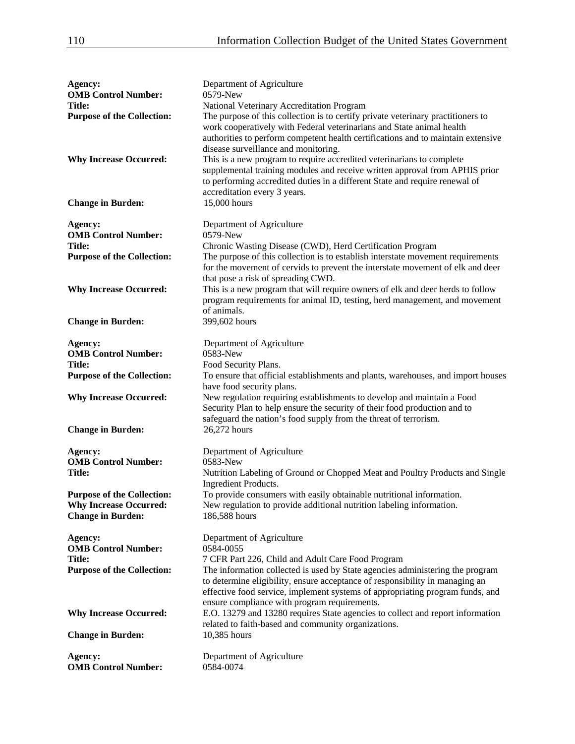**Agency:** Department of Agriculture
**OMB Control Number:** 0579-New
**Title:** National Veterinary Accreditation Program
**Purpose of the Collection:** The purpose of this collection is to certify private veterinary practitioners to work cooperatively with Federal veterinarians and State animal health authorities to perform competent health certifications and to maintain extensive disease surveillance and monitoring.
**Why Increase Occurred:** This is a new program to require accredited veterinarians to complete supplemental training modules and receive written approval from APHIS prior to performing accredited duties in a different State and require renewal of accreditation every 3 years.
**Change in Burden:** 15,000 hours

**Agency:** Department of Agriculture
**OMB Control Number:** 0579-New
**Title:** Chronic Wasting Disease (CWD), Herd Certification Program
**Purpose of the Collection:** The purpose of this collection is to establish interstate movement requirements for the movement of cervids to prevent the interstate movement of elk and deer that pose a risk of spreading CWD.
**Why Increase Occurred:** This is a new program that will require owners of elk and deer herds to follow program requirements for animal ID, testing, herd management, and movement of animals.
**Change in Burden:** 399,602 hours

**Agency:** Department of Agriculture
**OMB Control Number:** 0583-New
**Title:** Food Security Plans.
**Purpose of the Collection:** To ensure that official establishments and plants, warehouses, and import houses have food security plans.
**Why Increase Occurred:** New regulation requiring establishments to develop and maintain a Food Security Plan to help ensure the security of their food production and to safeguard the nation's food supply from the threat of terrorism.
**Change in Burden:** 26,272 hours

**Agency:** Department of Agriculture
**OMB Control Number:** 0583-New
**Title:** Nutrition Labeling of Ground or Chopped Meat and Poultry Products and Single Ingredient Products.
**Purpose of the Collection:** To provide consumers with easily obtainable nutritional information.
**Why Increase Occurred:** New regulation to provide additional nutrition labeling information.
**Change in Burden:** 186,588 hours

**Agency:** Department of Agriculture
**OMB Control Number:** 0584-0055
**Title:** 7 CFR Part 226, Child and Adult Care Food Program
**Purpose of the Collection:** The information collected is used by State agencies administering the program to determine eligibility, ensure acceptance of responsibility in managing an effective food service, implement systems of appropriating program funds, and ensure compliance with program requirements.
**Why Increase Occurred:** E.O. 13279 and 13280 requires State agencies to collect and report information related to faith-based and community organizations.
**Change in Burden:** 10,385 hours

**Agency:** Department of Agriculture
**OMB Control Number:** 0584-0074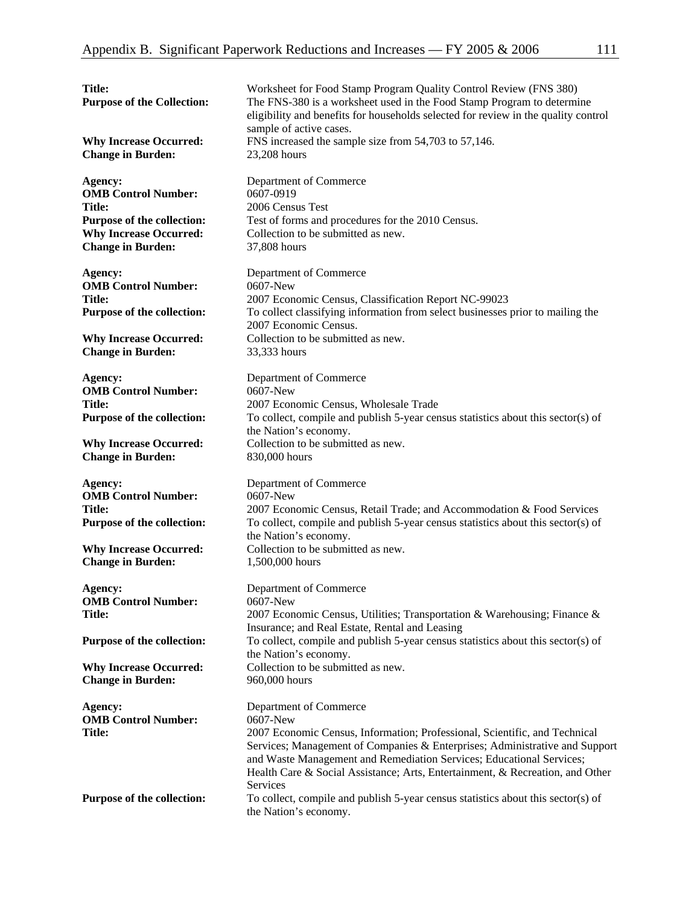**Title:** Worksheet for Food Stamp Program Quality Control Review (FNS 380)
**Purpose of the Collection:** The FNS-380 is a worksheet used in the Food Stamp Program to determine eligibility and benefits for households selected for review in the quality control sample of active cases.
**Why Increase Occurred:** FNS increased the sample size from 54,703 to 57,146.
**Change in Burden:** 23,208 hours

**Agency:** Department of Commerce
**OMB Control Number:** 0607-0919
**Title:** 2006 Census Test
**Purpose of the collection:** Test of forms and procedures for the 2010 Census.
**Why Increase Occurred:** Collection to be submitted as new.
**Change in Burden:** 37,808 hours

**Agency:** Department of Commerce
**OMB Control Number:** 0607-New
**Title:** 2007 Economic Census, Classification Report NC-99023
**Purpose of the collection:** To collect classifying information from select businesses prior to mailing the 2007 Economic Census.
**Why Increase Occurred:** Collection to be submitted as new.
**Change in Burden:** 33,333 hours

**Agency:** Department of Commerce
**OMB Control Number:** 0607-New
**Title:** 2007 Economic Census, Wholesale Trade
**Purpose of the collection:** To collect, compile and publish 5-year census statistics about this sector(s) of the Nation's economy.
**Why Increase Occurred:** Collection to be submitted as new.
**Change in Burden:** 830,000 hours

**Agency:** Department of Commerce
**OMB Control Number:** 0607-New
**Title:** 2007 Economic Census, Retail Trade; and Accommodation & Food Services
**Purpose of the collection:** To collect, compile and publish 5-year census statistics about this sector(s) of the Nation's economy.
**Why Increase Occurred:** Collection to be submitted as new.
**Change in Burden:** 1,500,000 hours

**Agency:** Department of Commerce
**OMB Control Number:** 0607-New
**Title:** 2007 Economic Census, Utilities; Transportation & Warehousing; Finance & Insurance; and Real Estate, Rental and Leasing
**Purpose of the collection:** To collect, compile and publish 5-year census statistics about this sector(s) of the Nation's economy.
**Why Increase Occurred:** Collection to be submitted as new.
**Change in Burden:** 960,000 hours

**Agency:** Department of Commerce
**OMB Control Number:** 0607-New
**Title:** 2007 Economic Census, Information; Professional, Scientific, and Technical Services; Management of Companies & Enterprises; Administrative and Support and Waste Management and Remediation Services; Educational Services; Health Care & Social Assistance; Arts, Entertainment, & Recreation, and Other Services
**Purpose of the collection:** To collect, compile and publish 5-year census statistics about this sector(s) of the Nation's economy.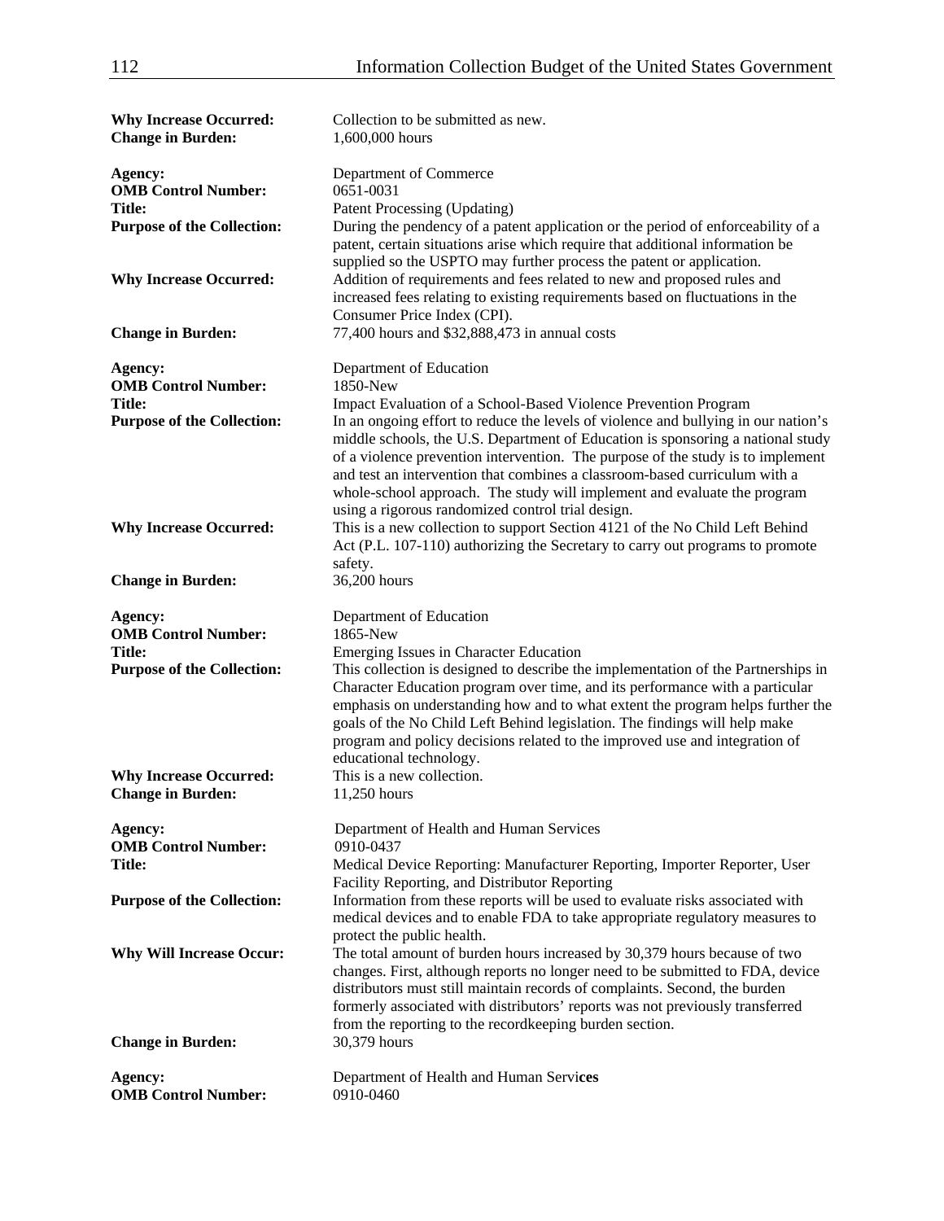**Why Increase Occurred:** Collection to be submitted as new.
**Change in Burden:** 1,600,000 hours

**Agency:** Department of Commerce
**OMB Control Number:** 0651-0031
**Title:** Patent Processing (Updating)
**Purpose of the Collection:** During the pendency of a patent application or the period of enforceability of a patent, certain situations arise which require that additional information be supplied so the USPTO may further process the patent or application.
**Why Increase Occurred:** Addition of requirements and fees related to new and proposed rules and increased fees relating to existing requirements based on fluctuations in the Consumer Price Index (CPI).
**Change in Burden:** 77,400 hours and $32,888,473 in annual costs

**Agency:** Department of Education
**OMB Control Number:** 1850-New
**Title:** Impact Evaluation of a School-Based Violence Prevention Program
**Purpose of the Collection:** In an ongoing effort to reduce the levels of violence and bullying in our nation's middle schools, the U.S. Department of Education is sponsoring a national study of a violence prevention intervention. The purpose of the study is to implement and test an intervention that combines a classroom-based curriculum with a whole-school approach. The study will implement and evaluate the program using a rigorous randomized control trial design.
**Why Increase Occurred:** This is a new collection to support Section 4121 of the No Child Left Behind Act (P.L. 107-110) authorizing the Secretary to carry out programs to promote safety.
**Change in Burden:** 36,200 hours

**Agency:** Department of Education
**OMB Control Number:** 1865-New
**Title:** Emerging Issues in Character Education
**Purpose of the Collection:** This collection is designed to describe the implementation of the Partnerships in Character Education program over time, and its performance with a particular emphasis on understanding how and to what extent the program helps further the goals of the No Child Left Behind legislation. The findings will help make program and policy decisions related to the improved use and integration of educational technology.
**Why Increase Occurred:** This is a new collection.
**Change in Burden:** 11,250 hours

**Agency:** Department of Health and Human Services
**OMB Control Number:** 0910-0437
**Title:** Medical Device Reporting: Manufacturer Reporting, Importer Reporter, User Facility Reporting, and Distributor Reporting
**Purpose of the Collection:** Information from these reports will be used to evaluate risks associated with medical devices and to enable FDA to take appropriate regulatory measures to protect the public health.
**Why Will Increase Occur:** The total amount of burden hours increased by 30,379 hours because of two changes. First, although reports no longer need to be submitted to FDA, device distributors must still maintain records of complaints. Second, the burden formerly associated with distributors' reports was not previously transferred from the reporting to the recordkeeping burden section.
**Change in Burden:** 30,379 hours

**Agency:** Department of Health and Human Services
**OMB Control Number:** 0910-0460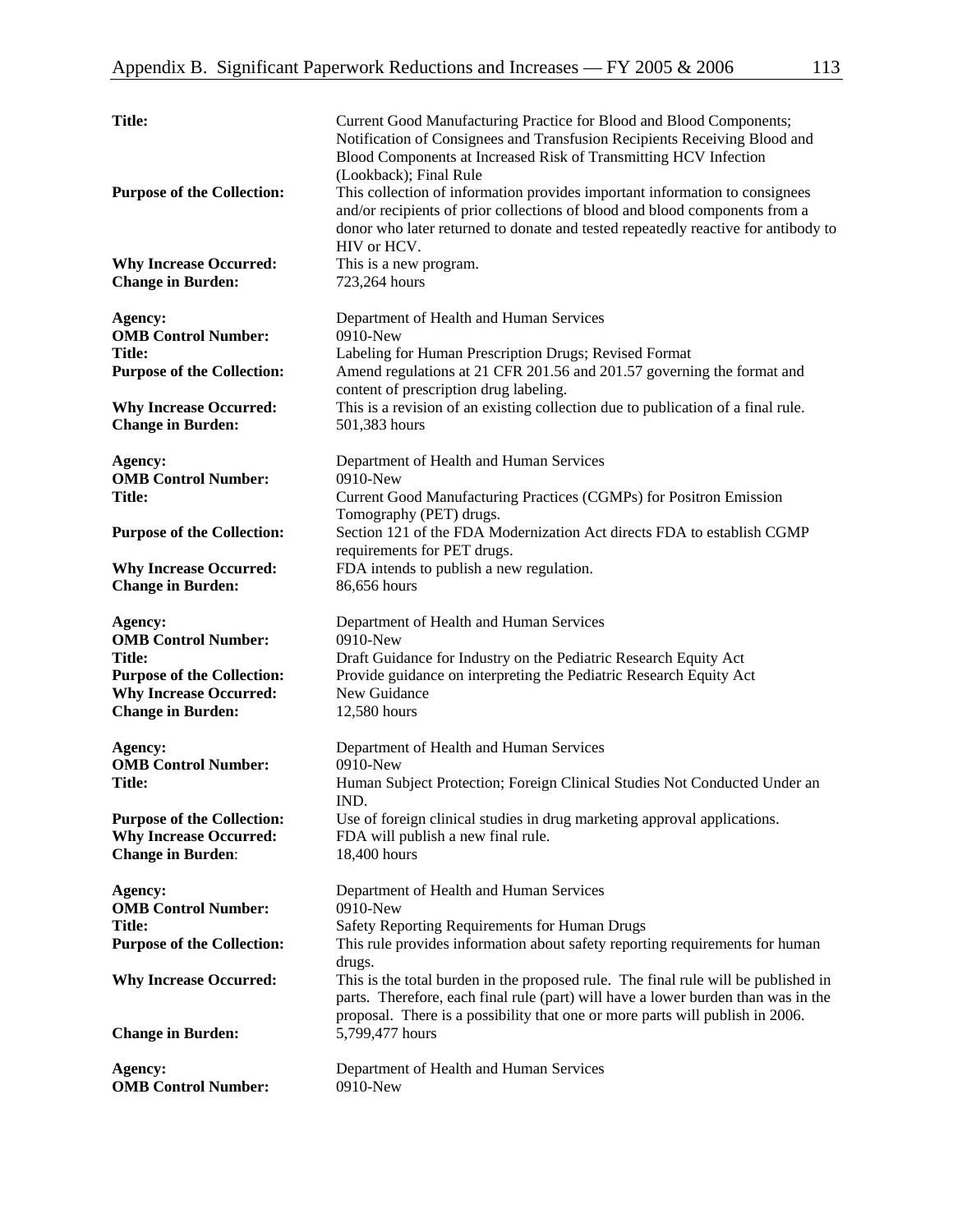**Title:** Current Good Manufacturing Practice for Blood and Blood Components; Notification of Consignees and Transfusion Recipients Receiving Blood and Blood Components at Increased Risk of Transmitting HCV Infection (Lookback); Final Rule

**Purpose of the Collection:** This collection of information provides important information to consignees and/or recipients of prior collections of blood and blood components from a donor who later returned to donate and tested repeatedly reactive for antibody to HIV or HCV.

**Why Increase Occurred:** This is a new program.

**Change in Burden:** 723,264 hours

**Agency:** Department of Health and Human Services

**OMB Control Number:** 0910-New

**Title:** Labeling for Human Prescription Drugs; Revised Format

**Purpose of the Collection:** Amend regulations at 21 CFR 201.56 and 201.57 governing the format and content of prescription drug labeling.

**Why Increase Occurred:** This is a revision of an existing collection due to publication of a final rule.

**Change in Burden:** 501,383 hours

**Agency:** Department of Health and Human Services

**OMB Control Number:** 0910-New

**Title:** Current Good Manufacturing Practices (CGMPs) for Positron Emission Tomography (PET) drugs.

**Purpose of the Collection:** Section 121 of the FDA Modernization Act directs FDA to establish CGMP requirements for PET drugs.

**Why Increase Occurred:** FDA intends to publish a new regulation.

**Change in Burden:** 86,656 hours

**Agency:** Department of Health and Human Services

**OMB Control Number:** 0910-New

**Title:** Draft Guidance for Industry on the Pediatric Research Equity Act

**Purpose of the Collection:** Provide guidance on interpreting the Pediatric Research Equity Act

**Why Increase Occurred:** New Guidance

**Change in Burden:** 12,580 hours

**Agency:** Department of Health and Human Services

**OMB Control Number:** 0910-New

**Title:** Human Subject Protection; Foreign Clinical Studies Not Conducted Under an IND.

**Purpose of the Collection:** Use of foreign clinical studies in drug marketing approval applications.

**Why Increase Occurred:** FDA will publish a new final rule.

**Change in Burden**: 18,400 hours

**Agency:** Department of Health and Human Services

**OMB Control Number:** 0910-New

**Title:** Safety Reporting Requirements for Human Drugs

**Purpose of the Collection:** This rule provides information about safety reporting requirements for human drugs.

**Why Increase Occurred:** This is the total burden in the proposed rule. The final rule will be published in parts. Therefore, each final rule (part) will have a lower burden than was in the proposal. There is a possibility that one or more parts will publish in 2006.

**Change in Burden:** 5,799,477 hours

**Agency:** Department of Health and Human Services

**OMB Control Number:** 0910-New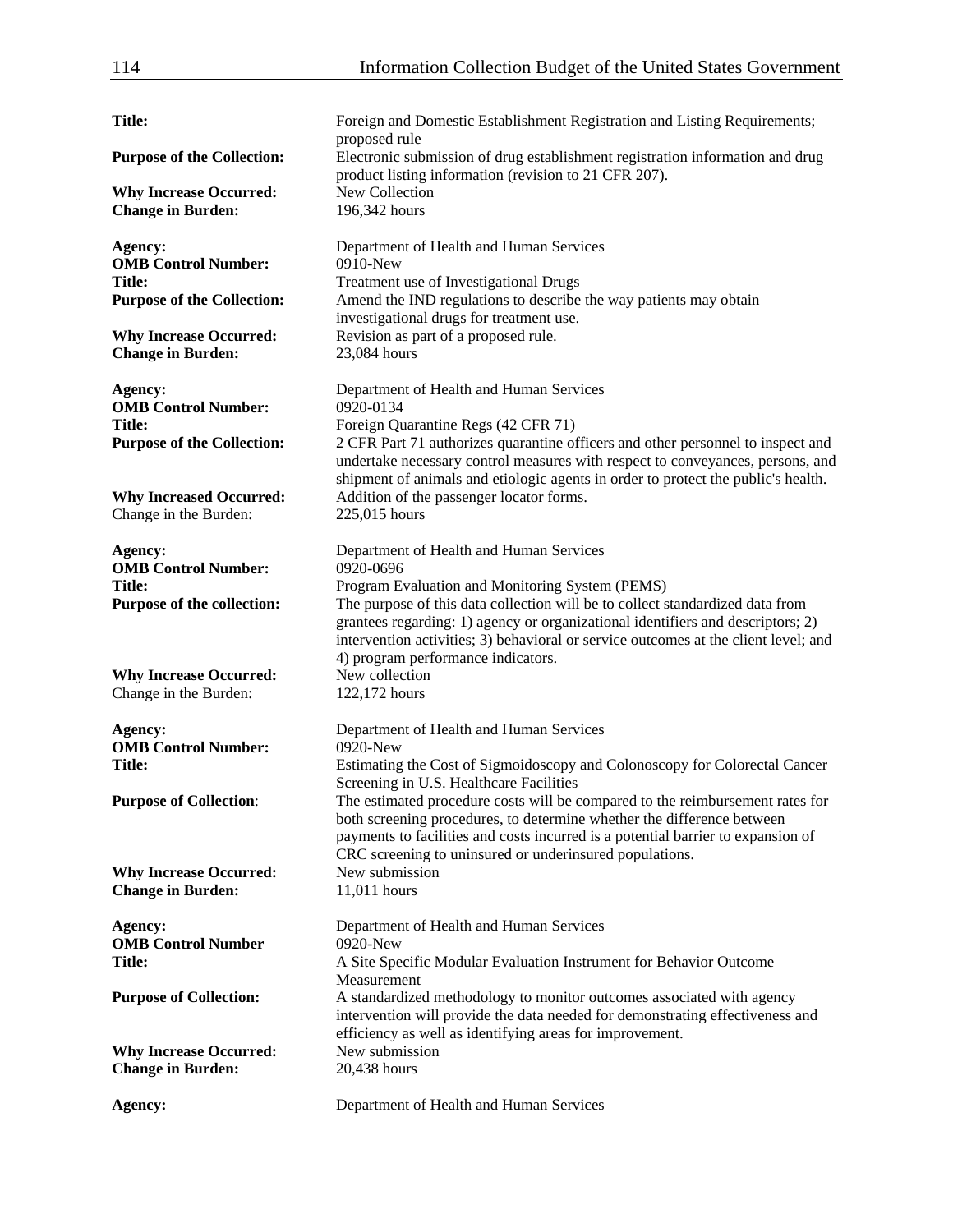**Title:** Foreign and Domestic Establishment Registration and Listing Requirements; proposed rule
**Purpose of the Collection:** Electronic submission of drug establishment registration information and drug product listing information (revision to 21 CFR 207).
**Why Increase Occurred:** New Collection
**Change in Burden:** 196,342 hours

**Agency:** Department of Health and Human Services
**OMB Control Number:** 0910-New
**Title:** Treatment use of Investigational Drugs
**Purpose of the Collection:** Amend the IND regulations to describe the way patients may obtain investigational drugs for treatment use.
**Why Increase Occurred:** Revision as part of a proposed rule.
**Change in Burden:** 23,084 hours

**Agency:** Department of Health and Human Services
**OMB Control Number:** 0920-0134
**Title:** Foreign Quarantine Regs (42 CFR 71)
**Purpose of the Collection:** 2 CFR Part 71 authorizes quarantine officers and other personnel to inspect and undertake necessary control measures with respect to conveyances, persons, and shipment of animals and etiologic agents in order to protect the public's health.
**Why Increased Occurred:** Addition of the passenger locator forms.
Change in the Burden: 225,015 hours

**Agency:** Department of Health and Human Services
**OMB Control Number:** 0920-0696
**Title:** Program Evaluation and Monitoring System (PEMS)
**Purpose of the collection:** The purpose of this data collection will be to collect standardized data from grantees regarding: 1) agency or organizational identifiers and descriptors; 2) intervention activities; 3) behavioral or service outcomes at the client level; and 4) program performance indicators.
**Why Increase Occurred:** New collection
Change in the Burden: 122,172 hours

**Agency:** Department of Health and Human Services
**OMB Control Number:** 0920-New
**Title:** Estimating the Cost of Sigmoidoscopy and Colonoscopy for Colorectal Cancer Screening in U.S. Healthcare Facilities
**Purpose of Collection**: The estimated procedure costs will be compared to the reimbursement rates for both screening procedures, to determine whether the difference between payments to facilities and costs incurred is a potential barrier to expansion of CRC screening to uninsured or underinsured populations.
**Why Increase Occurred:** New submission
**Change in Burden:** 11,011 hours

**Agency:** Department of Health and Human Services
**OMB Control Number** 0920-New
**Title:** A Site Specific Modular Evaluation Instrument for Behavior Outcome Measurement
**Purpose of Collection:** A standardized methodology to monitor outcomes associated with agency intervention will provide the data needed for demonstrating effectiveness and efficiency as well as identifying areas for improvement.
**Why Increase Occurred:** New submission
**Change in Burden:** 20,438 hours

**Agency:** Department of Health and Human Services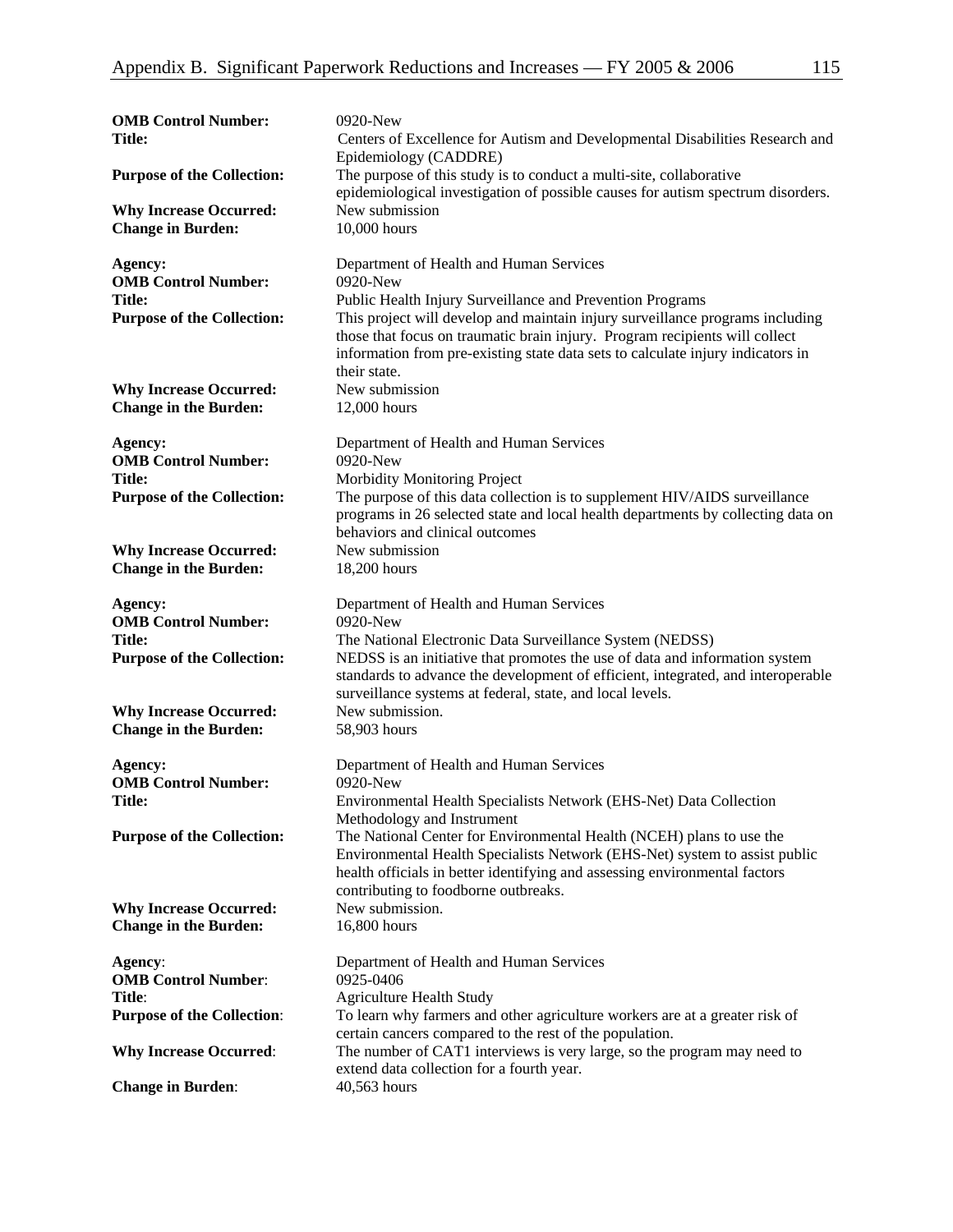**OMB Control Number:** 0920-New
**Title:** Centers of Excellence for Autism and Developmental Disabilities Research and Epidemiology (CADDRE)
**Purpose of the Collection:** The purpose of this study is to conduct a multi-site, collaborative epidemiological investigation of possible causes for autism spectrum disorders.
**Why Increase Occurred:** New submission
**Change in Burden:** 10,000 hours

**Agency:** Department of Health and Human Services
**OMB Control Number:** 0920-New
**Title:** Public Health Injury Surveillance and Prevention Programs
**Purpose of the Collection:** This project will develop and maintain injury surveillance programs including those that focus on traumatic brain injury. Program recipients will collect information from pre-existing state data sets to calculate injury indicators in their state.
**Why Increase Occurred:** New submission
**Change in the Burden:** 12,000 hours

**Agency:** Department of Health and Human Services
**OMB Control Number:** 0920-New
**Title:** Morbidity Monitoring Project
**Purpose of the Collection:** The purpose of this data collection is to supplement HIV/AIDS surveillance programs in 26 selected state and local health departments by collecting data on behaviors and clinical outcomes
**Why Increase Occurred:** New submission
**Change in the Burden:** 18,200 hours

**Agency:** Department of Health and Human Services
**OMB Control Number:** 0920-New
**Title:** The National Electronic Data Surveillance System (NEDSS)
**Purpose of the Collection:** NEDSS is an initiative that promotes the use of data and information system standards to advance the development of efficient, integrated, and interoperable surveillance systems at federal, state, and local levels.
**Why Increase Occurred:** New submission.
**Change in the Burden:** 58,903 hours

**Agency:** Department of Health and Human Services
**OMB Control Number:** 0920-New
**Title:** Environmental Health Specialists Network (EHS-Net) Data Collection Methodology and Instrument
**Purpose of the Collection:** The National Center for Environmental Health (NCEH) plans to use the Environmental Health Specialists Network (EHS-Net) system to assist public health officials in better identifying and assessing environmental factors contributing to foodborne outbreaks.
**Why Increase Occurred:** New submission.
**Change in the Burden:** 16,800 hours

**Agency**: Department of Health and Human Services
**OMB Control Number**: 0925-0406
**Title**: Agriculture Health Study
**Purpose of the Collection**: To learn why farmers and other agriculture workers are at a greater risk of certain cancers compared to the rest of the population.
**Why Increase Occurred**: The number of CAT1 interviews is very large, so the program may need to extend data collection for a fourth year.
**Change in Burden**: 40,563 hours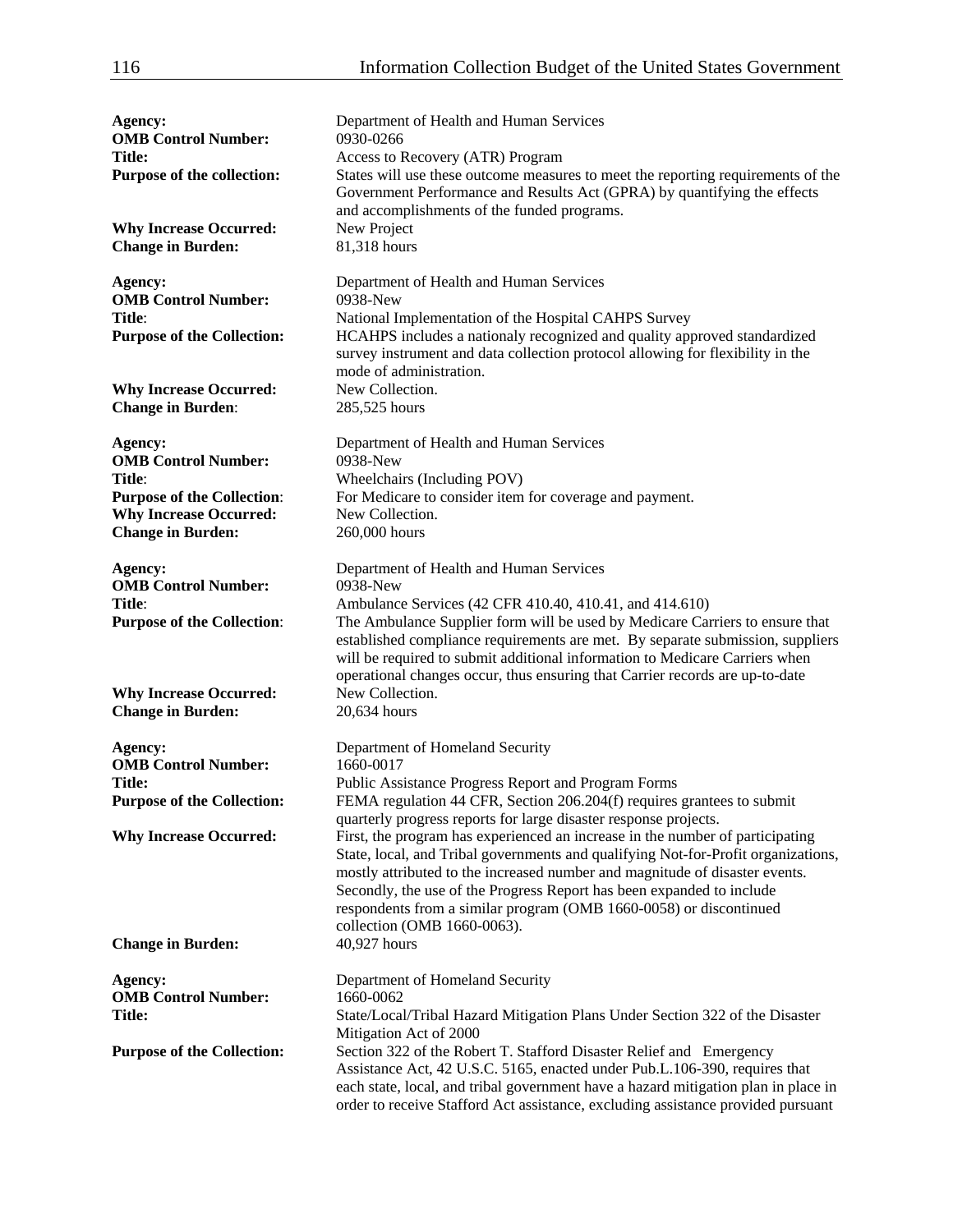**Agency:** Department of Health and Human Services
**OMB Control Number:** 0930-0266
**Title:** Access to Recovery (ATR) Program
**Purpose of the collection:** States will use these outcome measures to meet the reporting requirements of the Government Performance and Results Act (GPRA) by quantifying the effects and accomplishments of the funded programs.
**Why Increase Occurred:** New Project
**Change in Burden:** 81,318 hours

**Agency:** Department of Health and Human Services
**OMB Control Number:** 0938-New
**Title**: National Implementation of the Hospital CAHPS Survey
**Purpose of the Collection:** HCAHPS includes a nationaly recognized and quality approved standardized survey instrument and data collection protocol allowing for flexibility in the mode of administration.
**Why Increase Occurred:** New Collection.
**Change in Burden**: 285,525 hours

**Agency:** Department of Health and Human Services
**OMB Control Number:** 0938-New
**Title**: Wheelchairs (Including POV)
**Purpose of the Collection**: For Medicare to consider item for coverage and payment.
**Why Increase Occurred:** New Collection.
**Change in Burden:** 260,000 hours

**Agency:** Department of Health and Human Services
**OMB Control Number:** 0938-New
**Title**: Ambulance Services (42 CFR 410.40, 410.41, and 414.610)
**Purpose of the Collection**: The Ambulance Supplier form will be used by Medicare Carriers to ensure that established compliance requirements are met. By separate submission, suppliers will be required to submit additional information to Medicare Carriers when operational changes occur, thus ensuring that Carrier records are up-to-date
**Why Increase Occurred:** New Collection.
**Change in Burden:** 20,634 hours

**Agency:** Department of Homeland Security
**OMB Control Number:** 1660-0017
**Title:** Public Assistance Progress Report and Program Forms
**Purpose of the Collection:** FEMA regulation 44 CFR, Section 206.204(f) requires grantees to submit quarterly progress reports for large disaster response projects.
**Why Increase Occurred:** First, the program has experienced an increase in the number of participating State, local, and Tribal governments and qualifying Not-for-Profit organizations, mostly attributed to the increased number and magnitude of disaster events. Secondly, the use of the Progress Report has been expanded to include respondents from a similar program (OMB 1660-0058) or discontinued collection (OMB 1660-0063).
**Change in Burden:** 40,927 hours

**Agency:** Department of Homeland Security
**OMB Control Number:** 1660-0062
**Title:** State/Local/Tribal Hazard Mitigation Plans Under Section 322 of the Disaster Mitigation Act of 2000
**Purpose of the Collection:** Section 322 of the Robert T. Stafford Disaster Relief and Emergency Assistance Act, 42 U.S.C. 5165, enacted under Pub.L.106-390, requires that each state, local, and tribal government have a hazard mitigation plan in place in order to receive Stafford Act assistance, excluding assistance provided pursuant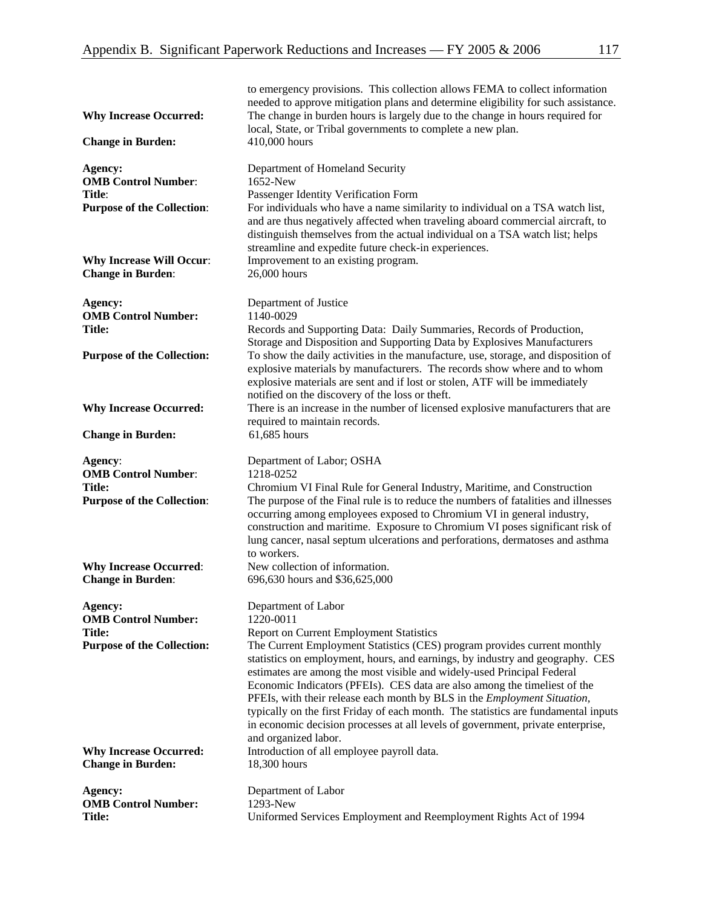to emergency provisions. This collection allows FEMA to collect information needed to approve mitigation plans and determine eligibility for such assistance.

**Why Increase Occurred:** The change in burden hours is largely due to the change in hours required for local, State, or Tribal governments to complete a new plan.

**Change in Burden:** 410,000 hours

**Agency:** Department of Homeland Security
**OMB Control Number**: 1652-New
**Title**: Passenger Identity Verification Form
**Purpose of the Collection**: For individuals who have a name similarity to individual on a TSA watch list, and are thus negatively affected when traveling aboard commercial aircraft, to distinguish themselves from the actual individual on a TSA watch list; helps streamline and expedite future check-in experiences.
**Why Increase Will Occur**: Improvement to an existing program.
**Change in Burden**: 26,000 hours

**Agency:** Department of Justice
**OMB Control Number:** 1140-0029
**Title:** Records and Supporting Data: Daily Summaries, Records of Production, Storage and Disposition and Supporting Data by Explosives Manufacturers
**Purpose of the Collection:** To show the daily activities in the manufacture, use, storage, and disposition of explosive materials by manufacturers. The records show where and to whom explosive materials are sent and if lost or stolen, ATF will be immediately notified on the discovery of the loss or theft.
**Why Increase Occurred:** There is an increase in the number of licensed explosive manufacturers that are required to maintain records.
**Change in Burden:** 61,685 hours

**Agency**: Department of Labor; OSHA
**OMB Control Number**: 1218-0252
**Title:** Chromium VI Final Rule for General Industry, Maritime, and Construction
**Purpose of the Collection**: The purpose of the Final rule is to reduce the numbers of fatalities and illnesses occurring among employees exposed to Chromium VI in general industry, construction and maritime. Exposure to Chromium VI poses significant risk of lung cancer, nasal septum ulcerations and perforations, dermatoses and asthma to workers.
**Why Increase Occurred**: New collection of information.
**Change in Burden**: 696,630 hours and $36,625,000

**Agency:** Department of Labor
**OMB Control Number:** 1220-0011
**Title:** Report on Current Employment Statistics
**Purpose of the Collection:** The Current Employment Statistics (CES) program provides current monthly statistics on employment, hours, and earnings, by industry and geography. CES estimates are among the most visible and widely-used Principal Federal Economic Indicators (PFEIs). CES data are also among the timeliest of the PFEIs, with their release each month by BLS in the *Employment Situation,* typically on the first Friday of each month. The statistics are fundamental inputs in economic decision processes at all levels of government, private enterprise, and organized labor.
**Why Increase Occurred:** Introduction of all employee payroll data.
**Change in Burden:** 18,300 hours

**Agency:** Department of Labor
**OMB Control Number:** 1293-New
**Title:** Uniformed Services Employment and Reemployment Rights Act of 1994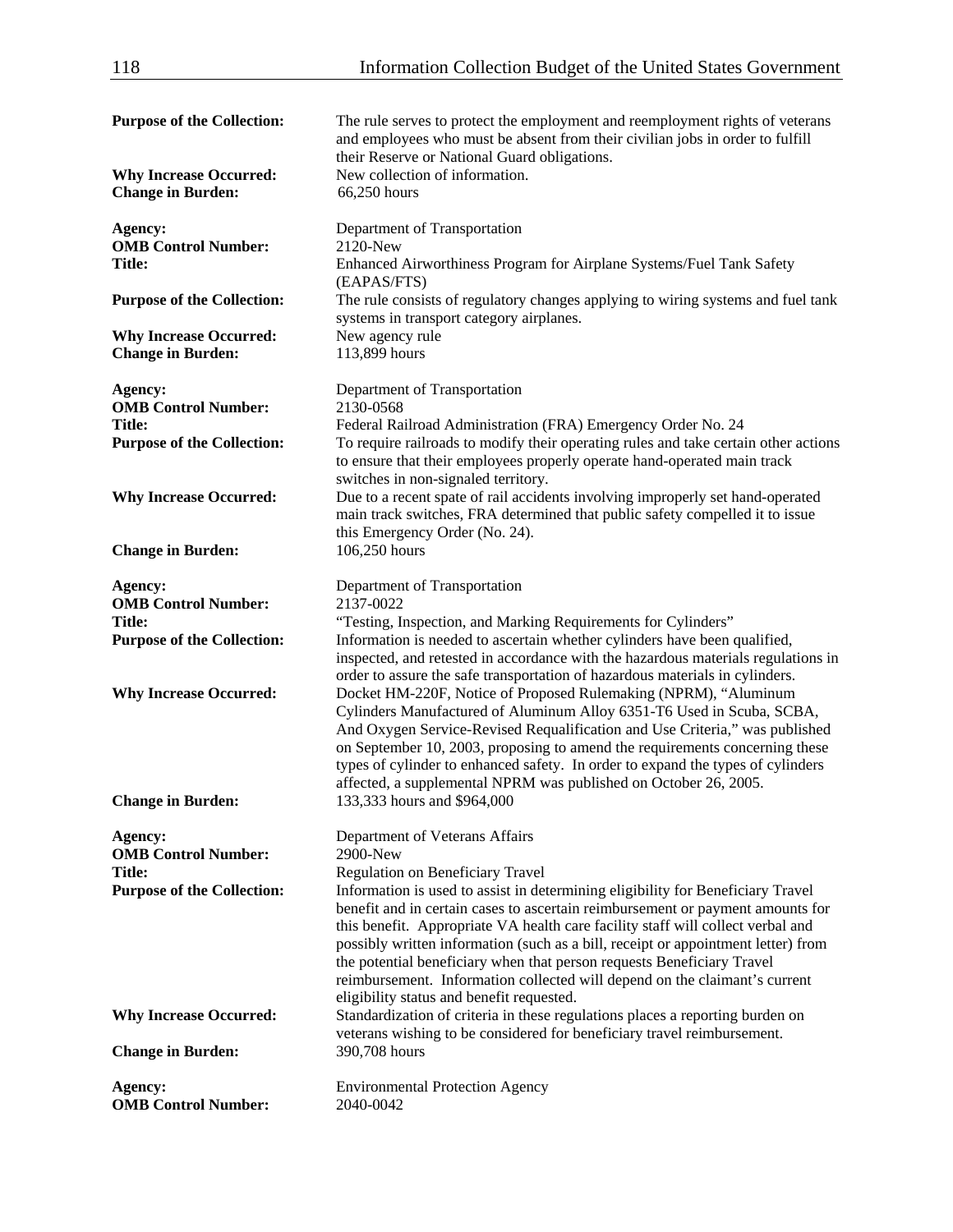**Purpose of the Collection:** The rule serves to protect the employment and reemployment rights of veterans and employees who must be absent from their civilian jobs in order to fulfill their Reserve or National Guard obligations.
**Why Increase Occurred:** New collection of information.
**Change in Burden:** 66,250 hours

**Agency:** Department of Transportation
**OMB Control Number:** 2120-New
**Title:** Enhanced Airworthiness Program for Airplane Systems/Fuel Tank Safety (EAPAS/FTS)
**Purpose of the Collection:** The rule consists of regulatory changes applying to wiring systems and fuel tank systems in transport category airplanes.
**Why Increase Occurred:** New agency rule
**Change in Burden:** 113,899 hours

**Agency:** Department of Transportation
**OMB Control Number:** 2130-0568
**Title:** Federal Railroad Administration (FRA) Emergency Order No. 24
**Purpose of the Collection:** To require railroads to modify their operating rules and take certain other actions to ensure that their employees properly operate hand-operated main track switches in non-signaled territory.
**Why Increase Occurred:** Due to a recent spate of rail accidents involving improperly set hand-operated main track switches, FRA determined that public safety compelled it to issue this Emergency Order (No. 24).
**Change in Burden:** 106,250 hours

**Agency:** Department of Transportation
**OMB Control Number:** 2137-0022
**Title:** "Testing, Inspection, and Marking Requirements for Cylinders"
**Purpose of the Collection:** Information is needed to ascertain whether cylinders have been qualified, inspected, and retested in accordance with the hazardous materials regulations in order to assure the safe transportation of hazardous materials in cylinders.
**Why Increase Occurred:** Docket HM-220F, Notice of Proposed Rulemaking (NPRM), "Aluminum Cylinders Manufactured of Aluminum Alloy 6351-T6 Used in Scuba, SCBA, And Oxygen Service-Revised Requalification and Use Criteria," was published on September 10, 2003, proposing to amend the requirements concerning these types of cylinder to enhanced safety. In order to expand the types of cylinders affected, a supplemental NPRM was published on October 26, 2005.
**Change in Burden:** 133,333 hours and $964,000

**Agency:** Department of Veterans Affairs
**OMB Control Number:** 2900-New
**Title:** Regulation on Beneficiary Travel
**Purpose of the Collection:** Information is used to assist in determining eligibility for Beneficiary Travel benefit and in certain cases to ascertain reimbursement or payment amounts for this benefit. Appropriate VA health care facility staff will collect verbal and possibly written information (such as a bill, receipt or appointment letter) from the potential beneficiary when that person requests Beneficiary Travel reimbursement. Information collected will depend on the claimant's current eligibility status and benefit requested.
**Why Increase Occurred:** Standardization of criteria in these regulations places a reporting burden on veterans wishing to be considered for beneficiary travel reimbursement.
**Change in Burden:** 390,708 hours

**Agency:** Environmental Protection Agency
**OMB Control Number:** 2040-0042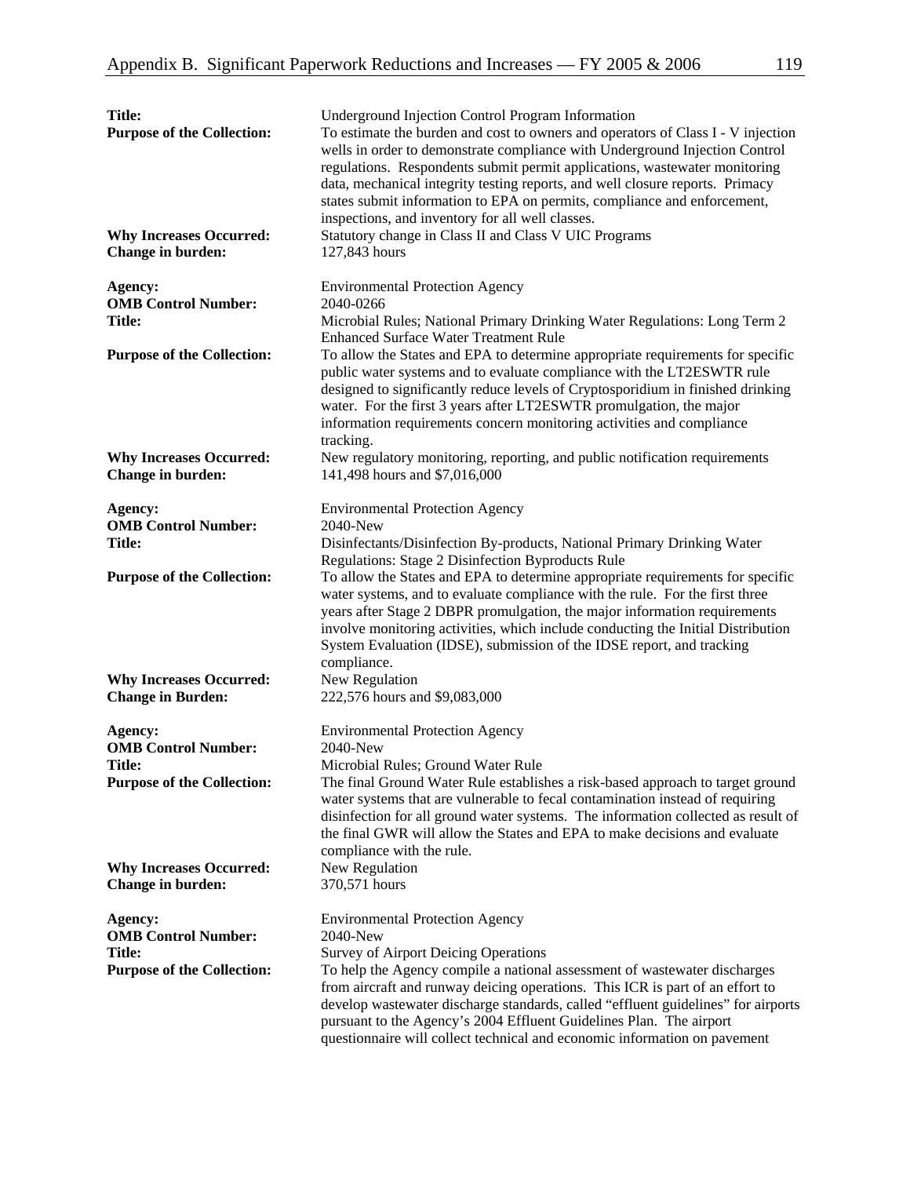**Title:** Underground Injection Control Program Information

**Purpose of the Collection:** To estimate the burden and cost to owners and operators of Class I - V injection wells in order to demonstrate compliance with Underground Injection Control regulations. Respondents submit permit applications, wastewater monitoring data, mechanical integrity testing reports, and well closure reports. Primacy states submit information to EPA on permits, compliance and enforcement, inspections, and inventory for all well classes.

**Why Increases Occurred:** Statutory change in Class II and Class V UIC Programs

**Change in burden:** 127,843 hours

**Agency:** Environmental Protection Agency

**OMB Control Number:** 2040-0266

**Title:** Microbial Rules; National Primary Drinking Water Regulations: Long Term 2 Enhanced Surface Water Treatment Rule

**Purpose of the Collection:** To allow the States and EPA to determine appropriate requirements for specific public water systems and to evaluate compliance with the LT2ESWTR rule designed to significantly reduce levels of Cryptosporidium in finished drinking water. For the first 3 years after LT2ESWTR promulgation, the major information requirements concern monitoring activities and compliance tracking.

**Why Increases Occurred:** New regulatory monitoring, reporting, and public notification requirements

**Change in burden:** 141,498 hours and $7,016,000

**Agency:** Environmental Protection Agency

**OMB Control Number:** 2040-New

**Title:** Disinfectants/Disinfection By-products, National Primary Drinking Water Regulations: Stage 2 Disinfection Byproducts Rule

**Purpose of the Collection:** To allow the States and EPA to determine appropriate requirements for specific water systems, and to evaluate compliance with the rule. For the first three years after Stage 2 DBPR promulgation, the major information requirements involve monitoring activities, which include conducting the Initial Distribution System Evaluation (IDSE), submission of the IDSE report, and tracking compliance.

**Why Increases Occurred:** New Regulation

**Change in Burden:** 222,576 hours and $9,083,000

**Agency:** Environmental Protection Agency

**OMB Control Number:** 2040-New

**Title:** Microbial Rules; Ground Water Rule

**Purpose of the Collection:** The final Ground Water Rule establishes a risk-based approach to target ground water systems that are vulnerable to fecal contamination instead of requiring disinfection for all ground water systems. The information collected as result of the final GWR will allow the States and EPA to make decisions and evaluate compliance with the rule.

**Why Increases Occurred:** New Regulation

**Change in burden:** 370,571 hours

**Agency:** Environmental Protection Agency

**OMB Control Number:** 2040-New

**Title:** Survey of Airport Deicing Operations

**Purpose of the Collection:** To help the Agency compile a national assessment of wastewater discharges from aircraft and runway deicing operations. This ICR is part of an effort to develop wastewater discharge standards, called "effluent guidelines" for airports pursuant to the Agency's 2004 Effluent Guidelines Plan. The airport questionnaire will collect technical and economic information on pavement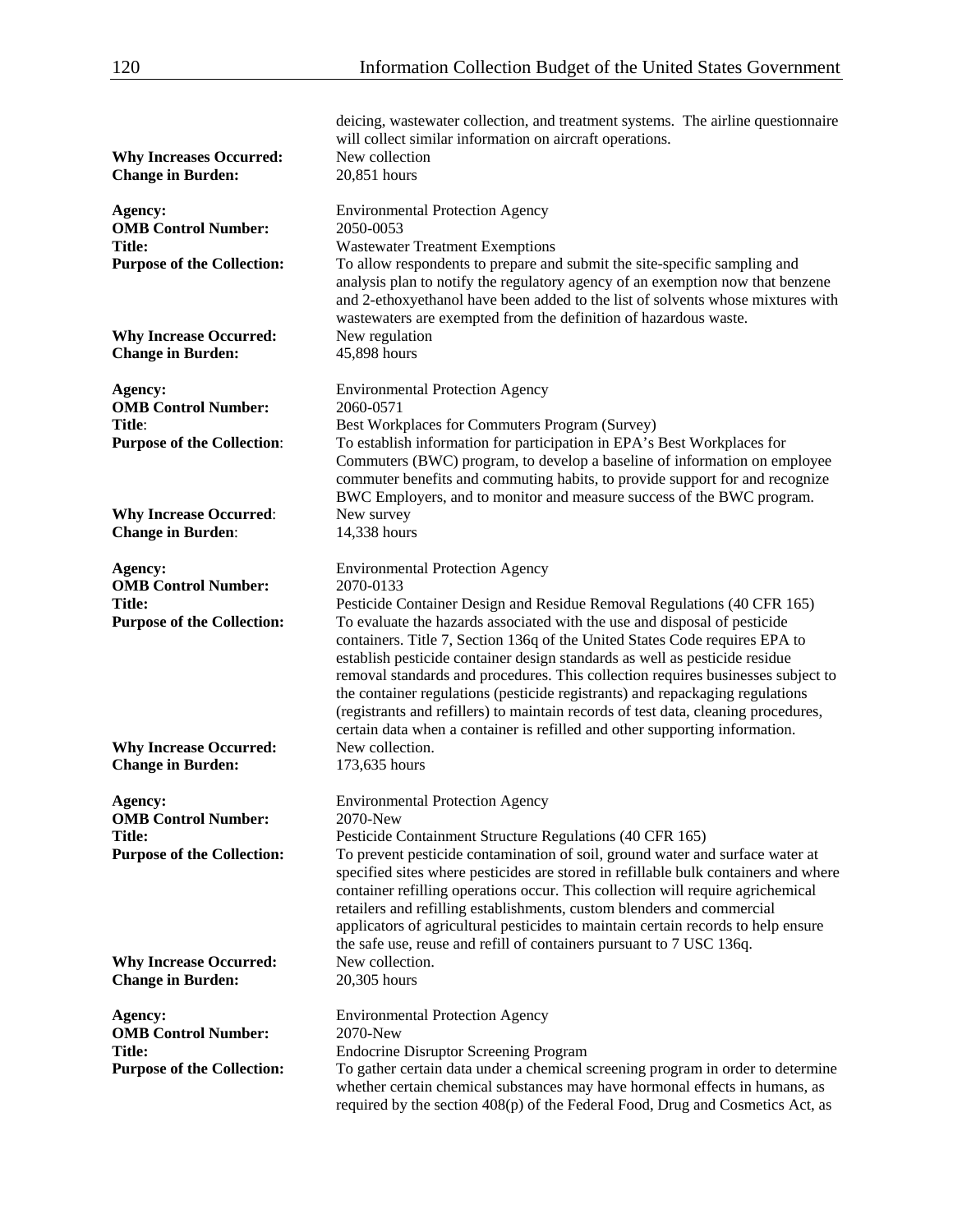deicing, wastewater collection, and treatment systems. The airline questionnaire will collect similar information on aircraft operations.

**Why Increases Occurred:** New collection
**Change in Burden:** 20,851 hours

**Agency:** Environmental Protection Agency
**OMB Control Number:** 2050-0053
**Title:** Wastewater Treatment Exemptions
**Purpose of the Collection:** To allow respondents to prepare and submit the site-specific sampling and analysis plan to notify the regulatory agency of an exemption now that benzene and 2-ethoxyethanol have been added to the list of solvents whose mixtures with wastewaters are exempted from the definition of hazardous waste.
**Why Increase Occurred:** New regulation
**Change in Burden:** 45,898 hours

**Agency:** Environmental Protection Agency
**OMB Control Number:** 2060-0571
**Title**: Best Workplaces for Commuters Program (Survey)
**Purpose of the Collection**: To establish information for participation in EPA's Best Workplaces for Commuters (BWC) program, to develop a baseline of information on employee commuter benefits and commuting habits, to provide support for and recognize BWC Employers, and to monitor and measure success of the BWC program.
**Why Increase Occurred**: New survey
**Change in Burden**: 14,338 hours

**Agency:** Environmental Protection Agency
**OMB Control Number:** 2070-0133
**Title:** Pesticide Container Design and Residue Removal Regulations (40 CFR 165)
**Purpose of the Collection:** To evaluate the hazards associated with the use and disposal of pesticide containers. Title 7, Section 136q of the United States Code requires EPA to establish pesticide container design standards as well as pesticide residue removal standards and procedures. This collection requires businesses subject to the container regulations (pesticide registrants) and repackaging regulations (registrants and refillers) to maintain records of test data, cleaning procedures, certain data when a container is refilled and other supporting information.
**Why Increase Occurred:** New collection.
**Change in Burden:** 173,635 hours

**Agency:** Environmental Protection Agency
**OMB Control Number:** 2070-New
**Title:** Pesticide Containment Structure Regulations (40 CFR 165)
**Purpose of the Collection:** To prevent pesticide contamination of soil, ground water and surface water at specified sites where pesticides are stored in refillable bulk containers and where container refilling operations occur. This collection will require agrichemical retailers and refilling establishments, custom blenders and commercial applicators of agricultural pesticides to maintain certain records to help ensure the safe use, reuse and refill of containers pursuant to 7 USC 136q.
**Why Increase Occurred:** New collection.
**Change in Burden:** 20,305 hours

**Agency:** Environmental Protection Agency
**OMB Control Number:** 2070-New
**Title:** Endocrine Disruptor Screening Program
**Purpose of the Collection:** To gather certain data under a chemical screening program in order to determine whether certain chemical substances may have hormonal effects in humans, as required by the section 408(p) of the Federal Food, Drug and Cosmetics Act, as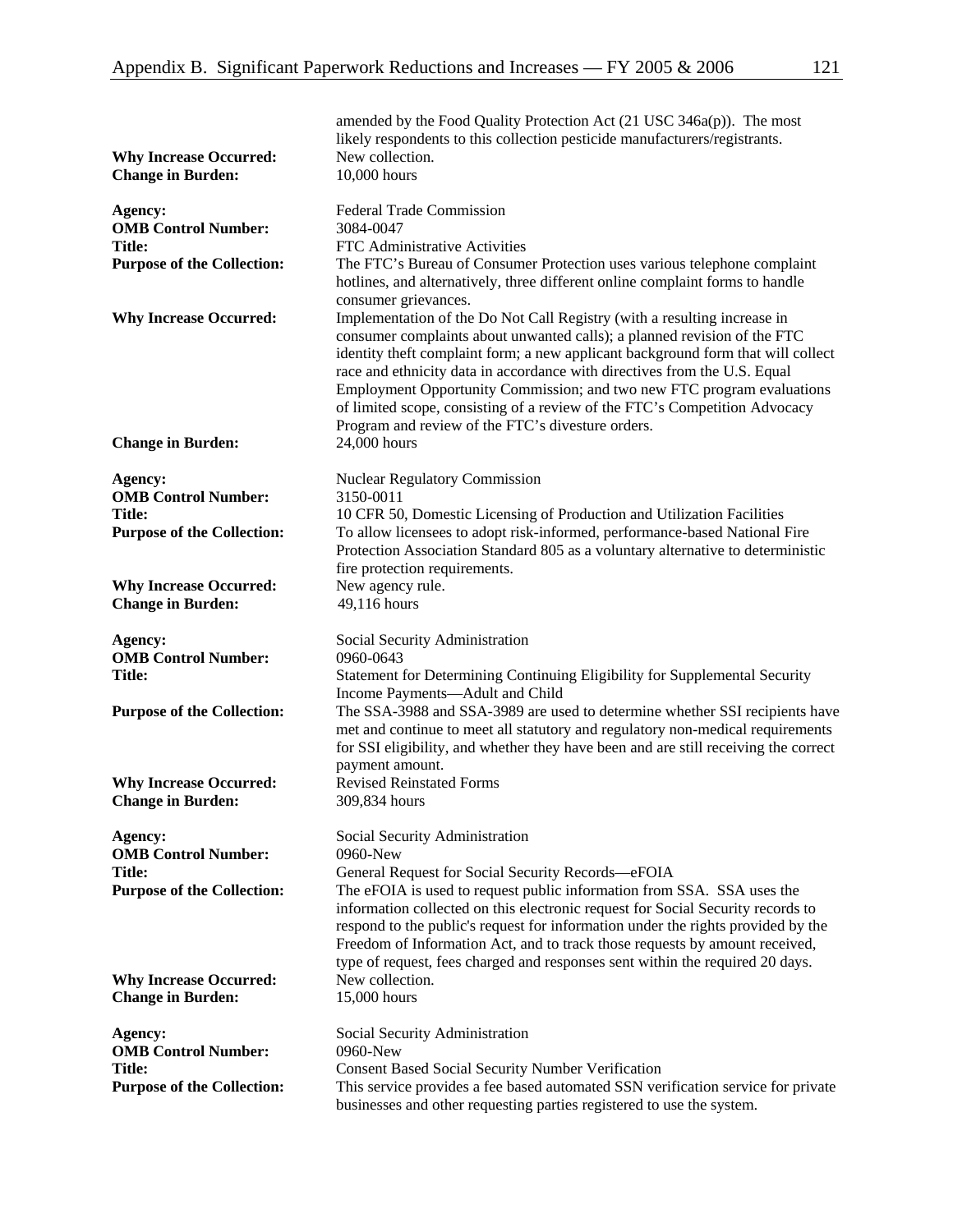amended by the Food Quality Protection Act (21 USC 346a(p)). The most likely respondents to this collection pesticide manufacturers/registrants.

**Why Increase Occurred:** New collection.

**Change in Burden:** 10,000 hours

**Agency:** Federal Trade Commission

**OMB Control Number:** 3084-0047

**Title:** FTC Administrative Activities

**Purpose of the Collection:** The FTC's Bureau of Consumer Protection uses various telephone complaint hotlines, and alternatively, three different online complaint forms to handle consumer grievances.

**Why Increase Occurred:** Implementation of the Do Not Call Registry (with a resulting increase in consumer complaints about unwanted calls); a planned revision of the FTC identity theft complaint form; a new applicant background form that will collect race and ethnicity data in accordance with directives from the U.S. Equal Employment Opportunity Commission; and two new FTC program evaluations of limited scope, consisting of a review of the FTC's Competition Advocacy Program and review of the FTC's divesture orders.

**Change in Burden:** 24,000 hours

**Agency:** Nuclear Regulatory Commission

**OMB Control Number:** 3150-0011

**Title:** 10 CFR 50, Domestic Licensing of Production and Utilization Facilities

**Purpose of the Collection:** To allow licensees to adopt risk-informed, performance-based National Fire Protection Association Standard 805 as a voluntary alternative to deterministic fire protection requirements.

**Why Increase Occurred:** New agency rule.

**Change in Burden:** 49,116 hours

**Agency:** Social Security Administration

**OMB Control Number:** 0960-0643

**Title:** Statement for Determining Continuing Eligibility for Supplemental Security Income Payments—Adult and Child

**Purpose of the Collection:** The SSA-3988 and SSA-3989 are used to determine whether SSI recipients have met and continue to meet all statutory and regulatory non-medical requirements for SSI eligibility, and whether they have been and are still receiving the correct payment amount.

**Why Increase Occurred:** Revised Reinstated Forms

**Change in Burden:** 309,834 hours

**Agency:** Social Security Administration

**OMB Control Number:** 0960-New

**Title:** General Request for Social Security Records—eFOIA

**Purpose of the Collection:** The eFOIA is used to request public information from SSA. SSA uses the information collected on this electronic request for Social Security records to respond to the public's request for information under the rights provided by the Freedom of Information Act, and to track those requests by amount received, type of request, fees charged and responses sent within the required 20 days.

**Why Increase Occurred:** New collection.

**Change in Burden:** 15,000 hours

**Agency:** Social Security Administration

**OMB Control Number:** 0960-New

**Title:** Consent Based Social Security Number Verification

**Purpose of the Collection:** This service provides a fee based automated SSN verification service for private businesses and other requesting parties registered to use the system.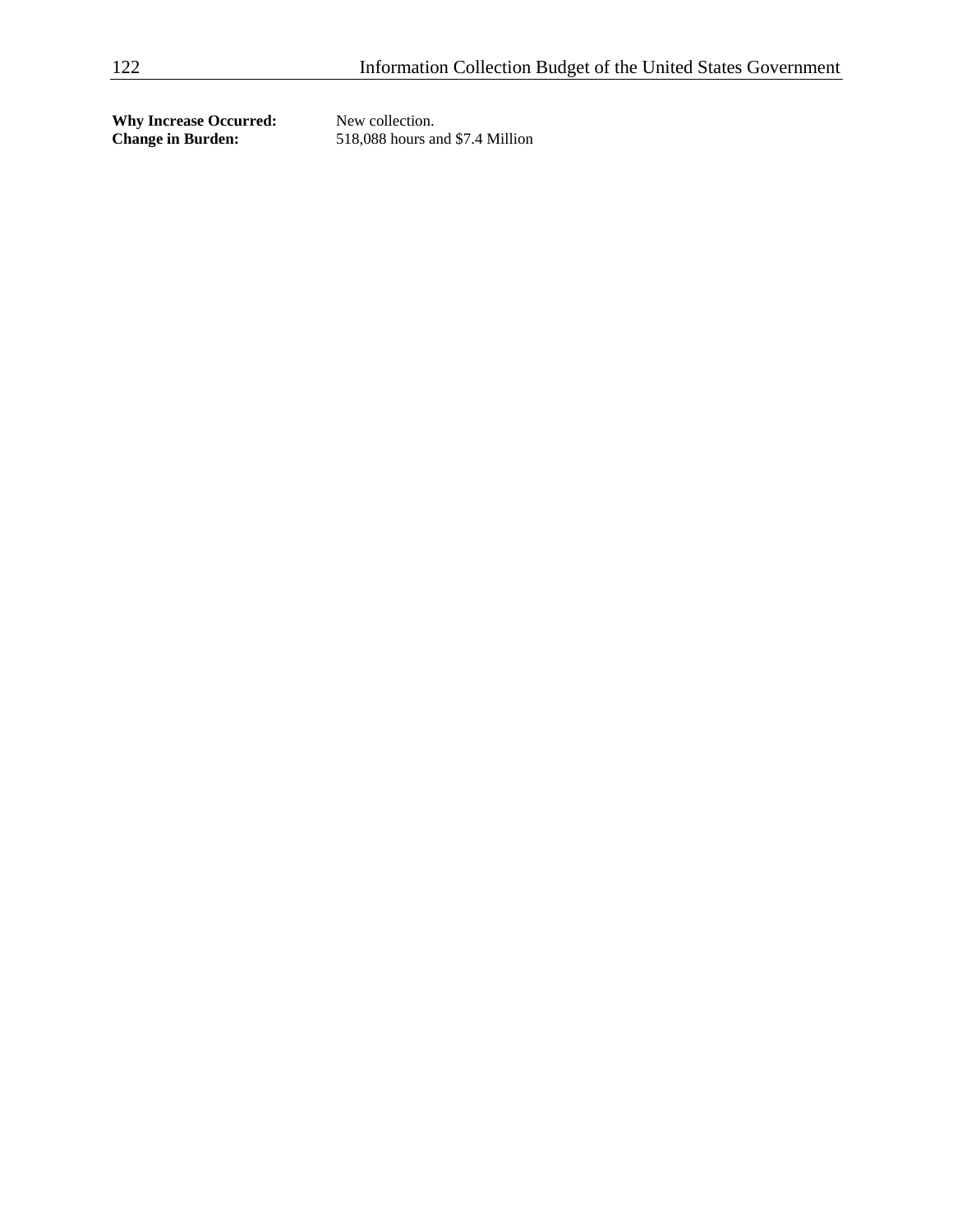**Why Increase Occurred:** New collection.
**Change in Burden:** 518,088 hours and $7.4 Million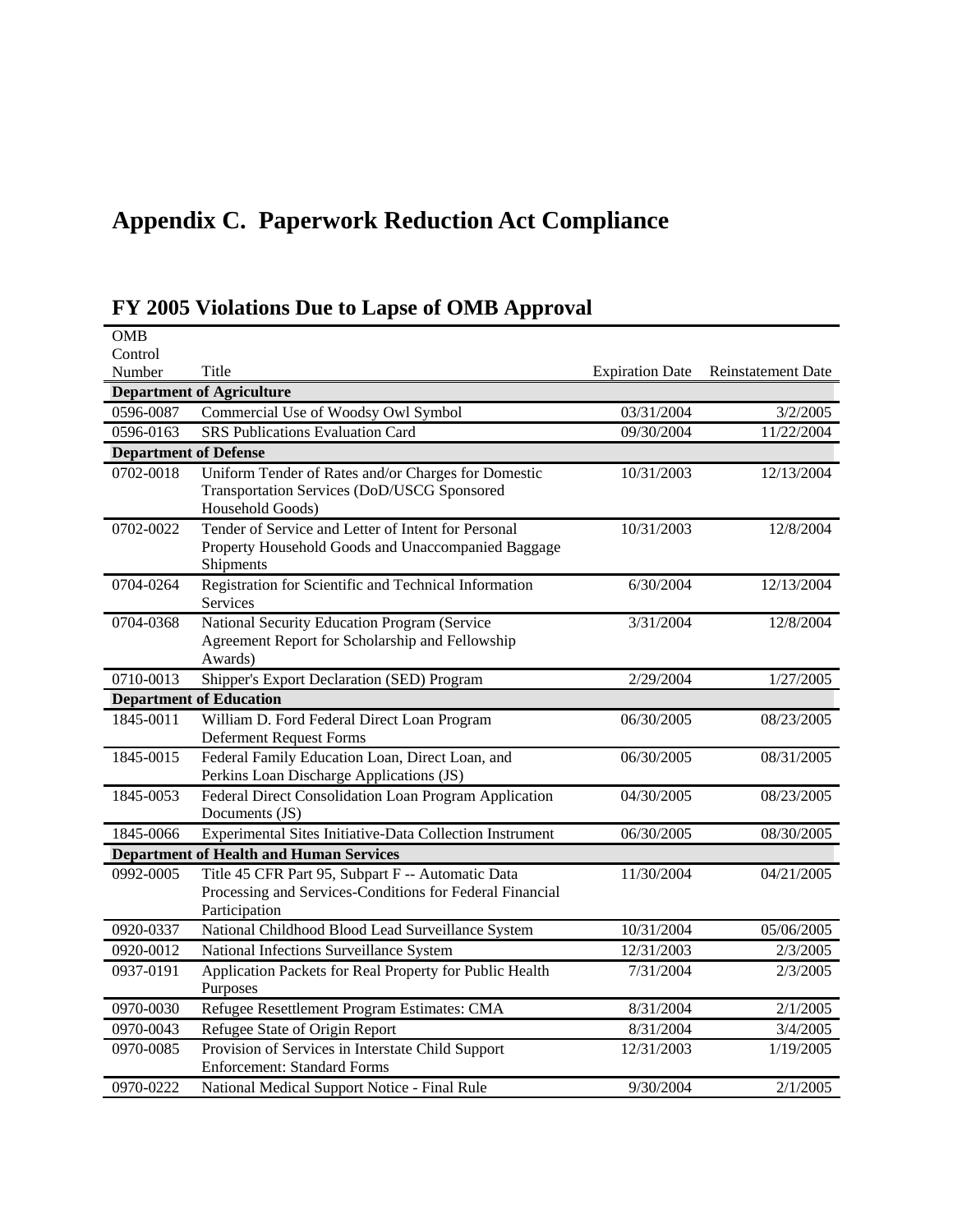# Appendix C. Paperwork Reduction Act Compliance

## FY 2005 Violations Due to Lapse of OMB Approval

| OMB Control Number | Title | Expiration Date | Reinstatement Date |
|---|---|---|---|
| **Department of Agriculture** | | | |
| 0596-0087 | Commercial Use of Woodsy Owl Symbol | 03/31/2004 | 3/2/2005 |
| 0596-0163 | SRS Publications Evaluation Card | 09/30/2004 | 11/22/2004 |
| **Department of Defense** | | | |
| 0702-0018 | Uniform Tender of Rates and/or Charges for Domestic Transportation Services (DoD/USCG Sponsored Household Goods) | 10/31/2003 | 12/13/2004 |
| 0702-0022 | Tender of Service and Letter of Intent for Personal Property Household Goods and Unaccompanied Baggage Shipments | 10/31/2003 | 12/8/2004 |
| 0704-0264 | Registration for Scientific and Technical Information Services | 6/30/2004 | 12/13/2004 |
| 0704-0368 | National Security Education Program (Service Agreement Report for Scholarship and Fellowship Awards) | 3/31/2004 | 12/8/2004 |
| 0710-0013 | Shipper's Export Declaration (SED) Program | 2/29/2004 | 1/27/2005 |
| **Department of Education** | | | |
| 1845-0011 | William D. Ford Federal Direct Loan Program Deferment Request Forms | 06/30/2005 | 08/23/2005 |
| 1845-0015 | Federal Family Education Loan, Direct Loan, and Perkins Loan Discharge Applications (JS) | 06/30/2005 | 08/31/2005 |
| 1845-0053 | Federal Direct Consolidation Loan Program Application Documents (JS) | 04/30/2005 | 08/23/2005 |
| 1845-0066 | Experimental Sites Initiative-Data Collection Instrument | 06/30/2005 | 08/30/2005 |
| **Department of Health and Human Services** | | | |
| 0992-0005 | Title 45 CFR Part 95, Subpart F -- Automatic Data Processing and Services-Conditions for Federal Financial Participation | 11/30/2004 | 04/21/2005 |
| 0920-0337 | National Childhood Blood Lead Surveillance System | 10/31/2004 | 05/06/2005 |
| 0920-0012 | National Infections Surveillance System | 12/31/2003 | 2/3/2005 |
| 0937-0191 | Application Packets for Real Property for Public Health Purposes | 7/31/2004 | 2/3/2005 |
| 0970-0030 | Refugee Resettlement Program Estimates: CMA | 8/31/2004 | 2/1/2005 |
| 0970-0043 | Refugee State of Origin Report | 8/31/2004 | 3/4/2005 |
| 0970-0085 | Provision of Services in Interstate Child Support Enforcement: Standard Forms | 12/31/2003 | 1/19/2005 |
| 0970-0222 | National Medical Support Notice - Final Rule | 9/30/2004 | 2/1/2005 |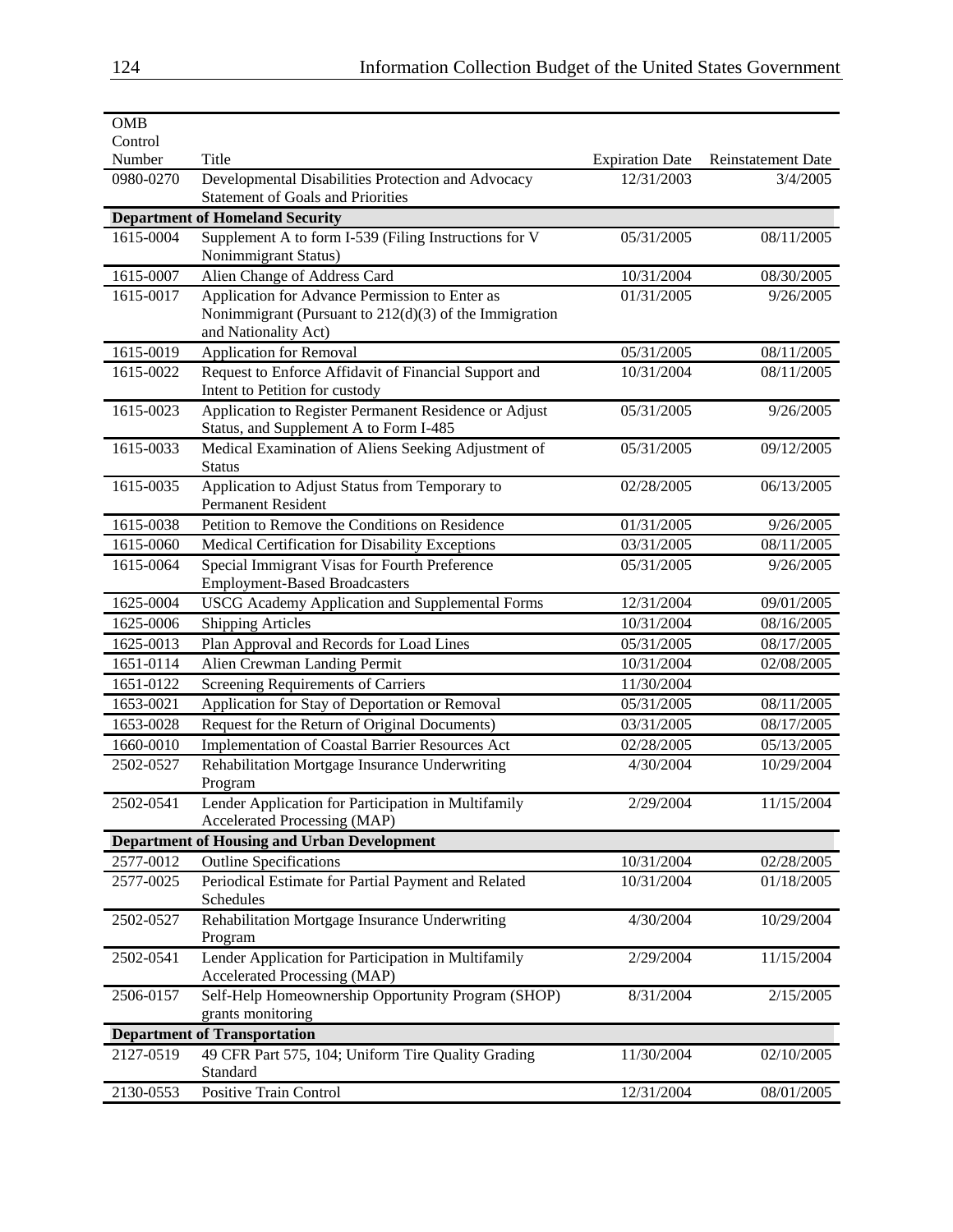| OMB Control Number | Title | Expiration Date | Reinstatement Date |
|---|---|---|---|
| 0980-0270 | Developmental Disabilities Protection and Advocacy Statement of Goals and Priorities | 12/31/2003 | 3/4/2005 |
| **Department of Homeland Security** | | | |
| 1615-0004 | Supplement A to form I-539 (Filing Instructions for V Nonimmigrant Status) | 05/31/2005 | 08/11/2005 |
| 1615-0007 | Alien Change of Address Card | 10/31/2004 | 08/30/2005 |
| 1615-0017 | Application for Advance Permission to Enter as Nonimmigrant (Pursuant to 212(d)(3) of the Immigration and Nationality Act) | 01/31/2005 | 9/26/2005 |
| 1615-0019 | Application for Removal | 05/31/2005 | 08/11/2005 |
| 1615-0022 | Request to Enforce Affidavit of Financial Support and Intent to Petition for custody | 10/31/2004 | 08/11/2005 |
| 1615-0023 | Application to Register Permanent Residence or Adjust Status, and Supplement A to Form I-485 | 05/31/2005 | 9/26/2005 |
| 1615-0033 | Medical Examination of Aliens Seeking Adjustment of Status | 05/31/2005 | 09/12/2005 |
| 1615-0035 | Application to Adjust Status from Temporary to Permanent Resident | 02/28/2005 | 06/13/2005 |
| 1615-0038 | Petition to Remove the Conditions on Residence | 01/31/2005 | 9/26/2005 |
| 1615-0060 | Medical Certification for Disability Exceptions | 03/31/2005 | 08/11/2005 |
| 1615-0064 | Special Immigrant Visas for Fourth Preference Employment-Based Broadcasters | 05/31/2005 | 9/26/2005 |
| 1625-0004 | USCG Academy Application and Supplemental Forms | 12/31/2004 | 09/01/2005 |
| 1625-0006 | Shipping Articles | 10/31/2004 | 08/16/2005 |
| 1625-0013 | Plan Approval and Records for Load Lines | 05/31/2005 | 08/17/2005 |
| 1651-0114 | Alien Crewman Landing Permit | 10/31/2004 | 02/08/2005 |
| 1651-0122 | Screening Requirements of Carriers | 11/30/2004 | |
| 1653-0021 | Application for Stay of Deportation or Removal | 05/31/2005 | 08/11/2005 |
| 1653-0028 | Request for the Return of Original Documents) | 03/31/2005 | 08/17/2005 |
| 1660-0010 | Implementation of Coastal Barrier Resources Act | 02/28/2005 | 05/13/2005 |
| 2502-0527 | Rehabilitation Mortgage Insurance Underwriting Program | 4/30/2004 | 10/29/2004 |
| 2502-0541 | Lender Application for Participation in Multifamily Accelerated Processing (MAP) | 2/29/2004 | 11/15/2004 |
| **Department of Housing and Urban Development** | | | |
| 2577-0012 | Outline Specifications | 10/31/2004 | 02/28/2005 |
| 2577-0025 | Periodical Estimate for Partial Payment and Related Schedules | 10/31/2004 | 01/18/2005 |
| 2502-0527 | Rehabilitation Mortgage Insurance Underwriting Program | 4/30/2004 | 10/29/2004 |
| 2502-0541 | Lender Application for Participation in Multifamily Accelerated Processing (MAP) | 2/29/2004 | 11/15/2004 |
| 2506-0157 | Self-Help Homeownership Opportunity Program (SHOP) grants monitoring | 8/31/2004 | 2/15/2005 |
| **Department of Transportation** | | | |
| 2127-0519 | 49 CFR Part 575, 104; Uniform Tire Quality Grading Standard | 11/30/2004 | 02/10/2005 |
| 2130-0553 | Positive Train Control | 12/31/2004 | 08/01/2005 |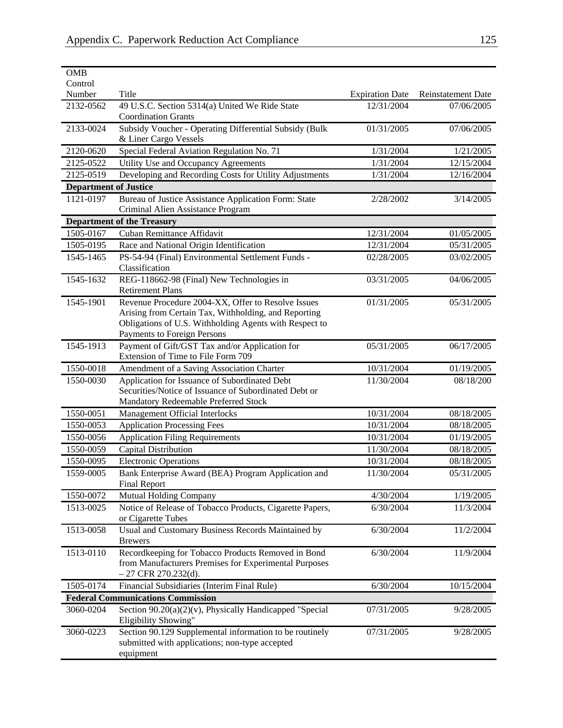| OMB Control Number | Title | Expiration Date | Reinstatement Date |
|---|---|---|---|
| 2132-0562 | 49 U.S.C. Section 5314(a) United We Ride State Coordination Grants | 12/31/2004 | 07/06/2005 |
| 2133-0024 | Subsidy Voucher - Operating Differential Subsidy (Bulk & Liner Cargo Vessels | 01/31/2005 | 07/06/2005 |
| 2120-0620 | Special Federal Aviation Regulation No. 71 | 1/31/2004 | 1/21/2005 |
| 2125-0522 | Utility Use and Occupancy Agreements | 1/31/2004 | 12/15/2004 |
| 2125-0519 | Developing and Recording Costs for Utility Adjustments | 1/31/2004 | 12/16/2004 |
| **Department of Justice** | | | |
| 1121-0197 | Bureau of Justice Assistance Application Form: State Criminal Alien Assistance Program | 2/28/2002 | 3/14/2005 |
| **Department of the Treasury** | | | |
| 1505-0167 | Cuban Remittance Affidavit | 12/31/2004 | 01/05/2005 |
| 1505-0195 | Race and National Origin Identification | 12/31/2004 | 05/31/2005 |
| 1545-1465 | PS-54-94 (Final) Environmental Settlement Funds - Classification | 02/28/2005 | 03/02/2005 |
| 1545-1632 | REG-118662-98 (Final) New Technologies in Retirement Plans | 03/31/2005 | 04/06/2005 |
| 1545-1901 | Revenue Procedure 2004-XX, Offer to Resolve Issues Arising from Certain Tax, Withholding, and Reporting Obligations of U.S. Withholding Agents with Respect to Payments to Foreign Persons | 01/31/2005 | 05/31/2005 |
| 1545-1913 | Payment of Gift/GST Tax and/or Application for Extension of Time to File Form 709 | 05/31/2005 | 06/17/2005 |
| 1550-0018 | Amendment of a Saving Association Charter | 10/31/2004 | 01/19/2005 |
| 1550-0030 | Application for Issuance of Subordinated Debt Securities/Notice of Issuance of Subordinated Debt or Mandatory Redeemable Preferred Stock | 11/30/2004 | 08/18/200 |
| 1550-0051 | Management Official Interlocks | 10/31/2004 | 08/18/2005 |
| 1550-0053 | Application Processing Fees | 10/31/2004 | 08/18/2005 |
| 1550-0056 | Application Filing Requirements | 10/31/2004 | 01/19/2005 |
| 1550-0059 | Capital Distribution | 11/30/2004 | 08/18/2005 |
| 1550-0095 | Electronic Operations | 10/31/2004 | 08/18/2005 |
| 1559-0005 | Bank Enterprise Award (BEA) Program Application and Final Report | 11/30/2004 | 05/31/2005 |
| 1550-0072 | Mutual Holding Company | 4/30/2004 | 1/19/2005 |
| 1513-0025 | Notice of Release of Tobacco Products, Cigarette Papers, or Cigarette Tubes | 6/30/2004 | 11/3/2004 |
| 1513-0058 | Usual and Customary Business Records Maintained by Brewers | 6/30/2004 | 11/2/2004 |
| 1513-0110 | Recordkeeping for Tobacco Products Removed in Bond from Manufacturers Premises for Experimental Purposes – 27 CFR 270.232(d). | 6/30/2004 | 11/9/2004 |
| 1505-0174 | Financial Subsidiaries (Interim Final Rule) | 6/30/2004 | 10/15/2004 |
| **Federal Communications Commission** | | | |
| 3060-0204 | Section 90.20(a)(2)(v), Physically Handicapped "Special Eligibility Showing" | 07/31/2005 | 9/28/2005 |
| 3060-0223 | Section 90.129 Supplemental information to be routinely submitted with applications; non-type accepted equipment | 07/31/2005 | 9/28/2005 |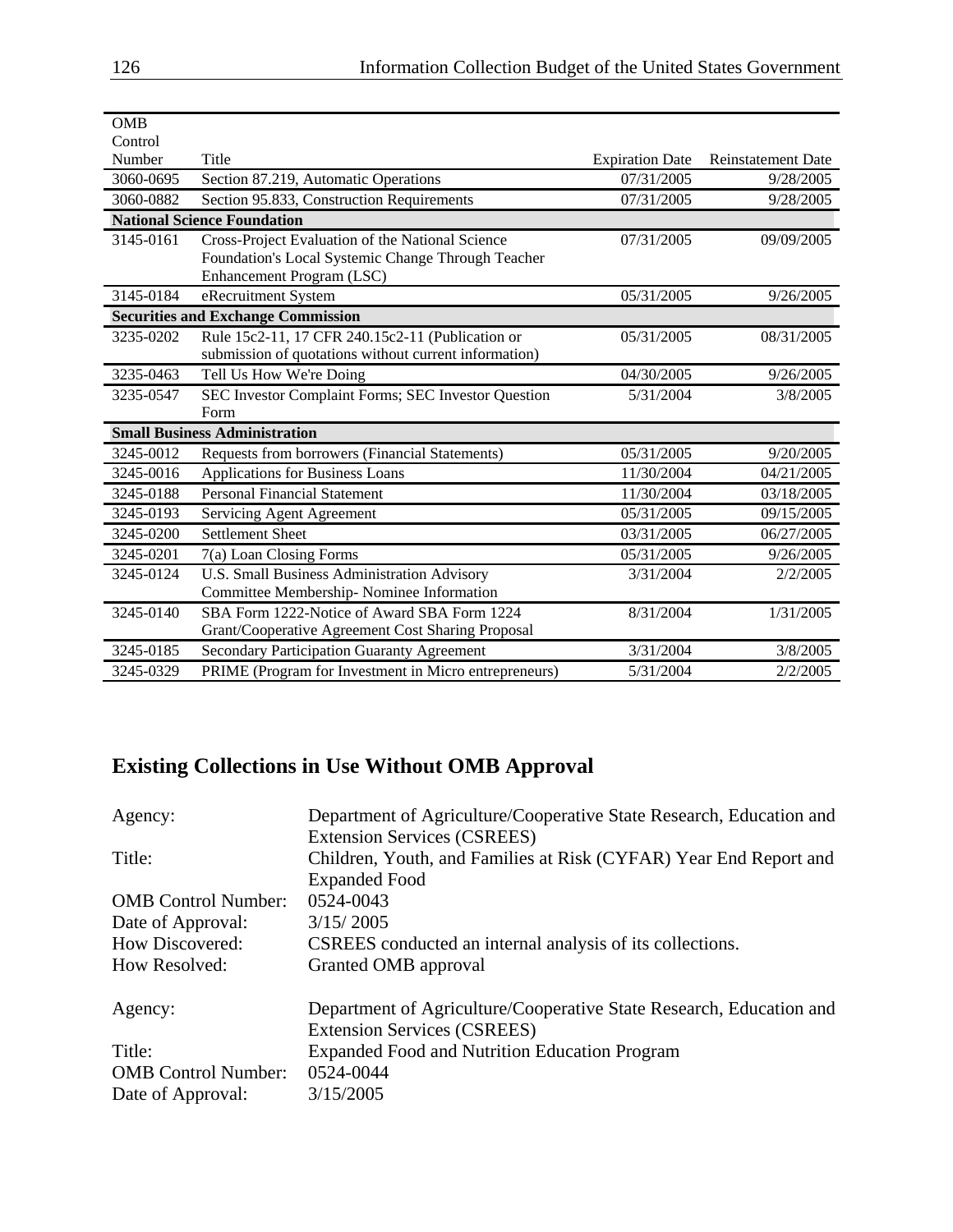| OMB Control Number | Title | Expiration Date | Reinstatement Date |
|---|---|---|---|
| 3060-0695 | Section 87.219, Automatic Operations | 07/31/2005 | 9/28/2005 |
| 3060-0882 | Section 95.833, Construction Requirements | 07/31/2005 | 9/28/2005 |
| **National Science Foundation** | | | |
| 3145-0161 | Cross-Project Evaluation of the National Science Foundation's Local Systemic Change Through Teacher Enhancement Program (LSC) | 07/31/2005 | 09/09/2005 |
| 3145-0184 | eRecruitment System | 05/31/2005 | 9/26/2005 |
| **Securities and Exchange Commission** | | | |
| 3235-0202 | Rule 15c2-11, 17 CFR 240.15c2-11 (Publication or submission of quotations without current information) | 05/31/2005 | 08/31/2005 |
| 3235-0463 | Tell Us How We're Doing | 04/30/2005 | 9/26/2005 |
| 3235-0547 | SEC Investor Complaint Forms; SEC Investor Question Form | 5/31/2004 | 3/8/2005 |
| **Small Business Administration** | | | |
| 3245-0012 | Requests from borrowers (Financial Statements) | 05/31/2005 | 9/20/2005 |
| 3245-0016 | Applications for Business Loans | 11/30/2004 | 04/21/2005 |
| 3245-0188 | Personal Financial Statement | 11/30/2004 | 03/18/2005 |
| 3245-0193 | Servicing Agent Agreement | 05/31/2005 | 09/15/2005 |
| 3245-0200 | Settlement Sheet | 03/31/2005 | 06/27/2005 |
| 3245-0201 | 7(a) Loan Closing Forms | 05/31/2005 | 9/26/2005 |
| 3245-0124 | U.S. Small Business Administration Advisory Committee Membership- Nominee Information | 3/31/2004 | 2/2/2005 |
| 3245-0140 | SBA Form 1222-Notice of Award SBA Form 1224 Grant/Cooperative Agreement Cost Sharing Proposal | 8/31/2004 | 1/31/2005 |
| 3245-0185 | Secondary Participation Guaranty Agreement | 3/31/2004 | 3/8/2005 |
| 3245-0329 | PRIME (Program for Investment in Micro entrepreneurs) | 5/31/2004 | 2/2/2005 |

## Existing Collections in Use Without OMB Approval

Agency: Department of Agriculture/Cooperative State Research, Education and Extension Services (CSREES)
Title: Children, Youth, and Families at Risk (CYFAR) Year End Report and Expanded Food
OMB Control Number: 0524-0043
Date of Approval: 3/15/ 2005
How Discovered: CSREES conducted an internal analysis of its collections.
How Resolved: Granted OMB approval

Agency: Department of Agriculture/Cooperative State Research, Education and Extension Services (CSREES)
Title: Expanded Food and Nutrition Education Program
OMB Control Number: 0524-0044
Date of Approval: 3/15/2005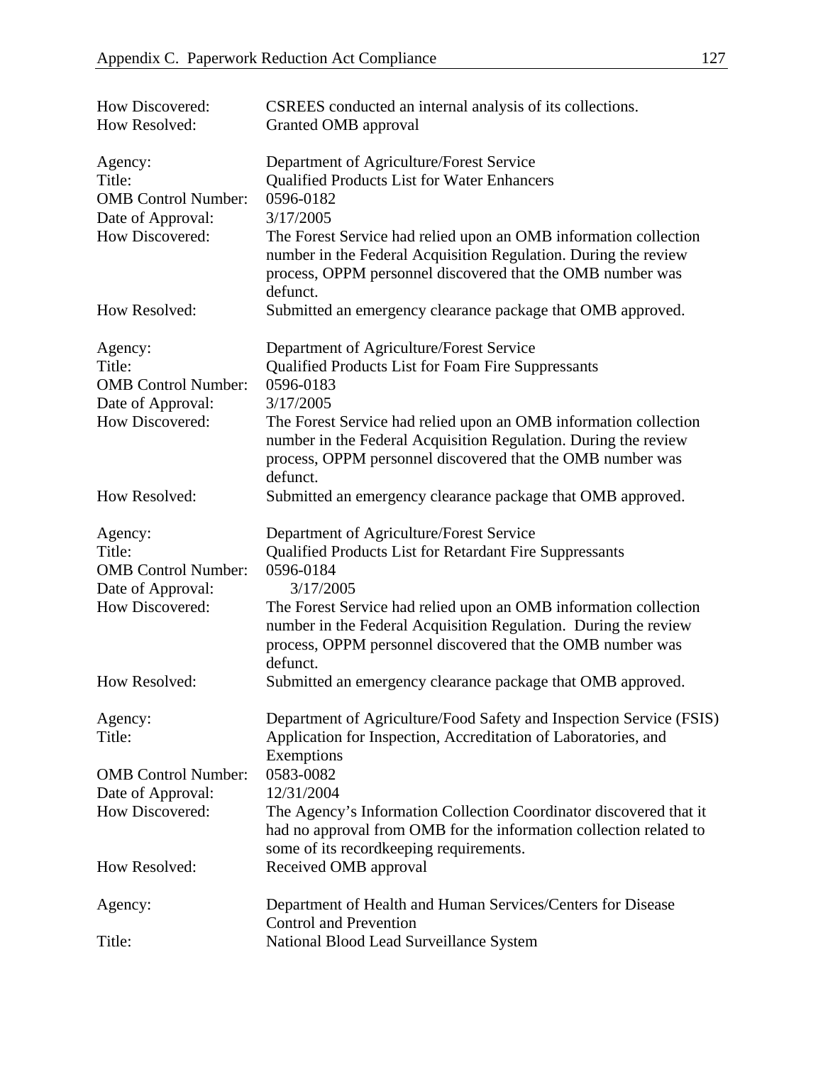How Discovered: CSREES conducted an internal analysis of its collections.
How Resolved: Granted OMB approval

Agency: Department of Agriculture/Forest Service
Title: Qualified Products List for Water Enhancers
OMB Control Number: 0596-0182
Date of Approval: 3/17/2005
How Discovered: The Forest Service had relied upon an OMB information collection number in the Federal Acquisition Regulation. During the review process, OPPM personnel discovered that the OMB number was defunct.
How Resolved: Submitted an emergency clearance package that OMB approved.

Agency: Department of Agriculture/Forest Service
Title: Qualified Products List for Foam Fire Suppressants
OMB Control Number: 0596-0183
Date of Approval: 3/17/2005
How Discovered: The Forest Service had relied upon an OMB information collection number in the Federal Acquisition Regulation. During the review process, OPPM personnel discovered that the OMB number was defunct.
How Resolved: Submitted an emergency clearance package that OMB approved.

Agency: Department of Agriculture/Forest Service
Title: Qualified Products List for Retardant Fire Suppressants
OMB Control Number: 0596-0184
Date of Approval: 3/17/2005
How Discovered: The Forest Service had relied upon an OMB information collection number in the Federal Acquisition Regulation. During the review process, OPPM personnel discovered that the OMB number was defunct.
How Resolved: Submitted an emergency clearance package that OMB approved.

Agency: Department of Agriculture/Food Safety and Inspection Service (FSIS)
Title: Application for Inspection, Accreditation of Laboratories, and Exemptions
OMB Control Number: 0583-0082
Date of Approval: 12/31/2004
How Discovered: The Agency's Information Collection Coordinator discovered that it had no approval from OMB for the information collection related to some of its recordkeeping requirements.
How Resolved: Received OMB approval

Agency: Department of Health and Human Services/Centers for Disease Control and Prevention
Title: National Blood Lead Surveillance System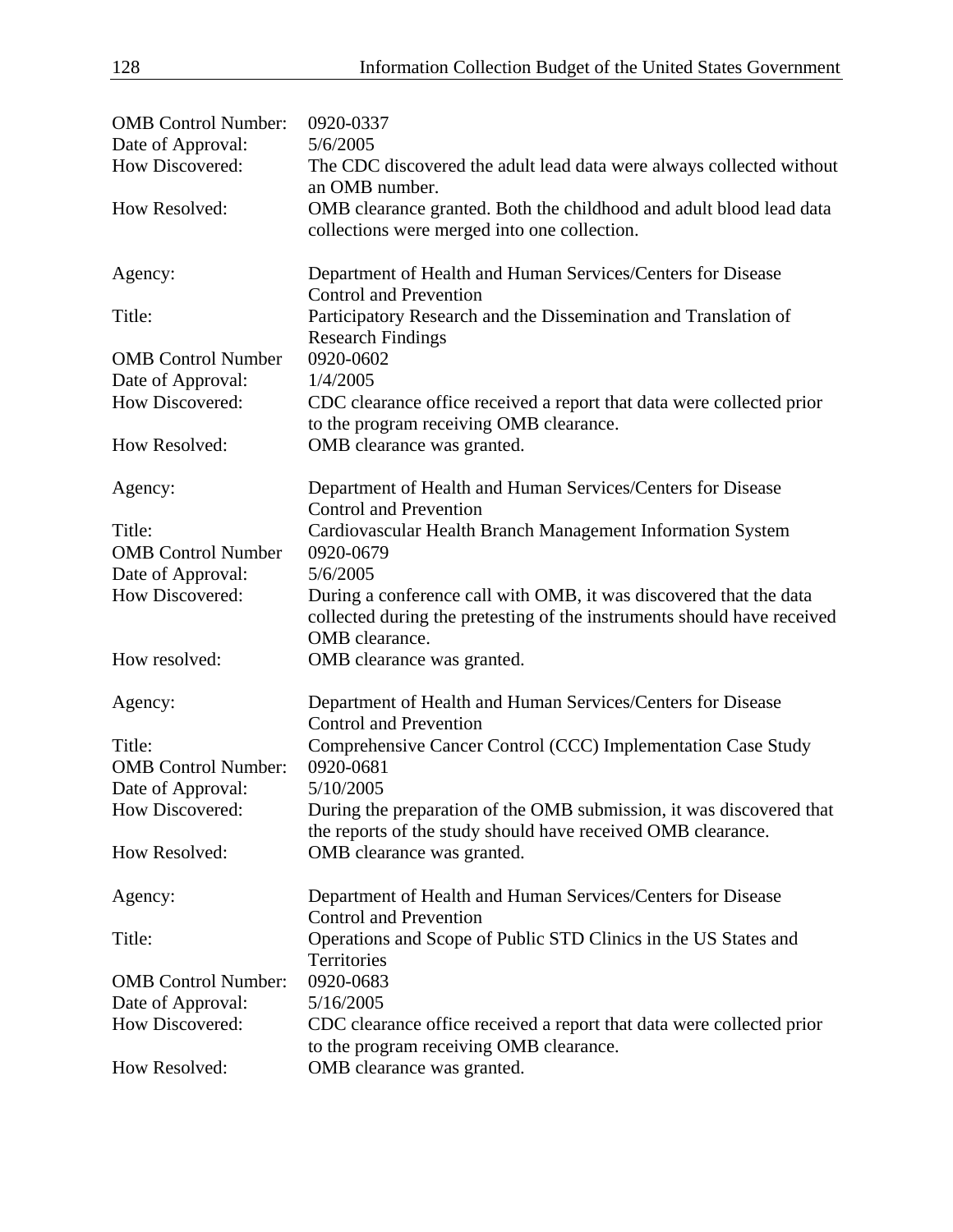OMB Control Number: 0920-0337
Date of Approval: 5/6/2005
How Discovered: The CDC discovered the adult lead data were always collected without an OMB number.
How Resolved: OMB clearance granted. Both the childhood and adult blood lead data collections were merged into one collection.

Agency: Department of Health and Human Services/Centers for Disease Control and Prevention
Title: Participatory Research and the Dissemination and Translation of Research Findings
OMB Control Number 0920-0602
Date of Approval: 1/4/2005
How Discovered: CDC clearance office received a report that data were collected prior to the program receiving OMB clearance.
How Resolved: OMB clearance was granted.

Agency: Department of Health and Human Services/Centers for Disease Control and Prevention
Title: Cardiovascular Health Branch Management Information System
OMB Control Number 0920-0679
Date of Approval: 5/6/2005
How Discovered: During a conference call with OMB, it was discovered that the data collected during the pretesting of the instruments should have received OMB clearance.
How resolved: OMB clearance was granted.

Agency: Department of Health and Human Services/Centers for Disease Control and Prevention
Title: Comprehensive Cancer Control (CCC) Implementation Case Study
OMB Control Number: 0920-0681
Date of Approval: 5/10/2005
How Discovered: During the preparation of the OMB submission, it was discovered that the reports of the study should have received OMB clearance.
How Resolved: OMB clearance was granted.

Agency: Department of Health and Human Services/Centers for Disease Control and Prevention
Title: Operations and Scope of Public STD Clinics in the US States and Territories
OMB Control Number: 0920-0683
Date of Approval: 5/16/2005
How Discovered: CDC clearance office received a report that data were collected prior to the program receiving OMB clearance.
How Resolved: OMB clearance was granted.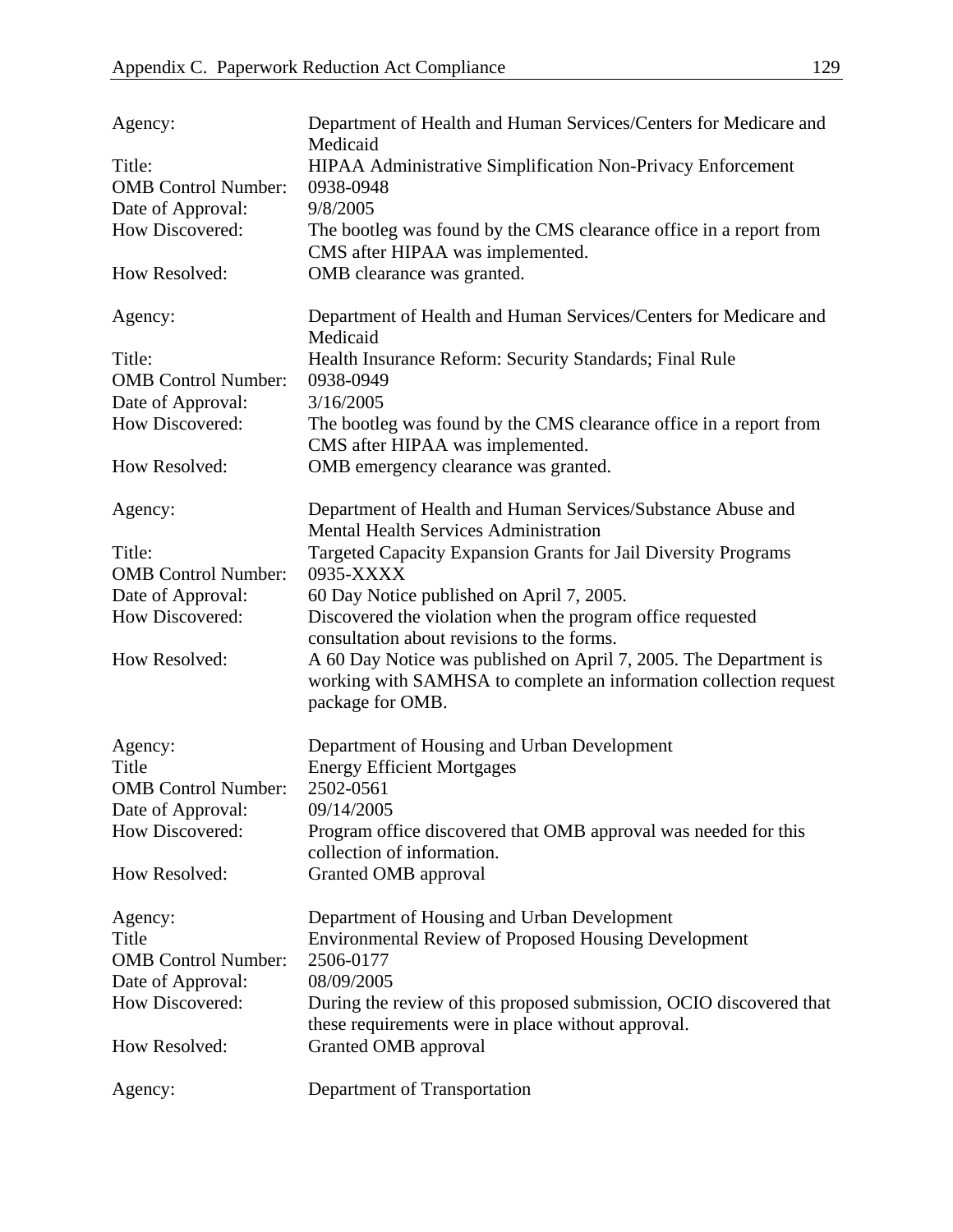| | |
|---|---|
| Agency: | Department of Health and Human Services/Centers for Medicare and Medicaid |
| Title: | HIPAA Administrative Simplification Non-Privacy Enforcement |
| OMB Control Number: | 0938-0948 |
| Date of Approval: | 9/8/2005 |
| How Discovered: | The bootleg was found by the CMS clearance office in a report from CMS after HIPAA was implemented. |
| How Resolved: | OMB clearance was granted. |

| | |
|---|---|
| Agency: | Department of Health and Human Services/Centers for Medicare and Medicaid |
| Title: | Health Insurance Reform: Security Standards; Final Rule |
| OMB Control Number: | 0938-0949 |
| Date of Approval: | 3/16/2005 |
| How Discovered: | The bootleg was found by the CMS clearance office in a report from CMS after HIPAA was implemented. |
| How Resolved: | OMB emergency clearance was granted. |

| | |
|---|---|
| Agency: | Department of Health and Human Services/Substance Abuse and Mental Health Services Administration |
| Title: | Targeted Capacity Expansion Grants for Jail Diversity Programs |
| OMB Control Number: | 0935-XXXX |
| Date of Approval: | 60 Day Notice published on April 7, 2005. |
| How Discovered: | Discovered the violation when the program office requested consultation about revisions to the forms. |
| How Resolved: | A 60 Day Notice was published on April 7, 2005. The Department is working with SAMHSA to complete an information collection request package for OMB. |

| | |
|---|---|
| Agency: | Department of Housing and Urban Development |
| Title | Energy Efficient Mortgages |
| OMB Control Number: | 2502-0561 |
| Date of Approval: | 09/14/2005 |
| How Discovered: | Program office discovered that OMB approval was needed for this collection of information. |
| How Resolved: | Granted OMB approval |

| | |
|---|---|
| Agency: | Department of Housing and Urban Development |
| Title | Environmental Review of Proposed Housing Development |
| OMB Control Number: | 2506-0177 |
| Date of Approval: | 08/09/2005 |
| How Discovered: | During the review of this proposed submission, OCIO discovered that these requirements were in place without approval. |
| How Resolved: | Granted OMB approval |

| | |
|---|---|
| Agency: | Department of Transportation |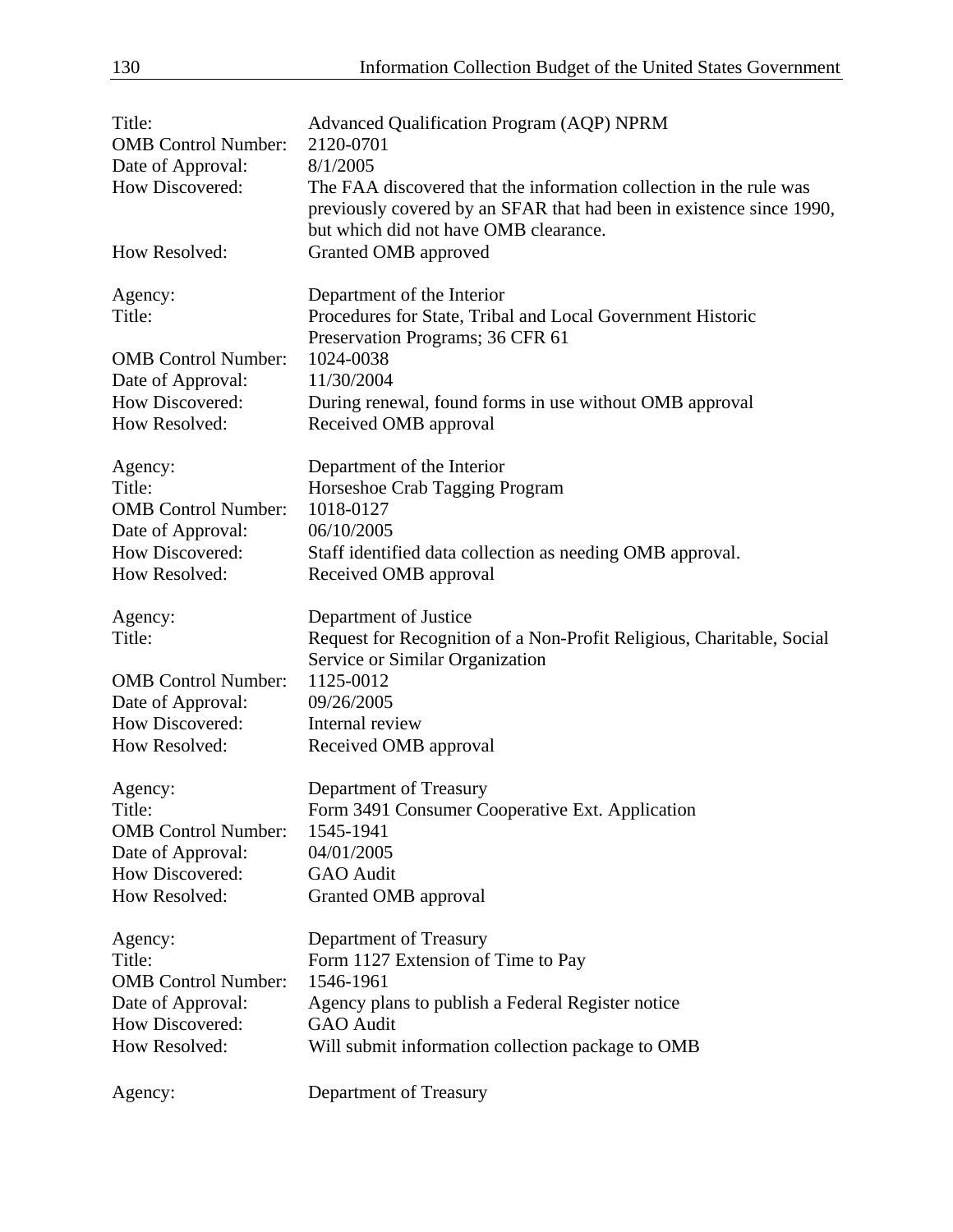Title: Advanced Qualification Program (AQP) NPRM
OMB Control Number: 2120-0701
Date of Approval: 8/1/2005
How Discovered: The FAA discovered that the information collection in the rule was previously covered by an SFAR that had been in existence since 1990, but which did not have OMB clearance.
How Resolved: Granted OMB approved

Agency: Department of the Interior
Title: Procedures for State, Tribal and Local Government Historic Preservation Programs; 36 CFR 61
OMB Control Number: 1024-0038
Date of Approval: 11/30/2004
How Discovered: During renewal, found forms in use without OMB approval
How Resolved: Received OMB approval

Agency: Department of the Interior
Title: Horseshoe Crab Tagging Program
OMB Control Number: 1018-0127
Date of Approval: 06/10/2005
How Discovered: Staff identified data collection as needing OMB approval.
How Resolved: Received OMB approval

Agency: Department of Justice
Title: Request for Recognition of a Non-Profit Religious, Charitable, Social Service or Similar Organization
OMB Control Number: 1125-0012
Date of Approval: 09/26/2005
How Discovered: Internal review
How Resolved: Received OMB approval

Agency: Department of Treasury
Title: Form 3491 Consumer Cooperative Ext. Application
OMB Control Number: 1545-1941
Date of Approval: 04/01/2005
How Discovered: GAO Audit
How Resolved: Granted OMB approval

Agency: Department of Treasury
Title: Form 1127 Extension of Time to Pay
OMB Control Number: 1546-1961
Date of Approval: Agency plans to publish a Federal Register notice
How Discovered: GAO Audit
How Resolved: Will submit information collection package to OMB

Agency: Department of Treasury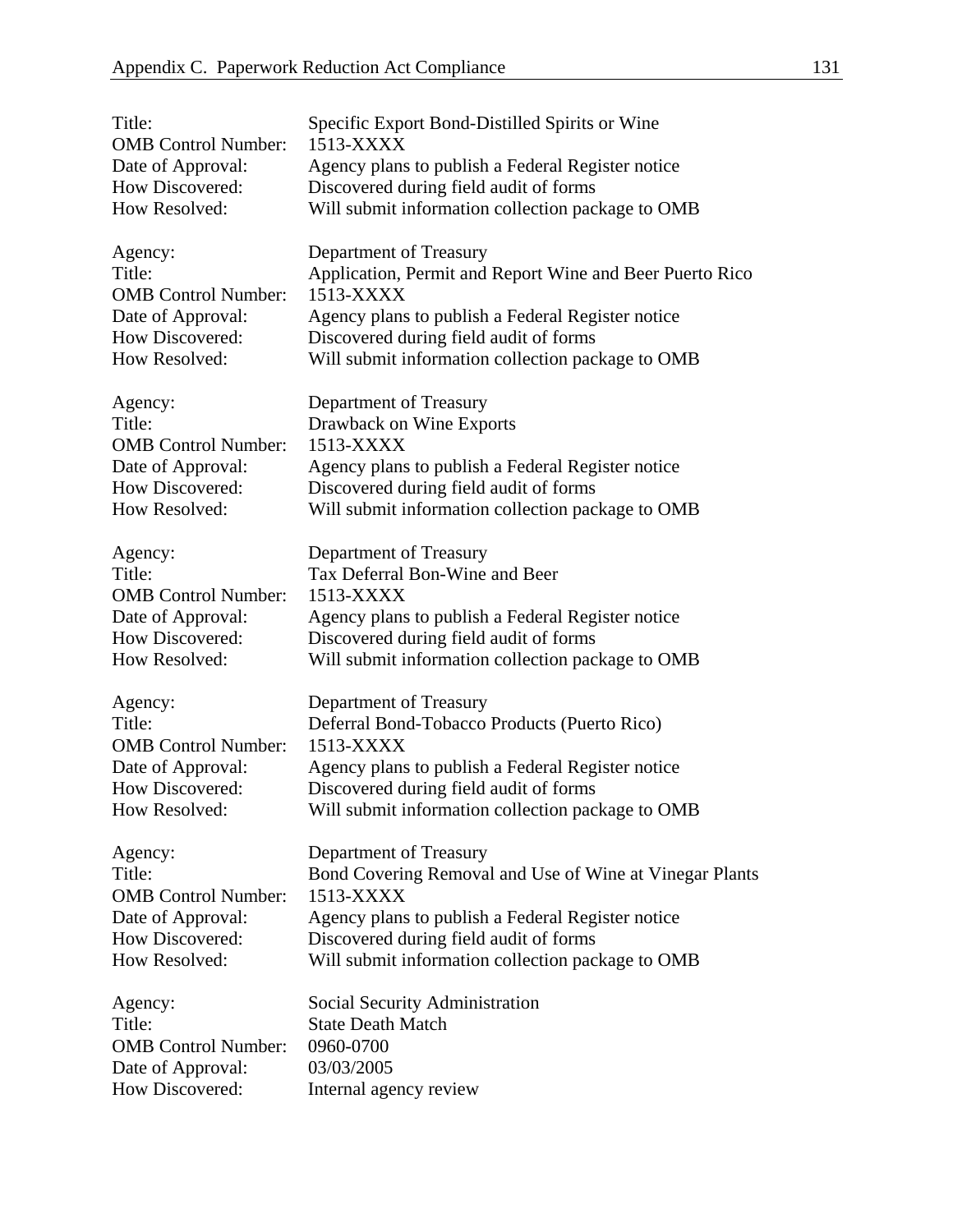Title: Specific Export Bond-Distilled Spirits or Wine
OMB Control Number: 1513-XXXX
Date of Approval: Agency plans to publish a Federal Register notice
How Discovered: Discovered during field audit of forms
How Resolved: Will submit information collection package to OMB

Agency: Department of Treasury
Title: Application, Permit and Report Wine and Beer Puerto Rico
OMB Control Number: 1513-XXXX
Date of Approval: Agency plans to publish a Federal Register notice
How Discovered: Discovered during field audit of forms
How Resolved: Will submit information collection package to OMB

Agency: Department of Treasury
Title: Drawback on Wine Exports
OMB Control Number: 1513-XXXX
Date of Approval: Agency plans to publish a Federal Register notice
How Discovered: Discovered during field audit of forms
How Resolved: Will submit information collection package to OMB

Agency: Department of Treasury
Title: Tax Deferral Bon-Wine and Beer
OMB Control Number: 1513-XXXX
Date of Approval: Agency plans to publish a Federal Register notice
How Discovered: Discovered during field audit of forms
How Resolved: Will submit information collection package to OMB

Agency: Department of Treasury
Title: Deferral Bond-Tobacco Products (Puerto Rico)
OMB Control Number: 1513-XXXX
Date of Approval: Agency plans to publish a Federal Register notice
How Discovered: Discovered during field audit of forms
How Resolved: Will submit information collection package to OMB

Agency: Department of Treasury
Title: Bond Covering Removal and Use of Wine at Vinegar Plants
OMB Control Number: 1513-XXXX
Date of Approval: Agency plans to publish a Federal Register notice
How Discovered: Discovered during field audit of forms
How Resolved: Will submit information collection package to OMB

Agency: Social Security Administration
Title: State Death Match
OMB Control Number: 0960-0700
Date of Approval: 03/03/2005
How Discovered: Internal agency review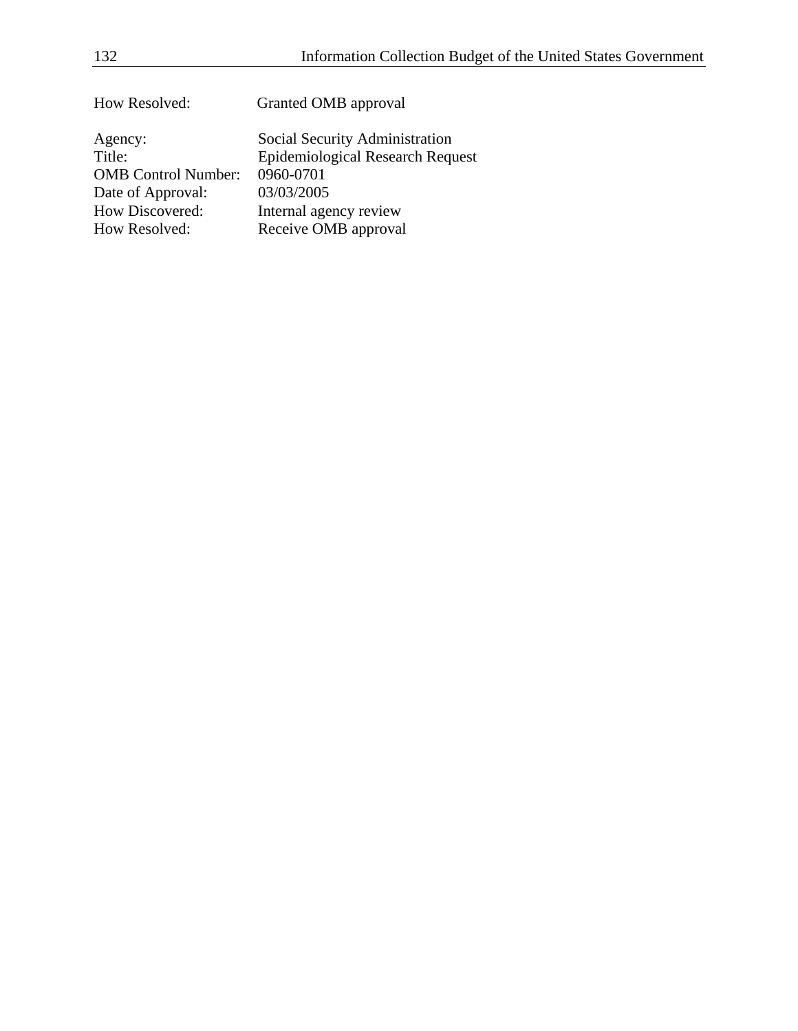How Resolved: Granted OMB approval

Agency: Social Security Administration
Title: Epidemiological Research Request
OMB Control Number: 0960-0701
Date of Approval: 03/03/2005
How Discovered: Internal agency review
How Resolved: Receive OMB approval